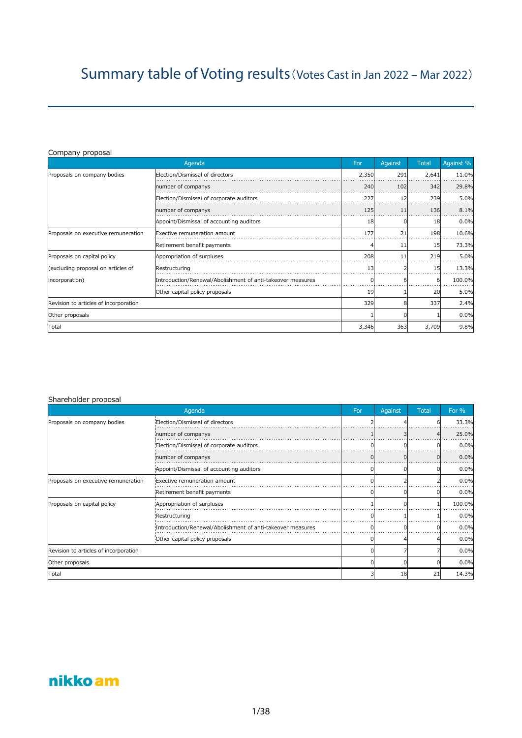# Summary table of Voting results (Votes Cast in Jan 2022 – Mar 2022)

Company proposal

| Agenda | | For | Against | Total | Against % |
|---|---|---|---|---|---|
| Proposals on company bodies | Election/Dismissal of directors | 2,350 | 291 | 2,641 | 11.0% |
| | number of companys | 240 | 102 | 342 | 29.8% |
| | Election/Dismissal of corporate auditors | 227 | 12 | 239 | 5.0% |
| | number of companys | 125 | 11 | 136 | 8.1% |
| | Appoint/Dismissal of accounting auditors | 18 | 0 | 18 | 0.0% |
| Proposals on executive remuneration | Exective remuneration amount | 177 | 21 | 198 | 10.6% |
| | Retirement benefit payments | 4 | 11 | 15 | 73.3% |
| Proposals on capital policy (excluding proposal on articles of incorporation) | Appropriation of surpluses | 208 | 11 | 219 | 5.0% |
| | Restructuring | 13 | 2 | 15 | 13.3% |
| | Introduction/Renewal/Abolishment of anti-takeover measures | 0 | 6 | 6 | 100.0% |
| | Other capital policy proposals | 19 | 1 | 20 | 5.0% |
| Revision to articles of incorporation | | 329 | 8 | 337 | 2.4% |
| Other proposals | | 1 | 0 | 1 | 0.0% |
| Total | | 3,346 | 363 | 3,709 | 9.8% |

Shareholder proposal

| Agenda | | For | Against | Total | For % |
|---|---|---|---|---|---|
| Proposals on company bodies | Election/Dismissal of directors | 2 | 4 | 6 | 33.3% |
| | number of companys | 1 | 3 | 4 | 25.0% |
| | Election/Dismissal of corporate auditors | 0 | 0 | 0 | 0.0% |
| | number of companys | 0 | 0 | 0 | 0.0% |
| | Appoint/Dismissal of accounting auditors | 0 | 0 | 0 | 0.0% |
| Proposals on executive remuneration | Exective remuneration amount | 0 | 2 | 2 | 0.0% |
| | Retirement benefit payments | 0 | 0 | 0 | 0.0% |
| Proposals on capital policy | Appropriation of surpluses | 1 | 0 | 1 | 100.0% |
| | Restructuring | 0 | 1 | 1 | 0.0% |
| | Introduction/Renewal/Abolishment of anti-takeover measures | 0 | 0 | 0 | 0.0% |
| | Other capital policy proposals | 0 | 4 | 4 | 0.0% |
| Revision to articles of incorporation | | 0 | 7 | 7 | 0.0% |
| Other proposals | | 0 | 0 | 0 | 0.0% |
| Total | | 3 | 18 | 21 | 14.3% |

nikko am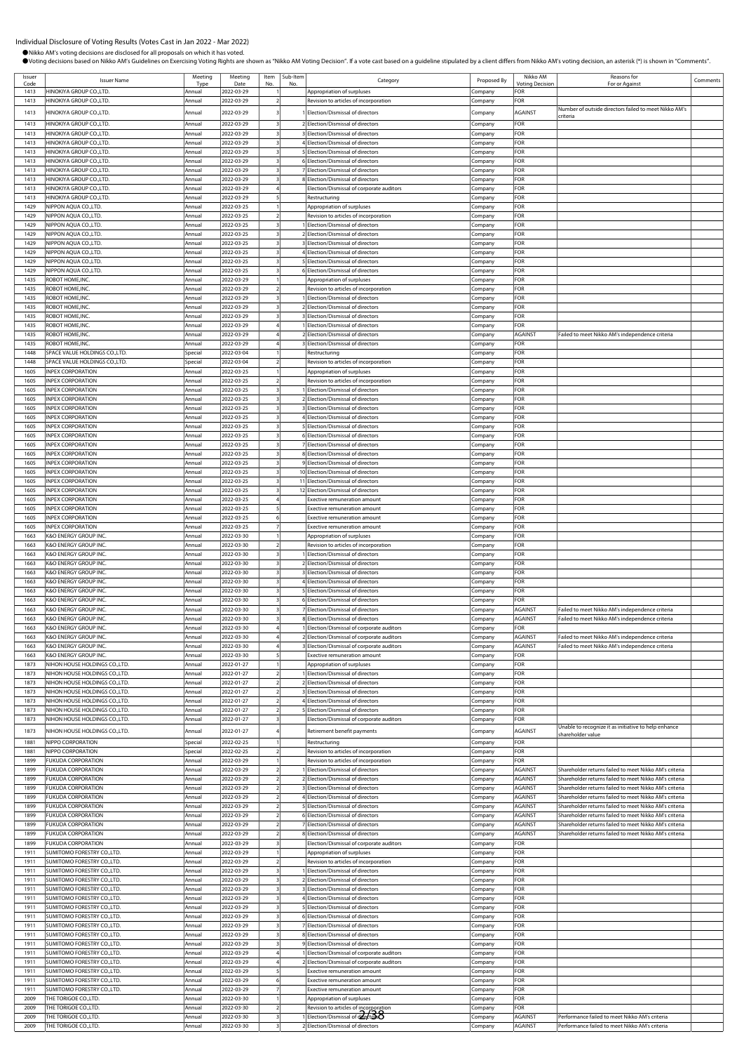Individual Disclosure of Voting Results (Votes Cast in Jan 2022 - Mar 2022)

● Nikko AM's voting decisions are disclosed for all proposals on which it has voted.

● Voting decisions based on Nikko AM's Guidelines on Exercising Voting Rights are shown as "Nikko AM Voting Decision". If a vote cast based on a guideline stipulated by a client differs from Nikko AM's voting decision, an asterisk (*) is shown in "Comments".

| Issuer Code | Issuer Name | Meeting Type | Meeting Date | Item No. | Sub-Item No. | Category | Proposed By | Nikko AM Voting Decision | Reasons for For or Against | Comments |
|---|---|---|---|---|---|---|---|---|---|---|
| 1413 | HINOKIYA GROUP CO.,LTD. | Annual | 2022-03-29 | 1 | | Appropriation of surpluses | Company | FOR | | |
| 1413 | HINOKIYA GROUP CO.,LTD. | Annual | 2022-03-29 | 2 | | Revision to articles of incorporation | Company | FOR | | |
| 1413 | HINOKIYA GROUP CO.,LTD. | Annual | 2022-03-29 | 3 | 1 | Election/Dismissal of directors | Company | AGAINST | Number of outside directors failed to meet Nikko AM's criteria | |
| 1413 | HINOKIYA GROUP CO.,LTD. | Annual | 2022-03-29 | 3 | 2 | Election/Dismissal of directors | Company | FOR | | |
| 1413 | HINOKIYA GROUP CO.,LTD. | Annual | 2022-03-29 | 3 | 3 | Election/Dismissal of directors | Company | FOR | | |
| 1413 | HINOKIYA GROUP CO.,LTD. | Annual | 2022-03-29 | 3 | 4 | Election/Dismissal of directors | Company | FOR | | |
| 1413 | HINOKIYA GROUP CO.,LTD. | Annual | 2022-03-29 | 3 | 5 | Election/Dismissal of directors | Company | FOR | | |
| 1413 | HINOKIYA GROUP CO.,LTD. | Annual | 2022-03-29 | 3 | 6 | Election/Dismissal of directors | Company | FOR | | |
| 1413 | HINOKIYA GROUP CO.,LTD. | Annual | 2022-03-29 | 3 | 7 | Election/Dismissal of directors | Company | FOR | | |
| 1413 | HINOKIYA GROUP CO.,LTD. | Annual | 2022-03-29 | 3 | 8 | Election/Dismissal of directors | Company | FOR | | |
| 1413 | HINOKIYA GROUP CO.,LTD. | Annual | 2022-03-29 | 4 | | Election/Dismissal of corporate auditors | Company | FOR | | |
| 1413 | HINOKIYA GROUP CO.,LTD. | Annual | 2022-03-29 | 5 | | Restructuring | Company | FOR | | |
| 1429 | NIPPON AQUA CO.,LTD. | Annual | 2022-03-25 | 1 | | Appropriation of surpluses | Company | FOR | | |
| 1429 | NIPPON AQUA CO.,LTD. | Annual | 2022-03-25 | 2 | | Revision to articles of incorporation | Company | FOR | | |
| 1429 | NIPPON AQUA CO.,LTD. | Annual | 2022-03-25 | 3 | 1 | Election/Dismissal of directors | Company | FOR | | |
| 1429 | NIPPON AQUA CO.,LTD. | Annual | 2022-03-25 | 3 | 2 | Election/Dismissal of directors | Company | FOR | | |
| 1429 | NIPPON AQUA CO.,LTD. | Annual | 2022-03-25 | 3 | 3 | Election/Dismissal of directors | Company | FOR | | |
| 1429 | NIPPON AQUA CO.,LTD. | Annual | 2022-03-25 | 3 | 4 | Election/Dismissal of directors | Company | FOR | | |
| 1429 | NIPPON AQUA CO.,LTD. | Annual | 2022-03-25 | 3 | 5 | Election/Dismissal of directors | Company | FOR | | |
| 1429 | NIPPON AQUA CO.,LTD. | Annual | 2022-03-25 | 3 | 6 | Election/Dismissal of directors | Company | FOR | | |
| 1435 | ROBOT HOME,INC. | Annual | 2022-03-29 | 1 | | Appropriation of surpluses | Company | FOR | | |
| 1435 | ROBOT HOME,INC. | Annual | 2022-03-29 | 2 | | Revision to articles of incorporation | Company | FOR | | |
| 1435 | ROBOT HOME,INC. | Annual | 2022-03-29 | 3 | 1 | Election/Dismissal of directors | Company | FOR | | |
| 1435 | ROBOT HOME,INC. | Annual | 2022-03-29 | 3 | 2 | Election/Dismissal of directors | Company | FOR | | |
| 1435 | ROBOT HOME,INC. | Annual | 2022-03-29 | 3 | 3 | Election/Dismissal of directors | Company | FOR | | |
| 1435 | ROBOT HOME,INC. | Annual | 2022-03-29 | 4 | 1 | Election/Dismissal of directors | Company | FOR | | |
| 1435 | ROBOT HOME,INC. | Annual | 2022-03-29 | 4 | 2 | Election/Dismissal of directors | Company | AGAINST | Failed to meet Nikko AM's independence criteria | |
| 1435 | ROBOT HOME,INC. | Annual | 2022-03-29 | 4 | 3 | Election/Dismissal of directors | Company | FOR | | |
| 1448 | SPACE VALUE HOLDINGS CO.,LTD. | Special | 2022-03-04 | 1 | | Restructuring | Company | FOR | | |
| 1448 | SPACE VALUE HOLDINGS CO.,LTD. | Special | 2022-03-04 | 2 | | Revision to articles of incorporation | Company | FOR | | |
| 1605 | INPEX CORPORATION | Annual | 2022-03-25 | 1 | | Appropriation of surpluses | Company | FOR | | |
| 1605 | INPEX CORPORATION | Annual | 2022-03-25 | 2 | | Revision to articles of incorporation | Company | FOR | | |
| 1605 | INPEX CORPORATION | Annual | 2022-03-25 | 3 | 1 | Election/Dismissal of directors | Company | FOR | | |
| 1605 | INPEX CORPORATION | Annual | 2022-03-25 | 3 | 2 | Election/Dismissal of directors | Company | FOR | | |
| 1605 | INPEX CORPORATION | Annual | 2022-03-25 | 3 | 3 | Election/Dismissal of directors | Company | FOR | | |
| 1605 | INPEX CORPORATION | Annual | 2022-03-25 | 3 | 4 | Election/Dismissal of directors | Company | FOR | | |
| 1605 | INPEX CORPORATION | Annual | 2022-03-25 | 3 | 5 | Election/Dismissal of directors | Company | FOR | | |
| 1605 | INPEX CORPORATION | Annual | 2022-03-25 | 3 | 6 | Election/Dismissal of directors | Company | FOR | | |
| 1605 | INPEX CORPORATION | Annual | 2022-03-25 | 3 | 7 | Election/Dismissal of directors | Company | FOR | | |
| 1605 | INPEX CORPORATION | Annual | 2022-03-25 | 3 | 8 | Election/Dismissal of directors | Company | FOR | | |
| 1605 | INPEX CORPORATION | Annual | 2022-03-25 | 3 | 9 | Election/Dismissal of directors | Company | FOR | | |
| 1605 | INPEX CORPORATION | Annual | 2022-03-25 | 3 | 10 | Election/Dismissal of directors | Company | FOR | | |
| 1605 | INPEX CORPORATION | Annual | 2022-03-25 | 3 | 11 | Election/Dismissal of directors | Company | FOR | | |
| 1605 | INPEX CORPORATION | Annual | 2022-03-25 | 3 | 12 | Election/Dismissal of directors | Company | FOR | | |
| 1605 | INPEX CORPORATION | Annual | 2022-03-25 | 4 | | Exective remuneration amount | Company | FOR | | |
| 1605 | INPEX CORPORATION | Annual | 2022-03-25 | 5 | | Exective remuneration amount | Company | FOR | | |
| 1605 | INPEX CORPORATION | Annual | 2022-03-25 | 6 | | Exective remuneration amount | Company | FOR | | |
| 1605 | INPEX CORPORATION | Annual | 2022-03-25 | 7 | | Exective remuneration amount | Company | FOR | | |
| 1663 | K&O ENERGY GROUP INC. | Annual | 2022-03-30 | 1 | | Appropriation of surpluses | Company | FOR | | |
| 1663 | K&O ENERGY GROUP INC. | Annual | 2022-03-30 | 2 | | Revision to articles of incorporation | Company | FOR | | |
| 1663 | K&O ENERGY GROUP INC. | Annual | 2022-03-30 | 3 | 1 | Election/Dismissal of directors | Company | FOR | | |
| 1663 | K&O ENERGY GROUP INC. | Annual | 2022-03-30 | 3 | 2 | Election/Dismissal of directors | Company | FOR | | |
| 1663 | K&O ENERGY GROUP INC. | Annual | 2022-03-30 | 3 | 3 | Election/Dismissal of directors | Company | FOR | | |
| 1663 | K&O ENERGY GROUP INC. | Annual | 2022-03-30 | 3 | 4 | Election/Dismissal of directors | Company | FOR | | |
| 1663 | K&O ENERGY GROUP INC. | Annual | 2022-03-30 | 3 | 5 | Election/Dismissal of directors | Company | FOR | | |
| 1663 | K&O ENERGY GROUP INC. | Annual | 2022-03-30 | 3 | 6 | Election/Dismissal of directors | Company | FOR | | |
| 1663 | K&O ENERGY GROUP INC. | Annual | 2022-03-30 | 3 | 7 | Election/Dismissal of directors | Company | AGAINST | Failed to meet Nikko AM's independence criteria | |
| 1663 | K&O ENERGY GROUP INC. | Annual | 2022-03-30 | 3 | 8 | Election/Dismissal of directors | Company | AGAINST | Failed to meet Nikko AM's independence criteria | |
| 1663 | K&O ENERGY GROUP INC. | Annual | 2022-03-30 | 4 | 1 | Election/Dismissal of corporate auditors | Company | FOR | | |
| 1663 | K&O ENERGY GROUP INC. | Annual | 2022-03-30 | 4 | 2 | Election/Dismissal of corporate auditors | Company | AGAINST | Failed to meet Nikko AM's independence criteria | |
| 1663 | K&O ENERGY GROUP INC. | Annual | 2022-03-30 | 4 | 3 | Election/Dismissal of corporate auditors | Company | AGAINST | Failed to meet Nikko AM's independence criteria | |
| 1663 | K&O ENERGY GROUP INC. | Annual | 2022-03-30 | 5 | | Exective remuneration amount | Company | FOR | | |
| 1873 | NIHON HOUSE HOLDINGS CO.,LTD. | Annual | 2022-01-27 | 1 | | Appropriation of surpluses | Company | FOR | | |
| 1873 | NIHON HOUSE HOLDINGS CO.,LTD. | Annual | 2022-01-27 | 2 | 1 | Election/Dismissal of directors | Company | FOR | | |
| 1873 | NIHON HOUSE HOLDINGS CO.,LTD. | Annual | 2022-01-27 | 2 | 2 | Election/Dismissal of directors | Company | FOR | | |
| 1873 | NIHON HOUSE HOLDINGS CO.,LTD. | Annual | 2022-01-27 | 2 | 3 | Election/Dismissal of directors | Company | FOR | | |
| 1873 | NIHON HOUSE HOLDINGS CO.,LTD. | Annual | 2022-01-27 | 2 | 4 | Election/Dismissal of directors | Company | FOR | | |
| 1873 | NIHON HOUSE HOLDINGS CO.,LTD. | Annual | 2022-01-27 | 2 | 5 | Election/Dismissal of directors | Company | FOR | | |
| 1873 | NIHON HOUSE HOLDINGS CO.,LTD. | Annual | 2022-01-27 | 3 | | Election/Dismissal of corporate auditors | Company | FOR | | |
| 1873 | NIHON HOUSE HOLDINGS CO.,LTD. | Annual | 2022-01-27 | 4 | | Retirement benefit payments | Company | AGAINST | Unable to recognize it as initiative to help enhance shareholder value | |
| 1881 | NIPPO CORPORATION | Special | 2022-02-25 | 1 | | Restructuring | Company | FOR | | |
| 1881 | NIPPO CORPORATION | Special | 2022-02-25 | 2 | | Revision to articles of incorporation | Company | FOR | | |
| 1899 | FUKUDA CORPORATION | Annual | 2022-03-29 | 1 | | Revision to articles of incorporation | Company | FOR | | |
| 1899 | FUKUDA CORPORATION | Annual | 2022-03-29 | 2 | 1 | Election/Dismissal of directors | Company | AGAINST | Shareholder returns failed to meet Nikko AM's criteria | |
| 1899 | FUKUDA CORPORATION | Annual | 2022-03-29 | 2 | 2 | Election/Dismissal of directors | Company | AGAINST | Shareholder returns failed to meet Nikko AM's criteria | |
| 1899 | FUKUDA CORPORATION | Annual | 2022-03-29 | 2 | 3 | Election/Dismissal of directors | Company | AGAINST | Shareholder returns failed to meet Nikko AM's criteria | |
| 1899 | FUKUDA CORPORATION | Annual | 2022-03-29 | 2 | 4 | Election/Dismissal of directors | Company | AGAINST | Shareholder returns failed to meet Nikko AM's criteria | |
| 1899 | FUKUDA CORPORATION | Annual | 2022-03-29 | 2 | 5 | Election/Dismissal of directors | Company | AGAINST | Shareholder returns failed to meet Nikko AM's criteria | |
| 1899 | FUKUDA CORPORATION | Annual | 2022-03-29 | 2 | 6 | Election/Dismissal of directors | Company | AGAINST | Shareholder returns failed to meet Nikko AM's criteria | |
| 1899 | FUKUDA CORPORATION | Annual | 2022-03-29 | 2 | 7 | Election/Dismissal of directors | Company | AGAINST | Shareholder returns failed to meet Nikko AM's criteria | |
| 1899 | FUKUDA CORPORATION | Annual | 2022-03-29 | 2 | 8 | Election/Dismissal of directors | Company | AGAINST | Shareholder returns failed to meet Nikko AM's criteria | |
| 1899 | FUKUDA CORPORATION | Annual | 2022-03-29 | 3 | | Election/Dismissal of corporate auditors | Company | FOR | | |
| 1911 | SUMITOMO FORESTRY CO.,LTD. | Annual | 2022-03-29 | 1 | | Appropriation of surpluses | Company | FOR | | |
| 1911 | SUMITOMO FORESTRY CO.,LTD. | Annual | 2022-03-29 | 2 | | Revision to articles of incorporation | Company | FOR | | |
| 1911 | SUMITOMO FORESTRY CO.,LTD. | Annual | 2022-03-29 | 3 | 1 | Election/Dismissal of directors | Company | FOR | | |
| 1911 | SUMITOMO FORESTRY CO.,LTD. | Annual | 2022-03-29 | 3 | 2 | Election/Dismissal of directors | Company | FOR | | |
| 1911 | SUMITOMO FORESTRY CO.,LTD. | Annual | 2022-03-29 | 3 | 3 | Election/Dismissal of directors | Company | FOR | | |
| 1911 | SUMITOMO FORESTRY CO.,LTD. | Annual | 2022-03-29 | 3 | 4 | Election/Dismissal of directors | Company | FOR | | |
| 1911 | SUMITOMO FORESTRY CO.,LTD. | Annual | 2022-03-29 | 3 | 5 | Election/Dismissal of directors | Company | FOR | | |
| 1911 | SUMITOMO FORESTRY CO.,LTD. | Annual | 2022-03-29 | 3 | 6 | Election/Dismissal of directors | Company | FOR | | |
| 1911 | SUMITOMO FORESTRY CO.,LTD. | Annual | 2022-03-29 | 3 | 7 | Election/Dismissal of directors | Company | FOR | | |
| 1911 | SUMITOMO FORESTRY CO.,LTD. | Annual | 2022-03-29 | 3 | 8 | Election/Dismissal of directors | Company | FOR | | |
| 1911 | SUMITOMO FORESTRY CO.,LTD. | Annual | 2022-03-29 | 3 | 9 | Election/Dismissal of directors | Company | FOR | | |
| 1911 | SUMITOMO FORESTRY CO.,LTD. | Annual | 2022-03-29 | 4 | 1 | Election/Dismissal of corporate auditors | Company | FOR | | |
| 1911 | SUMITOMO FORESTRY CO.,LTD. | Annual | 2022-03-29 | 4 | 2 | Election/Dismissal of corporate auditors | Company | FOR | | |
| 1911 | SUMITOMO FORESTRY CO.,LTD. | Annual | 2022-03-29 | 5 | | Exective remuneration amount | Company | FOR | | |
| 1911 | SUMITOMO FORESTRY CO.,LTD. | Annual | 2022-03-29 | 6 | | Exective remuneration amount | Company | FOR | | |
| 1911 | SUMITOMO FORESTRY CO.,LTD. | Annual | 2022-03-29 | 7 | | Exective remuneration amount | Company | FOR | | |
| 2009 | THE TORIGOE CO.,LTD. | Annual | 2022-03-30 | 1 | | Appropriation of surpluses | Company | FOR | | |
| 2009 | THE TORIGOE CO.,LTD. | Annual | 2022-03-30 | 2 | | Revision to articles of incorporation | Company | FOR | | |
| 2009 | THE TORIGOE CO.,LTD. | Annual | 2022-03-30 | 3 | 1 | Election/Dismissal of directors | Company | AGAINST | Performance failed to meet Nikko AM's criteria | |
| 2009 | THE TORIGOE CO.,LTD. | Annual | 2022-03-30 | 3 | 2 | Election/Dismissal of directors | Company | AGAINST | Performance failed to meet Nikko AM's criteria | |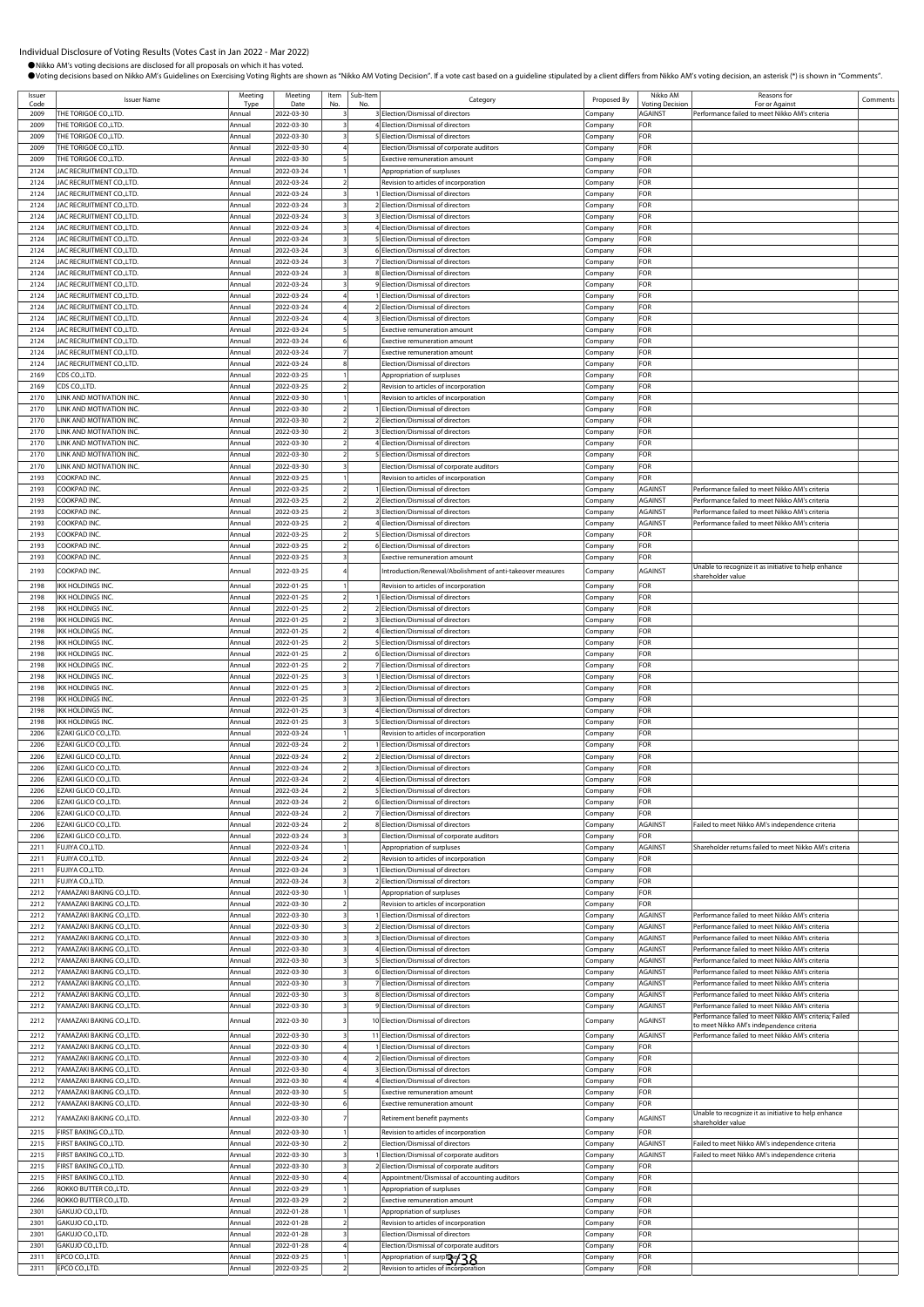Individual Disclosure of Voting Results (Votes Cast in Jan 2022 - Mar 2022)

●Nikko AM's voting decisions are disclosed for all proposals on which it has voted.
●Voting decisions based on Nikko AM's Guidelines on Exercising Voting Rights are shown as "Nikko AM Voting Decision". If a vote cast based on a guideline stipulated by a client differs from Nikko AM's voting decision, an asterisk (*) is shown in "Comments".

| Issuer Code | Issuer Name | Meeting Type | Meeting Date | Item No. | Sub-Item No. | Category | Proposed By | Nikko AM Voting Decision | Reasons for For or Against | Comments |
|---|---|---|---|---|---|---|---|---|---|---|
| 2009 | THE TORIGOE CO.,LTD. | Annual | 2022-03-30 | 3 | 3 | Election/Dismissal of directors | Company | AGAINST | Performance failed to meet Nikko AM's criteria | |
| 2009 | THE TORIGOE CO.,LTD. | Annual | 2022-03-30 | 3 | 4 | Election/Dismissal of directors | Company | FOR | | |
| 2009 | THE TORIGOE CO.,LTD. | Annual | 2022-03-30 | 3 | 5 | Election/Dismissal of directors | Company | FOR | | |
| 2009 | THE TORIGOE CO.,LTD. | Annual | 2022-03-30 | 4 | | Election/Dismissal of corporate auditors | Company | FOR | | |
| 2009 | THE TORIGOE CO.,LTD. | Annual | 2022-03-30 | 5 | | Exective remuneration amount | Company | FOR | | |
| 2124 | JAC RECRUITMENT CO.,LTD. | Annual | 2022-03-24 | 1 | | Appropriation of surpluses | Company | FOR | | |
| 2124 | JAC RECRUITMENT CO.,LTD. | Annual | 2022-03-24 | 2 | | Revision to articles of incorporation | Company | FOR | | |
| 2124 | JAC RECRUITMENT CO.,LTD. | Annual | 2022-03-24 | 3 | 1 | Election/Dismissal of directors | Company | FOR | | |
| 2124 | JAC RECRUITMENT CO.,LTD. | Annual | 2022-03-24 | 3 | 2 | Election/Dismissal of directors | Company | FOR | | |
| 2124 | JAC RECRUITMENT CO.,LTD. | Annual | 2022-03-24 | 3 | 3 | Election/Dismissal of directors | Company | FOR | | |
| 2124 | JAC RECRUITMENT CO.,LTD. | Annual | 2022-03-24 | 3 | 4 | Election/Dismissal of directors | Company | FOR | | |
| 2124 | JAC RECRUITMENT CO.,LTD. | Annual | 2022-03-24 | 3 | 5 | Election/Dismissal of directors | Company | FOR | | |
| 2124 | JAC RECRUITMENT CO.,LTD. | Annual | 2022-03-24 | 3 | 6 | Election/Dismissal of directors | Company | FOR | | |
| 2124 | JAC RECRUITMENT CO.,LTD. | Annual | 2022-03-24 | 3 | 7 | Election/Dismissal of directors | Company | FOR | | |
| 2124 | JAC RECRUITMENT CO.,LTD. | Annual | 2022-03-24 | 3 | 8 | Election/Dismissal of directors | Company | FOR | | |
| 2124 | JAC RECRUITMENT CO.,LTD. | Annual | 2022-03-24 | 3 | 9 | Election/Dismissal of directors | Company | FOR | | |
| 2124 | JAC RECRUITMENT CO.,LTD. | Annual | 2022-03-24 | 4 | 1 | Election/Dismissal of directors | Company | FOR | | |
| 2124 | JAC RECRUITMENT CO.,LTD. | Annual | 2022-03-24 | 4 | 2 | Election/Dismissal of directors | Company | FOR | | |
| 2124 | JAC RECRUITMENT CO.,LTD. | Annual | 2022-03-24 | 4 | 3 | Election/Dismissal of directors | Company | FOR | | |
| 2124 | JAC RECRUITMENT CO.,LTD. | Annual | 2022-03-24 | 5 | | Exective remuneration amount | Company | FOR | | |
| 2124 | JAC RECRUITMENT CO.,LTD. | Annual | 2022-03-24 | 6 | | Exective remuneration amount | Company | FOR | | |
| 2124 | JAC RECRUITMENT CO.,LTD. | Annual | 2022-03-24 | 7 | | Exective remuneration amount | Company | FOR | | |
| 2124 | JAC RECRUITMENT CO.,LTD. | Annual | 2022-03-24 | 8 | | Election/Dismissal of directors | Company | FOR | | |
| 2169 | CDS CO.,LTD. | Annual | 2022-03-25 | 1 | | Appropriation of surpluses | Company | FOR | | |
| 2169 | CDS CO.,LTD. | Annual | 2022-03-25 | 2 | | Revision to articles of incorporation | Company | FOR | | |
| 2170 | LINK AND MOTIVATION INC. | Annual | 2022-03-30 | 1 | | Revision to articles of incorporation | Company | FOR | | |
| 2170 | LINK AND MOTIVATION INC. | Annual | 2022-03-30 | 2 | 1 | Election/Dismissal of directors | Company | FOR | | |
| 2170 | LINK AND MOTIVATION INC. | Annual | 2022-03-30 | 2 | 2 | Election/Dismissal of directors | Company | FOR | | |
| 2170 | LINK AND MOTIVATION INC. | Annual | 2022-03-30 | 2 | 3 | Election/Dismissal of directors | Company | FOR | | |
| 2170 | LINK AND MOTIVATION INC. | Annual | 2022-03-30 | 2 | 4 | Election/Dismissal of directors | Company | FOR | | |
| 2170 | LINK AND MOTIVATION INC. | Annual | 2022-03-30 | 2 | 5 | Election/Dismissal of directors | Company | FOR | | |
| 2170 | LINK AND MOTIVATION INC. | Annual | 2022-03-30 | 3 | | Election/Dismissal of corporate auditors | Company | FOR | | |
| 2193 | COOKPAD INC. | Annual | 2022-03-25 | 1 | | Revision to articles of incorporation | Company | FOR | | |
| 2193 | COOKPAD INC. | Annual | 2022-03-25 | 2 | 1 | Election/Dismissal of directors | Company | AGAINST | Performance failed to meet Nikko AM's criteria | |
| 2193 | COOKPAD INC. | Annual | 2022-03-25 | 2 | 2 | Election/Dismissal of directors | Company | AGAINST | Performance failed to meet Nikko AM's criteria | |
| 2193 | COOKPAD INC. | Annual | 2022-03-25 | 2 | 3 | Election/Dismissal of directors | Company | AGAINST | Performance failed to meet Nikko AM's criteria | |
| 2193 | COOKPAD INC. | Annual | 2022-03-25 | 2 | 4 | Election/Dismissal of directors | Company | AGAINST | Performance failed to meet Nikko AM's criteria | |
| 2193 | COOKPAD INC. | Annual | 2022-03-25 | 2 | 5 | Election/Dismissal of directors | Company | FOR | | |
| 2193 | COOKPAD INC. | Annual | 2022-03-25 | 2 | 6 | Election/Dismissal of directors | Company | FOR | | |
| 2193 | COOKPAD INC. | Annual | 2022-03-25 | 3 | | Exective remuneration amount | Company | FOR | | |
| 2193 | COOKPAD INC. | Annual | 2022-03-25 | 4 | | Introduction/Renewal/Abolishment of anti-takeover measures | Company | AGAINST | Unable to recognize it as initiative to help enhance shareholder value | |
| 2198 | IKK HOLDINGS INC. | Annual | 2022-01-25 | 1 | | Revision to articles of incorporation | Company | FOR | | |
| 2198 | IKK HOLDINGS INC. | Annual | 2022-01-25 | 2 | 1 | Election/Dismissal of directors | Company | FOR | | |
| 2198 | IKK HOLDINGS INC. | Annual | 2022-01-25 | 2 | 2 | Election/Dismissal of directors | Company | FOR | | |
| 2198 | IKK HOLDINGS INC. | Annual | 2022-01-25 | 2 | 3 | Election/Dismissal of directors | Company | FOR | | |
| 2198 | IKK HOLDINGS INC. | Annual | 2022-01-25 | 2 | 4 | Election/Dismissal of directors | Company | FOR | | |
| 2198 | IKK HOLDINGS INC. | Annual | 2022-01-25 | 2 | 5 | Election/Dismissal of directors | Company | FOR | | |
| 2198 | IKK HOLDINGS INC. | Annual | 2022-01-25 | 2 | 6 | Election/Dismissal of directors | Company | FOR | | |
| 2198 | IKK HOLDINGS INC. | Annual | 2022-01-25 | 2 | 7 | Election/Dismissal of directors | Company | FOR | | |
| 2198 | IKK HOLDINGS INC. | Annual | 2022-01-25 | 3 | 1 | Election/Dismissal of directors | Company | FOR | | |
| 2198 | IKK HOLDINGS INC. | Annual | 2022-01-25 | 3 | 2 | Election/Dismissal of directors | Company | FOR | | |
| 2198 | IKK HOLDINGS INC. | Annual | 2022-01-25 | 3 | 3 | Election/Dismissal of directors | Company | FOR | | |
| 2198 | IKK HOLDINGS INC. | Annual | 2022-01-25 | 3 | 4 | Election/Dismissal of directors | Company | FOR | | |
| 2198 | IKK HOLDINGS INC. | Annual | 2022-01-25 | 3 | 5 | Election/Dismissal of directors | Company | FOR | | |
| 2206 | EZAKI GLICO CO.,LTD. | Annual | 2022-03-24 | 1 | | Revision to articles of incorporation | Company | FOR | | |
| 2206 | EZAKI GLICO CO.,LTD. | Annual | 2022-03-24 | 2 | 1 | Election/Dismissal of directors | Company | FOR | | |
| 2206 | EZAKI GLICO CO.,LTD. | Annual | 2022-03-24 | 2 | 2 | Election/Dismissal of directors | Company | FOR | | |
| 2206 | EZAKI GLICO CO.,LTD. | Annual | 2022-03-24 | 2 | 3 | Election/Dismissal of directors | Company | FOR | | |
| 2206 | EZAKI GLICO CO.,LTD. | Annual | 2022-03-24 | 2 | 4 | Election/Dismissal of directors | Company | FOR | | |
| 2206 | EZAKI GLICO CO.,LTD. | Annual | 2022-03-24 | 2 | 5 | Election/Dismissal of directors | Company | FOR | | |
| 2206 | EZAKI GLICO CO.,LTD. | Annual | 2022-03-24 | 2 | 6 | Election/Dismissal of directors | Company | FOR | | |
| 2206 | EZAKI GLICO CO.,LTD. | Annual | 2022-03-24 | 2 | 7 | Election/Dismissal of directors | Company | FOR | | |
| 2206 | EZAKI GLICO CO.,LTD. | Annual | 2022-03-24 | 2 | 8 | Election/Dismissal of directors | Company | AGAINST | Failed to meet Nikko AM's independence criteria | |
| 2206 | EZAKI GLICO CO.,LTD. | Annual | 2022-03-24 | 3 | | Election/Dismissal of corporate auditors | Company | FOR | | |
| 2211 | FUJIYA CO.,LTD. | Annual | 2022-03-24 | 1 | | Appropriation of surpluses | Company | AGAINST | Shareholder returns failed to meet Nikko AM's criteria | |
| 2211 | FUJIYA CO.,LTD. | Annual | 2022-03-24 | 2 | | Revision to articles of incorporation | Company | FOR | | |
| 2211 | FUJIYA CO.,LTD. | Annual | 2022-03-24 | 3 | 1 | Election/Dismissal of directors | Company | FOR | | |
| 2211 | FUJIYA CO.,LTD. | Annual | 2022-03-24 | 3 | 2 | Election/Dismissal of directors | Company | FOR | | |
| 2212 | YAMAZAKI BAKING CO.,LTD. | Annual | 2022-03-30 | 1 | | Appropriation of surpluses | Company | FOR | | |
| 2212 | YAMAZAKI BAKING CO.,LTD. | Annual | 2022-03-30 | 2 | | Revision to articles of incorporation | Company | FOR | | |
| 2212 | YAMAZAKI BAKING CO.,LTD. | Annual | 2022-03-30 | 3 | 1 | Election/Dismissal of directors | Company | AGAINST | Performance failed to meet Nikko AM's criteria | |
| 2212 | YAMAZAKI BAKING CO.,LTD. | Annual | 2022-03-30 | 3 | 2 | Election/Dismissal of directors | Company | AGAINST | Performance failed to meet Nikko AM's criteria | |
| 2212 | YAMAZAKI BAKING CO.,LTD. | Annual | 2022-03-30 | 3 | 3 | Election/Dismissal of directors | Company | AGAINST | Performance failed to meet Nikko AM's criteria | |
| 2212 | YAMAZAKI BAKING CO.,LTD. | Annual | 2022-03-30 | 3 | 4 | Election/Dismissal of directors | Company | AGAINST | Performance failed to meet Nikko AM's criteria | |
| 2212 | YAMAZAKI BAKING CO.,LTD. | Annual | 2022-03-30 | 3 | 5 | Election/Dismissal of directors | Company | AGAINST | Performance failed to meet Nikko AM's criteria | |
| 2212 | YAMAZAKI BAKING CO.,LTD. | Annual | 2022-03-30 | 3 | 6 | Election/Dismissal of directors | Company | AGAINST | Performance failed to meet Nikko AM's criteria | |
| 2212 | YAMAZAKI BAKING CO.,LTD. | Annual | 2022-03-30 | 3 | 7 | Election/Dismissal of directors | Company | AGAINST | Performance failed to meet Nikko AM's criteria | |
| 2212 | YAMAZAKI BAKING CO.,LTD. | Annual | 2022-03-30 | 3 | 8 | Election/Dismissal of directors | Company | AGAINST | Performance failed to meet Nikko AM's criteria | |
| 2212 | YAMAZAKI BAKING CO.,LTD. | Annual | 2022-03-30 | 3 | 9 | Election/Dismissal of directors | Company | AGAINST | Performance failed to meet Nikko AM's criteria | |
| 2212 | YAMAZAKI BAKING CO.,LTD. | Annual | 2022-03-30 | 3 | 10 | Election/Dismissal of directors | Company | AGAINST | Performance failed to meet Nikko AM's criteria; Failed to meet Nikko AM's independence criteria | |
| 2212 | YAMAZAKI BAKING CO.,LTD. | Annual | 2022-03-30 | 3 | 11 | Election/Dismissal of directors | Company | AGAINST | Performance failed to meet Nikko AM's criteria | |
| 2212 | YAMAZAKI BAKING CO.,LTD. | Annual | 2022-03-30 | 4 | 1 | Election/Dismissal of directors | Company | FOR | | |
| 2212 | YAMAZAKI BAKING CO.,LTD. | Annual | 2022-03-30 | 4 | 2 | Election/Dismissal of directors | Company | FOR | | |
| 2212 | YAMAZAKI BAKING CO.,LTD. | Annual | 2022-03-30 | 4 | 3 | Election/Dismissal of directors | Company | FOR | | |
| 2212 | YAMAZAKI BAKING CO.,LTD. | Annual | 2022-03-30 | 4 | 4 | Election/Dismissal of directors | Company | FOR | | |
| 2212 | YAMAZAKI BAKING CO.,LTD. | Annual | 2022-03-30 | 5 | | Exective remuneration amount | Company | FOR | | |
| 2212 | YAMAZAKI BAKING CO.,LTD. | Annual | 2022-03-30 | 6 | | Exective remuneration amount | Company | FOR | | |
| 2212 | YAMAZAKI BAKING CO.,LTD. | Annual | 2022-03-30 | 7 | | Retirement benefit payments | Company | AGAINST | Unable to recognize it as initiative to help enhance shareholder value | |
| 2215 | FIRST BAKING CO.,LTD. | Annual | 2022-03-30 | 1 | | Revision to articles of incorporation | Company | FOR | | |
| 2215 | FIRST BAKING CO.,LTD. | Annual | 2022-03-30 | 2 | | Election/Dismissal of directors | Company | AGAINST | Failed to meet Nikko AM's independence criteria | |
| 2215 | FIRST BAKING CO.,LTD. | Annual | 2022-03-30 | 3 | 1 | Election/Dismissal of corporate auditors | Company | AGAINST | Failed to meet Nikko AM's independence criteria | |
| 2215 | FIRST BAKING CO.,LTD. | Annual | 2022-03-30 | 3 | 2 | Election/Dismissal of corporate auditors | Company | FOR | | |
| 2215 | FIRST BAKING CO.,LTD. | Annual | 2022-03-30 | 4 | | Appointment/Dismissal of accounting auditors | Company | FOR | | |
| 2266 | ROKKO BUTTER CO.,LTD. | Annual | 2022-03-29 | 1 | | Appropriation of surpluses | Company | FOR | | |
| 2266 | ROKKO BUTTER CO.,LTD. | Annual | 2022-03-29 | 2 | | Exective remuneration amount | Company | FOR | | |
| 2301 | GAKUJO CO.,LTD. | Annual | 2022-01-28 | 1 | | Appropriation of surpluses | Company | FOR | | |
| 2301 | GAKUJO CO.,LTD. | Annual | 2022-01-28 | 2 | | Revision to articles of incorporation | Company | FOR | | |
| 2301 | GAKUJO CO.,LTD. | Annual | 2022-01-28 | 3 | | Election/Dismissal of directors | Company | FOR | | |
| 2301 | GAKUJO CO.,LTD. | Annual | 2022-01-28 | 4 | | Election/Dismissal of corporate auditors | Company | FOR | | |
| 2311 | EPCO CO.,LTD. | Annual | 2022-03-25 | 1 | | Appropriation of surpluses | Company | FOR | | |
| 2311 | EPCO CO.,LTD. | Annual | 2022-03-25 | 2 | | Revision to articles of incorporation | Company | FOR | | |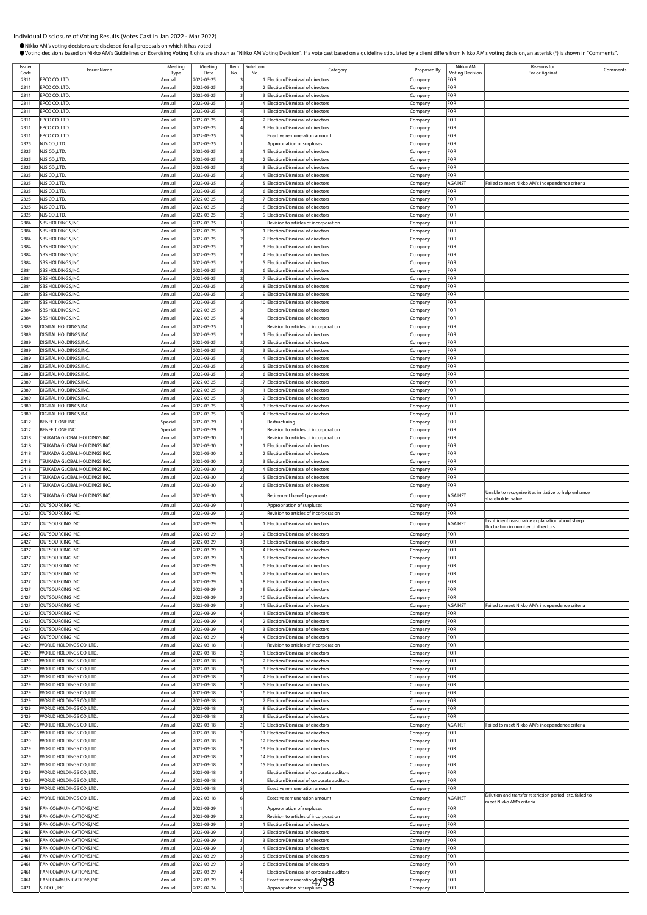Individual Disclosure of Voting Results (Votes Cast in Jan 2022 - Mar 2022)

●Nikko AM's voting decisions are disclosed for all proposals on which it has voted.

●Voting decisions based on Nikko AM's Guidelines on Exercising Voting Rights are shown as "Nikko AM Voting Decision". If a vote cast based on a guideline stipulated by a client differs from Nikko AM's voting decision, an asterisk (*) is shown in "Comments".

| Issuer Code | Issuer Name | Meeting Type | Meeting Date | Item No. | Sub-Item No. | Category | Proposed By | Nikko AM Voting Decision | Reasons for For or Against | Comments |
|---|---|---|---|---|---|---|---|---|---|---|
| 2311 | EPCO CO.,LTD. | Annual | 2022-03-25 | 3 | 1 | Election/Dismissal of directors | Company | FOR | | |
| 2311 | EPCO CO.,LTD. | Annual | 2022-03-25 | 3 | 2 | Election/Dismissal of directors | Company | FOR | | |
| 2311 | EPCO CO.,LTD. | Annual | 2022-03-25 | 3 | 3 | Election/Dismissal of directors | Company | FOR | | |
| 2311 | EPCO CO.,LTD. | Annual | 2022-03-25 | 3 | 4 | Election/Dismissal of directors | Company | FOR | | |
| 2311 | EPCO CO.,LTD. | Annual | 2022-03-25 | 4 | 1 | Election/Dismissal of directors | Company | FOR | | |
| 2311 | EPCO CO.,LTD. | Annual | 2022-03-25 | 4 | 2 | Election/Dismissal of directors | Company | FOR | | |
| 2311 | EPCO CO.,LTD. | Annual | 2022-03-25 | 4 | 3 | Election/Dismissal of directors | Company | FOR | | |
| 2311 | EPCO CO.,LTD. | Annual | 2022-03-25 | 5 | | Exective remuneration amount | Company | FOR | | |
| 2325 | NJS CO.,LTD. | Annual | 2022-03-25 | 1 | | Appropriation of surpluses | Company | FOR | | |
| 2325 | NJS CO.,LTD. | Annual | 2022-03-25 | 2 | 1 | Election/Dismissal of directors | Company | FOR | | |
| 2325 | NJS CO.,LTD. | Annual | 2022-03-25 | 2 | 2 | Election/Dismissal of directors | Company | FOR | | |
| 2325 | NJS CO.,LTD. | Annual | 2022-03-25 | 2 | 3 | Election/Dismissal of directors | Company | FOR | | |
| 2325 | NJS CO.,LTD. | Annual | 2022-03-25 | 2 | 4 | Election/Dismissal of directors | Company | FOR | | |
| 2325 | NJS CO.,LTD. | Annual | 2022-03-25 | 2 | 5 | Election/Dismissal of directors | Company | AGAINST | Failed to meet Nikko AM's independence criteria | |
| 2325 | NJS CO.,LTD. | Annual | 2022-03-25 | 2 | 6 | Election/Dismissal of directors | Company | FOR | | |
| 2325 | NJS CO.,LTD. | Annual | 2022-03-25 | 2 | 7 | Election/Dismissal of directors | Company | FOR | | |
| 2325 | NJS CO.,LTD. | Annual | 2022-03-25 | 2 | 8 | Election/Dismissal of directors | Company | FOR | | |
| 2325 | NJS CO.,LTD. | Annual | 2022-03-25 | 2 | 9 | Election/Dismissal of directors | Company | FOR | | |
| 2384 | SBS HOLDINGS,INC. | Annual | 2022-03-25 | 1 | | Revision to articles of incorporation | Company | FOR | | |
| 2384 | SBS HOLDINGS,INC. | Annual | 2022-03-25 | 2 | 1 | Election/Dismissal of directors | Company | FOR | | |
| 2384 | SBS HOLDINGS,INC. | Annual | 2022-03-25 | 2 | 2 | Election/Dismissal of directors | Company | FOR | | |
| 2384 | SBS HOLDINGS,INC. | Annual | 2022-03-25 | 2 | 3 | Election/Dismissal of directors | Company | FOR | | |
| 2384 | SBS HOLDINGS,INC. | Annual | 2022-03-25 | 2 | 4 | Election/Dismissal of directors | Company | FOR | | |
| 2384 | SBS HOLDINGS,INC. | Annual | 2022-03-25 | 2 | 5 | Election/Dismissal of directors | Company | FOR | | |
| 2384 | SBS HOLDINGS,INC. | Annual | 2022-03-25 | 2 | 6 | Election/Dismissal of directors | Company | FOR | | |
| 2384 | SBS HOLDINGS,INC. | Annual | 2022-03-25 | 2 | 7 | Election/Dismissal of directors | Company | FOR | | |
| 2384 | SBS HOLDINGS,INC. | Annual | 2022-03-25 | 2 | 8 | Election/Dismissal of directors | Company | FOR | | |
| 2384 | SBS HOLDINGS,INC. | Annual | 2022-03-25 | 2 | 9 | Election/Dismissal of directors | Company | FOR | | |
| 2384 | SBS HOLDINGS,INC. | Annual | 2022-03-25 | 2 | 10 | Election/Dismissal of directors | Company | FOR | | |
| 2384 | SBS HOLDINGS,INC. | Annual | 2022-03-25 | 3 | | Election/Dismissal of directors | Company | FOR | | |
| 2384 | SBS HOLDINGS,INC. | Annual | 2022-03-25 | 4 | | Election/Dismissal of directors | Company | FOR | | |
| 2389 | DIGITAL HOLDINGS,INC. | Annual | 2022-03-25 | 1 | | Revision to articles of incorporation | Company | FOR | | |
| 2389 | DIGITAL HOLDINGS,INC. | Annual | 2022-03-25 | 2 | 1 | Election/Dismissal of directors | Company | FOR | | |
| 2389 | DIGITAL HOLDINGS,INC. | Annual | 2022-03-25 | 2 | 2 | Election/Dismissal of directors | Company | FOR | | |
| 2389 | DIGITAL HOLDINGS,INC. | Annual | 2022-03-25 | 2 | 3 | Election/Dismissal of directors | Company | FOR | | |
| 2389 | DIGITAL HOLDINGS,INC. | Annual | 2022-03-25 | 2 | 4 | Election/Dismissal of directors | Company | FOR | | |
| 2389 | DIGITAL HOLDINGS,INC. | Annual | 2022-03-25 | 2 | 5 | Election/Dismissal of directors | Company | FOR | | |
| 2389 | DIGITAL HOLDINGS,INC. | Annual | 2022-03-25 | 2 | 6 | Election/Dismissal of directors | Company | FOR | | |
| 2389 | DIGITAL HOLDINGS,INC. | Annual | 2022-03-25 | 2 | 7 | Election/Dismissal of directors | Company | FOR | | |
| 2389 | DIGITAL HOLDINGS,INC. | Annual | 2022-03-25 | 3 | 1 | Election/Dismissal of directors | Company | FOR | | |
| 2389 | DIGITAL HOLDINGS,INC. | Annual | 2022-03-25 | 3 | 2 | Election/Dismissal of directors | Company | FOR | | |
| 2389 | DIGITAL HOLDINGS,INC. | Annual | 2022-03-25 | 3 | 3 | Election/Dismissal of directors | Company | FOR | | |
| 2389 | DIGITAL HOLDINGS,INC. | Annual | 2022-03-25 | 3 | 4 | Election/Dismissal of directors | Company | FOR | | |
| 2412 | BENEFIT ONE INC. | Special | 2022-03-29 | 1 | | Restructuring | Company | FOR | | |
| 2412 | BENEFIT ONE INC. | Special | 2022-03-29 | 2 | | Revision to articles of incorporation | Company | FOR | | |
| 2418 | TSUKADA GLOBAL HOLDINGS INC. | Annual | 2022-03-30 | 1 | | Revision to articles of incorporation | Company | FOR | | |
| 2418 | TSUKADA GLOBAL HOLDINGS INC. | Annual | 2022-03-30 | 2 | 1 | Election/Dismissal of directors | Company | FOR | | |
| 2418 | TSUKADA GLOBAL HOLDINGS INC. | Annual | 2022-03-30 | 2 | 2 | Election/Dismissal of directors | Company | FOR | | |
| 2418 | TSUKADA GLOBAL HOLDINGS INC. | Annual | 2022-03-30 | 2 | 3 | Election/Dismissal of directors | Company | FOR | | |
| 2418 | TSUKADA GLOBAL HOLDINGS INC. | Annual | 2022-03-30 | 2 | 4 | Election/Dismissal of directors | Company | FOR | | |
| 2418 | TSUKADA GLOBAL HOLDINGS INC. | Annual | 2022-03-30 | 2 | 5 | Election/Dismissal of directors | Company | FOR | | |
| 2418 | TSUKADA GLOBAL HOLDINGS INC. | Annual | 2022-03-30 | 2 | 6 | Election/Dismissal of directors | Company | FOR | | |
| 2418 | TSUKADA GLOBAL HOLDINGS INC. | Annual | 2022-03-30 | 3 | | Retirement benefit payments | Company | AGAINST | Unable to recognize it as initiative to help enhance shareholder value | |
| 2427 | OUTSOURCING INC. | Annual | 2022-03-29 | 1 | | Appropriation of surpluses | Company | FOR | | |
| 2427 | OUTSOURCING INC. | Annual | 2022-03-29 | 2 | | Revision to articles of incorporation | Company | FOR | | |
| 2427 | OUTSOURCING INC. | Annual | 2022-03-29 | 3 | 1 | Election/Dismissal of directors | Company | AGAINST | Insufficient reasonable explanation about sharp fluctuation in number of directors | |
| 2427 | OUTSOURCING INC. | Annual | 2022-03-29 | 3 | 2 | Election/Dismissal of directors | Company | FOR | | |
| 2427 | OUTSOURCING INC. | Annual | 2022-03-29 | 3 | 3 | Election/Dismissal of directors | Company | FOR | | |
| 2427 | OUTSOURCING INC. | Annual | 2022-03-29 | 3 | 4 | Election/Dismissal of directors | Company | FOR | | |
| 2427 | OUTSOURCING INC. | Annual | 2022-03-29 | 3 | 5 | Election/Dismissal of directors | Company | FOR | | |
| 2427 | OUTSOURCING INC. | Annual | 2022-03-29 | 3 | 6 | Election/Dismissal of directors | Company | FOR | | |
| 2427 | OUTSOURCING INC. | Annual | 2022-03-29 | 3 | 7 | Election/Dismissal of directors | Company | FOR | | |
| 2427 | OUTSOURCING INC. | Annual | 2022-03-29 | 3 | 8 | Election/Dismissal of directors | Company | FOR | | |
| 2427 | OUTSOURCING INC. | Annual | 2022-03-29 | 3 | 9 | Election/Dismissal of directors | Company | FOR | | |
| 2427 | OUTSOURCING INC. | Annual | 2022-03-29 | 3 | 10 | Election/Dismissal of directors | Company | FOR | | |
| 2427 | OUTSOURCING INC. | Annual | 2022-03-29 | 3 | 11 | Election/Dismissal of directors | Company | AGAINST | Failed to meet Nikko AM's independence criteria | |
| 2427 | OUTSOURCING INC. | Annual | 2022-03-29 | 4 | 1 | Election/Dismissal of directors | Company | FOR | | |
| 2427 | OUTSOURCING INC. | Annual | 2022-03-29 | 4 | 2 | Election/Dismissal of directors | Company | FOR | | |
| 2427 | OUTSOURCING INC. | Annual | 2022-03-29 | 4 | 3 | Election/Dismissal of directors | Company | FOR | | |
| 2427 | OUTSOURCING INC. | Annual | 2022-03-29 | 4 | 4 | Election/Dismissal of directors | Company | FOR | | |
| 2429 | WORLD HOLDINGS CO.,LTD. | Annual | 2022-03-18 | 1 | | Revision to articles of incorporation | Company | FOR | | |
| 2429 | WORLD HOLDINGS CO.,LTD. | Annual | 2022-03-18 | 2 | 1 | Election/Dismissal of directors | Company | FOR | | |
| 2429 | WORLD HOLDINGS CO.,LTD. | Annual | 2022-03-18 | 2 | 2 | Election/Dismissal of directors | Company | FOR | | |
| 2429 | WORLD HOLDINGS CO.,LTD. | Annual | 2022-03-18 | 2 | 3 | Election/Dismissal of directors | Company | FOR | | |
| 2429 | WORLD HOLDINGS CO.,LTD. | Annual | 2022-03-18 | 2 | 4 | Election/Dismissal of directors | Company | FOR | | |
| 2429 | WORLD HOLDINGS CO.,LTD. | Annual | 2022-03-18 | 2 | 5 | Election/Dismissal of directors | Company | FOR | | |
| 2429 | WORLD HOLDINGS CO.,LTD. | Annual | 2022-03-18 | 2 | 6 | Election/Dismissal of directors | Company | FOR | | |
| 2429 | WORLD HOLDINGS CO.,LTD. | Annual | 2022-03-18 | 2 | 7 | Election/Dismissal of directors | Company | FOR | | |
| 2429 | WORLD HOLDINGS CO.,LTD. | Annual | 2022-03-18 | 2 | 8 | Election/Dismissal of directors | Company | FOR | | |
| 2429 | WORLD HOLDINGS CO.,LTD. | Annual | 2022-03-18 | 2 | 9 | Election/Dismissal of directors | Company | FOR | | |
| 2429 | WORLD HOLDINGS CO.,LTD. | Annual | 2022-03-18 | 2 | 10 | Election/Dismissal of directors | Company | AGAINST | Failed to meet Nikko AM's independence criteria | |
| 2429 | WORLD HOLDINGS CO.,LTD. | Annual | 2022-03-18 | 2 | 11 | Election/Dismissal of directors | Company | FOR | | |
| 2429 | WORLD HOLDINGS CO.,LTD. | Annual | 2022-03-18 | 2 | 12 | Election/Dismissal of directors | Company | FOR | | |
| 2429 | WORLD HOLDINGS CO.,LTD. | Annual | 2022-03-18 | 2 | 13 | Election/Dismissal of directors | Company | FOR | | |
| 2429 | WORLD HOLDINGS CO.,LTD. | Annual | 2022-03-18 | 2 | 14 | Election/Dismissal of directors | Company | FOR | | |
| 2429 | WORLD HOLDINGS CO.,LTD. | Annual | 2022-03-18 | 2 | 15 | Election/Dismissal of directors | Company | FOR | | |
| 2429 | WORLD HOLDINGS CO.,LTD. | Annual | 2022-03-18 | 3 | | Election/Dismissal of corporate auditors | Company | FOR | | |
| 2429 | WORLD HOLDINGS CO.,LTD. | Annual | 2022-03-18 | 4 | | Election/Dismissal of corporate auditors | Company | FOR | | |
| 2429 | WORLD HOLDINGS CO.,LTD. | Annual | 2022-03-18 | 5 | | Exective remuneration amount | Company | FOR | | |
| 2429 | WORLD HOLDINGS CO.,LTD. | Annual | 2022-03-18 | 6 | | Exective remuneration amount | Company | AGAINST | Dilution and transfer restriction period, etc. failed to meet Nikko AM's criteria | |
| 2461 | FAN COMMUNICATIONS,INC. | Annual | 2022-03-29 | 1 | | Appropriation of surpluses | Company | FOR | | |
| 2461 | FAN COMMUNICATIONS,INC. | Annual | 2022-03-29 | 2 | | Revision to articles of incorporation | Company | FOR | | |
| 2461 | FAN COMMUNICATIONS,INC. | Annual | 2022-03-29 | 3 | 1 | Election/Dismissal of directors | Company | FOR | | |
| 2461 | FAN COMMUNICATIONS,INC. | Annual | 2022-03-29 | 3 | 2 | Election/Dismissal of directors | Company | FOR | | |
| 2461 | FAN COMMUNICATIONS,INC. | Annual | 2022-03-29 | 3 | 3 | Election/Dismissal of directors | Company | FOR | | |
| 2461 | FAN COMMUNICATIONS,INC. | Annual | 2022-03-29 | 3 | 4 | Election/Dismissal of directors | Company | FOR | | |
| 2461 | FAN COMMUNICATIONS,INC. | Annual | 2022-03-29 | 3 | 5 | Election/Dismissal of directors | Company | FOR | | |
| 2461 | FAN COMMUNICATIONS,INC. | Annual | 2022-03-29 | 3 | 6 | Election/Dismissal of directors | Company | FOR | | |
| 2461 | FAN COMMUNICATIONS,INC. | Annual | 2022-03-29 | 4 | | Election/Dismissal of corporate auditors | Company | FOR | | |
| 2461 | FAN COMMUNICATIONS,INC. | Annual | 2022-03-29 | 5 | | Exective remuneration amount | Company | FOR | | |
| 2471 | S-POOL,INC. | Annual | 2022-02-24 | 1 | | Appropriation of surpluses | Company | FOR | | |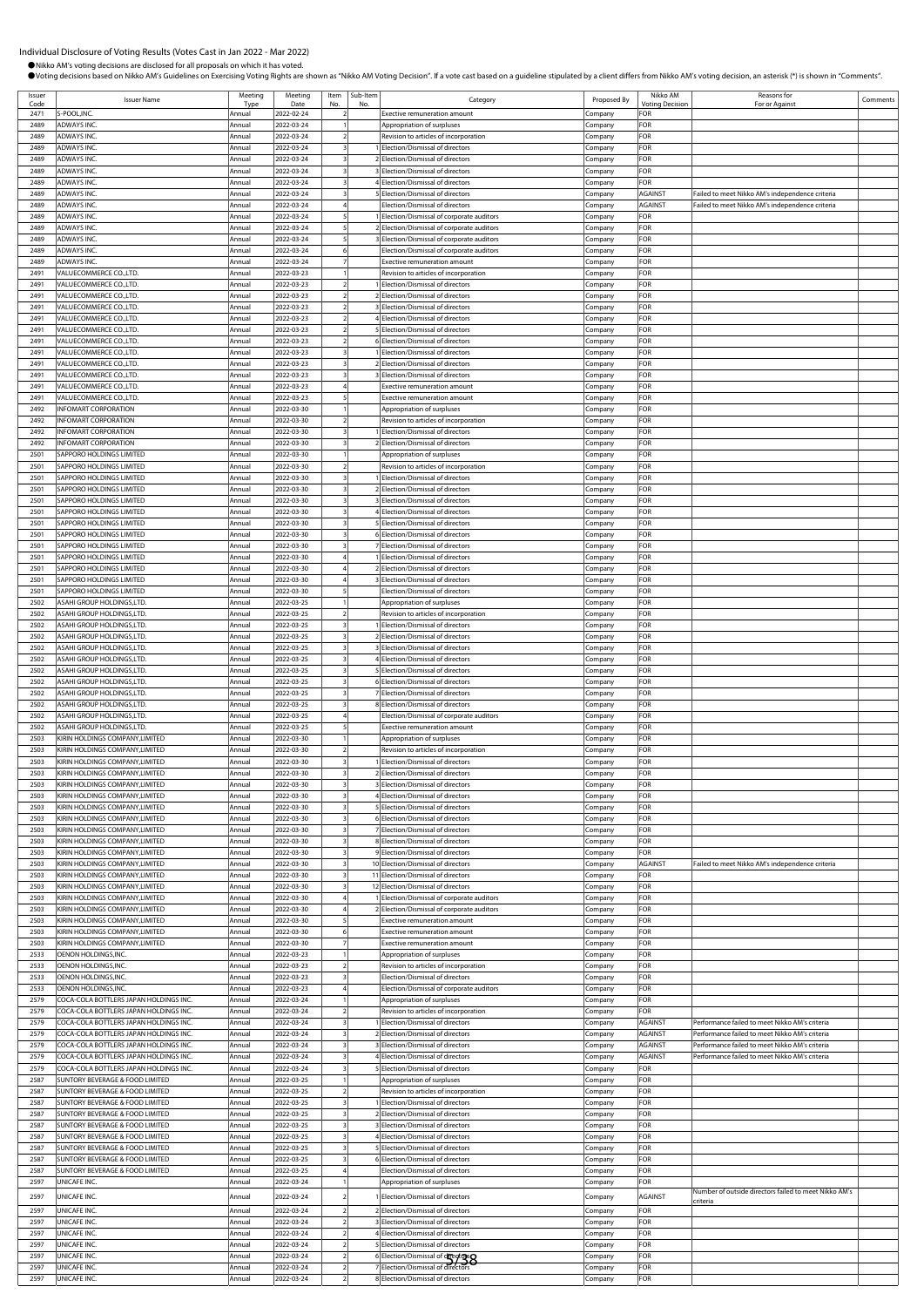Individual Disclosure of Voting Results (Votes Cast in Jan 2022 - Mar 2022)

●Nikko AM's voting decisions are disclosed for all proposals on which it has voted.

●Voting decisions based on Nikko AM's Guidelines on Exercising Voting Rights are shown as "Nikko AM Voting Decision". If a vote cast based on a guideline stipulated by a client differs from Nikko AM's voting decision, an asterisk (*) is shown in "Comments".

| Issuer Code | Issuer Name | Meeting Type | Meeting Date | Item No. | Sub-Item No. | Category | Proposed By | Nikko AM Voting Decision | Reasons for For or Against | Comments |
|---|---|---|---|---|---|---|---|---|---|---|
| 2471 | S-POOL,INC. | Annual | 2022-02-24 | 2 | | Exective remuneration amount | Company | FOR | | |
| 2489 | ADWAYS INC. | Annual | 2022-03-24 | 1 | | Appropriation of surpluses | Company | FOR | | |
| 2489 | ADWAYS INC. | Annual | 2022-03-24 | 2 | | Revision to articles of incorporation | Company | FOR | | |
| 2489 | ADWAYS INC. | Annual | 2022-03-24 | 3 | 1 | Election/Dismissal of directors | Company | FOR | | |
| 2489 | ADWAYS INC. | Annual | 2022-03-24 | 3 | 2 | Election/Dismissal of directors | Company | FOR | | |
| 2489 | ADWAYS INC. | Annual | 2022-03-24 | 3 | 3 | Election/Dismissal of directors | Company | FOR | | |
| 2489 | ADWAYS INC. | Annual | 2022-03-24 | 3 | 4 | Election/Dismissal of directors | Company | FOR | | |
| 2489 | ADWAYS INC. | Annual | 2022-03-24 | 3 | 5 | Election/Dismissal of directors | Company | AGAINST | Failed to meet Nikko AM's independence criteria | |
| 2489 | ADWAYS INC. | Annual | 2022-03-24 | 4 | | Election/Dismissal of directors | Company | AGAINST | Failed to meet Nikko AM's independence criteria | |
| 2489 | ADWAYS INC. | Annual | 2022-03-24 | 5 | 1 | Election/Dismissal of corporate auditors | Company | FOR | | |
| 2489 | ADWAYS INC. | Annual | 2022-03-24 | 5 | 2 | Election/Dismissal of corporate auditors | Company | FOR | | |
| 2489 | ADWAYS INC. | Annual | 2022-03-24 | 5 | 3 | Election/Dismissal of corporate auditors | Company | FOR | | |
| 2489 | ADWAYS INC. | Annual | 2022-03-24 | 6 | | Election/Dismissal of corporate auditors | Company | FOR | | |
| 2489 | ADWAYS INC. | Annual | 2022-03-24 | 7 | | Exective remuneration amount | Company | FOR | | |
| 2491 | VALUECOMMERCE CO.,LTD. | Annual | 2022-03-23 | 1 | | Revision to articles of incorporation | Company | FOR | | |
| 2491 | VALUECOMMERCE CO.,LTD. | Annual | 2022-03-23 | 2 | 1 | Election/Dismissal of directors | Company | FOR | | |
| 2491 | VALUECOMMERCE CO.,LTD. | Annual | 2022-03-23 | 2 | 2 | Election/Dismissal of directors | Company | FOR | | |
| 2491 | VALUECOMMERCE CO.,LTD. | Annual | 2022-03-23 | 2 | 3 | Election/Dismissal of directors | Company | FOR | | |
| 2491 | VALUECOMMERCE CO.,LTD. | Annual | 2022-03-23 | 2 | 4 | Election/Dismissal of directors | Company | FOR | | |
| 2491 | VALUECOMMERCE CO.,LTD. | Annual | 2022-03-23 | 2 | 5 | Election/Dismissal of directors | Company | FOR | | |
| 2491 | VALUECOMMERCE CO.,LTD. | Annual | 2022-03-23 | 2 | 6 | Election/Dismissal of directors | Company | FOR | | |
| 2491 | VALUECOMMERCE CO.,LTD. | Annual | 2022-03-23 | 3 | 1 | Election/Dismissal of directors | Company | FOR | | |
| 2491 | VALUECOMMERCE CO.,LTD. | Annual | 2022-03-23 | 3 | 2 | Election/Dismissal of directors | Company | FOR | | |
| 2491 | VALUECOMMERCE CO.,LTD. | Annual | 2022-03-23 | 3 | 3 | Election/Dismissal of directors | Company | FOR | | |
| 2491 | VALUECOMMERCE CO.,LTD. | Annual | 2022-03-23 | 4 | | Exective remuneration amount | Company | FOR | | |
| 2491 | VALUECOMMERCE CO.,LTD. | Annual | 2022-03-23 | 5 | | Exective remuneration amount | Company | FOR | | |
| 2492 | INFOMART CORPORATION | Annual | 2022-03-30 | 1 | | Appropriation of surpluses | Company | FOR | | |
| 2492 | INFOMART CORPORATION | Annual | 2022-03-30 | 2 | | Revision to articles of incorporation | Company | FOR | | |
| 2492 | INFOMART CORPORATION | Annual | 2022-03-30 | 3 | 1 | Election/Dismissal of directors | Company | FOR | | |
| 2492 | INFOMART CORPORATION | Annual | 2022-03-30 | 3 | 2 | Election/Dismissal of directors | Company | FOR | | |
| 2501 | SAPPORO HOLDINGS LIMITED | Annual | 2022-03-30 | 1 | | Appropriation of surpluses | Company | FOR | | |
| 2501 | SAPPORO HOLDINGS LIMITED | Annual | 2022-03-30 | 2 | | Revision to articles of incorporation | Company | FOR | | |
| 2501 | SAPPORO HOLDINGS LIMITED | Annual | 2022-03-30 | 3 | 1 | Election/Dismissal of directors | Company | FOR | | |
| 2501 | SAPPORO HOLDINGS LIMITED | Annual | 2022-03-30 | 3 | 2 | Election/Dismissal of directors | Company | FOR | | |
| 2501 | SAPPORO HOLDINGS LIMITED | Annual | 2022-03-30 | 3 | 3 | Election/Dismissal of directors | Company | FOR | | |
| 2501 | SAPPORO HOLDINGS LIMITED | Annual | 2022-03-30 | 3 | 4 | Election/Dismissal of directors | Company | FOR | | |
| 2501 | SAPPORO HOLDINGS LIMITED | Annual | 2022-03-30 | 3 | 5 | Election/Dismissal of directors | Company | FOR | | |
| 2501 | SAPPORO HOLDINGS LIMITED | Annual | 2022-03-30 | 3 | 6 | Election/Dismissal of directors | Company | FOR | | |
| 2501 | SAPPORO HOLDINGS LIMITED | Annual | 2022-03-30 | 3 | 7 | Election/Dismissal of directors | Company | FOR | | |
| 2501 | SAPPORO HOLDINGS LIMITED | Annual | 2022-03-30 | 4 | 1 | Election/Dismissal of directors | Company | FOR | | |
| 2501 | SAPPORO HOLDINGS LIMITED | Annual | 2022-03-30 | 4 | 2 | Election/Dismissal of directors | Company | FOR | | |
| 2501 | SAPPORO HOLDINGS LIMITED | Annual | 2022-03-30 | 4 | 3 | Election/Dismissal of directors | Company | FOR | | |
| 2501 | SAPPORO HOLDINGS LIMITED | Annual | 2022-03-30 | 5 | | Election/Dismissal of directors | Company | FOR | | |
| 2502 | ASAHI GROUP HOLDINGS,LTD. | Annual | 2022-03-25 | 1 | | Appropriation of surpluses | Company | FOR | | |
| 2502 | ASAHI GROUP HOLDINGS,LTD. | Annual | 2022-03-25 | 2 | | Revision to articles of incorporation | Company | FOR | | |
| 2502 | ASAHI GROUP HOLDINGS,LTD. | Annual | 2022-03-25 | 3 | 1 | Election/Dismissal of directors | Company | FOR | | |
| 2502 | ASAHI GROUP HOLDINGS,LTD. | Annual | 2022-03-25 | 3 | 2 | Election/Dismissal of directors | Company | FOR | | |
| 2502 | ASAHI GROUP HOLDINGS,LTD. | Annual | 2022-03-25 | 3 | 3 | Election/Dismissal of directors | Company | FOR | | |
| 2502 | ASAHI GROUP HOLDINGS,LTD. | Annual | 2022-03-25 | 3 | 4 | Election/Dismissal of directors | Company | FOR | | |
| 2502 | ASAHI GROUP HOLDINGS,LTD. | Annual | 2022-03-25 | 3 | 5 | Election/Dismissal of directors | Company | FOR | | |
| 2502 | ASAHI GROUP HOLDINGS,LTD. | Annual | 2022-03-25 | 3 | 6 | Election/Dismissal of directors | Company | FOR | | |
| 2502 | ASAHI GROUP HOLDINGS,LTD. | Annual | 2022-03-25 | 3 | 7 | Election/Dismissal of directors | Company | FOR | | |
| 2502 | ASAHI GROUP HOLDINGS,LTD. | Annual | 2022-03-25 | 3 | 8 | Election/Dismissal of directors | Company | FOR | | |
| 2502 | ASAHI GROUP HOLDINGS,LTD. | Annual | 2022-03-25 | 4 | | Election/Dismissal of corporate auditors | Company | FOR | | |
| 2502 | ASAHI GROUP HOLDINGS,LTD. | Annual | 2022-03-25 | 5 | | Exective remuneration amount | Company | FOR | | |
| 2503 | KIRIN HOLDINGS COMPANY,LIMITED | Annual | 2022-03-30 | 1 | | Appropriation of surpluses | Company | FOR | | |
| 2503 | KIRIN HOLDINGS COMPANY,LIMITED | Annual | 2022-03-30 | 2 | | Revision to articles of incorporation | Company | FOR | | |
| 2503 | KIRIN HOLDINGS COMPANY,LIMITED | Annual | 2022-03-30 | 3 | 1 | Election/Dismissal of directors | Company | FOR | | |
| 2503 | KIRIN HOLDINGS COMPANY,LIMITED | Annual | 2022-03-30 | 3 | 2 | Election/Dismissal of directors | Company | FOR | | |
| 2503 | KIRIN HOLDINGS COMPANY,LIMITED | Annual | 2022-03-30 | 3 | 3 | Election/Dismissal of directors | Company | FOR | | |
| 2503 | KIRIN HOLDINGS COMPANY,LIMITED | Annual | 2022-03-30 | 3 | 4 | Election/Dismissal of directors | Company | FOR | | |
| 2503 | KIRIN HOLDINGS COMPANY,LIMITED | Annual | 2022-03-30 | 3 | 5 | Election/Dismissal of directors | Company | FOR | | |
| 2503 | KIRIN HOLDINGS COMPANY,LIMITED | Annual | 2022-03-30 | 3 | 6 | Election/Dismissal of directors | Company | FOR | | |
| 2503 | KIRIN HOLDINGS COMPANY,LIMITED | Annual | 2022-03-30 | 3 | 7 | Election/Dismissal of directors | Company | FOR | | |
| 2503 | KIRIN HOLDINGS COMPANY,LIMITED | Annual | 2022-03-30 | 3 | 8 | Election/Dismissal of directors | Company | FOR | | |
| 2503 | KIRIN HOLDINGS COMPANY,LIMITED | Annual | 2022-03-30 | 3 | 9 | Election/Dismissal of directors | Company | FOR | | |
| 2503 | KIRIN HOLDINGS COMPANY,LIMITED | Annual | 2022-03-30 | 3 | 10 | Election/Dismissal of directors | Company | AGAINST | Failed to meet Nikko AM's independence criteria | |
| 2503 | KIRIN HOLDINGS COMPANY,LIMITED | Annual | 2022-03-30 | 3 | 11 | Election/Dismissal of directors | Company | FOR | | |
| 2503 | KIRIN HOLDINGS COMPANY,LIMITED | Annual | 2022-03-30 | 3 | 12 | Election/Dismissal of directors | Company | FOR | | |
| 2503 | KIRIN HOLDINGS COMPANY,LIMITED | Annual | 2022-03-30 | 4 | 1 | Election/Dismissal of corporate auditors | Company | FOR | | |
| 2503 | KIRIN HOLDINGS COMPANY,LIMITED | Annual | 2022-03-30 | 4 | 2 | Election/Dismissal of corporate auditors | Company | FOR | | |
| 2503 | KIRIN HOLDINGS COMPANY,LIMITED | Annual | 2022-03-30 | 5 | | Exective remuneration amount | Company | FOR | | |
| 2503 | KIRIN HOLDINGS COMPANY,LIMITED | Annual | 2022-03-30 | 6 | | Exective remuneration amount | Company | FOR | | |
| 2503 | KIRIN HOLDINGS COMPANY,LIMITED | Annual | 2022-03-30 | 7 | | Exective remuneration amount | Company | FOR | | |
| 2533 | OENON HOLDINGS,INC. | Annual | 2022-03-23 | 1 | | Appropriation of surpluses | Company | FOR | | |
| 2533 | OENON HOLDINGS,INC. | Annual | 2022-03-23 | 2 | | Revision to articles of incorporation | Company | FOR | | |
| 2533 | OENON HOLDINGS,INC. | Annual | 2022-03-23 | 3 | | Election/Dismissal of directors | Company | FOR | | |
| 2533 | OENON HOLDINGS,INC. | Annual | 2022-03-23 | 4 | | Election/Dismissal of corporate auditors | Company | FOR | | |
| 2579 | COCA-COLA BOTTLERS JAPAN HOLDINGS INC. | Annual | 2022-03-24 | 1 | | Appropriation of surpluses | Company | FOR | | |
| 2579 | COCA-COLA BOTTLERS JAPAN HOLDINGS INC. | Annual | 2022-03-24 | 2 | | Revision to articles of incorporation | Company | FOR | | |
| 2579 | COCA-COLA BOTTLERS JAPAN HOLDINGS INC. | Annual | 2022-03-24 | 3 | 1 | Election/Dismissal of directors | Company | AGAINST | Performance failed to meet Nikko AM's criteria | |
| 2579 | COCA-COLA BOTTLERS JAPAN HOLDINGS INC. | Annual | 2022-03-24 | 3 | 2 | Election/Dismissal of directors | Company | AGAINST | Performance failed to meet Nikko AM's criteria | |
| 2579 | COCA-COLA BOTTLERS JAPAN HOLDINGS INC. | Annual | 2022-03-24 | 3 | 3 | Election/Dismissal of directors | Company | AGAINST | Performance failed to meet Nikko AM's criteria | |
| 2579 | COCA-COLA BOTTLERS JAPAN HOLDINGS INC. | Annual | 2022-03-24 | 3 | 4 | Election/Dismissal of directors | Company | AGAINST | Performance failed to meet Nikko AM's criteria | |
| 2579 | COCA-COLA BOTTLERS JAPAN HOLDINGS INC. | Annual | 2022-03-24 | 3 | 5 | Election/Dismissal of directors | Company | FOR | | |
| 2587 | SUNTORY BEVERAGE & FOOD LIMITED | Annual | 2022-03-25 | 1 | | Appropriation of surpluses | Company | FOR | | |
| 2587 | SUNTORY BEVERAGE & FOOD LIMITED | Annual | 2022-03-25 | 2 | | Revision to articles of incorporation | Company | FOR | | |
| 2587 | SUNTORY BEVERAGE & FOOD LIMITED | Annual | 2022-03-25 | 3 | 1 | Election/Dismissal of directors | Company | FOR | | |
| 2587 | SUNTORY BEVERAGE & FOOD LIMITED | Annual | 2022-03-25 | 3 | 2 | Election/Dismissal of directors | Company | FOR | | |
| 2587 | SUNTORY BEVERAGE & FOOD LIMITED | Annual | 2022-03-25 | 3 | 3 | Election/Dismissal of directors | Company | FOR | | |
| 2587 | SUNTORY BEVERAGE & FOOD LIMITED | Annual | 2022-03-25 | 3 | 4 | Election/Dismissal of directors | Company | FOR | | |
| 2587 | SUNTORY BEVERAGE & FOOD LIMITED | Annual | 2022-03-25 | 3 | 5 | Election/Dismissal of directors | Company | FOR | | |
| 2587 | SUNTORY BEVERAGE & FOOD LIMITED | Annual | 2022-03-25 | 3 | 6 | Election/Dismissal of directors | Company | FOR | | |
| 2587 | SUNTORY BEVERAGE & FOOD LIMITED | Annual | 2022-03-25 | 4 | | Election/Dismissal of directors | Company | FOR | | |
| 2597 | UNICAFE INC. | Annual | 2022-03-24 | 1 | | Appropriation of surpluses | Company | FOR | | |
| 2597 | UNICAFE INC. | Annual | 2022-03-24 | 2 | 1 | Election/Dismissal of directors | Company | AGAINST | Number of outside directors failed to meet Nikko AM's criteria | |
| 2597 | UNICAFE INC. | Annual | 2022-03-24 | 2 | 2 | Election/Dismissal of directors | Company | FOR | | |
| 2597 | UNICAFE INC. | Annual | 2022-03-24 | 2 | 3 | Election/Dismissal of directors | Company | FOR | | |
| 2597 | UNICAFE INC. | Annual | 2022-03-24 | 2 | 4 | Election/Dismissal of directors | Company | FOR | | |
| 2597 | UNICAFE INC. | Annual | 2022-03-24 | 2 | 5 | Election/Dismissal of directors | Company | FOR | | |
| 2597 | UNICAFE INC. | Annual | 2022-03-24 | 2 | 6 | Election/Dismissal of directors | Company | FOR | | |
| 2597 | UNICAFE INC. | Annual | 2022-03-24 | 2 | 7 | Election/Dismissal of directors | Company | FOR | | |
| 2597 | UNICAFE INC. | Annual | 2022-03-24 | 2 | 8 | Election/Dismissal of directors | Company | FOR | | |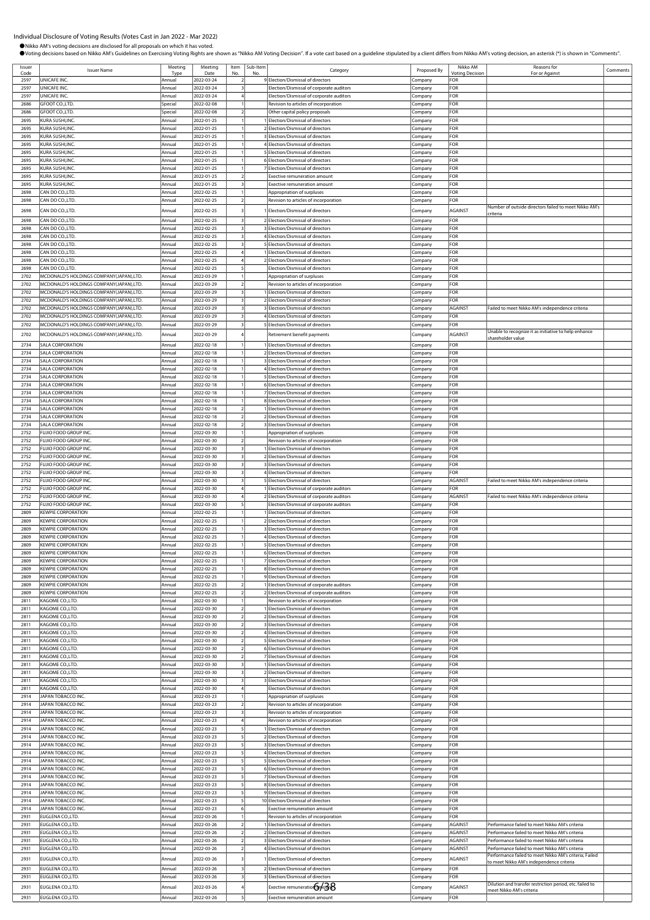Individual Disclosure of Voting Results (Votes Cast in Jan 2022 - Mar 2022)

●Nikko AM's voting decisions are disclosed for all proposals on which it has voted.
●Voting decisions based on Nikko AM's Guidelines on Exercising Voting Rights are shown as "Nikko AM Voting Decision". If a vote cast based on a guideline stipulated by a client differs from Nikko AM's voting decision, an asterisk (*) is shown in "Comments".

| Issuer Code | Issuer Name | Meeting Type | Meeting Date | Item No. | Sub-Item No. | Category | Proposed By | Nikko AM Voting Decision | Reasons for For or Against | Comments |
|---|---|---|---|---|---|---|---|---|---|---|
| 2597 | UNICAFE INC. | Annual | 2022-03-24 | 2 | 9 | Election/Dismissal of directors | Company | FOR | | |
| 2597 | UNICAFE INC. | Annual | 2022-03-24 | 3 | | Election/Dismissal of corporate auditors | Company | FOR | | |
| 2597 | UNICAFE INC. | Annual | 2022-03-24 | 4 | | Election/Dismissal of corporate auditors | Company | FOR | | |
| 2686 | GFOOT CO.,LTD. | Special | 2022-02-08 | 1 | | Revision to articles of incorporation | Company | FOR | | |
| 2686 | GFOOT CO.,LTD. | Special | 2022-02-08 | 2 | | Other capital policy proposals | Company | FOR | | |
| 2695 | KURA SUSHI,INC. | Annual | 2022-01-25 | 1 | 1 | Election/Dismissal of directors | Company | FOR | | |
| 2695 | KURA SUSHI,INC. | Annual | 2022-01-25 | 1 | 2 | Election/Dismissal of directors | Company | FOR | | |
| 2695 | KURA SUSHI,INC. | Annual | 2022-01-25 | 1 | 3 | Election/Dismissal of directors | Company | FOR | | |
| 2695 | KURA SUSHI,INC. | Annual | 2022-01-25 | 1 | 4 | Election/Dismissal of directors | Company | FOR | | |
| 2695 | KURA SUSHI,INC. | Annual | 2022-01-25 | 1 | 5 | Election/Dismissal of directors | Company | FOR | | |
| 2695 | KURA SUSHI,INC. | Annual | 2022-01-25 | 1 | 6 | Election/Dismissal of directors | Company | FOR | | |
| 2695 | KURA SUSHI,INC. | Annual | 2022-01-25 | 1 | 7 | Election/Dismissal of directors | Company | FOR | | |
| 2695 | KURA SUSHI,INC. | Annual | 2022-01-25 | 2 | | Exective remuneration amount | Company | FOR | | |
| 2695 | KURA SUSHI,INC. | Annual | 2022-01-25 | 3 | | Exective remuneration amount | Company | FOR | | |
| 2698 | CAN DO CO.,LTD. | Annual | 2022-02-25 | 1 | | Appropriation of surpluses | Company | FOR | | |
| 2698 | CAN DO CO.,LTD. | Annual | 2022-02-25 | 2 | | Revision to articles of incorporation | Company | FOR | | |
| 2698 | CAN DO CO.,LTD. | Annual | 2022-02-25 | 3 | 1 | Election/Dismissal of directors | Company | AGAINST | Number of outside directors failed to meet Nikko AM's criteria | |
| 2698 | CAN DO CO.,LTD. | Annual | 2022-02-25 | 3 | 2 | Election/Dismissal of directors | Company | FOR | | |
| 2698 | CAN DO CO.,LTD. | Annual | 2022-02-25 | 3 | 3 | Election/Dismissal of directors | Company | FOR | | |
| 2698 | CAN DO CO.,LTD. | Annual | 2022-02-25 | 3 | 4 | Election/Dismissal of directors | Company | FOR | | |
| 2698 | CAN DO CO.,LTD. | Annual | 2022-02-25 | 3 | 5 | Election/Dismissal of directors | Company | FOR | | |
| 2698 | CAN DO CO.,LTD. | Annual | 2022-02-25 | 4 | 1 | Election/Dismissal of directors | Company | FOR | | |
| 2698 | CAN DO CO.,LTD. | Annual | 2022-02-25 | 4 | 2 | Election/Dismissal of directors | Company | FOR | | |
| 2698 | CAN DO CO.,LTD. | Annual | 2022-02-25 | 5 | | Election/Dismissal of directors | Company | FOR | | |
| 2702 | MCDONALD'S HOLDINGS COMPANY(JAPAN),LTD. | Annual | 2022-03-29 | 1 | | Appropriation of surpluses | Company | FOR | | |
| 2702 | MCDONALD'S HOLDINGS COMPANY(JAPAN),LTD. | Annual | 2022-03-29 | 2 | | Revision to articles of incorporation | Company | FOR | | |
| 2702 | MCDONALD'S HOLDINGS COMPANY(JAPAN),LTD. | Annual | 2022-03-29 | 3 | 1 | Election/Dismissal of directors | Company | FOR | | |
| 2702 | MCDONALD'S HOLDINGS COMPANY(JAPAN),LTD. | Annual | 2022-03-29 | 3 | 2 | Election/Dismissal of directors | Company | FOR | | |
| 2702 | MCDONALD'S HOLDINGS COMPANY(JAPAN),LTD. | Annual | 2022-03-29 | 3 | 3 | Election/Dismissal of directors | Company | AGAINST | Failed to meet Nikko AM's independence criteria | |
| 2702 | MCDONALD'S HOLDINGS COMPANY(JAPAN),LTD. | Annual | 2022-03-29 | 3 | 4 | Election/Dismissal of directors | Company | FOR | | |
| 2702 | MCDONALD'S HOLDINGS COMPANY(JAPAN),LTD. | Annual | 2022-03-29 | 3 | 5 | Election/Dismissal of directors | Company | FOR | | |
| 2702 | MCDONALD'S HOLDINGS COMPANY(JAPAN),LTD. | Annual | 2022-03-29 | 4 | | Retirement benefit payments | Company | AGAINST | Unable to recognize it as initiative to help enhance shareholder value | |
| 2734 | SALA CORPORATION | Annual | 2022-02-18 | 1 | 1 | Election/Dismissal of directors | Company | FOR | | |
| 2734 | SALA CORPORATION | Annual | 2022-02-18 | 1 | 2 | Election/Dismissal of directors | Company | FOR | | |
| 2734 | SALA CORPORATION | Annual | 2022-02-18 | 1 | 3 | Election/Dismissal of directors | Company | FOR | | |
| 2734 | SALA CORPORATION | Annual | 2022-02-18 | 1 | 4 | Election/Dismissal of directors | Company | FOR | | |
| 2734 | SALA CORPORATION | Annual | 2022-02-18 | 1 | 5 | Election/Dismissal of directors | Company | FOR | | |
| 2734 | SALA CORPORATION | Annual | 2022-02-18 | 1 | 6 | Election/Dismissal of directors | Company | FOR | | |
| 2734 | SALA CORPORATION | Annual | 2022-02-18 | 1 | 7 | Election/Dismissal of directors | Company | FOR | | |
| 2734 | SALA CORPORATION | Annual | 2022-02-18 | 1 | 8 | Election/Dismissal of directors | Company | FOR | | |
| 2734 | SALA CORPORATION | Annual | 2022-02-18 | 2 | 1 | Election/Dismissal of directors | Company | FOR | | |
| 2734 | SALA CORPORATION | Annual | 2022-02-18 | 2 | 2 | Election/Dismissal of directors | Company | FOR | | |
| 2734 | SALA CORPORATION | Annual | 2022-02-18 | 2 | 3 | Election/Dismissal of directors | Company | FOR | | |
| 2752 | FUJIO FOOD GROUP INC. | Annual | 2022-03-30 | 1 | | Appropriation of surpluses | Company | FOR | | |
| 2752 | FUJIO FOOD GROUP INC. | Annual | 2022-03-30 | 2 | | Revision to articles of incorporation | Company | FOR | | |
| 2752 | FUJIO FOOD GROUP INC. | Annual | 2022-03-30 | 3 | 1 | Election/Dismissal of directors | Company | FOR | | |
| 2752 | FUJIO FOOD GROUP INC. | Annual | 2022-03-30 | 3 | 2 | Election/Dismissal of directors | Company | FOR | | |
| 2752 | FUJIO FOOD GROUP INC. | Annual | 2022-03-30 | 3 | 3 | Election/Dismissal of directors | Company | FOR | | |
| 2752 | FUJIO FOOD GROUP INC. | Annual | 2022-03-30 | 3 | 4 | Election/Dismissal of directors | Company | FOR | | |
| 2752 | FUJIO FOOD GROUP INC. | Annual | 2022-03-30 | 3 | 5 | Election/Dismissal of directors | Company | AGAINST | Failed to meet Nikko AM's independence criteria | |
| 2752 | FUJIO FOOD GROUP INC. | Annual | 2022-03-30 | 4 | 1 | Election/Dismissal of corporate auditors | Company | FOR | | |
| 2752 | FUJIO FOOD GROUP INC. | Annual | 2022-03-30 | 4 | 2 | Election/Dismissal of corporate auditors | Company | AGAINST | Failed to meet Nikko AM's independence criteria | |
| 2752 | FUJIO FOOD GROUP INC. | Annual | 2022-03-30 | 5 | | Election/Dismissal of corporate auditors | Company | FOR | | |
| 2809 | KEWPIE CORPORATION | Annual | 2022-02-25 | 1 | 1 | Election/Dismissal of directors | Company | FOR | | |
| 2809 | KEWPIE CORPORATION | Annual | 2022-02-25 | 1 | 2 | Election/Dismissal of directors | Company | FOR | | |
| 2809 | KEWPIE CORPORATION | Annual | 2022-02-25 | 1 | 3 | Election/Dismissal of directors | Company | FOR | | |
| 2809 | KEWPIE CORPORATION | Annual | 2022-02-25 | 1 | 4 | Election/Dismissal of directors | Company | FOR | | |
| 2809 | KEWPIE CORPORATION | Annual | 2022-02-25 | 1 | 5 | Election/Dismissal of directors | Company | FOR | | |
| 2809 | KEWPIE CORPORATION | Annual | 2022-02-25 | 1 | 6 | Election/Dismissal of directors | Company | FOR | | |
| 2809 | KEWPIE CORPORATION | Annual | 2022-02-25 | 1 | 7 | Election/Dismissal of directors | Company | FOR | | |
| 2809 | KEWPIE CORPORATION | Annual | 2022-02-25 | 1 | 8 | Election/Dismissal of directors | Company | FOR | | |
| 2809 | KEWPIE CORPORATION | Annual | 2022-02-25 | 1 | 9 | Election/Dismissal of directors | Company | FOR | | |
| 2809 | KEWPIE CORPORATION | Annual | 2022-02-25 | 2 | 1 | Election/Dismissal of corporate auditors | Company | FOR | | |
| 2809 | KEWPIE CORPORATION | Annual | 2022-02-25 | 2 | 2 | Election/Dismissal of corporate auditors | Company | FOR | | |
| 2811 | KAGOME CO.,LTD. | Annual | 2022-03-30 | 1 | | Revision to articles of incorporation | Company | FOR | | |
| 2811 | KAGOME CO.,LTD. | Annual | 2022-03-30 | 2 | 1 | Election/Dismissal of directors | Company | FOR | | |
| 2811 | KAGOME CO.,LTD. | Annual | 2022-03-30 | 2 | 2 | Election/Dismissal of directors | Company | FOR | | |
| 2811 | KAGOME CO.,LTD. | Annual | 2022-03-30 | 2 | 3 | Election/Dismissal of directors | Company | FOR | | |
| 2811 | KAGOME CO.,LTD. | Annual | 2022-03-30 | 2 | 4 | Election/Dismissal of directors | Company | FOR | | |
| 2811 | KAGOME CO.,LTD. | Annual | 2022-03-30 | 2 | 5 | Election/Dismissal of directors | Company | FOR | | |
| 2811 | KAGOME CO.,LTD. | Annual | 2022-03-30 | 2 | 6 | Election/Dismissal of directors | Company | FOR | | |
| 2811 | KAGOME CO.,LTD. | Annual | 2022-03-30 | 2 | 7 | Election/Dismissal of directors | Company | FOR | | |
| 2811 | KAGOME CO.,LTD. | Annual | 2022-03-30 | 3 | 1 | Election/Dismissal of directors | Company | FOR | | |
| 2811 | KAGOME CO.,LTD. | Annual | 2022-03-30 | 3 | 2 | Election/Dismissal of directors | Company | FOR | | |
| 2811 | KAGOME CO.,LTD. | Annual | 2022-03-30 | 3 | 3 | Election/Dismissal of directors | Company | FOR | | |
| 2811 | KAGOME CO.,LTD. | Annual | 2022-03-30 | 4 | | Election/Dismissal of directors | Company | FOR | | |
| 2914 | JAPAN TOBACCO INC. | Annual | 2022-03-23 | 1 | | Appropriation of surpluses | Company | FOR | | |
| 2914 | JAPAN TOBACCO INC. | Annual | 2022-03-23 | 2 | | Revision to articles of incorporation | Company | FOR | | |
| 2914 | JAPAN TOBACCO INC. | Annual | 2022-03-23 | 3 | | Revision to articles of incorporation | Company | FOR | | |
| 2914 | JAPAN TOBACCO INC. | Annual | 2022-03-23 | 4 | | Revision to articles of incorporation | Company | FOR | | |
| 2914 | JAPAN TOBACCO INC. | Annual | 2022-03-23 | 5 | 1 | Election/Dismissal of directors | Company | FOR | | |
| 2914 | JAPAN TOBACCO INC. | Annual | 2022-03-23 | 5 | 2 | Election/Dismissal of directors | Company | FOR | | |
| 2914 | JAPAN TOBACCO INC. | Annual | 2022-03-23 | 5 | 3 | Election/Dismissal of directors | Company | FOR | | |
| 2914 | JAPAN TOBACCO INC. | Annual | 2022-03-23 | 5 | 4 | Election/Dismissal of directors | Company | FOR | | |
| 2914 | JAPAN TOBACCO INC. | Annual | 2022-03-23 | 5 | 5 | Election/Dismissal of directors | Company | FOR | | |
| 2914 | JAPAN TOBACCO INC. | Annual | 2022-03-23 | 5 | 6 | Election/Dismissal of directors | Company | FOR | | |
| 2914 | JAPAN TOBACCO INC. | Annual | 2022-03-23 | 5 | 7 | Election/Dismissal of directors | Company | FOR | | |
| 2914 | JAPAN TOBACCO INC. | Annual | 2022-03-23 | 5 | 8 | Election/Dismissal of directors | Company | FOR | | |
| 2914 | JAPAN TOBACCO INC. | Annual | 2022-03-23 | 5 | 9 | Election/Dismissal of directors | Company | FOR | | |
| 2914 | JAPAN TOBACCO INC. | Annual | 2022-03-23 | 5 | 10 | Election/Dismissal of directors | Company | FOR | | |
| 2914 | JAPAN TOBACCO INC. | Annual | 2022-03-23 | 6 | | Exective remuneration amount | Company | FOR | | |
| 2931 | EUGLENA CO.,LTD. | Annual | 2022-03-26 | 1 | | Revision to articles of incorporation | Company | FOR | | |
| 2931 | EUGLENA CO.,LTD. | Annual | 2022-03-26 | 2 | 1 | Election/Dismissal of directors | Company | AGAINST | Performance failed to meet Nikko AM's criteria | |
| 2931 | EUGLENA CO.,LTD. | Annual | 2022-03-26 | 2 | 2 | Election/Dismissal of directors | Company | AGAINST | Performance failed to meet Nikko AM's criteria | |
| 2931 | EUGLENA CO.,LTD. | Annual | 2022-03-26 | 2 | 3 | Election/Dismissal of directors | Company | AGAINST | Performance failed to meet Nikko AM's criteria | |
| 2931 | EUGLENA CO.,LTD. | Annual | 2022-03-26 | 2 | 4 | Election/Dismissal of directors | Company | AGAINST | Performance failed to meet Nikko AM's criteria | |
| 2931 | EUGLENA CO.,LTD. | Annual | 2022-03-26 | 3 | 1 | Election/Dismissal of directors | Company | AGAINST | Performance failed to meet Nikko AM's criteria; Failed to meet Nikko AM's independence criteria | |
| 2931 | EUGLENA CO.,LTD. | Annual | 2022-03-26 | 3 | 2 | Election/Dismissal of directors | Company | FOR | | |
| 2931 | EUGLENA CO.,LTD. | Annual | 2022-03-26 | 3 | 3 | Election/Dismissal of directors | Company | FOR | | |
| 2931 | EUGLENA CO.,LTD. | Annual | 2022-03-26 | 4 | | Exective remuneration amount | Company | AGAINST | Dilution and transfer restriction period, etc. failed to meet Nikko AM's criteria | |
| 2931 | EUGLENA CO.,LTD. | Annual | 2022-03-26 | 5 | | Exective remuneration amount | Company | FOR | | |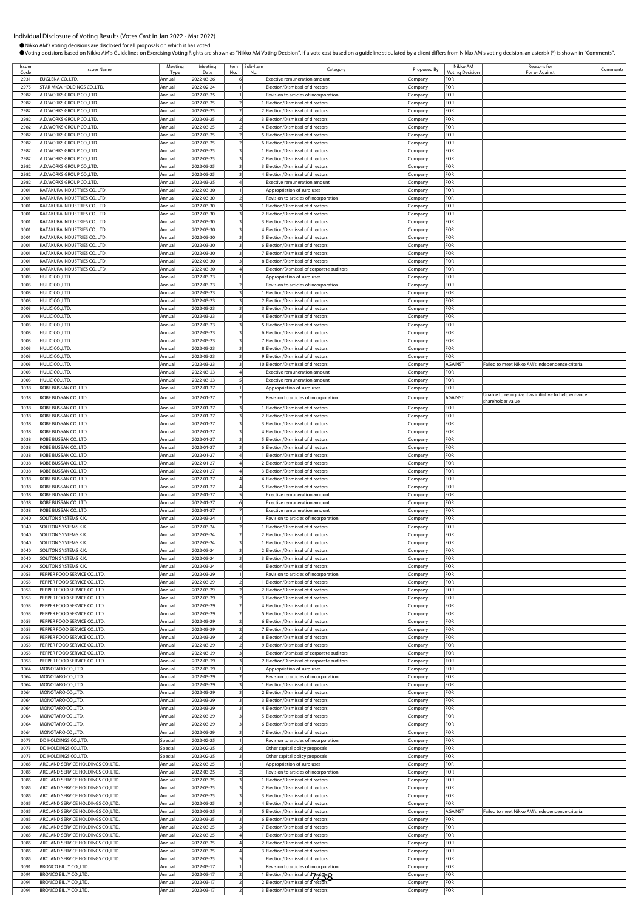Individual Disclosure of Voting Results (Votes Cast in Jan 2022 - Mar 2022)

●Nikko AM's voting decisions are disclosed for all proposals on which it has voted.

●Voting decisions based on Nikko AM's Guidelines on Exercising Voting Rights are shown as "Nikko AM Voting Decision". If a vote cast based on a guideline stipulated by a client differs from Nikko AM's voting decision, an asterisk (*) is shown in "Comments".

| Issuer Code | Issuer Name | Meeting Type | Meeting Date | Item No. | Sub-Item No. | Category | Proposed By | Nikko AM Voting Decision | Reasons for For or Against | Comments |
|---|---|---|---|---|---|---|---|---|---|---|
| 2931 | EUGLENA CO.,LTD. | Annual | 2022-03-26 | 6 | | Exective remuneration amount | Company | FOR | | |
| 2975 | STAR MICA HOLDINGS CO.,LTD. | Annual | 2022-02-24 | 1 | | Election/Dismissal of directors | Company | FOR | | |
| 2982 | A.D.WORKS GROUP CO.,LTD. | Annual | 2022-03-25 | 1 | | Revision to articles of incorporation | Company | FOR | | |
| 2982 | A.D.WORKS GROUP CO.,LTD. | Annual | 2022-03-25 | 2 | 1 | Election/Dismissal of directors | Company | FOR | | |
| 2982 | A.D.WORKS GROUP CO.,LTD. | Annual | 2022-03-25 | 2 | 2 | Election/Dismissal of directors | Company | FOR | | |
| 2982 | A.D.WORKS GROUP CO.,LTD. | Annual | 2022-03-25 | 2 | 3 | Election/Dismissal of directors | Company | FOR | | |
| 2982 | A.D.WORKS GROUP CO.,LTD. | Annual | 2022-03-25 | 2 | 4 | Election/Dismissal of directors | Company | FOR | | |
| 2982 | A.D.WORKS GROUP CO.,LTD. | Annual | 2022-03-25 | 2 | 5 | Election/Dismissal of directors | Company | FOR | | |
| 2982 | A.D.WORKS GROUP CO.,LTD. | Annual | 2022-03-25 | 2 | 6 | Election/Dismissal of directors | Company | FOR | | |
| 2982 | A.D.WORKS GROUP CO.,LTD. | Annual | 2022-03-25 | 3 | 1 | Election/Dismissal of directors | Company | FOR | | |
| 2982 | A.D.WORKS GROUP CO.,LTD. | Annual | 2022-03-25 | 3 | 2 | Election/Dismissal of directors | Company | FOR | | |
| 2982 | A.D.WORKS GROUP CO.,LTD. | Annual | 2022-03-25 | 3 | 3 | Election/Dismissal of directors | Company | FOR | | |
| 2982 | A.D.WORKS GROUP CO.,LTD. | Annual | 2022-03-25 | 3 | 4 | Election/Dismissal of directors | Company | FOR | | |
| 2982 | A.D.WORKS GROUP CO.,LTD. | Annual | 2022-03-25 | 4 | | Exective remuneration amount | Company | FOR | | |
| 3001 | KATAKURA INDUSTRIES CO.,LTD. | Annual | 2022-03-30 | 1 | | Appropriation of surpluses | Company | FOR | | |
| 3001 | KATAKURA INDUSTRIES CO.,LTD. | Annual | 2022-03-30 | 2 | | Revision to articles of incorporation | Company | FOR | | |
| 3001 | KATAKURA INDUSTRIES CO.,LTD. | Annual | 2022-03-30 | 3 | 1 | Election/Dismissal of directors | Company | FOR | | |
| 3001 | KATAKURA INDUSTRIES CO.,LTD. | Annual | 2022-03-30 | 3 | 2 | Election/Dismissal of directors | Company | FOR | | |
| 3001 | KATAKURA INDUSTRIES CO.,LTD. | Annual | 2022-03-30 | 3 | 3 | Election/Dismissal of directors | Company | FOR | | |
| 3001 | KATAKURA INDUSTRIES CO.,LTD. | Annual | 2022-03-30 | 3 | 4 | Election/Dismissal of directors | Company | FOR | | |
| 3001 | KATAKURA INDUSTRIES CO.,LTD. | Annual | 2022-03-30 | 3 | 5 | Election/Dismissal of directors | Company | FOR | | |
| 3001 | KATAKURA INDUSTRIES CO.,LTD. | Annual | 2022-03-30 | 3 | 6 | Election/Dismissal of directors | Company | FOR | | |
| 3001 | KATAKURA INDUSTRIES CO.,LTD. | Annual | 2022-03-30 | 3 | 7 | Election/Dismissal of directors | Company | FOR | | |
| 3001 | KATAKURA INDUSTRIES CO.,LTD. | Annual | 2022-03-30 | 3 | 8 | Election/Dismissal of directors | Company | FOR | | |
| 3001 | KATAKURA INDUSTRIES CO.,LTD. | Annual | 2022-03-30 | 4 | | Election/Dismissal of corporate auditors | Company | FOR | | |
| 3003 | HULIC CO.,LTD. | Annual | 2022-03-23 | 1 | | Appropriation of surpluses | Company | FOR | | |
| 3003 | HULIC CO.,LTD. | Annual | 2022-03-23 | 2 | | Revision to articles of incorporation | Company | FOR | | |
| 3003 | HULIC CO.,LTD. | Annual | 2022-03-23 | 3 | 1 | Election/Dismissal of directors | Company | FOR | | |
| 3003 | HULIC CO.,LTD. | Annual | 2022-03-23 | 3 | 2 | Election/Dismissal of directors | Company | FOR | | |
| 3003 | HULIC CO.,LTD. | Annual | 2022-03-23 | 3 | 3 | Election/Dismissal of directors | Company | FOR | | |
| 3003 | HULIC CO.,LTD. | Annual | 2022-03-23 | 3 | 4 | Election/Dismissal of directors | Company | FOR | | |
| 3003 | HULIC CO.,LTD. | Annual | 2022-03-23 | 3 | 5 | Election/Dismissal of directors | Company | FOR | | |
| 3003 | HULIC CO.,LTD. | Annual | 2022-03-23 | 3 | 6 | Election/Dismissal of directors | Company | FOR | | |
| 3003 | HULIC CO.,LTD. | Annual | 2022-03-23 | 3 | 7 | Election/Dismissal of directors | Company | FOR | | |
| 3003 | HULIC CO.,LTD. | Annual | 2022-03-23 | 3 | 8 | Election/Dismissal of directors | Company | FOR | | |
| 3003 | HULIC CO.,LTD. | Annual | 2022-03-23 | 3 | 9 | Election/Dismissal of directors | Company | FOR | | |
| 3003 | HULIC CO.,LTD. | Annual | 2022-03-23 | 3 | 10 | Election/Dismissal of directors | Company | AGAINST | Failed to meet Nikko AM's independence criteria | |
| 3003 | HULIC CO.,LTD. | Annual | 2022-03-23 | 4 | | Exective remuneration amount | Company | FOR | | |
| 3003 | HULIC CO.,LTD. | Annual | 2022-03-23 | 5 | | Exective remuneration amount | Company | FOR | | |
| 3038 | KOBE BUSSAN CO.,LTD. | Annual | 2022-01-27 | 1 | | Appropriation of surpluses | Company | FOR | | |
| 3038 | KOBE BUSSAN CO.,LTD. | Annual | 2022-01-27 | 2 | | Revision to articles of incorporation | Company | AGAINST | Unable to recognize it as initiative to help enhance shareholder value | |
| 3038 | KOBE BUSSAN CO.,LTD. | Annual | 2022-01-27 | 3 | 1 | Election/Dismissal of directors | Company | FOR | | |
| 3038 | KOBE BUSSAN CO.,LTD. | Annual | 2022-01-27 | 3 | 2 | Election/Dismissal of directors | Company | FOR | | |
| 3038 | KOBE BUSSAN CO.,LTD. | Annual | 2022-01-27 | 3 | 3 | Election/Dismissal of directors | Company | FOR | | |
| 3038 | KOBE BUSSAN CO.,LTD. | Annual | 2022-01-27 | 3 | 4 | Election/Dismissal of directors | Company | FOR | | |
| 3038 | KOBE BUSSAN CO.,LTD. | Annual | 2022-01-27 | 3 | 5 | Election/Dismissal of directors | Company | FOR | | |
| 3038 | KOBE BUSSAN CO.,LTD. | Annual | 2022-01-27 | 3 | 6 | Election/Dismissal of directors | Company | FOR | | |
| 3038 | KOBE BUSSAN CO.,LTD. | Annual | 2022-01-27 | 4 | 1 | Election/Dismissal of directors | Company | FOR | | |
| 3038 | KOBE BUSSAN CO.,LTD. | Annual | 2022-01-27 | 4 | 2 | Election/Dismissal of directors | Company | FOR | | |
| 3038 | KOBE BUSSAN CO.,LTD. | Annual | 2022-01-27 | 4 | 3 | Election/Dismissal of directors | Company | FOR | | |
| 3038 | KOBE BUSSAN CO.,LTD. | Annual | 2022-01-27 | 4 | 4 | Election/Dismissal of directors | Company | FOR | | |
| 3038 | KOBE BUSSAN CO.,LTD. | Annual | 2022-01-27 | 4 | 5 | Election/Dismissal of directors | Company | FOR | | |
| 3038 | KOBE BUSSAN CO.,LTD. | Annual | 2022-01-27 | 5 | | Exective remuneration amount | Company | FOR | | |
| 3038 | KOBE BUSSAN CO.,LTD. | Annual | 2022-01-27 | 6 | | Exective remuneration amount | Company | FOR | | |
| 3038 | KOBE BUSSAN CO.,LTD. | Annual | 2022-01-27 | 7 | | Exective remuneration amount | Company | FOR | | |
| 3040 | SOLITON SYSTEMS K.K. | Annual | 2022-03-24 | 1 | | Revision to articles of incorporation | Company | FOR | | |
| 3040 | SOLITON SYSTEMS K.K. | Annual | 2022-03-24 | 2 | 1 | Election/Dismissal of directors | Company | FOR | | |
| 3040 | SOLITON SYSTEMS K.K. | Annual | 2022-03-24 | 2 | 2 | Election/Dismissal of directors | Company | FOR | | |
| 3040 | SOLITON SYSTEMS K.K. | Annual | 2022-03-24 | 3 | 1 | Election/Dismissal of directors | Company | FOR | | |
| 3040 | SOLITON SYSTEMS K.K. | Annual | 2022-03-24 | 3 | 2 | Election/Dismissal of directors | Company | FOR | | |
| 3040 | SOLITON SYSTEMS K.K. | Annual | 2022-03-24 | 3 | 3 | Election/Dismissal of directors | Company | FOR | | |
| 3040 | SOLITON SYSTEMS K.K. | Annual | 2022-03-24 | 4 | | Election/Dismissal of directors | Company | FOR | | |
| 3053 | PEPPER FOOD SERVICE CO.,LTD. | Annual | 2022-03-29 | 1 | | Revision to articles of incorporation | Company | FOR | | |
| 3053 | PEPPER FOOD SERVICE CO.,LTD. | Annual | 2022-03-29 | 2 | 1 | Election/Dismissal of directors | Company | FOR | | |
| 3053 | PEPPER FOOD SERVICE CO.,LTD. | Annual | 2022-03-29 | 2 | 2 | Election/Dismissal of directors | Company | FOR | | |
| 3053 | PEPPER FOOD SERVICE CO.,LTD. | Annual | 2022-03-29 | 2 | 3 | Election/Dismissal of directors | Company | FOR | | |
| 3053 | PEPPER FOOD SERVICE CO.,LTD. | Annual | 2022-03-29 | 2 | 4 | Election/Dismissal of directors | Company | FOR | | |
| 3053 | PEPPER FOOD SERVICE CO.,LTD. | Annual | 2022-03-29 | 2 | 5 | Election/Dismissal of directors | Company | FOR | | |
| 3053 | PEPPER FOOD SERVICE CO.,LTD. | Annual | 2022-03-29 | 2 | 6 | Election/Dismissal of directors | Company | FOR | | |
| 3053 | PEPPER FOOD SERVICE CO.,LTD. | Annual | 2022-03-29 | 2 | 7 | Election/Dismissal of directors | Company | FOR | | |
| 3053 | PEPPER FOOD SERVICE CO.,LTD. | Annual | 2022-03-29 | 2 | 8 | Election/Dismissal of directors | Company | FOR | | |
| 3053 | PEPPER FOOD SERVICE CO.,LTD. | Annual | 2022-03-29 | 2 | 9 | Election/Dismissal of directors | Company | FOR | | |
| 3053 | PEPPER FOOD SERVICE CO.,LTD. | Annual | 2022-03-29 | 3 | 1 | Election/Dismissal of corporate auditors | Company | FOR | | |
| 3053 | PEPPER FOOD SERVICE CO.,LTD. | Annual | 2022-03-29 | 3 | 2 | Election/Dismissal of corporate auditors | Company | FOR | | |
| 3064 | MONOTARO CO.,LTD. | Annual | 2022-03-29 | 1 | | Appropriation of surpluses | Company | FOR | | |
| 3064 | MONOTARO CO.,LTD. | Annual | 2022-03-29 | 2 | | Revision to articles of incorporation | Company | FOR | | |
| 3064 | MONOTARO CO.,LTD. | Annual | 2022-03-29 | 3 | 1 | Election/Dismissal of directors | Company | FOR | | |
| 3064 | MONOTARO CO.,LTD. | Annual | 2022-03-29 | 3 | 2 | Election/Dismissal of directors | Company | FOR | | |
| 3064 | MONOTARO CO.,LTD. | Annual | 2022-03-29 | 3 | 3 | Election/Dismissal of directors | Company | FOR | | |
| 3064 | MONOTARO CO.,LTD. | Annual | 2022-03-29 | 3 | 4 | Election/Dismissal of directors | Company | FOR | | |
| 3064 | MONOTARO CO.,LTD. | Annual | 2022-03-29 | 3 | 5 | Election/Dismissal of directors | Company | FOR | | |
| 3064 | MONOTARO CO.,LTD. | Annual | 2022-03-29 | 3 | 6 | Election/Dismissal of directors | Company | FOR | | |
| 3064 | MONOTARO CO.,LTD. | Annual | 2022-03-29 | 3 | 7 | Election/Dismissal of directors | Company | FOR | | |
| 3073 | DD HOLDINGS CO.,LTD. | Special | 2022-02-25 | 1 | | Revision to articles of incorporation | Company | FOR | | |
| 3073 | DD HOLDINGS CO.,LTD. | Special | 2022-02-25 | 2 | | Other capital policy proposals | Company | FOR | | |
| 3073 | DD HOLDINGS CO.,LTD. | Special | 2022-02-25 | 3 | | Other capital policy proposals | Company | FOR | | |
| 3085 | ARCLAND SERVICE HOLDINGS CO.,LTD. | Annual | 2022-03-25 | 1 | | Appropriation of surpluses | Company | FOR | | |
| 3085 | ARCLAND SERVICE HOLDINGS CO.,LTD. | Annual | 2022-03-25 | 2 | | Revision to articles of incorporation | Company | FOR | | |
| 3085 | ARCLAND SERVICE HOLDINGS CO.,LTD. | Annual | 2022-03-25 | 3 | 1 | Election/Dismissal of directors | Company | FOR | | |
| 3085 | ARCLAND SERVICE HOLDINGS CO.,LTD. | Annual | 2022-03-25 | 3 | 2 | Election/Dismissal of directors | Company | FOR | | |
| 3085 | ARCLAND SERVICE HOLDINGS CO.,LTD. | Annual | 2022-03-25 | 3 | 3 | Election/Dismissal of directors | Company | FOR | | |
| 3085 | ARCLAND SERVICE HOLDINGS CO.,LTD. | Annual | 2022-03-25 | 3 | 4 | Election/Dismissal of directors | Company | FOR | | |
| 3085 | ARCLAND SERVICE HOLDINGS CO.,LTD. | Annual | 2022-03-25 | 3 | 5 | Election/Dismissal of directors | Company | AGAINST | Failed to meet Nikko AM's independence criteria | |
| 3085 | ARCLAND SERVICE HOLDINGS CO.,LTD. | Annual | 2022-03-25 | 3 | 6 | Election/Dismissal of directors | Company | FOR | | |
| 3085 | ARCLAND SERVICE HOLDINGS CO.,LTD. | Annual | 2022-03-25 | 3 | 7 | Election/Dismissal of directors | Company | FOR | | |
| 3085 | ARCLAND SERVICE HOLDINGS CO.,LTD. | Annual | 2022-03-25 | 4 | 1 | Election/Dismissal of directors | Company | FOR | | |
| 3085 | ARCLAND SERVICE HOLDINGS CO.,LTD. | Annual | 2022-03-25 | 4 | 2 | Election/Dismissal of directors | Company | FOR | | |
| 3085 | ARCLAND SERVICE HOLDINGS CO.,LTD. | Annual | 2022-03-25 | 4 | 3 | Election/Dismissal of directors | Company | FOR | | |
| 3085 | ARCLAND SERVICE HOLDINGS CO.,LTD. | Annual | 2022-03-25 | 5 | | Election/Dismissal of directors | Company | FOR | | |
| 3091 | BRONCO BILLY CO.,LTD. | Annual | 2022-03-17 | 1 | | Revision to articles of incorporation | Company | FOR | | |
| 3091 | BRONCO BILLY CO.,LTD. | Annual | 2022-03-17 | 2 | 1 | Election/Dismissal of directors | Company | FOR | | |
| 3091 | BRONCO BILLY CO.,LTD. | Annual | 2022-03-17 | 2 | 2 | Election/Dismissal of directors | Company | FOR | | |
| 3091 | BRONCO BILLY CO.,LTD. | Annual | 2022-03-17 | 2 | 3 | Election/Dismissal of directors | Company | FOR | | |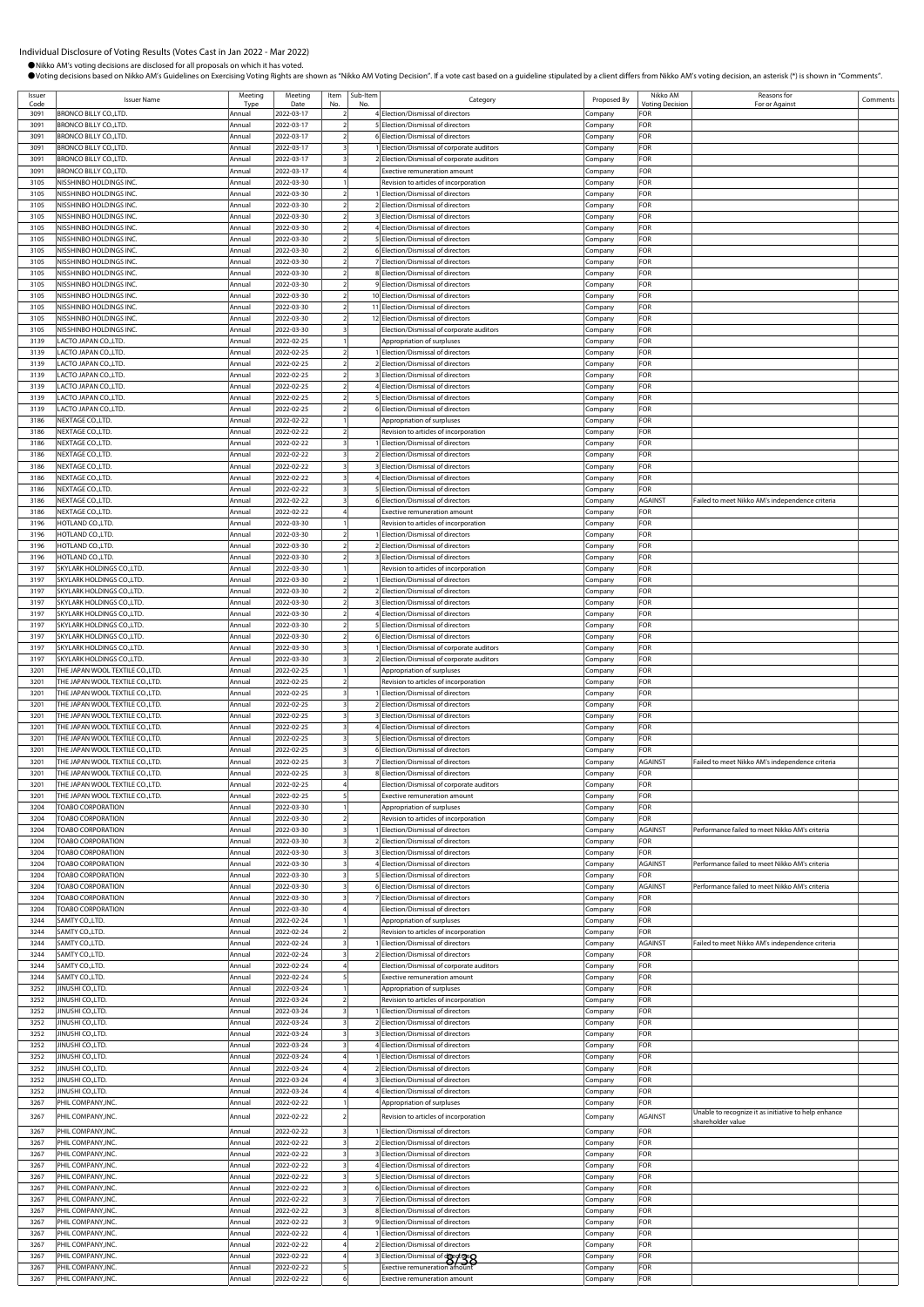Individual Disclosure of Voting Results (Votes Cast in Jan 2022 - Mar 2022)

●Nikko AM's voting decisions are disclosed for all proposals on which it has voted.

●Voting decisions based on Nikko AM's Guidelines on Exercising Voting Rights are shown as "Nikko AM Voting Decision". If a vote cast based on a guideline stipulated by a client differs from Nikko AM's voting decision, an asterisk (*) is shown in "Comments".

| Issuer Code | Issuer Name | Meeting Type | Meeting Date | Item No. | Sub-Item No. | Category | Proposed By | Nikko AM Voting Decision | Reasons for For or Against | Comments |
|---|---|---|---|---|---|---|---|---|---|---|
| 3091 | BRONCO BILLY CO.,LTD. | Annual | 2022-03-17 | 2 | 4 | Election/Dismissal of directors | Company | FOR | | |
| 3091 | BRONCO BILLY CO.,LTD. | Annual | 2022-03-17 | 2 | 5 | Election/Dismissal of directors | Company | FOR | | |
| 3091 | BRONCO BILLY CO.,LTD. | Annual | 2022-03-17 | 2 | 6 | Election/Dismissal of directors | Company | FOR | | |
| 3091 | BRONCO BILLY CO.,LTD. | Annual | 2022-03-17 | 3 | 1 | Election/Dismissal of corporate auditors | Company | FOR | | |
| 3091 | BRONCO BILLY CO.,LTD. | Annual | 2022-03-17 | 3 | 2 | Election/Dismissal of corporate auditors | Company | FOR | | |
| 3091 | BRONCO BILLY CO.,LTD. | Annual | 2022-03-17 | 4 | | Exective remuneration amount | Company | FOR | | |
| 3105 | NISSHINBO HOLDINGS INC. | Annual | 2022-03-30 | 1 | | Revision to articles of incorporation | Company | FOR | | |
| 3105 | NISSHINBO HOLDINGS INC. | Annual | 2022-03-30 | 2 | 1 | Election/Dismissal of directors | Company | FOR | | |
| 3105 | NISSHINBO HOLDINGS INC. | Annual | 2022-03-30 | 2 | 2 | Election/Dismissal of directors | Company | FOR | | |
| 3105 | NISSHINBO HOLDINGS INC. | Annual | 2022-03-30 | 2 | 3 | Election/Dismissal of directors | Company | FOR | | |
| 3105 | NISSHINBO HOLDINGS INC. | Annual | 2022-03-30 | 2 | 4 | Election/Dismissal of directors | Company | FOR | | |
| 3105 | NISSHINBO HOLDINGS INC. | Annual | 2022-03-30 | 2 | 5 | Election/Dismissal of directors | Company | FOR | | |
| 3105 | NISSHINBO HOLDINGS INC. | Annual | 2022-03-30 | 2 | 6 | Election/Dismissal of directors | Company | FOR | | |
| 3105 | NISSHINBO HOLDINGS INC. | Annual | 2022-03-30 | 2 | 7 | Election/Dismissal of directors | Company | FOR | | |
| 3105 | NISSHINBO HOLDINGS INC. | Annual | 2022-03-30 | 2 | 8 | Election/Dismissal of directors | Company | FOR | | |
| 3105 | NISSHINBO HOLDINGS INC. | Annual | 2022-03-30 | 2 | 9 | Election/Dismissal of directors | Company | FOR | | |
| 3105 | NISSHINBO HOLDINGS INC. | Annual | 2022-03-30 | 2 | 10 | Election/Dismissal of directors | Company | FOR | | |
| 3105 | NISSHINBO HOLDINGS INC. | Annual | 2022-03-30 | 2 | 11 | Election/Dismissal of directors | Company | FOR | | |
| 3105 | NISSHINBO HOLDINGS INC. | Annual | 2022-03-30 | 2 | 12 | Election/Dismissal of directors | Company | FOR | | |
| 3105 | NISSHINBO HOLDINGS INC. | Annual | 2022-03-30 | 3 | | Election/Dismissal of corporate auditors | Company | FOR | | |
| 3139 | LACTO JAPAN CO.,LTD. | Annual | 2022-02-25 | 1 | | Appropriation of surpluses | Company | FOR | | |
| 3139 | LACTO JAPAN CO.,LTD. | Annual | 2022-02-25 | 2 | 1 | Election/Dismissal of directors | Company | FOR | | |
| 3139 | LACTO JAPAN CO.,LTD. | Annual | 2022-02-25 | 2 | 2 | Election/Dismissal of directors | Company | FOR | | |
| 3139 | LACTO JAPAN CO.,LTD. | Annual | 2022-02-25 | 2 | 3 | Election/Dismissal of directors | Company | FOR | | |
| 3139 | LACTO JAPAN CO.,LTD. | Annual | 2022-02-25 | 2 | 4 | Election/Dismissal of directors | Company | FOR | | |
| 3139 | LACTO JAPAN CO.,LTD. | Annual | 2022-02-25 | 2 | 5 | Election/Dismissal of directors | Company | FOR | | |
| 3139 | LACTO JAPAN CO.,LTD. | Annual | 2022-02-25 | 2 | 6 | Election/Dismissal of directors | Company | FOR | | |
| 3186 | NEXTAGE CO.,LTD. | Annual | 2022-02-22 | 1 | | Appropriation of surpluses | Company | FOR | | |
| 3186 | NEXTAGE CO.,LTD. | Annual | 2022-02-22 | 2 | | Revision to articles of incorporation | Company | FOR | | |
| 3186 | NEXTAGE CO.,LTD. | Annual | 2022-02-22 | 3 | 1 | Election/Dismissal of directors | Company | FOR | | |
| 3186 | NEXTAGE CO.,LTD. | Annual | 2022-02-22 | 3 | 2 | Election/Dismissal of directors | Company | FOR | | |
| 3186 | NEXTAGE CO.,LTD. | Annual | 2022-02-22 | 3 | 3 | Election/Dismissal of directors | Company | FOR | | |
| 3186 | NEXTAGE CO.,LTD. | Annual | 2022-02-22 | 3 | 4 | Election/Dismissal of directors | Company | FOR | | |
| 3186 | NEXTAGE CO.,LTD. | Annual | 2022-02-22 | 3 | 5 | Election/Dismissal of directors | Company | FOR | | |
| 3186 | NEXTAGE CO.,LTD. | Annual | 2022-02-22 | 3 | 6 | Election/Dismissal of directors | Company | AGAINST | Failed to meet Nikko AM's independence criteria | |
| 3186 | NEXTAGE CO.,LTD. | Annual | 2022-02-22 | 4 | | Exective remuneration amount | Company | FOR | | |
| 3196 | HOTLAND CO.,LTD. | Annual | 2022-03-30 | 1 | | Revision to articles of incorporation | Company | FOR | | |
| 3196 | HOTLAND CO.,LTD. | Annual | 2022-03-30 | 2 | 1 | Election/Dismissal of directors | Company | FOR | | |
| 3196 | HOTLAND CO.,LTD. | Annual | 2022-03-30 | 2 | 2 | Election/Dismissal of directors | Company | FOR | | |
| 3196 | HOTLAND CO.,LTD. | Annual | 2022-03-30 | 2 | 3 | Election/Dismissal of directors | Company | FOR | | |
| 3197 | SKYLARK HOLDINGS CO.,LTD. | Annual | 2022-03-30 | 1 | | Revision to articles of incorporation | Company | FOR | | |
| 3197 | SKYLARK HOLDINGS CO.,LTD. | Annual | 2022-03-30 | 2 | 1 | Election/Dismissal of directors | Company | FOR | | |
| 3197 | SKYLARK HOLDINGS CO.,LTD. | Annual | 2022-03-30 | 2 | 2 | Election/Dismissal of directors | Company | FOR | | |
| 3197 | SKYLARK HOLDINGS CO.,LTD. | Annual | 2022-03-30 | 2 | 3 | Election/Dismissal of directors | Company | FOR | | |
| 3197 | SKYLARK HOLDINGS CO.,LTD. | Annual | 2022-03-30 | 2 | 4 | Election/Dismissal of directors | Company | FOR | | |
| 3197 | SKYLARK HOLDINGS CO.,LTD. | Annual | 2022-03-30 | 2 | 5 | Election/Dismissal of directors | Company | FOR | | |
| 3197 | SKYLARK HOLDINGS CO.,LTD. | Annual | 2022-03-30 | 2 | 6 | Election/Dismissal of directors | Company | FOR | | |
| 3197 | SKYLARK HOLDINGS CO.,LTD. | Annual | 2022-03-30 | 3 | 1 | Election/Dismissal of corporate auditors | Company | FOR | | |
| 3197 | SKYLARK HOLDINGS CO.,LTD. | Annual | 2022-03-30 | 3 | 2 | Election/Dismissal of corporate auditors | Company | FOR | | |
| 3201 | THE JAPAN WOOL TEXTILE CO.,LTD. | Annual | 2022-02-25 | 1 | | Appropriation of surpluses | Company | FOR | | |
| 3201 | THE JAPAN WOOL TEXTILE CO.,LTD. | Annual | 2022-02-25 | 2 | | Revision to articles of incorporation | Company | FOR | | |
| 3201 | THE JAPAN WOOL TEXTILE CO.,LTD. | Annual | 2022-02-25 | 3 | 1 | Election/Dismissal of directors | Company | FOR | | |
| 3201 | THE JAPAN WOOL TEXTILE CO.,LTD. | Annual | 2022-02-25 | 3 | 2 | Election/Dismissal of directors | Company | FOR | | |
| 3201 | THE JAPAN WOOL TEXTILE CO.,LTD. | Annual | 2022-02-25 | 3 | 3 | Election/Dismissal of directors | Company | FOR | | |
| 3201 | THE JAPAN WOOL TEXTILE CO.,LTD. | Annual | 2022-02-25 | 3 | 4 | Election/Dismissal of directors | Company | FOR | | |
| 3201 | THE JAPAN WOOL TEXTILE CO.,LTD. | Annual | 2022-02-25 | 3 | 5 | Election/Dismissal of directors | Company | FOR | | |
| 3201 | THE JAPAN WOOL TEXTILE CO.,LTD. | Annual | 2022-02-25 | 3 | 6 | Election/Dismissal of directors | Company | FOR | | |
| 3201 | THE JAPAN WOOL TEXTILE CO.,LTD. | Annual | 2022-02-25 | 3 | 7 | Election/Dismissal of directors | Company | AGAINST | Failed to meet Nikko AM's independence criteria | |
| 3201 | THE JAPAN WOOL TEXTILE CO.,LTD. | Annual | 2022-02-25 | 3 | 8 | Election/Dismissal of directors | Company | FOR | | |
| 3201 | THE JAPAN WOOL TEXTILE CO.,LTD. | Annual | 2022-02-25 | 4 | | Election/Dismissal of corporate auditors | Company | FOR | | |
| 3201 | THE JAPAN WOOL TEXTILE CO.,LTD. | Annual | 2022-02-25 | 5 | | Exective remuneration amount | Company | FOR | | |
| 3204 | TOABO CORPORATION | Annual | 2022-03-30 | 1 | | Appropriation of surpluses | Company | FOR | | |
| 3204 | TOABO CORPORATION | Annual | 2022-03-30 | 2 | | Revision to articles of incorporation | Company | FOR | | |
| 3204 | TOABO CORPORATION | Annual | 2022-03-30 | 3 | 1 | Election/Dismissal of directors | Company | AGAINST | Performance failed to meet Nikko AM's criteria | |
| 3204 | TOABO CORPORATION | Annual | 2022-03-30 | 3 | 2 | Election/Dismissal of directors | Company | FOR | | |
| 3204 | TOABO CORPORATION | Annual | 2022-03-30 | 3 | 3 | Election/Dismissal of directors | Company | FOR | | |
| 3204 | TOABO CORPORATION | Annual | 2022-03-30 | 3 | 4 | Election/Dismissal of directors | Company | AGAINST | Performance failed to meet Nikko AM's criteria | |
| 3204 | TOABO CORPORATION | Annual | 2022-03-30 | 3 | 5 | Election/Dismissal of directors | Company | FOR | | |
| 3204 | TOABO CORPORATION | Annual | 2022-03-30 | 3 | 6 | Election/Dismissal of directors | Company | AGAINST | Performance failed to meet Nikko AM's criteria | |
| 3204 | TOABO CORPORATION | Annual | 2022-03-30 | 3 | 7 | Election/Dismissal of directors | Company | FOR | | |
| 3204 | TOABO CORPORATION | Annual | 2022-03-30 | 4 | | Election/Dismissal of directors | Company | FOR | | |
| 3244 | SAMTY CO.,LTD. | Annual | 2022-02-24 | 1 | | Appropriation of surpluses | Company | FOR | | |
| 3244 | SAMTY CO.,LTD. | Annual | 2022-02-24 | 2 | | Revision to articles of incorporation | Company | FOR | | |
| 3244 | SAMTY CO.,LTD. | Annual | 2022-02-24 | 3 | 1 | Election/Dismissal of directors | Company | AGAINST | Failed to meet Nikko AM's independence criteria | |
| 3244 | SAMTY CO.,LTD. | Annual | 2022-02-24 | 3 | 2 | Election/Dismissal of directors | Company | FOR | | |
| 3244 | SAMTY CO.,LTD. | Annual | 2022-02-24 | 4 | | Election/Dismissal of corporate auditors | Company | FOR | | |
| 3244 | SAMTY CO.,LTD. | Annual | 2022-02-24 | 5 | | Exective remuneration amount | Company | FOR | | |
| 3252 | JINUSHI CO.,LTD. | Annual | 2022-03-24 | 1 | | Appropriation of surpluses | Company | FOR | | |
| 3252 | JINUSHI CO.,LTD. | Annual | 2022-03-24 | 2 | | Revision to articles of incorporation | Company | FOR | | |
| 3252 | JINUSHI CO.,LTD. | Annual | 2022-03-24 | 3 | 1 | Election/Dismissal of directors | Company | FOR | | |
| 3252 | JINUSHI CO.,LTD. | Annual | 2022-03-24 | 3 | 2 | Election/Dismissal of directors | Company | FOR | | |
| 3252 | JINUSHI CO.,LTD. | Annual | 2022-03-24 | 3 | 3 | Election/Dismissal of directors | Company | FOR | | |
| 3252 | JINUSHI CO.,LTD. | Annual | 2022-03-24 | 3 | 4 | Election/Dismissal of directors | Company | FOR | | |
| 3252 | JINUSHI CO.,LTD. | Annual | 2022-03-24 | 4 | 1 | Election/Dismissal of directors | Company | FOR | | |
| 3252 | JINUSHI CO.,LTD. | Annual | 2022-03-24 | 4 | 2 | Election/Dismissal of directors | Company | FOR | | |
| 3252 | JINUSHI CO.,LTD. | Annual | 2022-03-24 | 4 | 3 | Election/Dismissal of directors | Company | FOR | | |
| 3252 | JINUSHI CO.,LTD. | Annual | 2022-03-24 | 4 | 4 | Election/Dismissal of directors | Company | FOR | | |
| 3267 | PHIL COMPANY,INC. | Annual | 2022-02-22 | 1 | | Appropriation of surpluses | Company | FOR | | |
| 3267 | PHIL COMPANY,INC. | Annual | 2022-02-22 | 2 | | Revision to articles of incorporation | Company | AGAINST | Unable to recognize it as initiative to help enhance shareholder value | |
| 3267 | PHIL COMPANY,INC. | Annual | 2022-02-22 | 3 | 1 | Election/Dismissal of directors | Company | FOR | | |
| 3267 | PHIL COMPANY,INC. | Annual | 2022-02-22 | 3 | 2 | Election/Dismissal of directors | Company | FOR | | |
| 3267 | PHIL COMPANY,INC. | Annual | 2022-02-22 | 3 | 3 | Election/Dismissal of directors | Company | FOR | | |
| 3267 | PHIL COMPANY,INC. | Annual | 2022-02-22 | 3 | 4 | Election/Dismissal of directors | Company | FOR | | |
| 3267 | PHIL COMPANY,INC. | Annual | 2022-02-22 | 3 | 5 | Election/Dismissal of directors | Company | FOR | | |
| 3267 | PHIL COMPANY,INC. | Annual | 2022-02-22 | 3 | 6 | Election/Dismissal of directors | Company | FOR | | |
| 3267 | PHIL COMPANY,INC. | Annual | 2022-02-22 | 3 | 7 | Election/Dismissal of directors | Company | FOR | | |
| 3267 | PHIL COMPANY,INC. | Annual | 2022-02-22 | 3 | 8 | Election/Dismissal of directors | Company | FOR | | |
| 3267 | PHIL COMPANY,INC. | Annual | 2022-02-22 | 3 | 9 | Election/Dismissal of directors | Company | FOR | | |
| 3267 | PHIL COMPANY,INC. | Annual | 2022-02-22 | 4 | 1 | Election/Dismissal of directors | Company | FOR | | |
| 3267 | PHIL COMPANY,INC. | Annual | 2022-02-22 | 4 | 2 | Election/Dismissal of directors | Company | FOR | | |
| 3267 | PHIL COMPANY,INC. | Annual | 2022-02-22 | 4 | 3 | Election/Dismissal of directors | Company | FOR | | |
| 3267 | PHIL COMPANY,INC. | Annual | 2022-02-22 | 5 | | Exective remuneration amount | Company | FOR | | |
| 3267 | PHIL COMPANY,INC. | Annual | 2022-02-22 | 6 | | Exective remuneration amount | Company | FOR | | |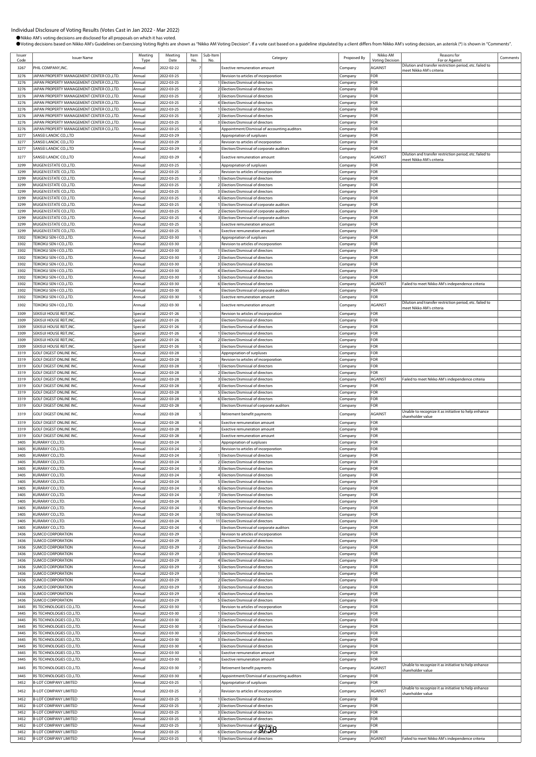Individual Disclosure of Voting Results (Votes Cast in Jan 2022 - Mar 2022)

- Nikko AM's voting decisions are disclosed for all proposals on which it has voted.
- Voting decisions based on Nikko AM's Guidelines on Exercising Voting Rights are shown as "Nikko AM Voting Decision". If a vote cast based on a guideline stipulated by a client differs from Nikko AM's voting decision, an asterisk (*) is shown in "Comments".

| Issuer Code | Issuer Name | Meeting Type | Meeting Date | Item No. | Sub-Item No. | Category | Proposed By | Nikko AM Voting Decision | Reasons for For or Against | Comments |
|---|---|---|---|---|---|---|---|---|---|---|
| 3267 | PHIL COMPANY,INC. | Annual | 2022-02-22 | 7 | | Exective remuneration amount | Company | AGAINST | Dilution and transfer restriction period, etc. failed to meet Nikko AM's criteria | |
| 3276 | JAPAN PROPERTY MANAGEMENT CENTER CO.,LTD. | Annual | 2022-03-25 | 1 | | Revision to articles of incorporation | Company | FOR | | |
| 3276 | JAPAN PROPERTY MANAGEMENT CENTER CO.,LTD. | Annual | 2022-03-25 | 2 | 1 | Election/Dismissal of directors | Company | FOR | | |
| 3276 | JAPAN PROPERTY MANAGEMENT CENTER CO.,LTD. | Annual | 2022-03-25 | 2 | 2 | Election/Dismissal of directors | Company | FOR | | |
| 3276 | JAPAN PROPERTY MANAGEMENT CENTER CO.,LTD. | Annual | 2022-03-25 | 2 | 3 | Election/Dismissal of directors | Company | FOR | | |
| 3276 | JAPAN PROPERTY MANAGEMENT CENTER CO.,LTD. | Annual | 2022-03-25 | 2 | 4 | Election/Dismissal of directors | Company | FOR | | |
| 3276 | JAPAN PROPERTY MANAGEMENT CENTER CO.,LTD. | Annual | 2022-03-25 | 3 | 1 | Election/Dismissal of directors | Company | FOR | | |
| 3276 | JAPAN PROPERTY MANAGEMENT CENTER CO.,LTD. | Annual | 2022-03-25 | 3 | 2 | Election/Dismissal of directors | Company | FOR | | |
| 3276 | JAPAN PROPERTY MANAGEMENT CENTER CO.,LTD. | Annual | 2022-03-25 | 3 | 3 | Election/Dismissal of directors | Company | FOR | | |
| 3276 | JAPAN PROPERTY MANAGEMENT CENTER CO.,LTD. | Annual | 2022-03-25 | 4 | | Appointment/Dismissal of accounting auditors | Company | FOR | | |
| 3277 | SANSEI LANDIC CO.,LTD | Annual | 2022-03-29 | 1 | | Appropriation of surpluses | Company | FOR | | |
| 3277 | SANSEI LANDIC CO.,LTD | Annual | 2022-03-29 | 2 | | Revision to articles of incorporation | Company | FOR | | |
| 3277 | SANSEI LANDIC CO.,LTD | Annual | 2022-03-29 | 3 | | Election/Dismissal of corporate auditors | Company | FOR | | |
| 3277 | SANSEI LANDIC CO.,LTD | Annual | 2022-03-29 | 4 | | Exective remuneration amount | Company | AGAINST | Dilution and transfer restriction period, etc. failed to meet Nikko AM's criteria | |
| 3299 | MUGEN ESTATE CO.,LTD. | Annual | 2022-03-25 | 1 | | Appropriation of surpluses | Company | FOR | | |
| 3299 | MUGEN ESTATE CO.,LTD. | Annual | 2022-03-25 | 2 | | Revision to articles of incorporation | Company | FOR | | |
| 3299 | MUGEN ESTATE CO.,LTD. | Annual | 2022-03-25 | 3 | 1 | Election/Dismissal of directors | Company | FOR | | |
| 3299 | MUGEN ESTATE CO.,LTD. | Annual | 2022-03-25 | 3 | 2 | Election/Dismissal of directors | Company | FOR | | |
| 3299 | MUGEN ESTATE CO.,LTD. | Annual | 2022-03-25 | 3 | 3 | Election/Dismissal of directors | Company | FOR | | |
| 3299 | MUGEN ESTATE CO.,LTD. | Annual | 2022-03-25 | 3 | 4 | Election/Dismissal of directors | Company | FOR | | |
| 3299 | MUGEN ESTATE CO.,LTD. | Annual | 2022-03-25 | 4 | 1 | Election/Dismissal of corporate auditors | Company | FOR | | |
| 3299 | MUGEN ESTATE CO.,LTD. | Annual | 2022-03-25 | 4 | 2 | Election/Dismissal of corporate auditors | Company | FOR | | |
| 3299 | MUGEN ESTATE CO.,LTD. | Annual | 2022-03-25 | 4 | 3 | Election/Dismissal of corporate auditors | Company | FOR | | |
| 3299 | MUGEN ESTATE CO.,LTD. | Annual | 2022-03-25 | 5 | | Exective remuneration amount | Company | FOR | | |
| 3299 | MUGEN ESTATE CO.,LTD. | Annual | 2022-03-25 | 6 | | Exective remuneration amount | Company | FOR | | |
| 3302 | TEIKOKU SEN-I CO.,LTD. | Annual | 2022-03-30 | 1 | | Appropriation of surpluses | Company | FOR | | |
| 3302 | TEIKOKU SEN-I CO.,LTD. | Annual | 2022-03-30 | 2 | | Revision to articles of incorporation | Company | FOR | | |
| 3302 | TEIKOKU SEN-I CO.,LTD. | Annual | 2022-03-30 | 3 | 1 | Election/Dismissal of directors | Company | FOR | | |
| 3302 | TEIKOKU SEN-I CO.,LTD. | Annual | 2022-03-30 | 3 | 2 | Election/Dismissal of directors | Company | FOR | | |
| 3302 | TEIKOKU SEN-I CO.,LTD. | Annual | 2022-03-30 | 3 | 3 | Election/Dismissal of directors | Company | FOR | | |
| 3302 | TEIKOKU SEN-I CO.,LTD. | Annual | 2022-03-30 | 3 | 4 | Election/Dismissal of directors | Company | FOR | | |
| 3302 | TEIKOKU SEN-I CO.,LTD. | Annual | 2022-03-30 | 3 | 5 | Election/Dismissal of directors | Company | FOR | | |
| 3302 | TEIKOKU SEN-I CO.,LTD. | Annual | 2022-03-30 | 3 | 6 | Election/Dismissal of directors | Company | AGAINST | Failed to meet Nikko AM's independence criteria | |
| 3302 | TEIKOKU SEN-I CO.,LTD. | Annual | 2022-03-30 | 4 | | Election/Dismissal of corporate auditors | Company | FOR | | |
| 3302 | TEIKOKU SEN-I CO.,LTD. | Annual | 2022-03-30 | 5 | | Exective remuneration amount | Company | FOR | | |
| 3302 | TEIKOKU SEN-I CO.,LTD. | Annual | 2022-03-30 | 6 | | Exective remuneration amount | Company | AGAINST | Dilution and transfer restriction period, etc. failed to meet Nikko AM's criteria | |
| 3309 | SEKISUI HOUSE REIT,INC. | Special | 2022-01-26 | 1 | | Revision to articles of incorporation | Company | FOR | | |
| 3309 | SEKISUI HOUSE REIT,INC. | Special | 2022-01-26 | 2 | | Election/Dismissal of directors | Company | FOR | | |
| 3309 | SEKISUI HOUSE REIT,INC. | Special | 2022-01-26 | 3 | | Election/Dismissal of directors | Company | FOR | | |
| 3309 | SEKISUI HOUSE REIT,INC. | Special | 2022-01-26 | 4 | 1 | Election/Dismissal of directors | Company | FOR | | |
| 3309 | SEKISUI HOUSE REIT,INC. | Special | 2022-01-26 | 4 | 2 | Election/Dismissal of directors | Company | FOR | | |
| 3309 | SEKISUI HOUSE REIT,INC. | Special | 2022-01-26 | 5 | | Election/Dismissal of directors | Company | FOR | | |
| 3319 | GOLF DIGEST ONLINE INC. | Annual | 2022-03-28 | 1 | | Appropriation of surpluses | Company | FOR | | |
| 3319 | GOLF DIGEST ONLINE INC. | Annual | 2022-03-28 | 2 | | Revision to articles of incorporation | Company | FOR | | |
| 3319 | GOLF DIGEST ONLINE INC. | Annual | 2022-03-28 | 3 | 1 | Election/Dismissal of directors | Company | FOR | | |
| 3319 | GOLF DIGEST ONLINE INC. | Annual | 2022-03-28 | 3 | 2 | Election/Dismissal of directors | Company | FOR | | |
| 3319 | GOLF DIGEST ONLINE INC. | Annual | 2022-03-28 | 3 | 3 | Election/Dismissal of directors | Company | AGAINST | Failed to meet Nikko AM's independence criteria | |
| 3319 | GOLF DIGEST ONLINE INC. | Annual | 2022-03-28 | 3 | 4 | Election/Dismissal of directors | Company | FOR | | |
| 3319 | GOLF DIGEST ONLINE INC. | Annual | 2022-03-28 | 3 | 5 | Election/Dismissal of directors | Company | FOR | | |
| 3319 | GOLF DIGEST ONLINE INC. | Annual | 2022-03-28 | 3 | 6 | Election/Dismissal of directors | Company | FOR | | |
| 3319 | GOLF DIGEST ONLINE INC. | Annual | 2022-03-28 | 4 | | Election/Dismissal of corporate auditors | Company | FOR | | |
| 3319 | GOLF DIGEST ONLINE INC. | Annual | 2022-03-28 | 5 | | Retirement benefit payments | Company | AGAINST | Unable to recognize it as initiative to help enhance shareholder value | |
| 3319 | GOLF DIGEST ONLINE INC. | Annual | 2022-03-28 | 6 | | Exective remuneration amount | Company | FOR | | |
| 3319 | GOLF DIGEST ONLINE INC. | Annual | 2022-03-28 | 7 | | Exective remuneration amount | Company | FOR | | |
| 3319 | GOLF DIGEST ONLINE INC. | Annual | 2022-03-28 | 8 | | Exective remuneration amount | Company | FOR | | |
| 3405 | KURARAY CO.,LTD. | Annual | 2022-03-24 | 1 | | Appropriation of surpluses | Company | FOR | | |
| 3405 | KURARAY CO.,LTD. | Annual | 2022-03-24 | 2 | | Revision to articles of incorporation | Company | FOR | | |
| 3405 | KURARAY CO.,LTD. | Annual | 2022-03-24 | 3 | 1 | Election/Dismissal of directors | Company | FOR | | |
| 3405 | KURARAY CO.,LTD. | Annual | 2022-03-24 | 3 | 2 | Election/Dismissal of directors | Company | FOR | | |
| 3405 | KURARAY CO.,LTD. | Annual | 2022-03-24 | 3 | 3 | Election/Dismissal of directors | Company | FOR | | |
| 3405 | KURARAY CO.,LTD. | Annual | 2022-03-24 | 3 | 4 | Election/Dismissal of directors | Company | FOR | | |
| 3405 | KURARAY CO.,LTD. | Annual | 2022-03-24 | 3 | 5 | Election/Dismissal of directors | Company | FOR | | |
| 3405 | KURARAY CO.,LTD. | Annual | 2022-03-24 | 3 | 6 | Election/Dismissal of directors | Company | FOR | | |
| 3405 | KURARAY CO.,LTD. | Annual | 2022-03-24 | 3 | 7 | Election/Dismissal of directors | Company | FOR | | |
| 3405 | KURARAY CO.,LTD. | Annual | 2022-03-24 | 3 | 8 | Election/Dismissal of directors | Company | FOR | | |
| 3405 | KURARAY CO.,LTD. | Annual | 2022-03-24 | 3 | 9 | Election/Dismissal of directors | Company | FOR | | |
| 3405 | KURARAY CO.,LTD. | Annual | 2022-03-24 | 3 | 10 | Election/Dismissal of directors | Company | FOR | | |
| 3405 | KURARAY CO.,LTD. | Annual | 2022-03-24 | 3 | 11 | Election/Dismissal of directors | Company | FOR | | |
| 3405 | KURARAY CO.,LTD. | Annual | 2022-03-24 | 4 | | Election/Dismissal of corporate auditors | Company | FOR | | |
| 3436 | SUMCO CORPORATION | Annual | 2022-03-29 | 1 | | Revision to articles of incorporation | Company | FOR | | |
| 3436 | SUMCO CORPORATION | Annual | 2022-03-29 | 2 | 1 | Election/Dismissal of directors | Company | FOR | | |
| 3436 | SUMCO CORPORATION | Annual | 2022-03-29 | 2 | 2 | Election/Dismissal of directors | Company | FOR | | |
| 3436 | SUMCO CORPORATION | Annual | 2022-03-29 | 2 | 3 | Election/Dismissal of directors | Company | FOR | | |
| 3436 | SUMCO CORPORATION | Annual | 2022-03-29 | 2 | 4 | Election/Dismissal of directors | Company | FOR | | |
| 3436 | SUMCO CORPORATION | Annual | 2022-03-29 | 2 | 5 | Election/Dismissal of directors | Company | FOR | | |
| 3436 | SUMCO CORPORATION | Annual | 2022-03-29 | 3 | 1 | Election/Dismissal of directors | Company | FOR | | |
| 3436 | SUMCO CORPORATION | Annual | 2022-03-29 | 3 | 2 | Election/Dismissal of directors | Company | FOR | | |
| 3436 | SUMCO CORPORATION | Annual | 2022-03-29 | 3 | 3 | Election/Dismissal of directors | Company | FOR | | |
| 3436 | SUMCO CORPORATION | Annual | 2022-03-29 | 3 | 4 | Election/Dismissal of directors | Company | FOR | | |
| 3436 | SUMCO CORPORATION | Annual | 2022-03-29 | 3 | 5 | Election/Dismissal of directors | Company | FOR | | |
| 3445 | RS TECHNOLOGIES CO.,LTD. | Annual | 2022-03-30 | 1 | | Revision to articles of incorporation | Company | FOR | | |
| 3445 | RS TECHNOLOGIES CO.,LTD. | Annual | 2022-03-30 | 2 | 1 | Election/Dismissal of directors | Company | FOR | | |
| 3445 | RS TECHNOLOGIES CO.,LTD. | Annual | 2022-03-30 | 2 | 2 | Election/Dismissal of directors | Company | FOR | | |
| 3445 | RS TECHNOLOGIES CO.,LTD. | Annual | 2022-03-30 | 3 | 1 | Election/Dismissal of directors | Company | FOR | | |
| 3445 | RS TECHNOLOGIES CO.,LTD. | Annual | 2022-03-30 | 3 | 2 | Election/Dismissal of directors | Company | FOR | | |
| 3445 | RS TECHNOLOGIES CO.,LTD. | Annual | 2022-03-30 | 3 | 3 | Election/Dismissal of directors | Company | FOR | | |
| 3445 | RS TECHNOLOGIES CO.,LTD. | Annual | 2022-03-30 | 4 | | Election/Dismissal of directors | Company | FOR | | |
| 3445 | RS TECHNOLOGIES CO.,LTD. | Annual | 2022-03-30 | 5 | | Exective remuneration amount | Company | FOR | | |
| 3445 | RS TECHNOLOGIES CO.,LTD. | Annual | 2022-03-30 | 6 | | Exective remuneration amount | Company | FOR | | |
| 3445 | RS TECHNOLOGIES CO.,LTD. | Annual | 2022-03-30 | 7 | | Retirement benefit payments | Company | AGAINST | Unable to recognize it as initiative to help enhance shareholder value | |
| 3445 | RS TECHNOLOGIES CO.,LTD. | Annual | 2022-03-30 | 8 | | Appointment/Dismissal of accounting auditors | Company | FOR | | |
| 3452 | B-LOT COMPANY LIMITED | Annual | 2022-03-25 | 1 | | Appropriation of surpluses | Company | FOR | | |
| 3452 | B-LOT COMPANY LIMITED | Annual | 2022-03-25 | 2 | | Revision to articles of incorporation | Company | AGAINST | Unable to recognize it as initiative to help enhance shareholder value | |
| 3452 | B-LOT COMPANY LIMITED | Annual | 2022-03-25 | 3 | 1 | Election/Dismissal of directors | Company | FOR | | |
| 3452 | B-LOT COMPANY LIMITED | Annual | 2022-03-25 | 3 | 2 | Election/Dismissal of directors | Company | FOR | | |
| 3452 | B-LOT COMPANY LIMITED | Annual | 2022-03-25 | 3 | 3 | Election/Dismissal of directors | Company | FOR | | |
| 3452 | B-LOT COMPANY LIMITED | Annual | 2022-03-25 | 3 | 4 | Election/Dismissal of directors | Company | FOR | | |
| 3452 | B-LOT COMPANY LIMITED | Annual | 2022-03-25 | 3 | 5 | Election/Dismissal of directors | Company | FOR | | |
| 3452 | B-LOT COMPANY LIMITED | Annual | 2022-03-25 | 3 | 6 | Election/Dismissal of directors | Company | FOR | | |
| 3452 | B-LOT COMPANY LIMITED | Annual | 2022-03-25 | 4 | 1 | Election/Dismissal of directors | Company | AGAINST | Failed to meet Nikko AM's independence criteria | |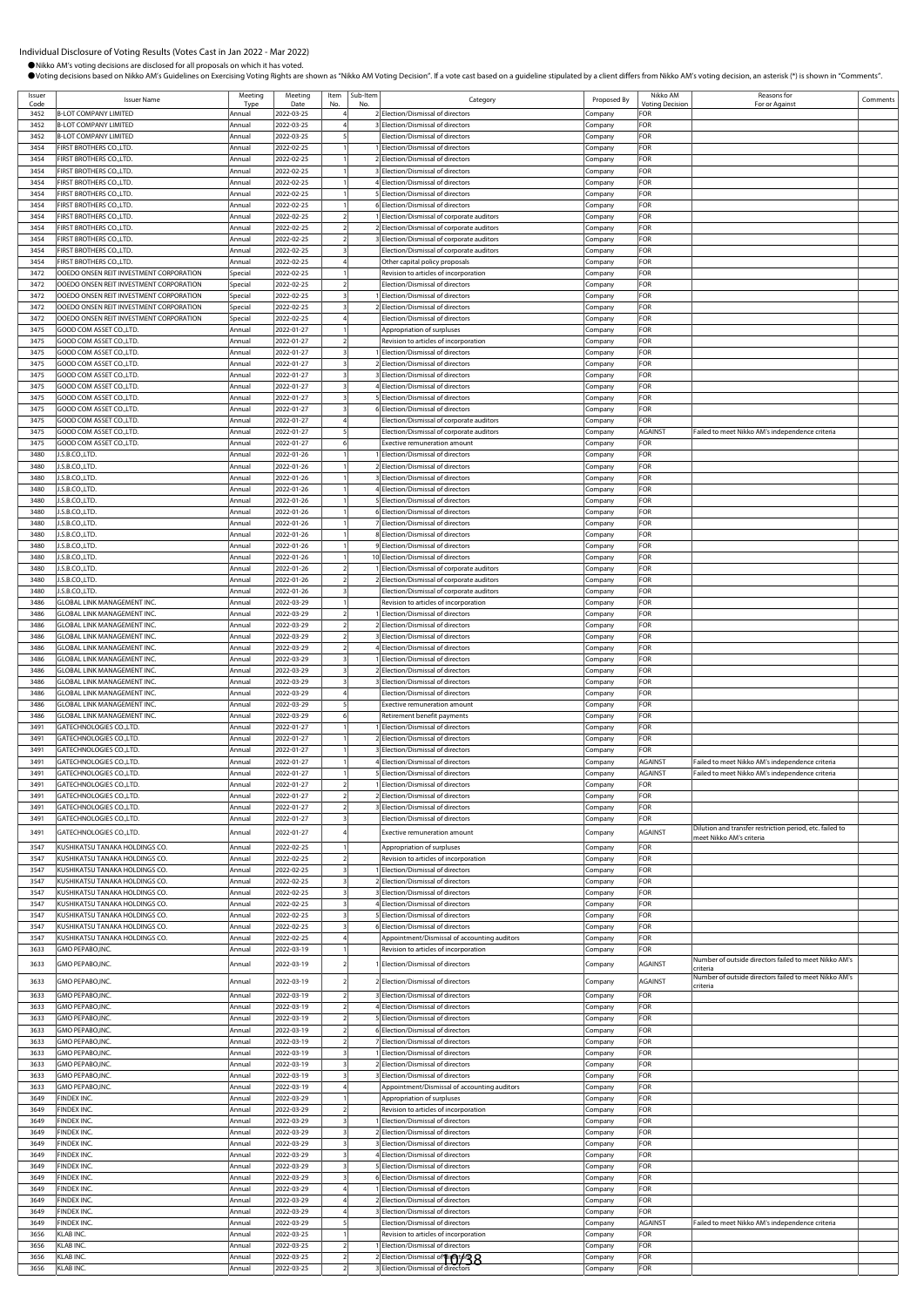# Individual Disclosure of Voting Results (Votes Cast in Jan 2022 - Mar 2022)

● Nikko AM's voting decisions are disclosed for all proposals on which it has voted.

● Voting decisions based on Nikko AM's Guidelines on Exercising Voting Rights are shown as "Nikko AM Voting Decision". If a vote cast based on a guideline stipulated by a client differs from Nikko AM's voting decision, an asterisk (*) is shown in "Comments".

| Issuer Code | Issuer Name | Meeting Type | Meeting Date | Item No. | Sub-Item No. | Category | Proposed By | Nikko AM Voting Decision | Reasons for For or Against | Comments |
|---|---|---|---|---|---|---|---|---|---|---|
| 3452 | B-LOT COMPANY LIMITED | Annual | 2022-03-25 | 4 | 2 | Election/Dismissal of directors | Company | FOR | | |
| 3452 | B-LOT COMPANY LIMITED | Annual | 2022-03-25 | 4 | 3 | Election/Dismissal of directors | Company | FOR | | |
| 3452 | B-LOT COMPANY LIMITED | Annual | 2022-03-25 | 5 | | Election/Dismissal of directors | Company | FOR | | |
| 3454 | FIRST BROTHERS CO.,LTD. | Annual | 2022-02-25 | 1 | 1 | Election/Dismissal of directors | Company | FOR | | |
| 3454 | FIRST BROTHERS CO.,LTD. | Annual | 2022-02-25 | 1 | 2 | Election/Dismissal of directors | Company | FOR | | |
| 3454 | FIRST BROTHERS CO.,LTD. | Annual | 2022-02-25 | 1 | 3 | Election/Dismissal of directors | Company | FOR | | |
| 3454 | FIRST BROTHERS CO.,LTD. | Annual | 2022-02-25 | 1 | 4 | Election/Dismissal of directors | Company | FOR | | |
| 3454 | FIRST BROTHERS CO.,LTD. | Annual | 2022-02-25 | 1 | 5 | Election/Dismissal of directors | Company | FOR | | |
| 3454 | FIRST BROTHERS CO.,LTD. | Annual | 2022-02-25 | 1 | 6 | Election/Dismissal of directors | Company | FOR | | |
| 3454 | FIRST BROTHERS CO.,LTD. | Annual | 2022-02-25 | 2 | 1 | Election/Dismissal of corporate auditors | Company | FOR | | |
| 3454 | FIRST BROTHERS CO.,LTD. | Annual | 2022-02-25 | 2 | 2 | Election/Dismissal of corporate auditors | Company | FOR | | |
| 3454 | FIRST BROTHERS CO.,LTD. | Annual | 2022-02-25 | 2 | 3 | Election/Dismissal of corporate auditors | Company | FOR | | |
| 3454 | FIRST BROTHERS CO.,LTD. | Annual | 2022-02-25 | 3 | | Election/Dismissal of corporate auditors | Company | FOR | | |
| 3454 | FIRST BROTHERS CO.,LTD. | Annual | 2022-02-25 | 4 | | Other capital policy proposals | Company | FOR | | |
| 3472 | OOEDO ONSEN REIT INVESTMENT CORPORATION | Special | 2022-02-25 | 1 | | Revision to articles of incorporation | Company | FOR | | |
| 3472 | OOEDO ONSEN REIT INVESTMENT CORPORATION | Special | 2022-02-25 | 2 | | Election/Dismissal of directors | Company | FOR | | |
| 3472 | OOEDO ONSEN REIT INVESTMENT CORPORATION | Special | 2022-02-25 | 3 | 1 | Election/Dismissal of directors | Company | FOR | | |
| 3472 | OOEDO ONSEN REIT INVESTMENT CORPORATION | Special | 2022-02-25 | 3 | 2 | Election/Dismissal of directors | Company | FOR | | |
| 3472 | OOEDO ONSEN REIT INVESTMENT CORPORATION | Special | 2022-02-25 | 4 | | Election/Dismissal of directors | Company | FOR | | |
| 3475 | GOOD COM ASSET CO.,LTD. | Annual | 2022-01-27 | 1 | | Appropriation of surpluses | Company | FOR | | |
| 3475 | GOOD COM ASSET CO.,LTD. | Annual | 2022-01-27 | 2 | | Revision to articles of incorporation | Company | FOR | | |
| 3475 | GOOD COM ASSET CO.,LTD. | Annual | 2022-01-27 | 3 | 1 | Election/Dismissal of directors | Company | FOR | | |
| 3475 | GOOD COM ASSET CO.,LTD. | Annual | 2022-01-27 | 3 | 2 | Election/Dismissal of directors | Company | FOR | | |
| 3475 | GOOD COM ASSET CO.,LTD. | Annual | 2022-01-27 | 3 | 3 | Election/Dismissal of directors | Company | FOR | | |
| 3475 | GOOD COM ASSET CO.,LTD. | Annual | 2022-01-27 | 3 | 4 | Election/Dismissal of directors | Company | FOR | | |
| 3475 | GOOD COM ASSET CO.,LTD. | Annual | 2022-01-27 | 3 | 5 | Election/Dismissal of directors | Company | FOR | | |
| 3475 | GOOD COM ASSET CO.,LTD. | Annual | 2022-01-27 | 3 | 6 | Election/Dismissal of directors | Company | FOR | | |
| 3475 | GOOD COM ASSET CO.,LTD. | Annual | 2022-01-27 | 4 | | Election/Dismissal of corporate auditors | Company | FOR | | |
| 3475 | GOOD COM ASSET CO.,LTD. | Annual | 2022-01-27 | 5 | | Election/Dismissal of corporate auditors | Company | AGAINST | Failed to meet Nikko AM's independence criteria | |
| 3475 | GOOD COM ASSET CO.,LTD. | Annual | 2022-01-27 | 6 | | Exective remuneration amount | Company | FOR | | |
| 3480 | J.S.B.CO.,LTD. | Annual | 2022-01-26 | 1 | 1 | Election/Dismissal of directors | Company | FOR | | |
| 3480 | J.S.B.CO.,LTD. | Annual | 2022-01-26 | 1 | 2 | Election/Dismissal of directors | Company | FOR | | |
| 3480 | J.S.B.CO.,LTD. | Annual | 2022-01-26 | 1 | 3 | Election/Dismissal of directors | Company | FOR | | |
| 3480 | J.S.B.CO.,LTD. | Annual | 2022-01-26 | 1 | 4 | Election/Dismissal of directors | Company | FOR | | |
| 3480 | J.S.B.CO.,LTD. | Annual | 2022-01-26 | 1 | 5 | Election/Dismissal of directors | Company | FOR | | |
| 3480 | J.S.B.CO.,LTD. | Annual | 2022-01-26 | 1 | 6 | Election/Dismissal of directors | Company | FOR | | |
| 3480 | J.S.B.CO.,LTD. | Annual | 2022-01-26 | 1 | 7 | Election/Dismissal of directors | Company | FOR | | |
| 3480 | J.S.B.CO.,LTD. | Annual | 2022-01-26 | 1 | 8 | Election/Dismissal of directors | Company | FOR | | |
| 3480 | J.S.B.CO.,LTD. | Annual | 2022-01-26 | 1 | 9 | Election/Dismissal of directors | Company | FOR | | |
| 3480 | J.S.B.CO.,LTD. | Annual | 2022-01-26 | 1 | 10 | Election/Dismissal of directors | Company | FOR | | |
| 3480 | J.S.B.CO.,LTD. | Annual | 2022-01-26 | 2 | 1 | Election/Dismissal of corporate auditors | Company | FOR | | |
| 3480 | J.S.B.CO.,LTD. | Annual | 2022-01-26 | 2 | 2 | Election/Dismissal of corporate auditors | Company | FOR | | |
| 3480 | J.S.B.CO.,LTD. | Annual | 2022-01-26 | 3 | | Election/Dismissal of corporate auditors | Company | FOR | | |
| 3486 | GLOBAL LINK MANAGEMENT INC. | Annual | 2022-03-29 | 1 | | Revision to articles of incorporation | Company | FOR | | |
| 3486 | GLOBAL LINK MANAGEMENT INC. | Annual | 2022-03-29 | 2 | 1 | Election/Dismissal of directors | Company | FOR | | |
| 3486 | GLOBAL LINK MANAGEMENT INC. | Annual | 2022-03-29 | 2 | 2 | Election/Dismissal of directors | Company | FOR | | |
| 3486 | GLOBAL LINK MANAGEMENT INC. | Annual | 2022-03-29 | 2 | 3 | Election/Dismissal of directors | Company | FOR | | |
| 3486 | GLOBAL LINK MANAGEMENT INC. | Annual | 2022-03-29 | 2 | 4 | Election/Dismissal of directors | Company | FOR | | |
| 3486 | GLOBAL LINK MANAGEMENT INC. | Annual | 2022-03-29 | 3 | 1 | Election/Dismissal of directors | Company | FOR | | |
| 3486 | GLOBAL LINK MANAGEMENT INC. | Annual | 2022-03-29 | 3 | 2 | Election/Dismissal of directors | Company | FOR | | |
| 3486 | GLOBAL LINK MANAGEMENT INC. | Annual | 2022-03-29 | 3 | 3 | Election/Dismissal of directors | Company | FOR | | |
| 3486 | GLOBAL LINK MANAGEMENT INC. | Annual | 2022-03-29 | 4 | | Election/Dismissal of directors | Company | FOR | | |
| 3486 | GLOBAL LINK MANAGEMENT INC. | Annual | 2022-03-29 | 5 | | Exective remuneration amount | Company | FOR | | |
| 3486 | GLOBAL LINK MANAGEMENT INC. | Annual | 2022-03-29 | 6 | | Retirement benefit payments | Company | FOR | | |
| 3491 | GATECHNOLOGIES CO.,LTD. | Annual | 2022-01-27 | 1 | 1 | Election/Dismissal of directors | Company | FOR | | |
| 3491 | GATECHNOLOGIES CO.,LTD. | Annual | 2022-01-27 | 1 | 2 | Election/Dismissal of directors | Company | FOR | | |
| 3491 | GATECHNOLOGIES CO.,LTD. | Annual | 2022-01-27 | 1 | 3 | Election/Dismissal of directors | Company | FOR | | |
| 3491 | GATECHNOLOGIES CO.,LTD. | Annual | 2022-01-27 | 1 | 4 | Election/Dismissal of directors | Company | AGAINST | Failed to meet Nikko AM's independence criteria | |
| 3491 | GATECHNOLOGIES CO.,LTD. | Annual | 2022-01-27 | 1 | 5 | Election/Dismissal of directors | Company | AGAINST | Failed to meet Nikko AM's independence criteria | |
| 3491 | GATECHNOLOGIES CO.,LTD. | Annual | 2022-01-27 | 2 | 1 | Election/Dismissal of directors | Company | FOR | | |
| 3491 | GATECHNOLOGIES CO.,LTD. | Annual | 2022-01-27 | 2 | 2 | Election/Dismissal of directors | Company | FOR | | |
| 3491 | GATECHNOLOGIES CO.,LTD. | Annual | 2022-01-27 | 2 | 3 | Election/Dismissal of directors | Company | FOR | | |
| 3491 | GATECHNOLOGIES CO.,LTD. | Annual | 2022-01-27 | 3 | | Election/Dismissal of directors | Company | FOR | | |
| 3491 | GATECHNOLOGIES CO.,LTD. | Annual | 2022-01-27 | 4 | | Exective remuneration amount | Company | AGAINST | Dilution and transfer restriction period, etc. failed to meet Nikko AM's criteria | |
| 3547 | KUSHIKATSU TANAKA HOLDINGS CO. | Annual | 2022-02-25 | 1 | | Appropriation of surpluses | Company | FOR | | |
| 3547 | KUSHIKATSU TANAKA HOLDINGS CO. | Annual | 2022-02-25 | 2 | | Revision to articles of incorporation | Company | FOR | | |
| 3547 | KUSHIKATSU TANAKA HOLDINGS CO. | Annual | 2022-02-25 | 3 | 1 | Election/Dismissal of directors | Company | FOR | | |
| 3547 | KUSHIKATSU TANAKA HOLDINGS CO. | Annual | 2022-02-25 | 3 | 2 | Election/Dismissal of directors | Company | FOR | | |
| 3547 | KUSHIKATSU TANAKA HOLDINGS CO. | Annual | 2022-02-25 | 3 | 3 | Election/Dismissal of directors | Company | FOR | | |
| 3547 | KUSHIKATSU TANAKA HOLDINGS CO. | Annual | 2022-02-25 | 3 | 4 | Election/Dismissal of directors | Company | FOR | | |
| 3547 | KUSHIKATSU TANAKA HOLDINGS CO. | Annual | 2022-02-25 | 3 | 5 | Election/Dismissal of directors | Company | FOR | | |
| 3547 | KUSHIKATSU TANAKA HOLDINGS CO. | Annual | 2022-02-25 | 3 | 6 | Election/Dismissal of directors | Company | FOR | | |
| 3547 | KUSHIKATSU TANAKA HOLDINGS CO. | Annual | 2022-02-25 | 4 | | Appointment/Dismissal of accounting auditors | Company | FOR | | |
| 3633 | GMO PEPABO,INC. | Annual | 2022-03-19 | 1 | | Revision to articles of incorporation | Company | FOR | | |
| 3633 | GMO PEPABO,INC. | Annual | 2022-03-19 | 2 | 1 | Election/Dismissal of directors | Company | AGAINST | Number of outside directors failed to meet Nikko AM's criteria | |
| 3633 | GMO PEPABO,INC. | Annual | 2022-03-19 | 2 | 2 | Election/Dismissal of directors | Company | AGAINST | Number of outside directors failed to meet Nikko AM's criteria | |
| 3633 | GMO PEPABO,INC. | Annual | 2022-03-19 | 2 | 3 | Election/Dismissal of directors | Company | FOR | | |
| 3633 | GMO PEPABO,INC. | Annual | 2022-03-19 | 2 | 4 | Election/Dismissal of directors | Company | FOR | | |
| 3633 | GMO PEPABO,INC. | Annual | 2022-03-19 | 2 | 5 | Election/Dismissal of directors | Company | FOR | | |
| 3633 | GMO PEPABO,INC. | Annual | 2022-03-19 | 2 | 6 | Election/Dismissal of directors | Company | FOR | | |
| 3633 | GMO PEPABO,INC. | Annual | 2022-03-19 | 2 | 7 | Election/Dismissal of directors | Company | FOR | | |
| 3633 | GMO PEPABO,INC. | Annual | 2022-03-19 | 3 | 1 | Election/Dismissal of directors | Company | FOR | | |
| 3633 | GMO PEPABO,INC. | Annual | 2022-03-19 | 3 | 2 | Election/Dismissal of directors | Company | FOR | | |
| 3633 | GMO PEPABO,INC. | Annual | 2022-03-19 | 3 | 3 | Election/Dismissal of directors | Company | FOR | | |
| 3633 | GMO PEPABO,INC. | Annual | 2022-03-19 | 4 | | Appointment/Dismissal of accounting auditors | Company | FOR | | |
| 3649 | FINDEX INC. | Annual | 2022-03-29 | 1 | | Appropriation of surpluses | Company | FOR | | |
| 3649 | FINDEX INC. | Annual | 2022-03-29 | 2 | | Revision to articles of incorporation | Company | FOR | | |
| 3649 | FINDEX INC. | Annual | 2022-03-29 | 3 | 1 | Election/Dismissal of directors | Company | FOR | | |
| 3649 | FINDEX INC. | Annual | 2022-03-29 | 3 | 2 | Election/Dismissal of directors | Company | FOR | | |
| 3649 | FINDEX INC. | Annual | 2022-03-29 | 3 | 3 | Election/Dismissal of directors | Company | FOR | | |
| 3649 | FINDEX INC. | Annual | 2022-03-29 | 3 | 4 | Election/Dismissal of directors | Company | FOR | | |
| 3649 | FINDEX INC. | Annual | 2022-03-29 | 3 | 5 | Election/Dismissal of directors | Company | FOR | | |
| 3649 | FINDEX INC. | Annual | 2022-03-29 | 3 | 6 | Election/Dismissal of directors | Company | FOR | | |
| 3649 | FINDEX INC. | Annual | 2022-03-29 | 4 | 1 | Election/Dismissal of directors | Company | FOR | | |
| 3649 | FINDEX INC. | Annual | 2022-03-29 | 4 | 2 | Election/Dismissal of directors | Company | FOR | | |
| 3649 | FINDEX INC. | Annual | 2022-03-29 | 4 | 3 | Election/Dismissal of directors | Company | FOR | | |
| 3649 | FINDEX INC. | Annual | 2022-03-29 | 5 | | Election/Dismissal of directors | Company | AGAINST | Failed to meet Nikko AM's independence criteria | |
| 3656 | KLAB INC. | Annual | 2022-03-25 | 1 | | Revision to articles of incorporation | Company | FOR | | |
| 3656 | KLAB INC. | Annual | 2022-03-25 | 2 | 1 | Election/Dismissal of directors | Company | FOR | | |
| 3656 | KLAB INC. | Annual | 2022-03-25 | 2 | 2 | Election/Dismissal of directors | Company | FOR | | |
| 3656 | KLAB INC. | Annual | 2022-03-25 | 2 | 3 | Election/Dismissal of directors | Company | FOR | | |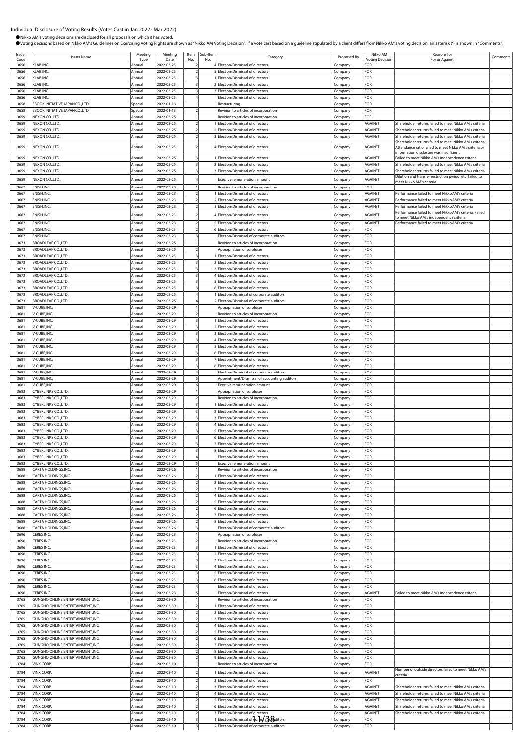Individual Disclosure of Voting Results (Votes Cast in Jan 2022 - Mar 2022)

●Nikko AM's voting decisions are disclosed for all proposals on which it has voted.

●Voting decisions based on Nikko AM's Guidelines on Exercising Voting Rights are shown as "Nikko AM Voting Decision". If a vote cast based on a guideline stipulated by a client differs from Nikko AM's voting decision, an asterisk (*) is shown in "Comments".

| Issuer Code | Issuer Name | Meeting Type | Meeting Date | Item No. | Sub-Item No. | Category | Proposed By | Nikko AM Voting Decision | Reasons for For or Against | Comments |
|---|---|---|---|---|---|---|---|---|---|---|
| 3656 | KLAB INC. | Annual | 2022-03-25 | 2 | 4 | Election/Dismissal of directors | Company | FOR | | |
| 3656 | KLAB INC. | Annual | 2022-03-25 | 2 | 5 | Election/Dismissal of directors | Company | FOR | | |
| 3656 | KLAB INC. | Annual | 2022-03-25 | 3 | 1 | Election/Dismissal of directors | Company | FOR | | |
| 3656 | KLAB INC. | Annual | 2022-03-25 | 3 | 2 | Election/Dismissal of directors | Company | FOR | | |
| 3656 | KLAB INC. | Annual | 2022-03-25 | 3 | 3 | Election/Dismissal of directors | Company | FOR | | |
| 3656 | KLAB INC. | Annual | 2022-03-25 | 4 | | Election/Dismissal of directors | Company | FOR | | |
| 3658 | EBOOK INITIATIVE JAPAN CO.,LTD. | Special | 2022-01-13 | 1 | | Restructuring | Company | FOR | | |
| 3658 | EBOOK INITIATIVE JAPAN CO.,LTD. | Special | 2022-01-13 | 2 | | Revision to articles of incorporation | Company | FOR | | |
| 3659 | NEXON CO.,LTD. | Annual | 2022-03-25 | 1 | | Revision to articles of incorporation | Company | FOR | | |
| 3659 | NEXON CO.,LTD. | Annual | 2022-03-25 | 2 | 1 | Election/Dismissal of directors | Company | AGAINST | Shareholder returns failed to meet Nikko AM's criteria | |
| 3659 | NEXON CO.,LTD. | Annual | 2022-03-25 | 2 | 2 | Election/Dismissal of directors | Company | AGAINST | Shareholder returns failed to meet Nikko AM's criteria | |
| 3659 | NEXON CO.,LTD. | Annual | 2022-03-25 | 2 | 3 | Election/Dismissal of directors | Company | AGAINST | Shareholder returns failed to meet Nikko AM's criteria | |
| 3659 | NEXON CO.,LTD. | Annual | 2022-03-25 | 2 | 4 | Election/Dismissal of directors | Company | AGAINST | Shareholder returns failed to meet Nikko AM's criteria; Attendance ratio failed to meet Nikko AM's criteria or information disclosure was insufficient | |
| 3659 | NEXON CO.,LTD. | Annual | 2022-03-25 | 3 | 1 | Election/Dismissal of directors | Company | AGAINST | Failed to meet Nikko AM's independence criteria | |
| 3659 | NEXON CO.,LTD. | Annual | 2022-03-25 | 3 | 2 | Election/Dismissal of directors | Company | AGAINST | Shareholder returns failed to meet Nikko AM's criteria | |
| 3659 | NEXON CO.,LTD. | Annual | 2022-03-25 | 3 | 3 | Election/Dismissal of directors | Company | AGAINST | Shareholder returns failed to meet Nikko AM's criteria | |
| 3659 | NEXON CO.,LTD. | Annual | 2022-03-25 | 4 | | Exective remuneration amount | Company | AGAINST | Dilution and transfer restriction period, etc. failed to meet Nikko AM's criteria | |
| 3667 | ENISH,INC. | Annual | 2022-03-23 | 1 | | Revision to articles of incorporation | Company | FOR | | |
| 3667 | ENISH,INC. | Annual | 2022-03-23 | 2 | 1 | Election/Dismissal of directors | Company | AGAINST | Performance failed to meet Nikko AM's criteria | |
| 3667 | ENISH,INC. | Annual | 2022-03-23 | 2 | 2 | Election/Dismissal of directors | Company | AGAINST | Performance failed to meet Nikko AM's criteria | |
| 3667 | ENISH,INC. | Annual | 2022-03-23 | 2 | 3 | Election/Dismissal of directors | Company | AGAINST | Performance failed to meet Nikko AM's criteria | |
| 3667 | ENISH,INC. | Annual | 2022-03-23 | 2 | 4 | Election/Dismissal of directors | Company | AGAINST | Performance failed to meet Nikko AM's criteria; Failed to meet Nikko AM's independence criteria | |
| 3667 | ENISH,INC. | Annual | 2022-03-23 | 2 | 5 | Election/Dismissal of directors | Company | AGAINST | Performance failed to meet Nikko AM's criteria | |
| 3667 | ENISH,INC. | Annual | 2022-03-23 | 2 | 6 | Election/Dismissal of directors | Company | FOR | | |
| 3667 | ENISH,INC. | Annual | 2022-03-23 | 3 | | Election/Dismissal of corporate auditors | Company | FOR | | |
| 3673 | BROADLEAF CO.,LTD. | Annual | 2022-03-25 | 1 | | Revision to articles of incorporation | Company | FOR | | |
| 3673 | BROADLEAF CO.,LTD. | Annual | 2022-03-25 | 2 | | Appropriation of surpluses | Company | FOR | | |
| 3673 | BROADLEAF CO.,LTD. | Annual | 2022-03-25 | 3 | 1 | Election/Dismissal of directors | Company | FOR | | |
| 3673 | BROADLEAF CO.,LTD. | Annual | 2022-03-25 | 3 | 2 | Election/Dismissal of directors | Company | FOR | | |
| 3673 | BROADLEAF CO.,LTD. | Annual | 2022-03-25 | 3 | 3 | Election/Dismissal of directors | Company | FOR | | |
| 3673 | BROADLEAF CO.,LTD. | Annual | 2022-03-25 | 3 | 4 | Election/Dismissal of directors | Company | FOR | | |
| 3673 | BROADLEAF CO.,LTD. | Annual | 2022-03-25 | 3 | 5 | Election/Dismissal of directors | Company | FOR | | |
| 3673 | BROADLEAF CO.,LTD. | Annual | 2022-03-25 | 3 | 6 | Election/Dismissal of directors | Company | FOR | | |
| 3673 | BROADLEAF CO.,LTD. | Annual | 2022-03-25 | 4 | 1 | Election/Dismissal of corporate auditors | Company | FOR | | |
| 3673 | BROADLEAF CO.,LTD. | Annual | 2022-03-25 | 4 | 2 | Election/Dismissal of corporate auditors | Company | FOR | | |
| 3681 | V-CUBE,INC. | Annual | 2022-03-29 | 1 | | Appropriation of surpluses | Company | FOR | | |
| 3681 | V-CUBE,INC. | Annual | 2022-03-29 | 2 | | Revision to articles of incorporation | Company | FOR | | |
| 3681 | V-CUBE,INC. | Annual | 2022-03-29 | 3 | 1 | Election/Dismissal of directors | Company | FOR | | |
| 3681 | V-CUBE,INC. | Annual | 2022-03-29 | 3 | 2 | Election/Dismissal of directors | Company | FOR | | |
| 3681 | V-CUBE,INC. | Annual | 2022-03-29 | 3 | 3 | Election/Dismissal of directors | Company | FOR | | |
| 3681 | V-CUBE,INC. | Annual | 2022-03-29 | 3 | 4 | Election/Dismissal of directors | Company | FOR | | |
| 3681 | V-CUBE,INC. | Annual | 2022-03-29 | 3 | 5 | Election/Dismissal of directors | Company | FOR | | |
| 3681 | V-CUBE,INC. | Annual | 2022-03-29 | 3 | 6 | Election/Dismissal of directors | Company | FOR | | |
| 3681 | V-CUBE,INC. | Annual | 2022-03-29 | 3 | 7 | Election/Dismissal of directors | Company | FOR | | |
| 3681 | V-CUBE,INC. | Annual | 2022-03-29 | 3 | 8 | Election/Dismissal of directors | Company | FOR | | |
| 3681 | V-CUBE,INC. | Annual | 2022-03-29 | 4 | | Election/Dismissal of corporate auditors | Company | FOR | | |
| 3681 | V-CUBE,INC. | Annual | 2022-03-29 | 5 | | Appointment/Dismissal of accounting auditors | Company | FOR | | |
| 3681 | V-CUBE,INC. | Annual | 2022-03-29 | 6 | | Exective remuneration amount | Company | FOR | | |
| 3683 | CYBERLINKS CO.,LTD. | Annual | 2022-03-29 | 1 | | Appropriation of surpluses | Company | FOR | | |
| 3683 | CYBERLINKS CO.,LTD. | Annual | 2022-03-29 | 2 | | Revision to articles of incorporation | Company | FOR | | |
| 3683 | CYBERLINKS CO.,LTD. | Annual | 2022-03-29 | 3 | 1 | Election/Dismissal of directors | Company | FOR | | |
| 3683 | CYBERLINKS CO.,LTD. | Annual | 2022-03-29 | 3 | 2 | Election/Dismissal of directors | Company | FOR | | |
| 3683 | CYBERLINKS CO.,LTD. | Annual | 2022-03-29 | 3 | 3 | Election/Dismissal of directors | Company | FOR | | |
| 3683 | CYBERLINKS CO.,LTD. | Annual | 2022-03-29 | 3 | 4 | Election/Dismissal of directors | Company | FOR | | |
| 3683 | CYBERLINKS CO.,LTD. | Annual | 2022-03-29 | 3 | 5 | Election/Dismissal of directors | Company | FOR | | |
| 3683 | CYBERLINKS CO.,LTD. | Annual | 2022-03-29 | 3 | 6 | Election/Dismissal of directors | Company | FOR | | |
| 3683 | CYBERLINKS CO.,LTD. | Annual | 2022-03-29 | 3 | 7 | Election/Dismissal of directors | Company | FOR | | |
| 3683 | CYBERLINKS CO.,LTD. | Annual | 2022-03-29 | 3 | 8 | Election/Dismissal of directors | Company | FOR | | |
| 3683 | CYBERLINKS CO.,LTD. | Annual | 2022-03-29 | 4 | | Election/Dismissal of directors | Company | FOR | | |
| 3683 | CYBERLINKS CO.,LTD. | Annual | 2022-03-29 | 5 | | Exective remuneration amount | Company | FOR | | |
| 3688 | CARTA HOLDINGS,INC. | Annual | 2022-03-26 | 1 | | Revision to articles of incorporation | Company | FOR | | |
| 3688 | CARTA HOLDINGS,INC. | Annual | 2022-03-26 | 2 | 1 | Election/Dismissal of directors | Company | FOR | | |
| 3688 | CARTA HOLDINGS,INC. | Annual | 2022-03-26 | 2 | 2 | Election/Dismissal of directors | Company | FOR | | |
| 3688 | CARTA HOLDINGS,INC. | Annual | 2022-03-26 | 2 | 3 | Election/Dismissal of directors | Company | FOR | | |
| 3688 | CARTA HOLDINGS,INC. | Annual | 2022-03-26 | 2 | 4 | Election/Dismissal of directors | Company | FOR | | |
| 3688 | CARTA HOLDINGS,INC. | Annual | 2022-03-26 | 2 | 5 | Election/Dismissal of directors | Company | FOR | | |
| 3688 | CARTA HOLDINGS,INC. | Annual | 2022-03-26 | 2 | 6 | Election/Dismissal of directors | Company | FOR | | |
| 3688 | CARTA HOLDINGS,INC. | Annual | 2022-03-26 | 2 | 7 | Election/Dismissal of directors | Company | FOR | | |
| 3688 | CARTA HOLDINGS,INC. | Annual | 2022-03-26 | 2 | 8 | Election/Dismissal of directors | Company | FOR | | |
| 3688 | CARTA HOLDINGS,INC. | Annual | 2022-03-26 | 3 | | Election/Dismissal of corporate auditors | Company | FOR | | |
| 3696 | CERES INC. | Annual | 2022-03-23 | 1 | | Appropriation of surpluses | Company | FOR | | |
| 3696 | CERES INC. | Annual | 2022-03-23 | 2 | | Revision to articles of incorporation | Company | FOR | | |
| 3696 | CERES INC. | Annual | 2022-03-23 | 3 | 1 | Election/Dismissal of directors | Company | FOR | | |
| 3696 | CERES INC. | Annual | 2022-03-23 | 3 | 2 | Election/Dismissal of directors | Company | FOR | | |
| 3696 | CERES INC. | Annual | 2022-03-23 | 3 | 3 | Election/Dismissal of directors | Company | FOR | | |
| 3696 | CERES INC. | Annual | 2022-03-23 | 3 | 4 | Election/Dismissal of directors | Company | FOR | | |
| 3696 | CERES INC. | Annual | 2022-03-23 | 3 | 5 | Election/Dismissal of directors | Company | FOR | | |
| 3696 | CERES INC. | Annual | 2022-03-23 | 3 | 6 | Election/Dismissal of directors | Company | FOR | | |
| 3696 | CERES INC. | Annual | 2022-03-23 | 4 | | Election/Dismissal of directors | Company | FOR | | |
| 3696 | CERES INC. | Annual | 2022-03-23 | 5 | | Election/Dismissal of directors | Company | AGAINST | Failed to meet Nikko AM's independence criteria | |
| 3765 | GUNGHO ONLINE ENTERTAINMENT,INC. | Annual | 2022-03-30 | 1 | | Revision to articles of incorporation | Company | FOR | | |
| 3765 | GUNGHO ONLINE ENTERTAINMENT,INC. | Annual | 2022-03-30 | 2 | 1 | Election/Dismissal of directors | Company | FOR | | |
| 3765 | GUNGHO ONLINE ENTERTAINMENT,INC. | Annual | 2022-03-30 | 2 | 2 | Election/Dismissal of directors | Company | FOR | | |
| 3765 | GUNGHO ONLINE ENTERTAINMENT,INC. | Annual | 2022-03-30 | 2 | 3 | Election/Dismissal of directors | Company | FOR | | |
| 3765 | GUNGHO ONLINE ENTERTAINMENT,INC. | Annual | 2022-03-30 | 2 | 4 | Election/Dismissal of directors | Company | FOR | | |
| 3765 | GUNGHO ONLINE ENTERTAINMENT,INC. | Annual | 2022-03-30 | 2 | 5 | Election/Dismissal of directors | Company | FOR | | |
| 3765 | GUNGHO ONLINE ENTERTAINMENT,INC. | Annual | 2022-03-30 | 2 | 6 | Election/Dismissal of directors | Company | FOR | | |
| 3765 | GUNGHO ONLINE ENTERTAINMENT,INC. | Annual | 2022-03-30 | 2 | 7 | Election/Dismissal of directors | Company | FOR | | |
| 3765 | GUNGHO ONLINE ENTERTAINMENT,INC. | Annual | 2022-03-30 | 2 | 8 | Election/Dismissal of directors | Company | FOR | | |
| 3765 | GUNGHO ONLINE ENTERTAINMENT,INC. | Annual | 2022-03-30 | 2 | 9 | Election/Dismissal of directors | Company | FOR | | |
| 3784 | VINX CORP. | Annual | 2022-03-10 | 1 | | Revision to articles of incorporation | Company | FOR | | |
| 3784 | VINX CORP. | Annual | 2022-03-10 | 2 | 1 | Election/Dismissal of directors | Company | AGAINST | Number of outside directors failed to meet Nikko AM's criteria | |
| 3784 | VINX CORP. | Annual | 2022-03-10 | 2 | 2 | Election/Dismissal of directors | Company | FOR | | |
| 3784 | VINX CORP. | Annual | 2022-03-10 | 2 | 3 | Election/Dismissal of directors | Company | AGAINST | Shareholder returns failed to meet Nikko AM's criteria | |
| 3784 | VINX CORP. | Annual | 2022-03-10 | 2 | 4 | Election/Dismissal of directors | Company | AGAINST | Shareholder returns failed to meet Nikko AM's criteria | |
| 3784 | VINX CORP. | Annual | 2022-03-10 | 2 | 5 | Election/Dismissal of directors | Company | AGAINST | Shareholder returns failed to meet Nikko AM's criteria | |
| 3784 | VINX CORP. | Annual | 2022-03-10 | 2 | 6 | Election/Dismissal of directors | Company | AGAINST | Shareholder returns failed to meet Nikko AM's criteria | |
| 3784 | VINX CORP. | Annual | 2022-03-10 | 2 | 7 | Election/Dismissal of directors | Company | AGAINST | Shareholder returns failed to meet Nikko AM's criteria | |
| 3784 | VINX CORP. | Annual | 2022-03-10 | 3 | 1 | Election/Dismissal of corporate auditors | Company | FOR | | |
| 3784 | VINX CORP. | Annual | 2022-03-10 | 3 | 2 | Election/Dismissal of corporate auditors | Company | FOR | | |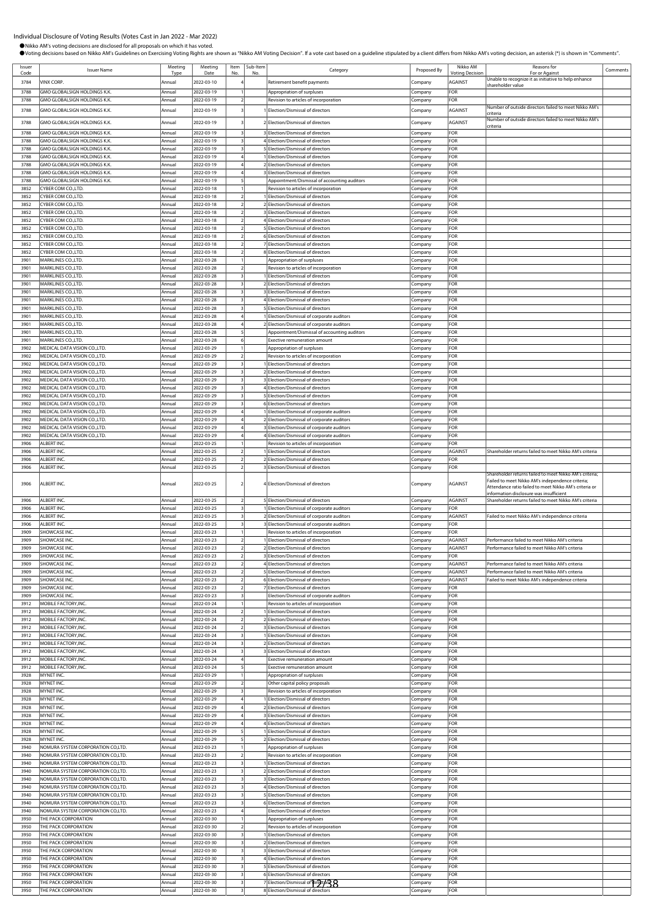# Individual Disclosure of Voting Results (Votes Cast in Jan 2022 - Mar 2022)

● Nikko AM's voting decisions are disclosed for all proposals on which it has voted.
● Voting decisions based on Nikko AM's Guidelines on Exercising Voting Rights are shown as "Nikko AM Voting Decision". If a vote cast based on a guideline stipulated by a client differs from Nikko AM's voting decision, an asterisk (*) is shown in "Comments".

| Issuer Code | Issuer Name | Meeting Type | Meeting Date | Item No. | Sub-Item No. | Category | Proposed By | Nikko AM Voting Decision | Reasons for For or Against | Comments |
|---|---|---|---|---|---|---|---|---|---|---|
| 3784 | VINX CORP. | Annual | 2022-03-10 | 4 | | Retirement benefit payments | Company | AGAINST | Unable to recognize it as initiative to help enhance shareholder value | |
| 3788 | GMO GLOBALSIGN HOLDINGS K.K. | Annual | 2022-03-19 | 1 | | Appropriation of surpluses | Company | FOR | | |
| 3788 | GMO GLOBALSIGN HOLDINGS K.K. | Annual | 2022-03-19 | 2 | | Revision to articles of incorporation | Company | FOR | | |
| 3788 | GMO GLOBALSIGN HOLDINGS K.K. | Annual | 2022-03-19 | 3 | 1 | Election/Dismissal of directors | Company | AGAINST | Number of outside directors failed to meet Nikko AM's criteria | |
| 3788 | GMO GLOBALSIGN HOLDINGS K.K. | Annual | 2022-03-19 | 3 | 2 | Election/Dismissal of directors | Company | AGAINST | Number of outside directors failed to meet Nikko AM's criteria | |
| 3788 | GMO GLOBALSIGN HOLDINGS K.K. | Annual | 2022-03-19 | 3 | 3 | Election/Dismissal of directors | Company | FOR | | |
| 3788 | GMO GLOBALSIGN HOLDINGS K.K. | Annual | 2022-03-19 | 3 | 4 | Election/Dismissal of directors | Company | FOR | | |
| 3788 | GMO GLOBALSIGN HOLDINGS K.K. | Annual | 2022-03-19 | 3 | 5 | Election/Dismissal of directors | Company | FOR | | |
| 3788 | GMO GLOBALSIGN HOLDINGS K.K. | Annual | 2022-03-19 | 4 | 1 | Election/Dismissal of directors | Company | FOR | | |
| 3788 | GMO GLOBALSIGN HOLDINGS K.K. | Annual | 2022-03-19 | 4 | 2 | Election/Dismissal of directors | Company | FOR | | |
| 3788 | GMO GLOBALSIGN HOLDINGS K.K. | Annual | 2022-03-19 | 4 | 3 | Election/Dismissal of directors | Company | FOR | | |
| 3788 | GMO GLOBALSIGN HOLDINGS K.K. | Annual | 2022-03-19 | 5 | | Appointment/Dismissal of accounting auditors | Company | FOR | | |
| 3852 | CYBER COM CO.,LTD. | Annual | 2022-03-18 | 1 | | Revision to articles of incorporation | Company | FOR | | |
| 3852 | CYBER COM CO.,LTD. | Annual | 2022-03-18 | 2 | 1 | Election/Dismissal of directors | Company | FOR | | |
| 3852 | CYBER COM CO.,LTD. | Annual | 2022-03-18 | 2 | 2 | Election/Dismissal of directors | Company | FOR | | |
| 3852 | CYBER COM CO.,LTD. | Annual | 2022-03-18 | 2 | 3 | Election/Dismissal of directors | Company | FOR | | |
| 3852 | CYBER COM CO.,LTD. | Annual | 2022-03-18 | 2 | 4 | Election/Dismissal of directors | Company | FOR | | |
| 3852 | CYBER COM CO.,LTD. | Annual | 2022-03-18 | 2 | 5 | Election/Dismissal of directors | Company | FOR | | |
| 3852 | CYBER COM CO.,LTD. | Annual | 2022-03-18 | 2 | 6 | Election/Dismissal of directors | Company | FOR | | |
| 3852 | CYBER COM CO.,LTD. | Annual | 2022-03-18 | 2 | 7 | Election/Dismissal of directors | Company | FOR | | |
| 3852 | CYBER COM CO.,LTD. | Annual | 2022-03-18 | 2 | 8 | Election/Dismissal of directors | Company | FOR | | |
| 3901 | MARKLINES CO.,LTD. | Annual | 2022-03-28 | 1 | | Appropriation of surpluses | Company | FOR | | |
| 3901 | MARKLINES CO.,LTD. | Annual | 2022-03-28 | 2 | | Revision to articles of incorporation | Company | FOR | | |
| 3901 | MARKLINES CO.,LTD. | Annual | 2022-03-28 | 3 | 1 | Election/Dismissal of directors | Company | FOR | | |
| 3901 | MARKLINES CO.,LTD. | Annual | 2022-03-28 | 3 | 2 | Election/Dismissal of directors | Company | FOR | | |
| 3901 | MARKLINES CO.,LTD. | Annual | 2022-03-28 | 3 | 3 | Election/Dismissal of directors | Company | FOR | | |
| 3901 | MARKLINES CO.,LTD. | Annual | 2022-03-28 | 3 | 4 | Election/Dismissal of directors | Company | FOR | | |
| 3901 | MARKLINES CO.,LTD. | Annual | 2022-03-28 | 3 | 5 | Election/Dismissal of directors | Company | FOR | | |
| 3901 | MARKLINES CO.,LTD. | Annual | 2022-03-28 | 4 | 1 | Election/Dismissal of corporate auditors | Company | FOR | | |
| 3901 | MARKLINES CO.,LTD. | Annual | 2022-03-28 | 4 | 2 | Election/Dismissal of corporate auditors | Company | FOR | | |
| 3901 | MARKLINES CO.,LTD. | Annual | 2022-03-28 | 5 | | Appointment/Dismissal of accounting auditors | Company | FOR | | |
| 3901 | MARKLINES CO.,LTD. | Annual | 2022-03-28 | 6 | | Exective remuneration amount | Company | FOR | | |
| 3902 | MEDICAL DATA VISION CO.,LTD. | Annual | 2022-03-29 | 1 | | Appropriation of surpluses | Company | FOR | | |
| 3902 | MEDICAL DATA VISION CO.,LTD. | Annual | 2022-03-29 | 2 | | Revision to articles of incorporation | Company | FOR | | |
| 3902 | MEDICAL DATA VISION CO.,LTD. | Annual | 2022-03-29 | 3 | 1 | Election/Dismissal of directors | Company | FOR | | |
| 3902 | MEDICAL DATA VISION CO.,LTD. | Annual | 2022-03-29 | 3 | 2 | Election/Dismissal of directors | Company | FOR | | |
| 3902 | MEDICAL DATA VISION CO.,LTD. | Annual | 2022-03-29 | 3 | 3 | Election/Dismissal of directors | Company | FOR | | |
| 3902 | MEDICAL DATA VISION CO.,LTD. | Annual | 2022-03-29 | 3 | 4 | Election/Dismissal of directors | Company | FOR | | |
| 3902 | MEDICAL DATA VISION CO.,LTD. | Annual | 2022-03-29 | 3 | 5 | Election/Dismissal of directors | Company | FOR | | |
| 3902 | MEDICAL DATA VISION CO.,LTD. | Annual | 2022-03-29 | 3 | 6 | Election/Dismissal of directors | Company | FOR | | |
| 3902 | MEDICAL DATA VISION CO.,LTD. | Annual | 2022-03-29 | 4 | 1 | Election/Dismissal of corporate auditors | Company | FOR | | |
| 3902 | MEDICAL DATA VISION CO.,LTD. | Annual | 2022-03-29 | 4 | 2 | Election/Dismissal of corporate auditors | Company | FOR | | |
| 3902 | MEDICAL DATA VISION CO.,LTD. | Annual | 2022-03-29 | 4 | 3 | Election/Dismissal of corporate auditors | Company | FOR | | |
| 3902 | MEDICAL DATA VISION CO.,LTD. | Annual | 2022-03-29 | 4 | 4 | Election/Dismissal of corporate auditors | Company | FOR | | |
| 3906 | ALBERT INC. | Annual | 2022-03-25 | 1 | | Revision to articles of incorporation | Company | FOR | | |
| 3906 | ALBERT INC. | Annual | 2022-03-25 | 2 | 1 | Election/Dismissal of directors | Company | AGAINST | Shareholder returns failed to meet Nikko AM's criteria | |
| 3906 | ALBERT INC. | Annual | 2022-03-25 | 2 | 2 | Election/Dismissal of directors | Company | FOR | | |
| 3906 | ALBERT INC. | Annual | 2022-03-25 | 2 | 3 | Election/Dismissal of directors | Company | FOR | | |
| 3906 | ALBERT INC. | Annual | 2022-03-25 | 2 | 4 | Election/Dismissal of directors | Company | AGAINST | Shareholder returns failed to meet Nikko AM's criteria; Failed to meet Nikko AM's independence criteria; Attendance ratio failed to meet Nikko AM's criteria or information disclosure was insufficient | |
| 3906 | ALBERT INC. | Annual | 2022-03-25 | 2 | 5 | Election/Dismissal of directors | Company | AGAINST | Shareholder returns failed to meet Nikko AM's criteria | |
| 3906 | ALBERT INC. | Annual | 2022-03-25 | 3 | 1 | Election/Dismissal of corporate auditors | Company | FOR | | |
| 3906 | ALBERT INC. | Annual | 2022-03-25 | 3 | 2 | Election/Dismissal of corporate auditors | Company | AGAINST | Failed to meet Nikko AM's independence criteria | |
| 3906 | ALBERT INC. | Annual | 2022-03-25 | 3 | 3 | Election/Dismissal of corporate auditors | Company | FOR | | |
| 3909 | SHOWCASE INC. | Annual | 2022-03-23 | 1 | | Revision to articles of incorporation | Company | FOR | | |
| 3909 | SHOWCASE INC. | Annual | 2022-03-23 | 2 | 1 | Election/Dismissal of directors | Company | AGAINST | Performance failed to meet Nikko AM's criteria | |
| 3909 | SHOWCASE INC. | Annual | 2022-03-23 | 2 | 2 | Election/Dismissal of directors | Company | AGAINST | Performance failed to meet Nikko AM's criteria | |
| 3909 | SHOWCASE INC. | Annual | 2022-03-23 | 2 | 3 | Election/Dismissal of directors | Company | FOR | | |
| 3909 | SHOWCASE INC. | Annual | 2022-03-23 | 2 | 4 | Election/Dismissal of directors | Company | AGAINST | Performance failed to meet Nikko AM's criteria | |
| 3909 | SHOWCASE INC. | Annual | 2022-03-23 | 2 | 5 | Election/Dismissal of directors | Company | AGAINST | Performance failed to meet Nikko AM's criteria | |
| 3909 | SHOWCASE INC. | Annual | 2022-03-23 | 2 | 6 | Election/Dismissal of directors | Company | AGAINST | Failed to meet Nikko AM's independence criteria | |
| 3909 | SHOWCASE INC. | Annual | 2022-03-23 | 2 | 7 | Election/Dismissal of directors | Company | FOR | | |
| 3909 | SHOWCASE INC. | Annual | 2022-03-23 | 3 | | Election/Dismissal of corporate auditors | Company | FOR | | |
| 3912 | MOBILE FACTORY,INC. | Annual | 2022-03-24 | 1 | | Revision to articles of incorporation | Company | FOR | | |
| 3912 | MOBILE FACTORY,INC. | Annual | 2022-03-24 | 2 | 1 | Election/Dismissal of directors | Company | FOR | | |
| 3912 | MOBILE FACTORY,INC. | Annual | 2022-03-24 | 2 | 2 | Election/Dismissal of directors | Company | FOR | | |
| 3912 | MOBILE FACTORY,INC. | Annual | 2022-03-24 | 2 | 3 | Election/Dismissal of directors | Company | FOR | | |
| 3912 | MOBILE FACTORY,INC. | Annual | 2022-03-24 | 3 | 1 | Election/Dismissal of directors | Company | FOR | | |
| 3912 | MOBILE FACTORY,INC. | Annual | 2022-03-24 | 3 | 2 | Election/Dismissal of directors | Company | FOR | | |
| 3912 | MOBILE FACTORY,INC. | Annual | 2022-03-24 | 3 | 3 | Election/Dismissal of directors | Company | FOR | | |
| 3912 | MOBILE FACTORY,INC. | Annual | 2022-03-24 | 4 | | Exective remuneration amount | Company | FOR | | |
| 3912 | MOBILE FACTORY,INC. | Annual | 2022-03-24 | 5 | | Exective remuneration amount | Company | FOR | | |
| 3928 | MYNET INC. | Annual | 2022-03-29 | 1 | | Appropriation of surpluses | Company | FOR | | |
| 3928 | MYNET INC. | Annual | 2022-03-29 | 2 | | Other capital policy proposals | Company | FOR | | |
| 3928 | MYNET INC. | Annual | 2022-03-29 | 3 | | Revision to articles of incorporation | Company | FOR | | |
| 3928 | MYNET INC. | Annual | 2022-03-29 | 4 | 1 | Election/Dismissal of directors | Company | FOR | | |
| 3928 | MYNET INC. | Annual | 2022-03-29 | 4 | 2 | Election/Dismissal of directors | Company | FOR | | |
| 3928 | MYNET INC. | Annual | 2022-03-29 | 4 | 3 | Election/Dismissal of directors | Company | FOR | | |
| 3928 | MYNET INC. | Annual | 2022-03-29 | 4 | 4 | Election/Dismissal of directors | Company | FOR | | |
| 3928 | MYNET INC. | Annual | 2022-03-29 | 5 | 1 | Election/Dismissal of directors | Company | FOR | | |
| 3928 | MYNET INC. | Annual | 2022-03-29 | 5 | 2 | Election/Dismissal of directors | Company | FOR | | |
| 3940 | NOMURA SYSTEM CORPORATION CO,LTD. | Annual | 2022-03-23 | 1 | | Appropriation of surpluses | Company | FOR | | |
| 3940 | NOMURA SYSTEM CORPORATION CO,LTD. | Annual | 2022-03-23 | 2 | | Revision to articles of incorporation | Company | FOR | | |
| 3940 | NOMURA SYSTEM CORPORATION CO,LTD. | Annual | 2022-03-23 | 3 | 1 | Election/Dismissal of directors | Company | FOR | | |
| 3940 | NOMURA SYSTEM CORPORATION CO,LTD. | Annual | 2022-03-23 | 3 | 2 | Election/Dismissal of directors | Company | FOR | | |
| 3940 | NOMURA SYSTEM CORPORATION CO,LTD. | Annual | 2022-03-23 | 3 | 3 | Election/Dismissal of directors | Company | FOR | | |
| 3940 | NOMURA SYSTEM CORPORATION CO,LTD. | Annual | 2022-03-23 | 3 | 4 | Election/Dismissal of directors | Company | FOR | | |
| 3940 | NOMURA SYSTEM CORPORATION CO,LTD. | Annual | 2022-03-23 | 3 | 5 | Election/Dismissal of directors | Company | FOR | | |
| 3940 | NOMURA SYSTEM CORPORATION CO,LTD. | Annual | 2022-03-23 | 3 | 6 | Election/Dismissal of directors | Company | FOR | | |
| 3940 | NOMURA SYSTEM CORPORATION CO,LTD. | Annual | 2022-03-23 | 4 | | Election/Dismissal of directors | Company | FOR | | |
| 3950 | THE PACK CORPORATION | Annual | 2022-03-30 | 1 | | Appropriation of surpluses | Company | FOR | | |
| 3950 | THE PACK CORPORATION | Annual | 2022-03-30 | 2 | | Revision to articles of incorporation | Company | FOR | | |
| 3950 | THE PACK CORPORATION | Annual | 2022-03-30 | 3 | 1 | Election/Dismissal of directors | Company | FOR | | |
| 3950 | THE PACK CORPORATION | Annual | 2022-03-30 | 3 | 2 | Election/Dismissal of directors | Company | FOR | | |
| 3950 | THE PACK CORPORATION | Annual | 2022-03-30 | 3 | 3 | Election/Dismissal of directors | Company | FOR | | |
| 3950 | THE PACK CORPORATION | Annual | 2022-03-30 | 3 | 4 | Election/Dismissal of directors | Company | FOR | | |
| 3950 | THE PACK CORPORATION | Annual | 2022-03-30 | 3 | 5 | Election/Dismissal of directors | Company | FOR | | |
| 3950 | THE PACK CORPORATION | Annual | 2022-03-30 | 3 | 6 | Election/Dismissal of directors | Company | FOR | | |
| 3950 | THE PACK CORPORATION | Annual | 2022-03-30 | 3 | 7 | Election/Dismissal of directors | Company | FOR | | |
| 3950 | THE PACK CORPORATION | Annual | 2022-03-30 | 3 | 8 | Election/Dismissal of directors | Company | FOR | | |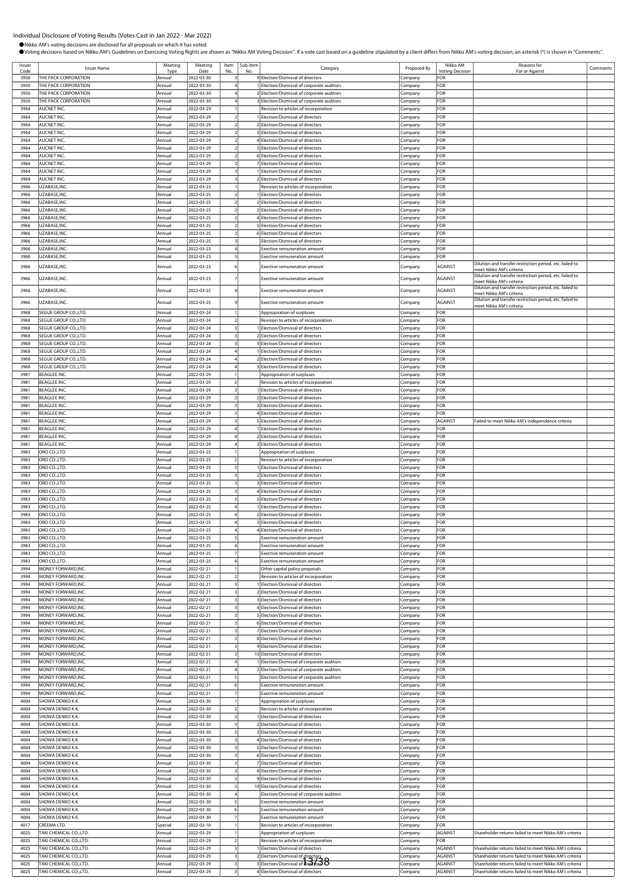Individual Disclosure of Voting Results (Votes Cast in Jan 2022 - Mar 2022)

●Nikko AM's voting decisions are disclosed for all proposals on which it has voted.

●Voting decisions based on Nikko AM's Guidelines on Exercising Voting Rights are shown as "Nikko AM Voting Decision". If a vote cast based on a guideline stipulated by a client differs from Nikko AM's voting decision, an asterisk (*) is shown in "Comments".

| Issuer Code | Issuer Name | Meeting Type | Meeting Date | Item No. | Sub-Item No. | Category | Proposed By | Nikko AM Voting Decision | Reasons for For or Against | Comments |
|---|---|---|---|---|---|---|---|---|---|---|
| 3950 | THE PACK CORPORATION | Annual | 2022-03-30 | 3 | 9 | Election/Dismissal of directors | Company | FOR | | |
| 3950 | THE PACK CORPORATION | Annual | 2022-03-30 | 4 | 1 | Election/Dismissal of corporate auditors | Company | FOR | | |
| 3950 | THE PACK CORPORATION | Annual | 2022-03-30 | 4 | 2 | Election/Dismissal of corporate auditors | Company | FOR | | |
| 3950 | THE PACK CORPORATION | Annual | 2022-03-30 | 4 | 3 | Election/Dismissal of corporate auditors | Company | FOR | | |
| 3964 | AUCNET INC. | Annual | 2022-03-29 | 1 | | Revision to articles of incorporation | Company | FOR | | |
| 3964 | AUCNET INC. | Annual | 2022-03-29 | 2 | 1 | Election/Dismissal of directors | Company | FOR | | |
| 3964 | AUCNET INC. | Annual | 2022-03-29 | 2 | 2 | Election/Dismissal of directors | Company | FOR | | |
| 3964 | AUCNET INC. | Annual | 2022-03-29 | 2 | 3 | Election/Dismissal of directors | Company | FOR | | |
| 3964 | AUCNET INC. | Annual | 2022-03-29 | 2 | 4 | Election/Dismissal of directors | Company | FOR | | |
| 3964 | AUCNET INC. | Annual | 2022-03-29 | 2 | 5 | Election/Dismissal of directors | Company | FOR | | |
| 3964 | AUCNET INC. | Annual | 2022-03-29 | 2 | 6 | Election/Dismissal of directors | Company | FOR | | |
| 3964 | AUCNET INC. | Annual | 2022-03-29 | 2 | 7 | Election/Dismissal of directors | Company | FOR | | |
| 3964 | AUCNET INC. | Annual | 2022-03-29 | 3 | 1 | Election/Dismissal of directors | Company | FOR | | |
| 3964 | AUCNET INC. | Annual | 2022-03-29 | 3 | 2 | Election/Dismissal of directors | Company | FOR | | |
| 3966 | UZABASE,INC. | Annual | 2022-03-25 | 1 | | Revision to articles of incorporation | Company | FOR | | |
| 3966 | UZABASE,INC. | Annual | 2022-03-25 | 2 | 1 | Election/Dismissal of directors | Company | FOR | | |
| 3966 | UZABASE,INC. | Annual | 2022-03-25 | 2 | 2 | Election/Dismissal of directors | Company | FOR | | |
| 3966 | UZABASE,INC. | Annual | 2022-03-25 | 2 | 3 | Election/Dismissal of directors | Company | FOR | | |
| 3966 | UZABASE,INC. | Annual | 2022-03-25 | 2 | 4 | Election/Dismissal of directors | Company | FOR | | |
| 3966 | UZABASE,INC. | Annual | 2022-03-25 | 2 | 5 | Election/Dismissal of directors | Company | FOR | | |
| 3966 | UZABASE,INC. | Annual | 2022-03-25 | 2 | 6 | Election/Dismissal of directors | Company | FOR | | |
| 3966 | UZABASE,INC. | Annual | 2022-03-25 | 3 | | Election/Dismissal of directors | Company | FOR | | |
| 3966 | UZABASE,INC. | Annual | 2022-03-25 | 4 | | Exective remuneration amount | Company | FOR | | |
| 3966 | UZABASE,INC. | Annual | 2022-03-25 | 5 | | Exective remuneration amount | Company | FOR | | |
| 3966 | UZABASE,INC. | Annual | 2022-03-25 | 6 | | Exective remuneration amount | Company | AGAINST | Dilution and transfer restriction period, etc. failed to meet Nikko AM's criteria | |
| 3966 | UZABASE,INC. | Annual | 2022-03-25 | 7 | | Exective remuneration amount | Company | AGAINST | Dilution and transfer restriction period, etc. failed to meet Nikko AM's criteria | |
| 3966 | UZABASE,INC. | Annual | 2022-03-25 | 8 | | Exective remuneration amount | Company | AGAINST | Dilution and transfer restriction period, etc. failed to meet Nikko AM's criteria | |
| 3966 | UZABASE,INC. | Annual | 2022-03-25 | 9 | | Exective remuneration amount | Company | AGAINST | Dilution and transfer restriction period, etc. failed to meet Nikko AM's criteria | |
| 3968 | SEGUE GROUP CO.,LTD. | Annual | 2022-03-24 | 1 | | Appropriation of surpluses | Company | FOR | | |
| 3968 | SEGUE GROUP CO.,LTD. | Annual | 2022-03-24 | 2 | | Revision to articles of incorporation | Company | FOR | | |
| 3968 | SEGUE GROUP CO.,LTD. | Annual | 2022-03-24 | 3 | 1 | Election/Dismissal of directors | Company | FOR | | |
| 3968 | SEGUE GROUP CO.,LTD. | Annual | 2022-03-24 | 3 | 2 | Election/Dismissal of directors | Company | FOR | | |
| 3968 | SEGUE GROUP CO.,LTD. | Annual | 2022-03-24 | 3 | 3 | Election/Dismissal of directors | Company | FOR | | |
| 3968 | SEGUE GROUP CO.,LTD. | Annual | 2022-03-24 | 4 | 1 | Election/Dismissal of directors | Company | FOR | | |
| 3968 | SEGUE GROUP CO.,LTD. | Annual | 2022-03-24 | 4 | 2 | Election/Dismissal of directors | Company | FOR | | |
| 3968 | SEGUE GROUP CO.,LTD. | Annual | 2022-03-24 | 4 | 3 | Election/Dismissal of directors | Company | FOR | | |
| 3981 | BEAGLEE INC. | Annual | 2022-03-29 | 1 | | Appropriation of surpluses | Company | FOR | | |
| 3981 | BEAGLEE INC. | Annual | 2022-03-29 | 2 | | Revision to articles of incorporation | Company | FOR | | |
| 3981 | BEAGLEE INC. | Annual | 2022-03-29 | 3 | 1 | Election/Dismissal of directors | Company | FOR | | |
| 3981 | BEAGLEE INC. | Annual | 2022-03-29 | 3 | 2 | Election/Dismissal of directors | Company | FOR | | |
| 3981 | BEAGLEE INC. | Annual | 2022-03-29 | 3 | 3 | Election/Dismissal of directors | Company | FOR | | |
| 3981 | BEAGLEE INC. | Annual | 2022-03-29 | 3 | 4 | Election/Dismissal of directors | Company | FOR | | |
| 3981 | BEAGLEE INC. | Annual | 2022-03-29 | 3 | 5 | Election/Dismissal of directors | Company | AGAINST | Failed to meet Nikko AM's independence criteria | |
| 3981 | BEAGLEE INC. | Annual | 2022-03-29 | 4 | 1 | Election/Dismissal of directors | Company | FOR | | |
| 3981 | BEAGLEE INC. | Annual | 2022-03-29 | 4 | 2 | Election/Dismissal of directors | Company | FOR | | |
| 3981 | BEAGLEE INC. | Annual | 2022-03-29 | 4 | 3 | Election/Dismissal of directors | Company | FOR | | |
| 3983 | ORO CO.,LTD. | Annual | 2022-03-25 | 1 | | Appropriation of surpluses | Company | FOR | | |
| 3983 | ORO CO.,LTD. | Annual | 2022-03-25 | 2 | | Revision to articles of incorporation | Company | FOR | | |
| 3983 | ORO CO.,LTD. | Annual | 2022-03-25 | 3 | 1 | Election/Dismissal of directors | Company | FOR | | |
| 3983 | ORO CO.,LTD. | Annual | 2022-03-25 | 3 | 2 | Election/Dismissal of directors | Company | FOR | | |
| 3983 | ORO CO.,LTD. | Annual | 2022-03-25 | 3 | 3 | Election/Dismissal of directors | Company | FOR | | |
| 3983 | ORO CO.,LTD. | Annual | 2022-03-25 | 3 | 4 | Election/Dismissal of directors | Company | FOR | | |
| 3983 | ORO CO.,LTD. | Annual | 2022-03-25 | 3 | 5 | Election/Dismissal of directors | Company | FOR | | |
| 3983 | ORO CO.,LTD. | Annual | 2022-03-25 | 4 | 1 | Election/Dismissal of directors | Company | FOR | | |
| 3983 | ORO CO.,LTD. | Annual | 2022-03-25 | 4 | 2 | Election/Dismissal of directors | Company | FOR | | |
| 3983 | ORO CO.,LTD. | Annual | 2022-03-25 | 4 | 3 | Election/Dismissal of directors | Company | FOR | | |
| 3983 | ORO CO.,LTD. | Annual | 2022-03-25 | 4 | 4 | Election/Dismissal of directors | Company | FOR | | |
| 3983 | ORO CO.,LTD. | Annual | 2022-03-25 | 5 | | Exective remuneration amount | Company | FOR | | |
| 3983 | ORO CO.,LTD. | Annual | 2022-03-25 | 6 | | Exective remuneration amount | Company | FOR | | |
| 3983 | ORO CO.,LTD. | Annual | 2022-03-25 | 7 | | Exective remuneration amount | Company | FOR | | |
| 3983 | ORO CO.,LTD. | Annual | 2022-03-25 | 8 | | Exective remuneration amount | Company | FOR | | |
| 3994 | MONEY FORWARD,INC. | Annual | 2022-02-21 | 1 | | Other capital policy proposals | Company | FOR | | |
| 3994 | MONEY FORWARD,INC. | Annual | 2022-02-21 | 2 | | Revision to articles of incorporation | Company | FOR | | |
| 3994 | MONEY FORWARD,INC. | Annual | 2022-02-21 | 3 | 1 | Election/Dismissal of directors | Company | FOR | | |
| 3994 | MONEY FORWARD,INC. | Annual | 2022-02-21 | 3 | 2 | Election/Dismissal of directors | Company | FOR | | |
| 3994 | MONEY FORWARD,INC. | Annual | 2022-02-21 | 3 | 3 | Election/Dismissal of directors | Company | FOR | | |
| 3994 | MONEY FORWARD,INC. | Annual | 2022-02-21 | 3 | 4 | Election/Dismissal of directors | Company | FOR | | |
| 3994 | MONEY FORWARD,INC. | Annual | 2022-02-21 | 3 | 5 | Election/Dismissal of directors | Company | FOR | | |
| 3994 | MONEY FORWARD,INC. | Annual | 2022-02-21 | 3 | 6 | Election/Dismissal of directors | Company | FOR | | |
| 3994 | MONEY FORWARD,INC. | Annual | 2022-02-21 | 3 | 7 | Election/Dismissal of directors | Company | FOR | | |
| 3994 | MONEY FORWARD,INC. | Annual | 2022-02-21 | 3 | 8 | Election/Dismissal of directors | Company | FOR | | |
| 3994 | MONEY FORWARD,INC. | Annual | 2022-02-21 | 3 | 9 | Election/Dismissal of directors | Company | FOR | | |
| 3994 | MONEY FORWARD,INC. | Annual | 2022-02-21 | 3 | 10 | Election/Dismissal of directors | Company | FOR | | |
| 3994 | MONEY FORWARD,INC. | Annual | 2022-02-21 | 4 | 1 | Election/Dismissal of corporate auditors | Company | FOR | | |
| 3994 | MONEY FORWARD,INC. | Annual | 2022-02-21 | 4 | 2 | Election/Dismissal of corporate auditors | Company | FOR | | |
| 3994 | MONEY FORWARD,INC. | Annual | 2022-02-21 | 5 | | Election/Dismissal of corporate auditors | Company | FOR | | |
| 3994 | MONEY FORWARD,INC. | Annual | 2022-02-21 | 6 | | Exective remuneration amount | Company | FOR | | |
| 3994 | MONEY FORWARD,INC. | Annual | 2022-02-21 | 7 | | Exective remuneration amount | Company | FOR | | |
| 4004 | SHOWA DENKO K.K. | Annual | 2022-03-30 | 1 | | Appropriation of surpluses | Company | FOR | | |
| 4004 | SHOWA DENKO K.K. | Annual | 2022-03-30 | 2 | | Revision to articles of incorporation | Company | FOR | | |
| 4004 | SHOWA DENKO K.K. | Annual | 2022-03-30 | 3 | 1 | Election/Dismissal of directors | Company | FOR | | |
| 4004 | SHOWA DENKO K.K. | Annual | 2022-03-30 | 3 | 2 | Election/Dismissal of directors | Company | FOR | | |
| 4004 | SHOWA DENKO K.K. | Annual | 2022-03-30 | 3 | 3 | Election/Dismissal of directors | Company | FOR | | |
| 4004 | SHOWA DENKO K.K. | Annual | 2022-03-30 | 3 | 4 | Election/Dismissal of directors | Company | FOR | | |
| 4004 | SHOWA DENKO K.K. | Annual | 2022-03-30 | 3 | 5 | Election/Dismissal of directors | Company | FOR | | |
| 4004 | SHOWA DENKO K.K. | Annual | 2022-03-30 | 3 | 6 | Election/Dismissal of directors | Company | FOR | | |
| 4004 | SHOWA DENKO K.K. | Annual | 2022-03-30 | 3 | 7 | Election/Dismissal of directors | Company | FOR | | |
| 4004 | SHOWA DENKO K.K. | Annual | 2022-03-30 | 3 | 8 | Election/Dismissal of directors | Company | FOR | | |
| 4004 | SHOWA DENKO K.K. | Annual | 2022-03-30 | 3 | 9 | Election/Dismissal of directors | Company | FOR | | |
| 4004 | SHOWA DENKO K.K. | Annual | 2022-03-30 | 3 | 10 | Election/Dismissal of directors | Company | FOR | | |
| 4004 | SHOWA DENKO K.K. | Annual | 2022-03-30 | 4 | | Election/Dismissal of corporate auditors | Company | FOR | | |
| 4004 | SHOWA DENKO K.K. | Annual | 2022-03-30 | 5 | | Exective remuneration amount | Company | FOR | | |
| 4004 | SHOWA DENKO K.K. | Annual | 2022-03-30 | 6 | | Exective remuneration amount | Company | FOR | | |
| 4004 | SHOWA DENKO K.K. | Annual | 2022-03-30 | 7 | | Exective remuneration amount | Company | FOR | | |
| 4017 | CREEMA LTD. | Special | 2022-02-10 | 1 | | Revision to articles of incorporation | Company | FOR | | |
| 4025 | TAKI CHEMICAL CO.,LTD. | Annual | 2022-03-29 | 1 | | Appropriation of surpluses | Company | AGAINST | Shareholder returns failed to meet Nikko AM's criteria | |
| 4025 | TAKI CHEMICAL CO.,LTD. | Annual | 2022-03-29 | 2 | | Revision to articles of incorporation | Company | FOR | | |
| 4025 | TAKI CHEMICAL CO.,LTD. | Annual | 2022-03-29 | 3 | 1 | Election/Dismissal of directors | Company | AGAINST | Shareholder returns failed to meet Nikko AM's criteria | |
| 4025 | TAKI CHEMICAL CO.,LTD. | Annual | 2022-03-29 | 3 | 2 | Election/Dismissal of directors | Company | AGAINST | Shareholder returns failed to meet Nikko AM's criteria | |
| 4025 | TAKI CHEMICAL CO.,LTD. | Annual | 2022-03-29 | 3 | 3 | Election/Dismissal of directors | Company | AGAINST | Shareholder returns failed to meet Nikko AM's criteria | |
| 4025 | TAKI CHEMICAL CO.,LTD. | Annual | 2022-03-29 | 3 | 4 | Election/Dismissal of directors | Company | AGAINST | Shareholder returns failed to meet Nikko AM's criteria | |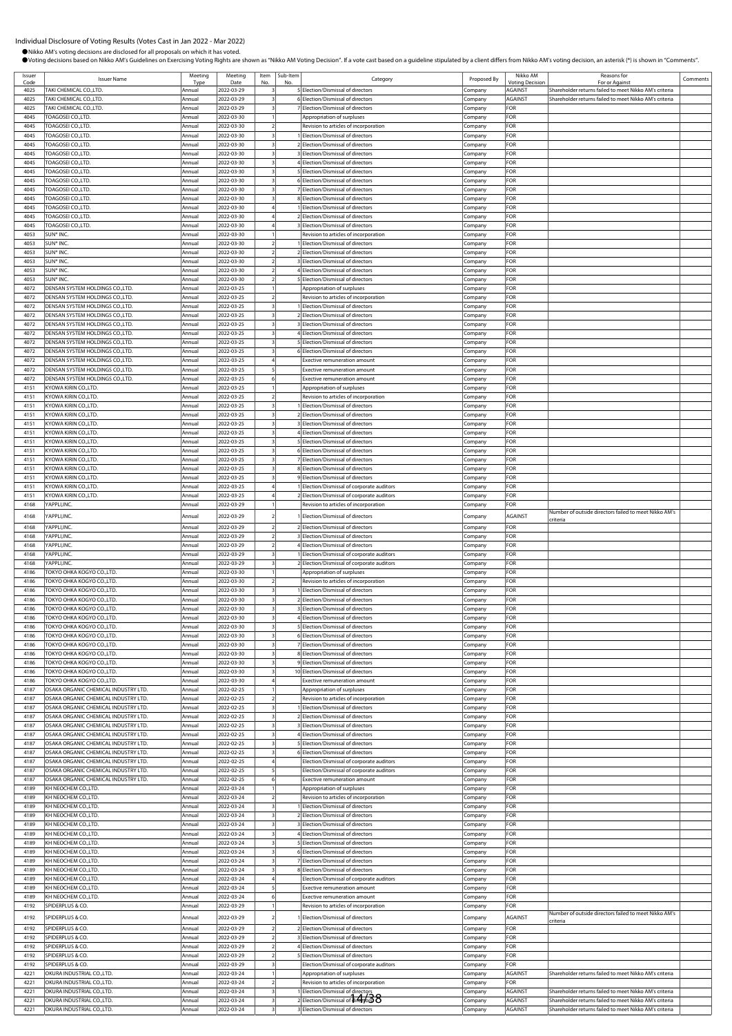Individual Disclosure of Voting Results (Votes Cast in Jan 2022 - Mar 2022)

●Nikko AM's voting decisions are disclosed for all proposals on which it has voted.

●Voting decisions based on Nikko AM's Guidelines on Exercising Voting Rights are shown as "Nikko AM Voting Decision". If a vote cast based on a guideline stipulated by a client differs from Nikko AM's voting decision, an asterisk (*) is shown in "Comments".

| Issuer Code | Issuer Name | Meeting Type | Meeting Date | Item No. | Sub-Item No. | Category | Proposed By | Nikko AM Voting Decision | Reasons for For or Against | Comments |
|---|---|---|---|---|---|---|---|---|---|---|
| 4025 | TAKI CHEMICAL CO.,LTD. | Annual | 2022-03-29 | 3 | 5 | Election/Dismissal of directors | Company | AGAINST | Shareholder returns failed to meet Nikko AM's criteria | |
| 4025 | TAKI CHEMICAL CO.,LTD. | Annual | 2022-03-29 | 3 | 6 | Election/Dismissal of directors | Company | AGAINST | Shareholder returns failed to meet Nikko AM's criteria | |
| 4025 | TAKI CHEMICAL CO.,LTD. | Annual | 2022-03-29 | 3 | 7 | Election/Dismissal of directors | Company | FOR | | |
| 4045 | TOAGOSEI CO.,LTD. | Annual | 2022-03-30 | 1 | | Appropriation of surpluses | Company | FOR | | |
| 4045 | TOAGOSEI CO.,LTD. | Annual | 2022-03-30 | 2 | | Revision to articles of incorporation | Company | FOR | | |
| 4045 | TOAGOSEI CO.,LTD. | Annual | 2022-03-30 | 3 | 1 | Election/Dismissal of directors | Company | FOR | | |
| 4045 | TOAGOSEI CO.,LTD. | Annual | 2022-03-30 | 3 | 2 | Election/Dismissal of directors | Company | FOR | | |
| 4045 | TOAGOSEI CO.,LTD. | Annual | 2022-03-30 | 3 | 3 | Election/Dismissal of directors | Company | FOR | | |
| 4045 | TOAGOSEI CO.,LTD. | Annual | 2022-03-30 | 3 | 4 | Election/Dismissal of directors | Company | FOR | | |
| 4045 | TOAGOSEI CO.,LTD. | Annual | 2022-03-30 | 3 | 5 | Election/Dismissal of directors | Company | FOR | | |
| 4045 | TOAGOSEI CO.,LTD. | Annual | 2022-03-30 | 3 | 6 | Election/Dismissal of directors | Company | FOR | | |
| 4045 | TOAGOSEI CO.,LTD. | Annual | 2022-03-30 | 3 | 7 | Election/Dismissal of directors | Company | FOR | | |
| 4045 | TOAGOSEI CO.,LTD. | Annual | 2022-03-30 | 3 | 8 | Election/Dismissal of directors | Company | FOR | | |
| 4045 | TOAGOSEI CO.,LTD. | Annual | 2022-03-30 | 4 | 1 | Election/Dismissal of directors | Company | FOR | | |
| 4045 | TOAGOSEI CO.,LTD. | Annual | 2022-03-30 | 4 | 2 | Election/Dismissal of directors | Company | FOR | | |
| 4045 | TOAGOSEI CO.,LTD. | Annual | 2022-03-30 | 4 | 3 | Election/Dismissal of directors | Company | FOR | | |
| 4053 | SUN* INC. | Annual | 2022-03-30 | 1 | | Revision to articles of incorporation | Company | FOR | | |
| 4053 | SUN* INC. | Annual | 2022-03-30 | 2 | 1 | Election/Dismissal of directors | Company | FOR | | |
| 4053 | SUN* INC. | Annual | 2022-03-30 | 2 | 2 | Election/Dismissal of directors | Company | FOR | | |
| 4053 | SUN* INC. | Annual | 2022-03-30 | 2 | 3 | Election/Dismissal of directors | Company | FOR | | |
| 4053 | SUN* INC. | Annual | 2022-03-30 | 2 | 4 | Election/Dismissal of directors | Company | FOR | | |
| 4053 | SUN* INC. | Annual | 2022-03-30 | 2 | 5 | Election/Dismissal of directors | Company | FOR | | |
| 4072 | DENSAN SYSTEM HOLDINGS CO.,LTD. | Annual | 2022-03-25 | 1 | | Appropriation of surpluses | Company | FOR | | |
| 4072 | DENSAN SYSTEM HOLDINGS CO.,LTD. | Annual | 2022-03-25 | 2 | | Revision to articles of incorporation | Company | FOR | | |
| 4072 | DENSAN SYSTEM HOLDINGS CO.,LTD. | Annual | 2022-03-25 | 3 | 1 | Election/Dismissal of directors | Company | FOR | | |
| 4072 | DENSAN SYSTEM HOLDINGS CO.,LTD. | Annual | 2022-03-25 | 3 | 2 | Election/Dismissal of directors | Company | FOR | | |
| 4072 | DENSAN SYSTEM HOLDINGS CO.,LTD. | Annual | 2022-03-25 | 3 | 3 | Election/Dismissal of directors | Company | FOR | | |
| 4072 | DENSAN SYSTEM HOLDINGS CO.,LTD. | Annual | 2022-03-25 | 3 | 4 | Election/Dismissal of directors | Company | FOR | | |
| 4072 | DENSAN SYSTEM HOLDINGS CO.,LTD. | Annual | 2022-03-25 | 3 | 5 | Election/Dismissal of directors | Company | FOR | | |
| 4072 | DENSAN SYSTEM HOLDINGS CO.,LTD. | Annual | 2022-03-25 | 3 | 6 | Election/Dismissal of directors | Company | FOR | | |
| 4072 | DENSAN SYSTEM HOLDINGS CO.,LTD. | Annual | 2022-03-25 | 4 | | Exective remuneration amount | Company | FOR | | |
| 4072 | DENSAN SYSTEM HOLDINGS CO.,LTD. | Annual | 2022-03-25 | 5 | | Exective remuneration amount | Company | FOR | | |
| 4072 | DENSAN SYSTEM HOLDINGS CO.,LTD. | Annual | 2022-03-25 | 6 | | Exective remuneration amount | Company | FOR | | |
| 4151 | KYOWA KIRIN CO.,LTD. | Annual | 2022-03-25 | 1 | | Appropriation of surpluses | Company | FOR | | |
| 4151 | KYOWA KIRIN CO.,LTD. | Annual | 2022-03-25 | 2 | | Revision to articles of incorporation | Company | FOR | | |
| 4151 | KYOWA KIRIN CO.,LTD. | Annual | 2022-03-25 | 3 | 1 | Election/Dismissal of directors | Company | FOR | | |
| 4151 | KYOWA KIRIN CO.,LTD. | Annual | 2022-03-25 | 3 | 2 | Election/Dismissal of directors | Company | FOR | | |
| 4151 | KYOWA KIRIN CO.,LTD. | Annual | 2022-03-25 | 3 | 3 | Election/Dismissal of directors | Company | FOR | | |
| 4151 | KYOWA KIRIN CO.,LTD. | Annual | 2022-03-25 | 3 | 4 | Election/Dismissal of directors | Company | FOR | | |
| 4151 | KYOWA KIRIN CO.,LTD. | Annual | 2022-03-25 | 3 | 5 | Election/Dismissal of directors | Company | FOR | | |
| 4151 | KYOWA KIRIN CO.,LTD. | Annual | 2022-03-25 | 3 | 6 | Election/Dismissal of directors | Company | FOR | | |
| 4151 | KYOWA KIRIN CO.,LTD. | Annual | 2022-03-25 | 3 | 7 | Election/Dismissal of directors | Company | FOR | | |
| 4151 | KYOWA KIRIN CO.,LTD. | Annual | 2022-03-25 | 3 | 8 | Election/Dismissal of directors | Company | FOR | | |
| 4151 | KYOWA KIRIN CO.,LTD. | Annual | 2022-03-25 | 3 | 9 | Election/Dismissal of directors | Company | FOR | | |
| 4151 | KYOWA KIRIN CO.,LTD. | Annual | 2022-03-25 | 4 | 1 | Election/Dismissal of corporate auditors | Company | FOR | | |
| 4151 | KYOWA KIRIN CO.,LTD. | Annual | 2022-03-25 | 4 | 2 | Election/Dismissal of corporate auditors | Company | FOR | | |
| 4168 | YAPPLI,INC. | Annual | 2022-03-29 | 1 | | Revision to articles of incorporation | Company | FOR | | |
| 4168 | YAPPLI,INC. | Annual | 2022-03-29 | 2 | 1 | Election/Dismissal of directors | Company | AGAINST | Number of outside directors failed to meet Nikko AM's criteria | |
| 4168 | YAPPLI,INC. | Annual | 2022-03-29 | 2 | 2 | Election/Dismissal of directors | Company | FOR | | |
| 4168 | YAPPLI,INC. | Annual | 2022-03-29 | 2 | 3 | Election/Dismissal of directors | Company | FOR | | |
| 4168 | YAPPLI,INC. | Annual | 2022-03-29 | 2 | 4 | Election/Dismissal of directors | Company | FOR | | |
| 4168 | YAPPLI,INC. | Annual | 2022-03-29 | 3 | 1 | Election/Dismissal of corporate auditors | Company | FOR | | |
| 4168 | YAPPLI,INC. | Annual | 2022-03-29 | 3 | 2 | Election/Dismissal of corporate auditors | Company | FOR | | |
| 4186 | TOKYO OHKA KOGYO CO.,LTD. | Annual | 2022-03-30 | 1 | | Appropriation of surpluses | Company | FOR | | |
| 4186 | TOKYO OHKA KOGYO CO.,LTD. | Annual | 2022-03-30 | 2 | | Revision to articles of incorporation | Company | FOR | | |
| 4186 | TOKYO OHKA KOGYO CO.,LTD. | Annual | 2022-03-30 | 3 | 1 | Election/Dismissal of directors | Company | FOR | | |
| 4186 | TOKYO OHKA KOGYO CO.,LTD. | Annual | 2022-03-30 | 3 | 2 | Election/Dismissal of directors | Company | FOR | | |
| 4186 | TOKYO OHKA KOGYO CO.,LTD. | Annual | 2022-03-30 | 3 | 3 | Election/Dismissal of directors | Company | FOR | | |
| 4186 | TOKYO OHKA KOGYO CO.,LTD. | Annual | 2022-03-30 | 3 | 4 | Election/Dismissal of directors | Company | FOR | | |
| 4186 | TOKYO OHKA KOGYO CO.,LTD. | Annual | 2022-03-30 | 3 | 5 | Election/Dismissal of directors | Company | FOR | | |
| 4186 | TOKYO OHKA KOGYO CO.,LTD. | Annual | 2022-03-30 | 3 | 6 | Election/Dismissal of directors | Company | FOR | | |
| 4186 | TOKYO OHKA KOGYO CO.,LTD. | Annual | 2022-03-30 | 3 | 7 | Election/Dismissal of directors | Company | FOR | | |
| 4186 | TOKYO OHKA KOGYO CO.,LTD. | Annual | 2022-03-30 | 3 | 8 | Election/Dismissal of directors | Company | FOR | | |
| 4186 | TOKYO OHKA KOGYO CO.,LTD. | Annual | 2022-03-30 | 3 | 9 | Election/Dismissal of directors | Company | FOR | | |
| 4186 | TOKYO OHKA KOGYO CO.,LTD. | Annual | 2022-03-30 | 3 | 10 | Election/Dismissal of directors | Company | FOR | | |
| 4186 | TOKYO OHKA KOGYO CO.,LTD. | Annual | 2022-03-30 | 4 | | Exective remuneration amount | Company | FOR | | |
| 4187 | OSAKA ORGANIC CHEMICAL INDUSTRY LTD. | Annual | 2022-02-25 | 1 | | Appropriation of surpluses | Company | FOR | | |
| 4187 | OSAKA ORGANIC CHEMICAL INDUSTRY LTD. | Annual | 2022-02-25 | 2 | | Revision to articles of incorporation | Company | FOR | | |
| 4187 | OSAKA ORGANIC CHEMICAL INDUSTRY LTD. | Annual | 2022-02-25 | 3 | 1 | Election/Dismissal of directors | Company | FOR | | |
| 4187 | OSAKA ORGANIC CHEMICAL INDUSTRY LTD. | Annual | 2022-02-25 | 3 | 2 | Election/Dismissal of directors | Company | FOR | | |
| 4187 | OSAKA ORGANIC CHEMICAL INDUSTRY LTD. | Annual | 2022-02-25 | 3 | 3 | Election/Dismissal of directors | Company | FOR | | |
| 4187 | OSAKA ORGANIC CHEMICAL INDUSTRY LTD. | Annual | 2022-02-25 | 3 | 4 | Election/Dismissal of directors | Company | FOR | | |
| 4187 | OSAKA ORGANIC CHEMICAL INDUSTRY LTD. | Annual | 2022-02-25 | 3 | 5 | Election/Dismissal of directors | Company | FOR | | |
| 4187 | OSAKA ORGANIC CHEMICAL INDUSTRY LTD. | Annual | 2022-02-25 | 3 | 6 | Election/Dismissal of directors | Company | FOR | | |
| 4187 | OSAKA ORGANIC CHEMICAL INDUSTRY LTD. | Annual | 2022-02-25 | 4 | | Election/Dismissal of corporate auditors | Company | FOR | | |
| 4187 | OSAKA ORGANIC CHEMICAL INDUSTRY LTD. | Annual | 2022-02-25 | 5 | | Election/Dismissal of corporate auditors | Company | FOR | | |
| 4187 | OSAKA ORGANIC CHEMICAL INDUSTRY LTD. | Annual | 2022-02-25 | 6 | | Exective remuneration amount | Company | FOR | | |
| 4189 | KH NEOCHEM CO.,LTD. | Annual | 2022-03-24 | 1 | | Appropriation of surpluses | Company | FOR | | |
| 4189 | KH NEOCHEM CO.,LTD. | Annual | 2022-03-24 | 2 | | Revision to articles of incorporation | Company | FOR | | |
| 4189 | KH NEOCHEM CO.,LTD. | Annual | 2022-03-24 | 3 | 1 | Election/Dismissal of directors | Company | FOR | | |
| 4189 | KH NEOCHEM CO.,LTD. | Annual | 2022-03-24 | 3 | 2 | Election/Dismissal of directors | Company | FOR | | |
| 4189 | KH NEOCHEM CO.,LTD. | Annual | 2022-03-24 | 3 | 3 | Election/Dismissal of directors | Company | FOR | | |
| 4189 | KH NEOCHEM CO.,LTD. | Annual | 2022-03-24 | 3 | 4 | Election/Dismissal of directors | Company | FOR | | |
| 4189 | KH NEOCHEM CO.,LTD. | Annual | 2022-03-24 | 3 | 5 | Election/Dismissal of directors | Company | FOR | | |
| 4189 | KH NEOCHEM CO.,LTD. | Annual | 2022-03-24 | 3 | 6 | Election/Dismissal of directors | Company | FOR | | |
| 4189 | KH NEOCHEM CO.,LTD. | Annual | 2022-03-24 | 3 | 7 | Election/Dismissal of directors | Company | FOR | | |
| 4189 | KH NEOCHEM CO.,LTD. | Annual | 2022-03-24 | 3 | 8 | Election/Dismissal of directors | Company | FOR | | |
| 4189 | KH NEOCHEM CO.,LTD. | Annual | 2022-03-24 | 4 | | Election/Dismissal of corporate auditors | Company | FOR | | |
| 4189 | KH NEOCHEM CO.,LTD. | Annual | 2022-03-24 | 5 | | Exective remuneration amount | Company | FOR | | |
| 4189 | KH NEOCHEM CO.,LTD. | Annual | 2022-03-24 | 6 | | Exective remuneration amount | Company | FOR | | |
| 4192 | SPIDERPLUS & CO. | Annual | 2022-03-29 | 1 | | Revision to articles of incorporation | Company | FOR | | |
| 4192 | SPIDERPLUS & CO. | Annual | 2022-03-29 | 2 | 1 | Election/Dismissal of directors | Company | AGAINST | Number of outside directors failed to meet Nikko AM's criteria | |
| 4192 | SPIDERPLUS & CO. | Annual | 2022-03-29 | 2 | 2 | Election/Dismissal of directors | Company | FOR | | |
| 4192 | SPIDERPLUS & CO. | Annual | 2022-03-29 | 2 | 3 | Election/Dismissal of directors | Company | FOR | | |
| 4192 | SPIDERPLUS & CO. | Annual | 2022-03-29 | 2 | 4 | Election/Dismissal of directors | Company | FOR | | |
| 4192 | SPIDERPLUS & CO. | Annual | 2022-03-29 | 2 | 5 | Election/Dismissal of directors | Company | FOR | | |
| 4192 | SPIDERPLUS & CO. | Annual | 2022-03-29 | 3 | | Election/Dismissal of corporate auditors | Company | FOR | | |
| 4221 | OKURA INDUSTRIAL CO.,LTD. | Annual | 2022-03-24 | 1 | | Appropriation of surpluses | Company | AGAINST | Shareholder returns failed to meet Nikko AM's criteria | |
| 4221 | OKURA INDUSTRIAL CO.,LTD. | Annual | 2022-03-24 | 2 | | Revision to articles of incorporation | Company | FOR | | |
| 4221 | OKURA INDUSTRIAL CO.,LTD. | Annual | 2022-03-24 | 3 | 1 | Election/Dismissal of directors | Company | AGAINST | Shareholder returns failed to meet Nikko AM's criteria | |
| 4221 | OKURA INDUSTRIAL CO.,LTD. | Annual | 2022-03-24 | 3 | 2 | Election/Dismissal of directors | Company | AGAINST | Shareholder returns failed to meet Nikko AM's criteria | |
| 4221 | OKURA INDUSTRIAL CO.,LTD. | Annual | 2022-03-24 | 3 | 3 | Election/Dismissal of directors | Company | AGAINST | Shareholder returns failed to meet Nikko AM's criteria | |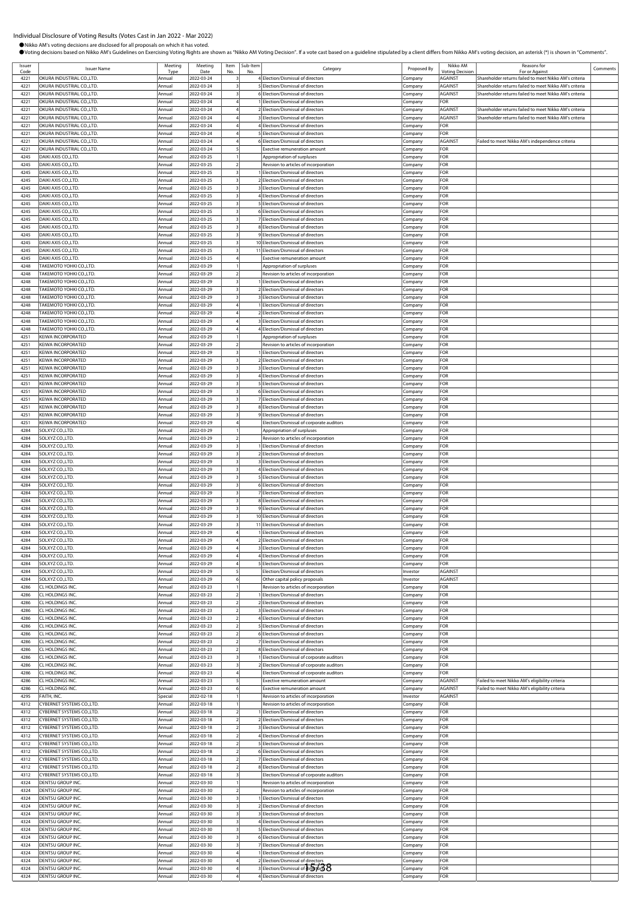Individual Disclosure of Voting Results (Votes Cast in Jan 2022 - Mar 2022)

●Nikko AM's voting decisions are disclosed for all proposals on which it has voted.

●Voting decisions based on Nikko AM's Guidelines on Exercising Voting Rights are shown as "Nikko AM Voting Decision". If a vote cast based on a guideline stipulated by a client differs from Nikko AM's voting decision, an asterisk (*) is shown in "Comments".

| Issuer Code | Issuer Name | Meeting Type | Meeting Date | Item No. | Sub-Item No. | Category | Proposed By | Nikko AM Voting Decision | Reasons for For or Against | Comments |
|---|---|---|---|---|---|---|---|---|---|---|
| 4221 | OKURA INDUSTRIAL CO.,LTD. | Annual | 2022-03-24 | 3 | 4 | Election/Dismissal of directors | Company | AGAINST | Shareholder returns failed to meet Nikko AM's criteria | |
| 4221 | OKURA INDUSTRIAL CO.,LTD. | Annual | 2022-03-24 | 3 | 5 | Election/Dismissal of directors | Company | AGAINST | Shareholder returns failed to meet Nikko AM's criteria | |
| 4221 | OKURA INDUSTRIAL CO.,LTD. | Annual | 2022-03-24 | 3 | 6 | Election/Dismissal of directors | Company | AGAINST | Shareholder returns failed to meet Nikko AM's criteria | |
| 4221 | OKURA INDUSTRIAL CO.,LTD. | Annual | 2022-03-24 | 4 | 1 | Election/Dismissal of directors | Company | FOR | | |
| 4221 | OKURA INDUSTRIAL CO.,LTD. | Annual | 2022-03-24 | 4 | 2 | Election/Dismissal of directors | Company | AGAINST | Shareholder returns failed to meet Nikko AM's criteria | |
| 4221 | OKURA INDUSTRIAL CO.,LTD. | Annual | 2022-03-24 | 4 | 3 | Election/Dismissal of directors | Company | AGAINST | Shareholder returns failed to meet Nikko AM's criteria | |
| 4221 | OKURA INDUSTRIAL CO.,LTD. | Annual | 2022-03-24 | 4 | 4 | Election/Dismissal of directors | Company | FOR | | |
| 4221 | OKURA INDUSTRIAL CO.,LTD. | Annual | 2022-03-24 | 4 | 5 | Election/Dismissal of directors | Company | FOR | | |
| 4221 | OKURA INDUSTRIAL CO.,LTD. | Annual | 2022-03-24 | 4 | 6 | Election/Dismissal of directors | Company | AGAINST | Failed to meet Nikko AM's independence criteria | |
| 4221 | OKURA INDUSTRIAL CO.,LTD. | Annual | 2022-03-24 | 5 | | Exective remuneration amount | Company | FOR | | |
| 4245 | DAIKI AXIS CO.,LTD. | Annual | 2022-03-25 | 1 | | Appropriation of surpluses | Company | FOR | | |
| 4245 | DAIKI AXIS CO.,LTD. | Annual | 2022-03-25 | 2 | | Revision to articles of incorporation | Company | FOR | | |
| 4245 | DAIKI AXIS CO.,LTD. | Annual | 2022-03-25 | 3 | 1 | Election/Dismissal of directors | Company | FOR | | |
| 4245 | DAIKI AXIS CO.,LTD. | Annual | 2022-03-25 | 3 | 2 | Election/Dismissal of directors | Company | FOR | | |
| 4245 | DAIKI AXIS CO.,LTD. | Annual | 2022-03-25 | 3 | 3 | Election/Dismissal of directors | Company | FOR | | |
| 4245 | DAIKI AXIS CO.,LTD. | Annual | 2022-03-25 | 3 | 4 | Election/Dismissal of directors | Company | FOR | | |
| 4245 | DAIKI AXIS CO.,LTD. | Annual | 2022-03-25 | 3 | 5 | Election/Dismissal of directors | Company | FOR | | |
| 4245 | DAIKI AXIS CO.,LTD. | Annual | 2022-03-25 | 3 | 6 | Election/Dismissal of directors | Company | FOR | | |
| 4245 | DAIKI AXIS CO.,LTD. | Annual | 2022-03-25 | 3 | 7 | Election/Dismissal of directors | Company | FOR | | |
| 4245 | DAIKI AXIS CO.,LTD. | Annual | 2022-03-25 | 3 | 8 | Election/Dismissal of directors | Company | FOR | | |
| 4245 | DAIKI AXIS CO.,LTD. | Annual | 2022-03-25 | 3 | 9 | Election/Dismissal of directors | Company | FOR | | |
| 4245 | DAIKI AXIS CO.,LTD. | Annual | 2022-03-25 | 3 | 10 | Election/Dismissal of directors | Company | FOR | | |
| 4245 | DAIKI AXIS CO.,LTD. | Annual | 2022-03-25 | 3 | 11 | Election/Dismissal of directors | Company | FOR | | |
| 4245 | DAIKI AXIS CO.,LTD. | Annual | 2022-03-25 | 4 | | Exective remuneration amount | Company | FOR | | |
| 4248 | TAKEMOTO YOHKI CO.,LTD. | Annual | 2022-03-29 | 1 | | Appropriation of surpluses | Company | FOR | | |
| 4248 | TAKEMOTO YOHKI CO.,LTD. | Annual | 2022-03-29 | 2 | | Revision to articles of incorporation | Company | FOR | | |
| 4248 | TAKEMOTO YOHKI CO.,LTD. | Annual | 2022-03-29 | 3 | 1 | Election/Dismissal of directors | Company | FOR | | |
| 4248 | TAKEMOTO YOHKI CO.,LTD. | Annual | 2022-03-29 | 3 | 2 | Election/Dismissal of directors | Company | FOR | | |
| 4248 | TAKEMOTO YOHKI CO.,LTD. | Annual | 2022-03-29 | 3 | 3 | Election/Dismissal of directors | Company | FOR | | |
| 4248 | TAKEMOTO YOHKI CO.,LTD. | Annual | 2022-03-29 | 4 | 1 | Election/Dismissal of directors | Company | FOR | | |
| 4248 | TAKEMOTO YOHKI CO.,LTD. | Annual | 2022-03-29 | 4 | 2 | Election/Dismissal of directors | Company | FOR | | |
| 4248 | TAKEMOTO YOHKI CO.,LTD. | Annual | 2022-03-29 | 4 | 3 | Election/Dismissal of directors | Company | FOR | | |
| 4248 | TAKEMOTO YOHKI CO.,LTD. | Annual | 2022-03-29 | 4 | 4 | Election/Dismissal of directors | Company | FOR | | |
| 4251 | KEIWA INCORPORATED | Annual | 2022-03-29 | 1 | | Appropriation of surpluses | Company | FOR | | |
| 4251 | KEIWA INCORPORATED | Annual | 2022-03-29 | 2 | | Revision to articles of incorporation | Company | FOR | | |
| 4251 | KEIWA INCORPORATED | Annual | 2022-03-29 | 3 | 1 | Election/Dismissal of directors | Company | FOR | | |
| 4251 | KEIWA INCORPORATED | Annual | 2022-03-29 | 3 | 2 | Election/Dismissal of directors | Company | FOR | | |
| 4251 | KEIWA INCORPORATED | Annual | 2022-03-29 | 3 | 3 | Election/Dismissal of directors | Company | FOR | | |
| 4251 | KEIWA INCORPORATED | Annual | 2022-03-29 | 3 | 4 | Election/Dismissal of directors | Company | FOR | | |
| 4251 | KEIWA INCORPORATED | Annual | 2022-03-29 | 3 | 5 | Election/Dismissal of directors | Company | FOR | | |
| 4251 | KEIWA INCORPORATED | Annual | 2022-03-29 | 3 | 6 | Election/Dismissal of directors | Company | FOR | | |
| 4251 | KEIWA INCORPORATED | Annual | 2022-03-29 | 3 | 7 | Election/Dismissal of directors | Company | FOR | | |
| 4251 | KEIWA INCORPORATED | Annual | 2022-03-29 | 3 | 8 | Election/Dismissal of directors | Company | FOR | | |
| 4251 | KEIWA INCORPORATED | Annual | 2022-03-29 | 3 | 9 | Election/Dismissal of directors | Company | FOR | | |
| 4251 | KEIWA INCORPORATED | Annual | 2022-03-29 | 4 | | Election/Dismissal of corporate auditors | Company | FOR | | |
| 4284 | SOLXYZ CO.,LTD. | Annual | 2022-03-29 | 1 | | Appropriation of surpluses | Company | FOR | | |
| 4284 | SOLXYZ CO.,LTD. | Annual | 2022-03-29 | 2 | | Revision to articles of incorporation | Company | FOR | | |
| 4284 | SOLXYZ CO.,LTD. | Annual | 2022-03-29 | 3 | 1 | Election/Dismissal of directors | Company | FOR | | |
| 4284 | SOLXYZ CO.,LTD. | Annual | 2022-03-29 | 3 | 2 | Election/Dismissal of directors | Company | FOR | | |
| 4284 | SOLXYZ CO.,LTD. | Annual | 2022-03-29 | 3 | 3 | Election/Dismissal of directors | Company | FOR | | |
| 4284 | SOLXYZ CO.,LTD. | Annual | 2022-03-29 | 3 | 4 | Election/Dismissal of directors | Company | FOR | | |
| 4284 | SOLXYZ CO.,LTD. | Annual | 2022-03-29 | 3 | 5 | Election/Dismissal of directors | Company | FOR | | |
| 4284 | SOLXYZ CO.,LTD. | Annual | 2022-03-29 | 3 | 6 | Election/Dismissal of directors | Company | FOR | | |
| 4284 | SOLXYZ CO.,LTD. | Annual | 2022-03-29 | 3 | 7 | Election/Dismissal of directors | Company | FOR | | |
| 4284 | SOLXYZ CO.,LTD. | Annual | 2022-03-29 | 3 | 8 | Election/Dismissal of directors | Company | FOR | | |
| 4284 | SOLXYZ CO.,LTD. | Annual | 2022-03-29 | 3 | 9 | Election/Dismissal of directors | Company | FOR | | |
| 4284 | SOLXYZ CO.,LTD. | Annual | 2022-03-29 | 3 | 10 | Election/Dismissal of directors | Company | FOR | | |
| 4284 | SOLXYZ CO.,LTD. | Annual | 2022-03-29 | 3 | 11 | Election/Dismissal of directors | Company | FOR | | |
| 4284 | SOLXYZ CO.,LTD. | Annual | 2022-03-29 | 4 | 1 | Election/Dismissal of directors | Company | FOR | | |
| 4284 | SOLXYZ CO.,LTD. | Annual | 2022-03-29 | 4 | 2 | Election/Dismissal of directors | Company | FOR | | |
| 4284 | SOLXYZ CO.,LTD. | Annual | 2022-03-29 | 4 | 3 | Election/Dismissal of directors | Company | FOR | | |
| 4284 | SOLXYZ CO.,LTD. | Annual | 2022-03-29 | 4 | 4 | Election/Dismissal of directors | Company | FOR | | |
| 4284 | SOLXYZ CO.,LTD. | Annual | 2022-03-29 | 4 | 5 | Election/Dismissal of directors | Company | FOR | | |
| 4284 | SOLXYZ CO.,LTD. | Annual | 2022-03-29 | 5 | | Election/Dismissal of directors | Investor | AGAINST | | |
| 4284 | SOLXYZ CO.,LTD. | Annual | 2022-03-29 | 6 | | Other capital policy proposals | Investor | AGAINST | | |
| 4286 | CL HOLDINGS INC. | Annual | 2022-03-23 | 1 | | Revision to articles of incorporation | Company | FOR | | |
| 4286 | CL HOLDINGS INC. | Annual | 2022-03-23 | 2 | 1 | Election/Dismissal of directors | Company | FOR | | |
| 4286 | CL HOLDINGS INC. | Annual | 2022-03-23 | 2 | 2 | Election/Dismissal of directors | Company | FOR | | |
| 4286 | CL HOLDINGS INC. | Annual | 2022-03-23 | 2 | 3 | Election/Dismissal of directors | Company | FOR | | |
| 4286 | CL HOLDINGS INC. | Annual | 2022-03-23 | 2 | 4 | Election/Dismissal of directors | Company | FOR | | |
| 4286 | CL HOLDINGS INC. | Annual | 2022-03-23 | 2 | 5 | Election/Dismissal of directors | Company | FOR | | |
| 4286 | CL HOLDINGS INC. | Annual | 2022-03-23 | 2 | 6 | Election/Dismissal of directors | Company | FOR | | |
| 4286 | CL HOLDINGS INC. | Annual | 2022-03-23 | 2 | 7 | Election/Dismissal of directors | Company | FOR | | |
| 4286 | CL HOLDINGS INC. | Annual | 2022-03-23 | 2 | 8 | Election/Dismissal of directors | Company | FOR | | |
| 4286 | CL HOLDINGS INC. | Annual | 2022-03-23 | 3 | 1 | Election/Dismissal of corporate auditors | Company | FOR | | |
| 4286 | CL HOLDINGS INC. | Annual | 2022-03-23 | 3 | 2 | Election/Dismissal of corporate auditors | Company | FOR | | |
| 4286 | CL HOLDINGS INC. | Annual | 2022-03-23 | 4 | | Election/Dismissal of corporate auditors | Company | FOR | | |
| 4286 | CL HOLDINGS INC. | Annual | 2022-03-23 | 5 | | Exective remuneration amount | Company | AGAINST | Failed to meet Nikko AM's eligibility criteria | |
| 4286 | CL HOLDINGS INC. | Annual | 2022-03-23 | 6 | | Exective remuneration amount | Company | AGAINST | Failed to meet Nikko AM's eligibility criteria | |
| 4295 | FAITH, INC. | Special | 2022-02-18 | 1 | | Revision to articles of incorporation | Investor | AGAINST | | |
| 4312 | CYBERNET SYSTEMS CO.,LTD. | Annual | 2022-03-18 | 1 | | Revision to articles of incorporation | Company | FOR | | |
| 4312 | CYBERNET SYSTEMS CO.,LTD. | Annual | 2022-03-18 | 2 | 1 | Election/Dismissal of directors | Company | FOR | | |
| 4312 | CYBERNET SYSTEMS CO.,LTD. | Annual | 2022-03-18 | 2 | 2 | Election/Dismissal of directors | Company | FOR | | |
| 4312 | CYBERNET SYSTEMS CO.,LTD. | Annual | 2022-03-18 | 2 | 3 | Election/Dismissal of directors | Company | FOR | | |
| 4312 | CYBERNET SYSTEMS CO.,LTD. | Annual | 2022-03-18 | 2 | 4 | Election/Dismissal of directors | Company | FOR | | |
| 4312 | CYBERNET SYSTEMS CO.,LTD. | Annual | 2022-03-18 | 2 | 5 | Election/Dismissal of directors | Company | FOR | | |
| 4312 | CYBERNET SYSTEMS CO.,LTD. | Annual | 2022-03-18 | 2 | 6 | Election/Dismissal of directors | Company | FOR | | |
| 4312 | CYBERNET SYSTEMS CO.,LTD. | Annual | 2022-03-18 | 2 | 7 | Election/Dismissal of directors | Company | FOR | | |
| 4312 | CYBERNET SYSTEMS CO.,LTD. | Annual | 2022-03-18 | 2 | 8 | Election/Dismissal of directors | Company | FOR | | |
| 4312 | CYBERNET SYSTEMS CO.,LTD. | Annual | 2022-03-18 | 3 | | Election/Dismissal of corporate auditors | Company | FOR | | |
| 4324 | DENTSU GROUP INC. | Annual | 2022-03-30 | 1 | | Revision to articles of incorporation | Company | FOR | | |
| 4324 | DENTSU GROUP INC. | Annual | 2022-03-30 | 2 | | Revision to articles of incorporation | Company | FOR | | |
| 4324 | DENTSU GROUP INC. | Annual | 2022-03-30 | 3 | 1 | Election/Dismissal of directors | Company | FOR | | |
| 4324 | DENTSU GROUP INC. | Annual | 2022-03-30 | 3 | 2 | Election/Dismissal of directors | Company | FOR | | |
| 4324 | DENTSU GROUP INC. | Annual | 2022-03-30 | 3 | 3 | Election/Dismissal of directors | Company | FOR | | |
| 4324 | DENTSU GROUP INC. | Annual | 2022-03-30 | 3 | 4 | Election/Dismissal of directors | Company | FOR | | |
| 4324 | DENTSU GROUP INC. | Annual | 2022-03-30 | 3 | 5 | Election/Dismissal of directors | Company | FOR | | |
| 4324 | DENTSU GROUP INC. | Annual | 2022-03-30 | 3 | 6 | Election/Dismissal of directors | Company | FOR | | |
| 4324 | DENTSU GROUP INC. | Annual | 2022-03-30 | 3 | 7 | Election/Dismissal of directors | Company | FOR | | |
| 4324 | DENTSU GROUP INC. | Annual | 2022-03-30 | 4 | 1 | Election/Dismissal of directors | Company | FOR | | |
| 4324 | DENTSU GROUP INC. | Annual | 2022-03-30 | 4 | 2 | Election/Dismissal of directors | Company | FOR | | |
| 4324 | DENTSU GROUP INC. | Annual | 2022-03-30 | 4 | 3 | Election/Dismissal of directors | Company | FOR | | |
| 4324 | DENTSU GROUP INC. | Annual | 2022-03-30 | 4 | 4 | Election/Dismissal of directors | Company | FOR | | |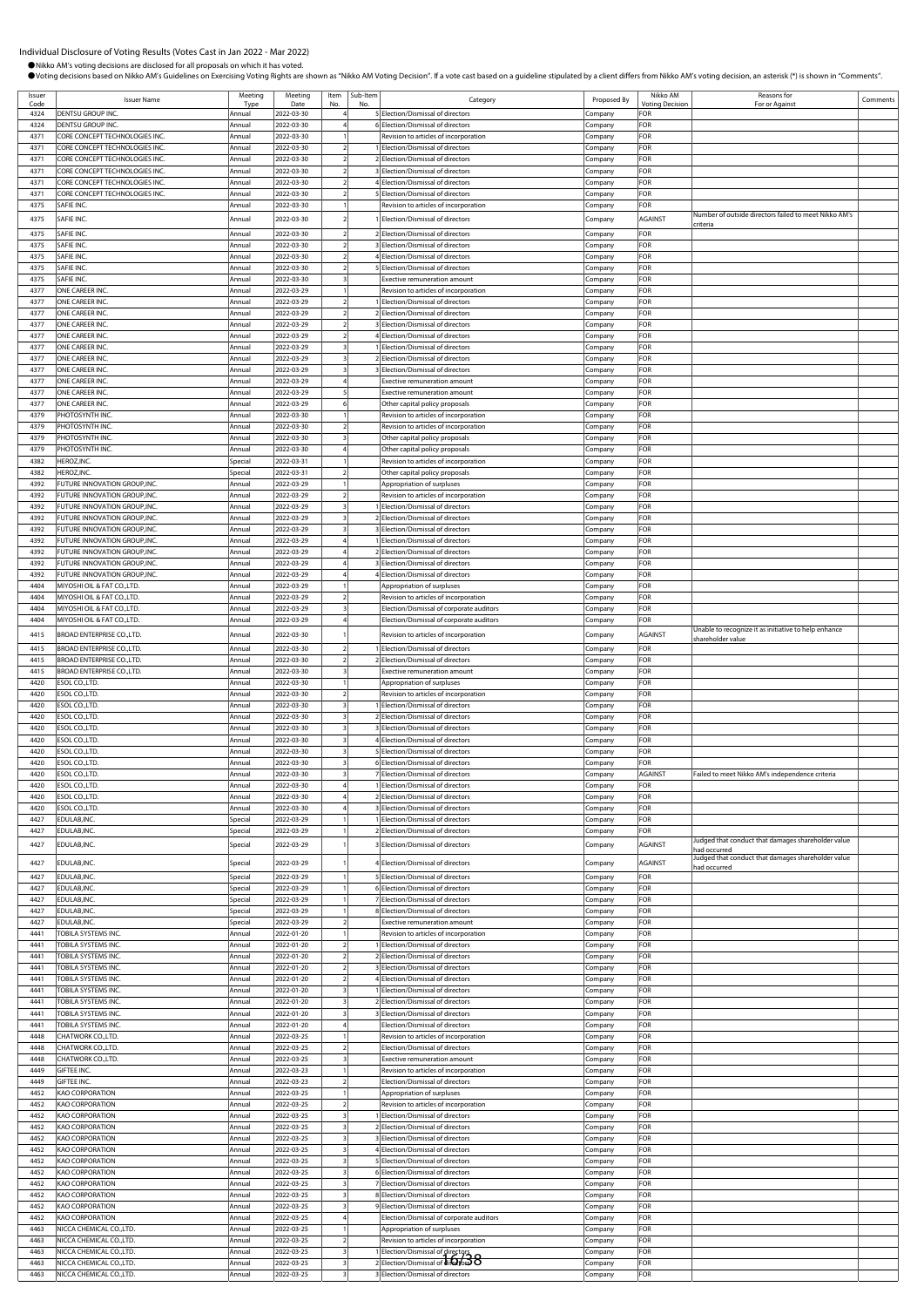# Individual Disclosure of Voting Results (Votes Cast in Jan 2022 - Mar 2022)

- Nikko AM's voting decisions are disclosed for all proposals on which it has voted.
- Voting decisions based on Nikko AM's Guidelines on Exercising Voting Rights are shown as "Nikko AM Voting Decision". If a vote cast based on a guideline stipulated by a client differs from Nikko AM's voting decision, an asterisk (*) is shown in "Comments".

| Issuer Code | Issuer Name | Meeting Type | Meeting Date | Item No. | Sub-Item No. | Category | Proposed By | Nikko AM Voting Decision | Reasons for For or Against | Comments |
|---|---|---|---|---|---|---|---|---|---|---|
| 4324 | DENTSU GROUP INC. | Annual | 2022-03-30 | 4 | 5 | Election/Dismissal of directors | Company | FOR | | |
| 4324 | DENTSU GROUP INC. | Annual | 2022-03-30 | 4 | 6 | Election/Dismissal of directors | Company | FOR | | |
| 4371 | CORE CONCEPT TECHNOLOGIES INC. | Annual | 2022-03-30 | 1 | | Revision to articles of incorporation | Company | FOR | | |
| 4371 | CORE CONCEPT TECHNOLOGIES INC. | Annual | 2022-03-30 | 2 | 1 | Election/Dismissal of directors | Company | FOR | | |
| 4371 | CORE CONCEPT TECHNOLOGIES INC. | Annual | 2022-03-30 | 2 | 2 | Election/Dismissal of directors | Company | FOR | | |
| 4371 | CORE CONCEPT TECHNOLOGIES INC. | Annual | 2022-03-30 | 2 | 3 | Election/Dismissal of directors | Company | FOR | | |
| 4371 | CORE CONCEPT TECHNOLOGIES INC. | Annual | 2022-03-30 | 2 | 4 | Election/Dismissal of directors | Company | FOR | | |
| 4371 | CORE CONCEPT TECHNOLOGIES INC. | Annual | 2022-03-30 | 2 | 5 | Election/Dismissal of directors | Company | FOR | | |
| 4375 | SAFIE INC. | Annual | 2022-03-30 | 1 | | Revision to articles of incorporation | Company | FOR | | |
| 4375 | SAFIE INC. | Annual | 2022-03-30 | 2 | 1 | Election/Dismissal of directors | Company | AGAINST | Number of outside directors failed to meet Nikko AM's criteria | |
| 4375 | SAFIE INC. | Annual | 2022-03-30 | 2 | 2 | Election/Dismissal of directors | Company | FOR | | |
| 4375 | SAFIE INC. | Annual | 2022-03-30 | 2 | 3 | Election/Dismissal of directors | Company | FOR | | |
| 4375 | SAFIE INC. | Annual | 2022-03-30 | 2 | 4 | Election/Dismissal of directors | Company | FOR | | |
| 4375 | SAFIE INC. | Annual | 2022-03-30 | 2 | 5 | Election/Dismissal of directors | Company | FOR | | |
| 4375 | SAFIE INC. | Annual | 2022-03-30 | 3 | | Exective remuneration amount | Company | FOR | | |
| 4377 | ONE CAREER INC. | Annual | 2022-03-29 | 1 | | Revision to articles of incorporation | Company | FOR | | |
| 4377 | ONE CAREER INC. | Annual | 2022-03-29 | 2 | 1 | Election/Dismissal of directors | Company | FOR | | |
| 4377 | ONE CAREER INC. | Annual | 2022-03-29 | 2 | 2 | Election/Dismissal of directors | Company | FOR | | |
| 4377 | ONE CAREER INC. | Annual | 2022-03-29 | 2 | 3 | Election/Dismissal of directors | Company | FOR | | |
| 4377 | ONE CAREER INC. | Annual | 2022-03-29 | 2 | 4 | Election/Dismissal of directors | Company | FOR | | |
| 4377 | ONE CAREER INC. | Annual | 2022-03-29 | 3 | 1 | Election/Dismissal of directors | Company | FOR | | |
| 4377 | ONE CAREER INC. | Annual | 2022-03-29 | 3 | 2 | Election/Dismissal of directors | Company | FOR | | |
| 4377 | ONE CAREER INC. | Annual | 2022-03-29 | 3 | 3 | Election/Dismissal of directors | Company | FOR | | |
| 4377 | ONE CAREER INC. | Annual | 2022-03-29 | 4 | | Exective remuneration amount | Company | FOR | | |
| 4377 | ONE CAREER INC. | Annual | 2022-03-29 | 5 | | Exective remuneration amount | Company | FOR | | |
| 4377 | ONE CAREER INC. | Annual | 2022-03-29 | 6 | | Other capital policy proposals | Company | FOR | | |
| 4379 | PHOTOSYNTH INC. | Annual | 2022-03-30 | 1 | | Revision to articles of incorporation | Company | FOR | | |
| 4379 | PHOTOSYNTH INC. | Annual | 2022-03-30 | 2 | | Revision to articles of incorporation | Company | FOR | | |
| 4379 | PHOTOSYNTH INC. | Annual | 2022-03-30 | 3 | | Other capital policy proposals | Company | FOR | | |
| 4379 | PHOTOSYNTH INC. | Annual | 2022-03-30 | 4 | | Other capital policy proposals | Company | FOR | | |
| 4382 | HEROZ,INC. | Special | 2022-03-31 | 1 | | Revision to articles of incorporation | Company | FOR | | |
| 4382 | HEROZ,INC. | Special | 2022-03-31 | 2 | | Other capital policy proposals | Company | FOR | | |
| 4392 | FUTURE INNOVATION GROUP,INC. | Annual | 2022-03-29 | 1 | | Appropriation of surpluses | Company | FOR | | |
| 4392 | FUTURE INNOVATION GROUP,INC. | Annual | 2022-03-29 | 2 | | Revision to articles of incorporation | Company | FOR | | |
| 4392 | FUTURE INNOVATION GROUP,INC. | Annual | 2022-03-29 | 3 | 1 | Election/Dismissal of directors | Company | FOR | | |
| 4392 | FUTURE INNOVATION GROUP,INC. | Annual | 2022-03-29 | 3 | 2 | Election/Dismissal of directors | Company | FOR | | |
| 4392 | FUTURE INNOVATION GROUP,INC. | Annual | 2022-03-29 | 3 | 3 | Election/Dismissal of directors | Company | FOR | | |
| 4392 | FUTURE INNOVATION GROUP,INC. | Annual | 2022-03-29 | 4 | 1 | Election/Dismissal of directors | Company | FOR | | |
| 4392 | FUTURE INNOVATION GROUP,INC. | Annual | 2022-03-29 | 4 | 2 | Election/Dismissal of directors | Company | FOR | | |
| 4392 | FUTURE INNOVATION GROUP,INC. | Annual | 2022-03-29 | 4 | 3 | Election/Dismissal of directors | Company | FOR | | |
| 4392 | FUTURE INNOVATION GROUP,INC. | Annual | 2022-03-29 | 4 | 4 | Election/Dismissal of directors | Company | FOR | | |
| 4404 | MIYOSHI OIL & FAT CO.,LTD. | Annual | 2022-03-29 | 1 | | Appropriation of surpluses | Company | FOR | | |
| 4404 | MIYOSHI OIL & FAT CO.,LTD. | Annual | 2022-03-29 | 2 | | Revision to articles of incorporation | Company | FOR | | |
| 4404 | MIYOSHI OIL & FAT CO.,LTD. | Annual | 2022-03-29 | 3 | | Election/Dismissal of corporate auditors | Company | FOR | | |
| 4404 | MIYOSHI OIL & FAT CO.,LTD. | Annual | 2022-03-29 | 4 | | Election/Dismissal of corporate auditors | Company | FOR | | |
| 4415 | BROAD ENTERPRISE CO.,LTD. | Annual | 2022-03-30 | 1 | | Revision to articles of incorporation | Company | AGAINST | Unable to recognize it as initiative to help enhance shareholder value | |
| 4415 | BROAD ENTERPRISE CO.,LTD. | Annual | 2022-03-30 | 2 | 1 | Election/Dismissal of directors | Company | FOR | | |
| 4415 | BROAD ENTERPRISE CO.,LTD. | Annual | 2022-03-30 | 2 | 2 | Election/Dismissal of directors | Company | FOR | | |
| 4415 | BROAD ENTERPRISE CO.,LTD. | Annual | 2022-03-30 | 3 | | Exective remuneration amount | Company | FOR | | |
| 4420 | ESOL CO.,LTD. | Annual | 2022-03-30 | 1 | | Appropriation of surpluses | Company | FOR | | |
| 4420 | ESOL CO.,LTD. | Annual | 2022-03-30 | 2 | | Revision to articles of incorporation | Company | FOR | | |
| 4420 | ESOL CO.,LTD. | Annual | 2022-03-30 | 3 | 1 | Election/Dismissal of directors | Company | FOR | | |
| 4420 | ESOL CO.,LTD. | Annual | 2022-03-30 | 3 | 2 | Election/Dismissal of directors | Company | FOR | | |
| 4420 | ESOL CO.,LTD. | Annual | 2022-03-30 | 3 | 3 | Election/Dismissal of directors | Company | FOR | | |
| 4420 | ESOL CO.,LTD. | Annual | 2022-03-30 | 3 | 4 | Election/Dismissal of directors | Company | FOR | | |
| 4420 | ESOL CO.,LTD. | Annual | 2022-03-30 | 3 | 5 | Election/Dismissal of directors | Company | FOR | | |
| 4420 | ESOL CO.,LTD. | Annual | 2022-03-30 | 3 | 6 | Election/Dismissal of directors | Company | FOR | | |
| 4420 | ESOL CO.,LTD. | Annual | 2022-03-30 | 3 | 7 | Election/Dismissal of directors | Company | AGAINST | Failed to meet Nikko AM's independence criteria | |
| 4420 | ESOL CO.,LTD. | Annual | 2022-03-30 | 4 | 1 | Election/Dismissal of directors | Company | FOR | | |
| 4420 | ESOL CO.,LTD. | Annual | 2022-03-30 | 4 | 2 | Election/Dismissal of directors | Company | FOR | | |
| 4420 | ESOL CO.,LTD. | Annual | 2022-03-30 | 4 | 3 | Election/Dismissal of directors | Company | FOR | | |
| 4427 | EDULAB,INC. | Special | 2022-03-29 | 1 | 1 | Election/Dismissal of directors | Company | FOR | | |
| 4427 | EDULAB,INC. | Special | 2022-03-29 | 1 | 2 | Election/Dismissal of directors | Company | FOR | | |
| 4427 | EDULAB,INC. | Special | 2022-03-29 | 1 | 3 | Election/Dismissal of directors | Company | AGAINST | Judged that conduct that damages shareholder value had occurred | |
| 4427 | EDULAB,INC. | Special | 2022-03-29 | 1 | 4 | Election/Dismissal of directors | Company | AGAINST | Judged that conduct that damages shareholder value had occurred | |
| 4427 | EDULAB,INC. | Special | 2022-03-29 | 1 | 5 | Election/Dismissal of directors | Company | FOR | | |
| 4427 | EDULAB,INC. | Special | 2022-03-29 | 1 | 6 | Election/Dismissal of directors | Company | FOR | | |
| 4427 | EDULAB,INC. | Special | 2022-03-29 | 1 | 7 | Election/Dismissal of directors | Company | FOR | | |
| 4427 | EDULAB,INC. | Special | 2022-03-29 | 1 | 8 | Election/Dismissal of directors | Company | FOR | | |
| 4427 | EDULAB,INC. | Special | 2022-03-29 | 2 | | Exective remuneration amount | Company | FOR | | |
| 4441 | TOBILA SYSTEMS INC. | Annual | 2022-01-20 | 1 | | Revision to articles of incorporation | Company | FOR | | |
| 4441 | TOBILA SYSTEMS INC. | Annual | 2022-01-20 | 2 | 1 | Election/Dismissal of directors | Company | FOR | | |
| 4441 | TOBILA SYSTEMS INC. | Annual | 2022-01-20 | 2 | 2 | Election/Dismissal of directors | Company | FOR | | |
| 4441 | TOBILA SYSTEMS INC. | Annual | 2022-01-20 | 2 | 3 | Election/Dismissal of directors | Company | FOR | | |
| 4441 | TOBILA SYSTEMS INC. | Annual | 2022-01-20 | 2 | 4 | Election/Dismissal of directors | Company | FOR | | |
| 4441 | TOBILA SYSTEMS INC. | Annual | 2022-01-20 | 3 | 1 | Election/Dismissal of directors | Company | FOR | | |
| 4441 | TOBILA SYSTEMS INC. | Annual | 2022-01-20 | 3 | 2 | Election/Dismissal of directors | Company | FOR | | |
| 4441 | TOBILA SYSTEMS INC. | Annual | 2022-01-20 | 3 | 3 | Election/Dismissal of directors | Company | FOR | | |
| 4441 | TOBILA SYSTEMS INC. | Annual | 2022-01-20 | 4 | | Election/Dismissal of directors | Company | FOR | | |
| 4448 | CHATWORK CO.,LTD. | Annual | 2022-03-25 | 1 | | Revision to articles of incorporation | Company | FOR | | |
| 4448 | CHATWORK CO.,LTD. | Annual | 2022-03-25 | 2 | | Election/Dismissal of directors | Company | FOR | | |
| 4448 | CHATWORK CO.,LTD. | Annual | 2022-03-25 | 3 | | Exective remuneration amount | Company | FOR | | |
| 4449 | GIFTEE INC. | Annual | 2022-03-23 | 1 | | Revision to articles of incorporation | Company | FOR | | |
| 4449 | GIFTEE INC. | Annual | 2022-03-23 | 2 | | Election/Dismissal of directors | Company | FOR | | |
| 4452 | KAO CORPORATION | Annual | 2022-03-25 | 1 | | Appropriation of surpluses | Company | FOR | | |
| 4452 | KAO CORPORATION | Annual | 2022-03-25 | 2 | | Revision to articles of incorporation | Company | FOR | | |
| 4452 | KAO CORPORATION | Annual | 2022-03-25 | 3 | 1 | Election/Dismissal of directors | Company | FOR | | |
| 4452 | KAO CORPORATION | Annual | 2022-03-25 | 3 | 2 | Election/Dismissal of directors | Company | FOR | | |
| 4452 | KAO CORPORATION | Annual | 2022-03-25 | 3 | 3 | Election/Dismissal of directors | Company | FOR | | |
| 4452 | KAO CORPORATION | Annual | 2022-03-25 | 3 | 4 | Election/Dismissal of directors | Company | FOR | | |
| 4452 | KAO CORPORATION | Annual | 2022-03-25 | 3 | 5 | Election/Dismissal of directors | Company | FOR | | |
| 4452 | KAO CORPORATION | Annual | 2022-03-25 | 3 | 6 | Election/Dismissal of directors | Company | FOR | | |
| 4452 | KAO CORPORATION | Annual | 2022-03-25 | 3 | 7 | Election/Dismissal of directors | Company | FOR | | |
| 4452 | KAO CORPORATION | Annual | 2022-03-25 | 3 | 8 | Election/Dismissal of directors | Company | FOR | | |
| 4452 | KAO CORPORATION | Annual | 2022-03-25 | 3 | 9 | Election/Dismissal of directors | Company | FOR | | |
| 4452 | KAO CORPORATION | Annual | 2022-03-25 | 4 | | Election/Dismissal of corporate auditors | Company | FOR | | |
| 4463 | NICCA CHEMICAL CO.,LTD. | Annual | 2022-03-25 | 1 | | Appropriation of surpluses | Company | FOR | | |
| 4463 | NICCA CHEMICAL CO.,LTD. | Annual | 2022-03-25 | 2 | | Revision to articles of incorporation | Company | FOR | | |
| 4463 | NICCA CHEMICAL CO.,LTD. | Annual | 2022-03-25 | 3 | 1 | Election/Dismissal of directors | Company | FOR | | |
| 4463 | NICCA CHEMICAL CO.,LTD. | Annual | 2022-03-25 | 3 | 2 | Election/Dismissal of directors | Company | FOR | | |
| 4463 | NICCA CHEMICAL CO.,LTD. | Annual | 2022-03-25 | 3 | 3 | Election/Dismissal of directors | Company | FOR | | |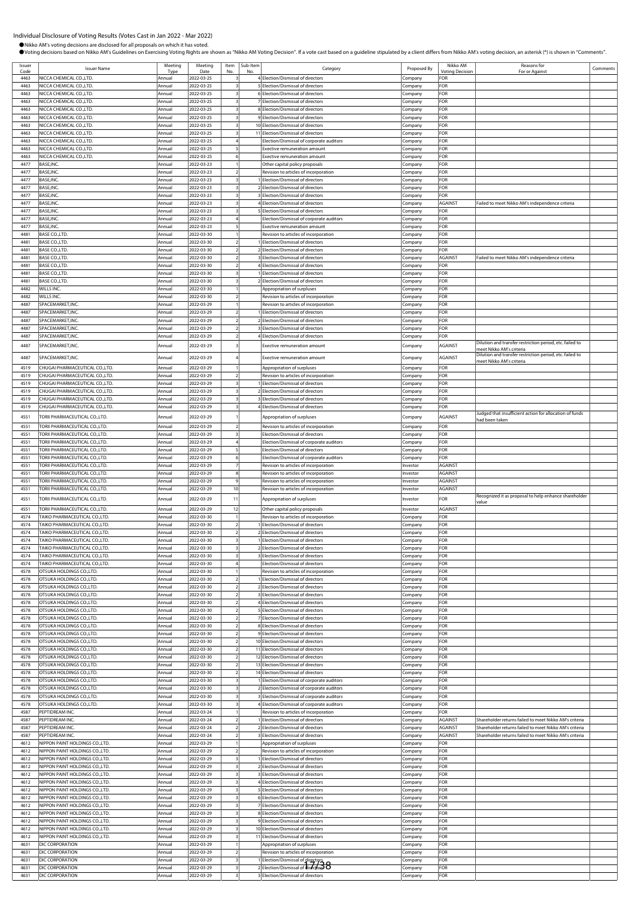Individual Disclosure of Voting Results (Votes Cast in Jan 2022 - Mar 2022)

● Nikko AM's voting decisions are disclosed for all proposals on which it has voted.

● Voting decisions based on Nikko AM's Guidelines on Exercising Voting Rights are shown as "Nikko AM Voting Decision". If a vote cast based on a guideline stipulated by a client differs from Nikko AM's voting decision, an asterisk (*) is shown in "Comments".

| Issuer Code | Issuer Name | Meeting Type | Meeting Date | Item No. | Sub-Item No. | Category | Proposed By | Nikko AM Voting Decision | Reasons for For or Against | Comments |
|---|---|---|---|---|---|---|---|---|---|---|
| 4463 | NICCA CHEMICAL CO.,LTD. | Annual | 2022-03-25 | 3 | 4 | Election/Dismissal of directors | Company | FOR | | |
| 4463 | NICCA CHEMICAL CO.,LTD. | Annual | 2022-03-25 | 3 | 5 | Election/Dismissal of directors | Company | FOR | | |
| 4463 | NICCA CHEMICAL CO.,LTD. | Annual | 2022-03-25 | 3 | 6 | Election/Dismissal of directors | Company | FOR | | |
| 4463 | NICCA CHEMICAL CO.,LTD. | Annual | 2022-03-25 | 3 | 7 | Election/Dismissal of directors | Company | FOR | | |
| 4463 | NICCA CHEMICAL CO.,LTD. | Annual | 2022-03-25 | 3 | 8 | Election/Dismissal of directors | Company | FOR | | |
| 4463 | NICCA CHEMICAL CO.,LTD. | Annual | 2022-03-25 | 3 | 9 | Election/Dismissal of directors | Company | FOR | | |
| 4463 | NICCA CHEMICAL CO.,LTD. | Annual | 2022-03-25 | 3 | 10 | Election/Dismissal of directors | Company | FOR | | |
| 4463 | NICCA CHEMICAL CO.,LTD. | Annual | 2022-03-25 | 3 | 11 | Election/Dismissal of directors | Company | FOR | | |
| 4463 | NICCA CHEMICAL CO.,LTD. | Annual | 2022-03-25 | 4 | | Election/Dismissal of corporate auditors | Company | FOR | | |
| 4463 | NICCA CHEMICAL CO.,LTD. | Annual | 2022-03-25 | 5 | | Exective remuneration amount | Company | FOR | | |
| 4463 | NICCA CHEMICAL CO.,LTD. | Annual | 2022-03-25 | 6 | | Exective remuneration amount | Company | FOR | | |
| 4477 | BASE,INC. | Annual | 2022-03-23 | 1 | | Other capital policy proposals | Company | FOR | | |
| 4477 | BASE,INC. | Annual | 2022-03-23 | 2 | | Revision to articles of incorporation | Company | FOR | | |
| 4477 | BASE,INC. | Annual | 2022-03-23 | 3 | 1 | Election/Dismissal of directors | Company | FOR | | |
| 4477 | BASE,INC. | Annual | 2022-03-23 | 3 | 2 | Election/Dismissal of directors | Company | FOR | | |
| 4477 | BASE,INC. | Annual | 2022-03-23 | 3 | 3 | Election/Dismissal of directors | Company | FOR | | |
| 4477 | BASE,INC. | Annual | 2022-03-23 | 3 | 4 | Election/Dismissal of directors | Company | AGAINST | Failed to meet Nikko AM's independence criteria | |
| 4477 | BASE,INC. | Annual | 2022-03-23 | 3 | 5 | Election/Dismissal of directors | Company | FOR | | |
| 4477 | BASE,INC. | Annual | 2022-03-23 | 4 | | Election/Dismissal of corporate auditors | Company | FOR | | |
| 4477 | BASE,INC. | Annual | 2022-03-23 | 5 | | Exective remuneration amount | Company | FOR | | |
| 4481 | BASE CO.,LTD. | Annual | 2022-03-30 | 1 | | Revision to articles of incorporation | Company | FOR | | |
| 4481 | BASE CO.,LTD. | Annual | 2022-03-30 | 2 | 1 | Election/Dismissal of directors | Company | FOR | | |
| 4481 | BASE CO.,LTD. | Annual | 2022-03-30 | 2 | 2 | Election/Dismissal of directors | Company | FOR | | |
| 4481 | BASE CO.,LTD. | Annual | 2022-03-30 | 2 | 3 | Election/Dismissal of directors | Company | AGAINST | Failed to meet Nikko AM's independence criteria | |
| 4481 | BASE CO.,LTD. | Annual | 2022-03-30 | 2 | 4 | Election/Dismissal of directors | Company | FOR | | |
| 4481 | BASE CO.,LTD. | Annual | 2022-03-30 | 3 | 1 | Election/Dismissal of directors | Company | FOR | | |
| 4481 | BASE CO.,LTD. | Annual | 2022-03-30 | 3 | 2 | Election/Dismissal of directors | Company | FOR | | |
| 4482 | WILLS INC. | Annual | 2022-03-30 | 1 | | Appropriation of surpluses | Company | FOR | | |
| 4482 | WILLS INC. | Annual | 2022-03-30 | 2 | | Revision to articles of incorporation | Company | FOR | | |
| 4487 | SPACEMARKET,INC. | Annual | 2022-03-29 | 1 | | Revision to articles of incorporation | Company | FOR | | |
| 4487 | SPACEMARKET,INC. | Annual | 2022-03-29 | 2 | 1 | Election/Dismissal of directors | Company | FOR | | |
| 4487 | SPACEMARKET,INC. | Annual | 2022-03-29 | 2 | 2 | Election/Dismissal of directors | Company | FOR | | |
| 4487 | SPACEMARKET,INC. | Annual | 2022-03-29 | 2 | 3 | Election/Dismissal of directors | Company | FOR | | |
| 4487 | SPACEMARKET,INC. | Annual | 2022-03-29 | 2 | 4 | Election/Dismissal of directors | Company | FOR | | |
| 4487 | SPACEMARKET,INC. | Annual | 2022-03-29 | 3 | | Exective remuneration amount | Company | AGAINST | Dilution and transfer restriction period, etc. failed to meet Nikko AM's criteria | |
| 4487 | SPACEMARKET,INC. | Annual | 2022-03-29 | 4 | | Exective remuneration amount | Company | AGAINST | Dilution and transfer restriction period, etc. failed to meet Nikko AM's criteria | |
| 4519 | CHUGAI PHARMACEUTICAL CO.,LTD. | Annual | 2022-03-29 | 1 | | Appropriation of surpluses | Company | FOR | | |
| 4519 | CHUGAI PHARMACEUTICAL CO.,LTD. | Annual | 2022-03-29 | 2 | | Revision to articles of incorporation | Company | FOR | | |
| 4519 | CHUGAI PHARMACEUTICAL CO.,LTD. | Annual | 2022-03-29 | 3 | 1 | Election/Dismissal of directors | Company | FOR | | |
| 4519 | CHUGAI PHARMACEUTICAL CO.,LTD. | Annual | 2022-03-29 | 3 | 2 | Election/Dismissal of directors | Company | FOR | | |
| 4519 | CHUGAI PHARMACEUTICAL CO.,LTD. | Annual | 2022-03-29 | 3 | 3 | Election/Dismissal of directors | Company | FOR | | |
| 4519 | CHUGAI PHARMACEUTICAL CO.,LTD. | Annual | 2022-03-29 | 3 | 4 | Election/Dismissal of directors | Company | FOR | | |
| 4551 | TORII PHARMACEUTICAL CO.,LTD. | Annual | 2022-03-29 | 1 | | Appropriation of surpluses | Company | AGAINST | Judged that insufficient action for allocation of funds had been taken | |
| 4551 | TORII PHARMACEUTICAL CO.,LTD. | Annual | 2022-03-29 | 2 | | Revision to articles of incorporation | Company | FOR | | |
| 4551 | TORII PHARMACEUTICAL CO.,LTD. | Annual | 2022-03-29 | 3 | | Election/Dismissal of directors | Company | FOR | | |
| 4551 | TORII PHARMACEUTICAL CO.,LTD. | Annual | 2022-03-29 | 4 | | Election/Dismissal of corporate auditors | Company | FOR | | |
| 4551 | TORII PHARMACEUTICAL CO.,LTD. | Annual | 2022-03-29 | 5 | | Election/Dismissal of directors | Company | FOR | | |
| 4551 | TORII PHARMACEUTICAL CO.,LTD. | Annual | 2022-03-29 | 6 | | Election/Dismissal of corporate auditors | Company | FOR | | |
| 4551 | TORII PHARMACEUTICAL CO.,LTD. | Annual | 2022-03-29 | 7 | | Revision to articles of incorporation | Investor | AGAINST | | |
| 4551 | TORII PHARMACEUTICAL CO.,LTD. | Annual | 2022-03-29 | 8 | | Revision to articles of incorporation | Investor | AGAINST | | |
| 4551 | TORII PHARMACEUTICAL CO.,LTD. | Annual | 2022-03-29 | 9 | | Revision to articles of incorporation | Investor | AGAINST | | |
| 4551 | TORII PHARMACEUTICAL CO.,LTD. | Annual | 2022-03-29 | 10 | | Revision to articles of incorporation | Investor | AGAINST | | |
| 4551 | TORII PHARMACEUTICAL CO.,LTD. | Annual | 2022-03-29 | 11 | | Appropriation of surpluses | Investor | FOR | Recognized it as proposal to help enhance shareholder value | |
| 4551 | TORII PHARMACEUTICAL CO.,LTD. | Annual | 2022-03-29 | 12 | | Other capital policy proposals | Investor | AGAINST | | |
| 4574 | TAIKO PHARMACEUTICAL CO.,LTD. | Annual | 2022-03-30 | 1 | | Revision to articles of incorporation | Company | FOR | | |
| 4574 | TAIKO PHARMACEUTICAL CO.,LTD. | Annual | 2022-03-30 | 2 | 1 | Election/Dismissal of directors | Company | FOR | | |
| 4574 | TAIKO PHARMACEUTICAL CO.,LTD. | Annual | 2022-03-30 | 2 | 2 | Election/Dismissal of directors | Company | FOR | | |
| 4574 | TAIKO PHARMACEUTICAL CO.,LTD. | Annual | 2022-03-30 | 3 | 1 | Election/Dismissal of directors | Company | FOR | | |
| 4574 | TAIKO PHARMACEUTICAL CO.,LTD. | Annual | 2022-03-30 | 3 | 2 | Election/Dismissal of directors | Company | FOR | | |
| 4574 | TAIKO PHARMACEUTICAL CO.,LTD. | Annual | 2022-03-30 | 3 | 3 | Election/Dismissal of directors | Company | FOR | | |
| 4574 | TAIKO PHARMACEUTICAL CO.,LTD. | Annual | 2022-03-30 | 4 | | Election/Dismissal of directors | Company | FOR | | |
| 4578 | OTSUKA HOLDINGS CO.,LTD. | Annual | 2022-03-30 | 1 | | Revision to articles of incorporation | Company | FOR | | |
| 4578 | OTSUKA HOLDINGS CO.,LTD. | Annual | 2022-03-30 | 2 | 1 | Election/Dismissal of directors | Company | FOR | | |
| 4578 | OTSUKA HOLDINGS CO.,LTD. | Annual | 2022-03-30 | 2 | 2 | Election/Dismissal of directors | Company | FOR | | |
| 4578 | OTSUKA HOLDINGS CO.,LTD. | Annual | 2022-03-30 | 2 | 3 | Election/Dismissal of directors | Company | FOR | | |
| 4578 | OTSUKA HOLDINGS CO.,LTD. | Annual | 2022-03-30 | 2 | 4 | Election/Dismissal of directors | Company | FOR | | |
| 4578 | OTSUKA HOLDINGS CO.,LTD. | Annual | 2022-03-30 | 2 | 5 | Election/Dismissal of directors | Company | FOR | | |
| 4578 | OTSUKA HOLDINGS CO.,LTD. | Annual | 2022-03-30 | 2 | 7 | Election/Dismissal of directors | Company | FOR | | |
| 4578 | OTSUKA HOLDINGS CO.,LTD. | Annual | 2022-03-30 | 2 | 8 | Election/Dismissal of directors | Company | FOR | | |
| 4578 | OTSUKA HOLDINGS CO.,LTD. | Annual | 2022-03-30 | 2 | 9 | Election/Dismissal of directors | Company | FOR | | |
| 4578 | OTSUKA HOLDINGS CO.,LTD. | Annual | 2022-03-30 | 2 | 10 | Election/Dismissal of directors | Company | FOR | | |
| 4578 | OTSUKA HOLDINGS CO.,LTD. | Annual | 2022-03-30 | 2 | 11 | Election/Dismissal of directors | Company | FOR | | |
| 4578 | OTSUKA HOLDINGS CO.,LTD. | Annual | 2022-03-30 | 2 | 12 | Election/Dismissal of directors | Company | FOR | | |
| 4578 | OTSUKA HOLDINGS CO.,LTD. | Annual | 2022-03-30 | 2 | 13 | Election/Dismissal of directors | Company | FOR | | |
| 4578 | OTSUKA HOLDINGS CO.,LTD. | Annual | 2022-03-30 | 2 | 14 | Election/Dismissal of directors | Company | FOR | | |
| 4578 | OTSUKA HOLDINGS CO.,LTD. | Annual | 2022-03-30 | 3 | 1 | Election/Dismissal of corporate auditors | Company | FOR | | |
| 4578 | OTSUKA HOLDINGS CO.,LTD. | Annual | 2022-03-30 | 3 | 2 | Election/Dismissal of corporate auditors | Company | FOR | | |
| 4578 | OTSUKA HOLDINGS CO.,LTD. | Annual | 2022-03-30 | 3 | 3 | Election/Dismissal of corporate auditors | Company | FOR | | |
| 4578 | OTSUKA HOLDINGS CO.,LTD. | Annual | 2022-03-30 | 3 | 4 | Election/Dismissal of corporate auditors | Company | FOR | | |
| 4587 | PEPTIDREAM INC. | Annual | 2022-03-24 | 1 | | Revision to articles of incorporation | Company | FOR | | |
| 4587 | PEPTIDREAM INC. | Annual | 2022-03-24 | 2 | 1 | Election/Dismissal of directors | Company | AGAINST | Shareholder returns failed to meet Nikko AM's criteria | |
| 4587 | PEPTIDREAM INC. | Annual | 2022-03-24 | 2 | 2 | Election/Dismissal of directors | Company | AGAINST | Shareholder returns failed to meet Nikko AM's criteria | |
| 4587 | PEPTIDREAM INC. | Annual | 2022-03-24 | 2 | 3 | Election/Dismissal of directors | Company | AGAINST | Shareholder returns failed to meet Nikko AM's criteria | |
| 4612 | NIPPON PAINT HOLDINGS CO.,LTD. | Annual | 2022-03-29 | 1 | | Appropriation of surpluses | Company | FOR | | |
| 4612 | NIPPON PAINT HOLDINGS CO.,LTD. | Annual | 2022-03-29 | 2 | | Revision to articles of incorporation | Company | FOR | | |
| 4612 | NIPPON PAINT HOLDINGS CO.,LTD. | Annual | 2022-03-29 | 3 | 1 | Election/Dismissal of directors | Company | FOR | | |
| 4612 | NIPPON PAINT HOLDINGS CO.,LTD. | Annual | 2022-03-29 | 3 | 2 | Election/Dismissal of directors | Company | FOR | | |
| 4612 | NIPPON PAINT HOLDINGS CO.,LTD. | Annual | 2022-03-29 | 3 | 3 | Election/Dismissal of directors | Company | FOR | | |
| 4612 | NIPPON PAINT HOLDINGS CO.,LTD. | Annual | 2022-03-29 | 3 | 4 | Election/Dismissal of directors | Company | FOR | | |
| 4612 | NIPPON PAINT HOLDINGS CO.,LTD. | Annual | 2022-03-29 | 3 | 5 | Election/Dismissal of directors | Company | FOR | | |
| 4612 | NIPPON PAINT HOLDINGS CO.,LTD. | Annual | 2022-03-29 | 3 | 6 | Election/Dismissal of directors | Company | FOR | | |
| 4612 | NIPPON PAINT HOLDINGS CO.,LTD. | Annual | 2022-03-29 | 3 | 7 | Election/Dismissal of directors | Company | FOR | | |
| 4612 | NIPPON PAINT HOLDINGS CO.,LTD. | Annual | 2022-03-29 | 3 | 8 | Election/Dismissal of directors | Company | FOR | | |
| 4612 | NIPPON PAINT HOLDINGS CO.,LTD. | Annual | 2022-03-29 | 3 | 9 | Election/Dismissal of directors | Company | FOR | | |
| 4612 | NIPPON PAINT HOLDINGS CO.,LTD. | Annual | 2022-03-29 | 3 | 10 | Election/Dismissal of directors | Company | FOR | | |
| 4612 | NIPPON PAINT HOLDINGS CO.,LTD. | Annual | 2022-03-29 | 3 | 11 | Election/Dismissal of directors | Company | FOR | | |
| 4631 | DIC CORPORATION | Annual | 2022-03-29 | 1 | | Appropriation of surpluses | Company | FOR | | |
| 4631 | DIC CORPORATION | Annual | 2022-03-29 | 2 | | Revision to articles of incorporation | Company | FOR | | |
| 4631 | DIC CORPORATION | Annual | 2022-03-29 | 3 | 1 | Election/Dismissal of directors | Company | FOR | | |
| 4631 | DIC CORPORATION | Annual | 2022-03-29 | 3 | 2 | Election/Dismissal of directors | Company | FOR | | |
| 4631 | DIC CORPORATION | Annual | 2022-03-29 | 3 | 3 | Election/Dismissal of directors | Company | FOR | | |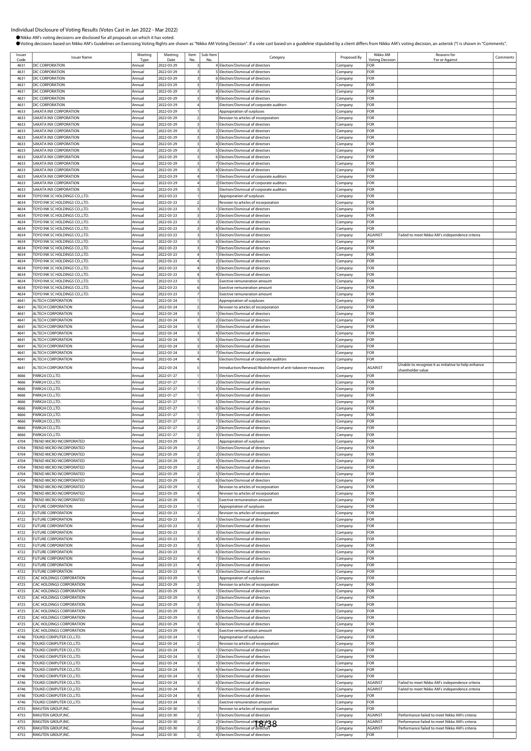Individual Disclosure of Voting Results (Votes Cast in Jan 2022 - Mar 2022)

●Nikko AM's voting decisions are disclosed for all proposals on which it has voted.
●Voting decisions based on Nikko AM's Guidelines on Exercising Voting Rights are shown as "Nikko AM Voting Decision". If a vote cast based on a guideline stipulated by a client differs from Nikko AM's voting decision, an asterisk (*) is shown in "Comments".

| Issuer Code | Issuer Name | Meeting Type | Meeting Date | Item No. | Sub-Item No. | Category | Proposed By | Nikko AM Voting Decision | Reasons for For or Against | Comments |
|---|---|---|---|---|---|---|---|---|---|---|
| 4631 | DIC CORPORATION | Annual | 2022-03-29 | 3 | 4 | Election/Dismissal of directors | Company | FOR | | |
| 4631 | DIC CORPORATION | Annual | 2022-03-29 | 3 | 5 | Election/Dismissal of directors | Company | FOR | | |
| 4631 | DIC CORPORATION | Annual | 2022-03-29 | 3 | 6 | Election/Dismissal of directors | Company | FOR | | |
| 4631 | DIC CORPORATION | Annual | 2022-03-29 | 3 | 7 | Election/Dismissal of directors | Company | FOR | | |
| 4631 | DIC CORPORATION | Annual | 2022-03-29 | 3 | 8 | Election/Dismissal of directors | Company | FOR | | |
| 4631 | DIC CORPORATION | Annual | 2022-03-29 | 3 | 9 | Election/Dismissal of directors | Company | FOR | | |
| 4631 | DIC CORPORATION | Annual | 2022-03-29 | 4 | | Election/Dismissal of corporate auditors | Company | FOR | | |
| 4633 | SAKATA INX CORPORATION | Annual | 2022-03-29 | 1 | | Appropriation of surpluses | Company | FOR | | |
| 4633 | SAKATA INX CORPORATION | Annual | 2022-03-29 | 2 | | Revision to articles of incorporation | Company | FOR | | |
| 4633 | SAKATA INX CORPORATION | Annual | 2022-03-29 | 3 | 1 | Election/Dismissal of directors | Company | FOR | | |
| 4633 | SAKATA INX CORPORATION | Annual | 2022-03-29 | 3 | 2 | Election/Dismissal of directors | Company | FOR | | |
| 4633 | SAKATA INX CORPORATION | Annual | 2022-03-29 | 3 | 3 | Election/Dismissal of directors | Company | FOR | | |
| 4633 | SAKATA INX CORPORATION | Annual | 2022-03-29 | 3 | 4 | Election/Dismissal of directors | Company | FOR | | |
| 4633 | SAKATA INX CORPORATION | Annual | 2022-03-29 | 3 | 5 | Election/Dismissal of directors | Company | FOR | | |
| 4633 | SAKATA INX CORPORATION | Annual | 2022-03-29 | 3 | 6 | Election/Dismissal of directors | Company | FOR | | |
| 4633 | SAKATA INX CORPORATION | Annual | 2022-03-29 | 3 | 7 | Election/Dismissal of directors | Company | FOR | | |
| 4633 | SAKATA INX CORPORATION | Annual | 2022-03-29 | 3 | 8 | Election/Dismissal of directors | Company | FOR | | |
| 4633 | SAKATA INX CORPORATION | Annual | 2022-03-29 | 4 | 1 | Election/Dismissal of corporate auditors | Company | FOR | | |
| 4633 | SAKATA INX CORPORATION | Annual | 2022-03-29 | 4 | 2 | Election/Dismissal of corporate auditors | Company | FOR | | |
| 4633 | SAKATA INX CORPORATION | Annual | 2022-03-29 | 5 | | Election/Dismissal of corporate auditors | Company | FOR | | |
| 4634 | TOYO INK SC HOLDINGS CO.,LTD. | Annual | 2022-03-23 | 1 | | Appropriation of surpluses | Company | FOR | | |
| 4634 | TOYO INK SC HOLDINGS CO.,LTD. | Annual | 2022-03-23 | 2 | | Revision to articles of incorporation | Company | FOR | | |
| 4634 | TOYO INK SC HOLDINGS CO.,LTD. | Annual | 2022-03-23 | 3 | 1 | Election/Dismissal of directors | Company | FOR | | |
| 4634 | TOYO INK SC HOLDINGS CO.,LTD. | Annual | 2022-03-23 | 3 | 2 | Election/Dismissal of directors | Company | FOR | | |
| 4634 | TOYO INK SC HOLDINGS CO.,LTD. | Annual | 2022-03-23 | 3 | 3 | Election/Dismissal of directors | Company | FOR | | |
| 4634 | TOYO INK SC HOLDINGS CO.,LTD. | Annual | 2022-03-23 | 3 | 4 | Election/Dismissal of directors | Company | FOR | | |
| 4634 | TOYO INK SC HOLDINGS CO.,LTD. | Annual | 2022-03-23 | 3 | 5 | Election/Dismissal of directors | Company | AGAINST | Failed to meet Nikko AM's independence criteria | |
| 4634 | TOYO INK SC HOLDINGS CO.,LTD. | Annual | 2022-03-23 | 3 | 6 | Election/Dismissal of directors | Company | FOR | | |
| 4634 | TOYO INK SC HOLDINGS CO.,LTD. | Annual | 2022-03-23 | 3 | 7 | Election/Dismissal of directors | Company | FOR | | |
| 4634 | TOYO INK SC HOLDINGS CO.,LTD. | Annual | 2022-03-23 | 4 | 1 | Election/Dismissal of directors | Company | FOR | | |
| 4634 | TOYO INK SC HOLDINGS CO.,LTD. | Annual | 2022-03-23 | 4 | 2 | Election/Dismissal of directors | Company | FOR | | |
| 4634 | TOYO INK SC HOLDINGS CO.,LTD. | Annual | 2022-03-23 | 4 | 3 | Election/Dismissal of directors | Company | FOR | | |
| 4634 | TOYO INK SC HOLDINGS CO.,LTD. | Annual | 2022-03-23 | 4 | 4 | Election/Dismissal of directors | Company | FOR | | |
| 4634 | TOYO INK SC HOLDINGS CO.,LTD. | Annual | 2022-03-23 | 5 | | Exective remuneration amount | Company | FOR | | |
| 4634 | TOYO INK SC HOLDINGS CO.,LTD. | Annual | 2022-03-23 | 6 | | Exective remuneration amount | Company | FOR | | |
| 4634 | TOYO INK SC HOLDINGS CO.,LTD. | Annual | 2022-03-23 | 7 | | Exective remuneration amount | Company | FOR | | |
| 4641 | ALTECH CORPORATION | Annual | 2022-03-24 | 1 | | Appropriation of surpluses | Company | FOR | | |
| 4641 | ALTECH CORPORATION | Annual | 2022-03-24 | 2 | | Revision to articles of incorporation | Company | FOR | | |
| 4641 | ALTECH CORPORATION | Annual | 2022-03-24 | 3 | 1 | Election/Dismissal of directors | Company | FOR | | |
| 4641 | ALTECH CORPORATION | Annual | 2022-03-24 | 3 | 2 | Election/Dismissal of directors | Company | FOR | | |
| 4641 | ALTECH CORPORATION | Annual | 2022-03-24 | 3 | 3 | Election/Dismissal of directors | Company | FOR | | |
| 4641 | ALTECH CORPORATION | Annual | 2022-03-24 | 3 | 4 | Election/Dismissal of directors | Company | FOR | | |
| 4641 | ALTECH CORPORATION | Annual | 2022-03-24 | 3 | 5 | Election/Dismissal of directors | Company | FOR | | |
| 4641 | ALTECH CORPORATION | Annual | 2022-03-24 | 3 | 6 | Election/Dismissal of directors | Company | FOR | | |
| 4641 | ALTECH CORPORATION | Annual | 2022-03-24 | 3 | 7 | Election/Dismissal of directors | Company | FOR | | |
| 4641 | ALTECH CORPORATION | Annual | 2022-03-24 | 4 | | Election/Dismissal of corporate auditors | Company | FOR | | |
| 4641 | ALTECH CORPORATION | Annual | 2022-03-24 | 5 | | Introduction/Renewal/Abolishment of anti-takeover measures | Company | AGAINST | Unable to recognize it as initiative to help enhance shareholder value | |
| 4666 | PARK24 CO.,LTD. | Annual | 2022-01-27 | 1 | 1 | Election/Dismissal of directors | Company | FOR | | |
| 4666 | PARK24 CO.,LTD. | Annual | 2022-01-27 | 1 | 2 | Election/Dismissal of directors | Company | FOR | | |
| 4666 | PARK24 CO.,LTD. | Annual | 2022-01-27 | 1 | 3 | Election/Dismissal of directors | Company | FOR | | |
| 4666 | PARK24 CO.,LTD. | Annual | 2022-01-27 | 1 | 4 | Election/Dismissal of directors | Company | FOR | | |
| 4666 | PARK24 CO.,LTD. | Annual | 2022-01-27 | 1 | 5 | Election/Dismissal of directors | Company | FOR | | |
| 4666 | PARK24 CO.,LTD. | Annual | 2022-01-27 | 1 | 6 | Election/Dismissal of directors | Company | FOR | | |
| 4666 | PARK24 CO.,LTD. | Annual | 2022-01-27 | 1 | 7 | Election/Dismissal of directors | Company | FOR | | |
| 4666 | PARK24 CO.,LTD. | Annual | 2022-01-27 | 2 | 1 | Election/Dismissal of directors | Company | FOR | | |
| 4666 | PARK24 CO.,LTD. | Annual | 2022-01-27 | 2 | 2 | Election/Dismissal of directors | Company | FOR | | |
| 4666 | PARK24 CO.,LTD. | Annual | 2022-01-27 | 2 | 3 | Election/Dismissal of directors | Company | FOR | | |
| 4704 | TREND MICRO INCORPORATED | Annual | 2022-03-29 | 1 | | Appropriation of surpluses | Company | FOR | | |
| 4704 | TREND MICRO INCORPORATED | Annual | 2022-03-29 | 2 | 1 | Election/Dismissal of directors | Company | FOR | | |
| 4704 | TREND MICRO INCORPORATED | Annual | 2022-03-29 | 2 | 2 | Election/Dismissal of directors | Company | FOR | | |
| 4704 | TREND MICRO INCORPORATED | Annual | 2022-03-29 | 2 | 3 | Election/Dismissal of directors | Company | FOR | | |
| 4704 | TREND MICRO INCORPORATED | Annual | 2022-03-29 | 2 | 4 | Election/Dismissal of directors | Company | FOR | | |
| 4704 | TREND MICRO INCORPORATED | Annual | 2022-03-29 | 2 | 5 | Election/Dismissal of directors | Company | FOR | | |
| 4704 | TREND MICRO INCORPORATED | Annual | 2022-03-29 | 2 | 6 | Election/Dismissal of directors | Company | FOR | | |
| 4704 | TREND MICRO INCORPORATED | Annual | 2022-03-29 | 3 | | Revision to articles of incorporation | Company | FOR | | |
| 4704 | TREND MICRO INCORPORATED | Annual | 2022-03-29 | 4 | | Revision to articles of incorporation | Company | FOR | | |
| 4704 | TREND MICRO INCORPORATED | Annual | 2022-03-29 | 5 | | Exective remuneration amount | Company | FOR | | |
| 4722 | FUTURE CORPORATION | Annual | 2022-03-23 | 1 | | Appropriation of surpluses | Company | FOR | | |
| 4722 | FUTURE CORPORATION | Annual | 2022-03-23 | 2 | | Revision to articles of incorporation | Company | FOR | | |
| 4722 | FUTURE CORPORATION | Annual | 2022-03-23 | 3 | 1 | Election/Dismissal of directors | Company | FOR | | |
| 4722 | FUTURE CORPORATION | Annual | 2022-03-23 | 3 | 2 | Election/Dismissal of directors | Company | FOR | | |
| 4722 | FUTURE CORPORATION | Annual | 2022-03-23 | 3 | 3 | Election/Dismissal of directors | Company | FOR | | |
| 4722 | FUTURE CORPORATION | Annual | 2022-03-23 | 3 | 4 | Election/Dismissal of directors | Company | FOR | | |
| 4722 | FUTURE CORPORATION | Annual | 2022-03-23 | 3 | 5 | Election/Dismissal of directors | Company | FOR | | |
| 4722 | FUTURE CORPORATION | Annual | 2022-03-23 | 3 | 6 | Election/Dismissal of directors | Company | FOR | | |
| 4722 | FUTURE CORPORATION | Annual | 2022-03-23 | 4 | 1 | Election/Dismissal of directors | Company | FOR | | |
| 4722 | FUTURE CORPORATION | Annual | 2022-03-23 | 4 | 2 | Election/Dismissal of directors | Company | FOR | | |
| 4722 | FUTURE CORPORATION | Annual | 2022-03-23 | 4 | 3 | Election/Dismissal of directors | Company | FOR | | |
| 4725 | CAC HOLDINGS CORPORATION | Annual | 2022-03-29 | 1 | | Appropriation of surpluses | Company | FOR | | |
| 4725 | CAC HOLDINGS CORPORATION | Annual | 2022-03-29 | 2 | | Revision to articles of incorporation | Company | FOR | | |
| 4725 | CAC HOLDINGS CORPORATION | Annual | 2022-03-29 | 3 | 1 | Election/Dismissal of directors | Company | FOR | | |
| 4725 | CAC HOLDINGS CORPORATION | Annual | 2022-03-29 | 3 | 2 | Election/Dismissal of directors | Company | FOR | | |
| 4725 | CAC HOLDINGS CORPORATION | Annual | 2022-03-29 | 3 | 3 | Election/Dismissal of directors | Company | FOR | | |
| 4725 | CAC HOLDINGS CORPORATION | Annual | 2022-03-29 | 3 | 4 | Election/Dismissal of directors | Company | FOR | | |
| 4725 | CAC HOLDINGS CORPORATION | Annual | 2022-03-29 | 3 | 5 | Election/Dismissal of directors | Company | FOR | | |
| 4725 | CAC HOLDINGS CORPORATION | Annual | 2022-03-29 | 3 | 6 | Election/Dismissal of directors | Company | FOR | | |
| 4725 | CAC HOLDINGS CORPORATION | Annual | 2022-03-29 | 4 | | Exective remuneration amount | Company | FOR | | |
| 4746 | TOUKEI COMPUTER CO.,LTD. | Annual | 2022-03-24 | 1 | | Appropriation of surpluses | Company | FOR | | |
| 4746 | TOUKEI COMPUTER CO.,LTD. | Annual | 2022-03-24 | 2 | | Revision to articles of incorporation | Company | FOR | | |
| 4746 | TOUKEI COMPUTER CO.,LTD. | Annual | 2022-03-24 | 3 | 1 | Election/Dismissal of directors | Company | FOR | | |
| 4746 | TOUKEI COMPUTER CO.,LTD. | Annual | 2022-03-24 | 3 | 2 | Election/Dismissal of directors | Company | FOR | | |
| 4746 | TOUKEI COMPUTER CO.,LTD. | Annual | 2022-03-24 | 3 | 3 | Election/Dismissal of directors | Company | FOR | | |
| 4746 | TOUKEI COMPUTER CO.,LTD. | Annual | 2022-03-24 | 3 | 4 | Election/Dismissal of directors | Company | FOR | | |
| 4746 | TOUKEI COMPUTER CO.,LTD. | Annual | 2022-03-24 | 3 | 5 | Election/Dismissal of directors | Company | FOR | | |
| 4746 | TOUKEI COMPUTER CO.,LTD. | Annual | 2022-03-24 | 3 | 6 | Election/Dismissal of directors | Company | AGAINST | Failed to meet Nikko AM's independence criteria | |
| 4746 | TOUKEI COMPUTER CO.,LTD. | Annual | 2022-03-24 | 3 | 7 | Election/Dismissal of directors | Company | AGAINST | Failed to meet Nikko AM's independence criteria | |
| 4746 | TOUKEI COMPUTER CO.,LTD. | Annual | 2022-03-24 | 4 | | Election/Dismissal of directors | Company | FOR | | |
| 4746 | TOUKEI COMPUTER CO.,LTD. | Annual | 2022-03-24 | 5 | | Exective remuneration amount | Company | FOR | | |
| 4755 | RAKUTEN GROUP,INC. | Annual | 2022-03-30 | 1 | | Revision to articles of incorporation | Company | FOR | | |
| 4755 | RAKUTEN GROUP,INC. | Annual | 2022-03-30 | 2 | 1 | Election/Dismissal of directors | Company | AGAINST | Performance failed to meet Nikko AM's criteria | |
| 4755 | RAKUTEN GROUP,INC. | Annual | 2022-03-30 | 2 | 2 | Election/Dismissal of directors | Company | AGAINST | Performance failed to meet Nikko AM's criteria | |
| 4755 | RAKUTEN GROUP,INC. | Annual | 2022-03-30 | 2 | 3 | Election/Dismissal of directors | Company | AGAINST | Performance failed to meet Nikko AM's criteria | |
| 4755 | RAKUTEN GROUP,INC. | Annual | 2022-03-30 | 2 | 4 | Election/Dismissal of directors | Company | FOR | | |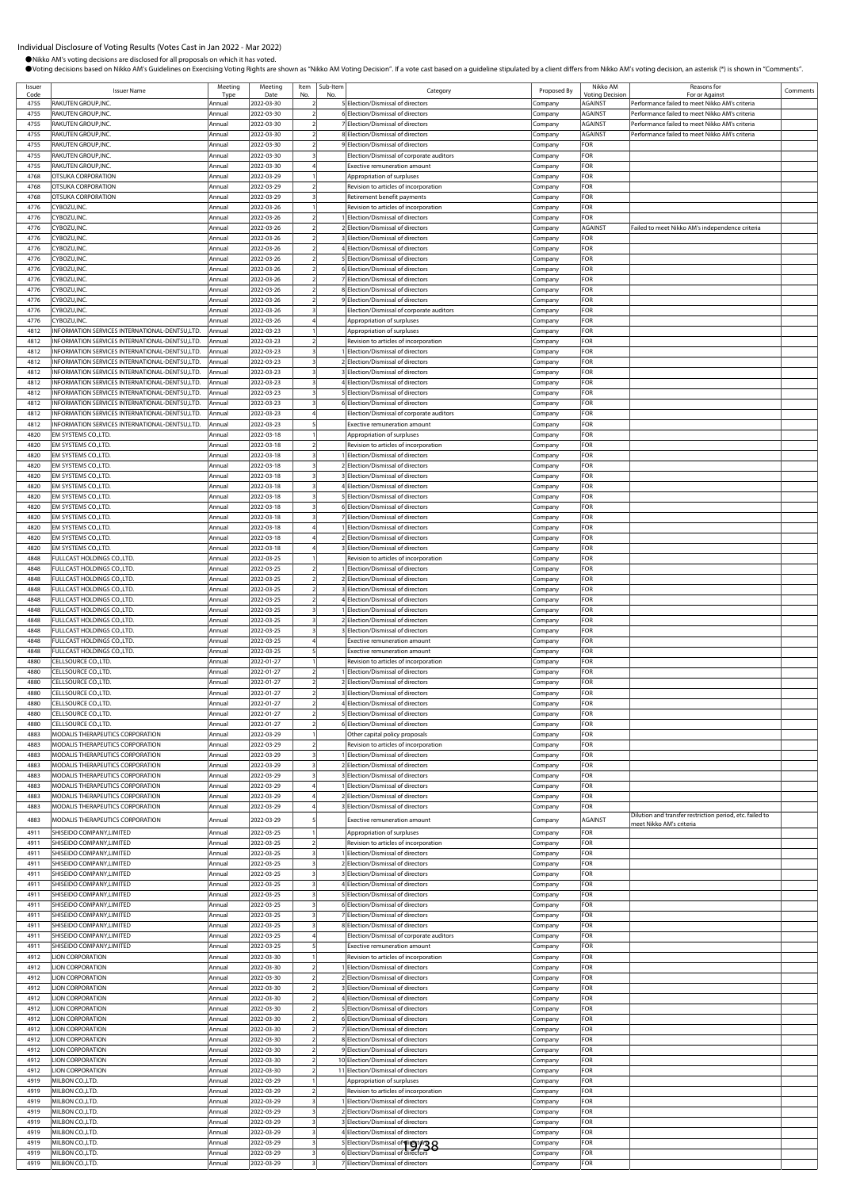Individual Disclosure of Voting Results (Votes Cast in Jan 2022 - Mar 2022)

●Nikko AM's voting decisions are disclosed for all proposals on which it has voted.
●Voting decisions based on Nikko AM's Guidelines on Exercising Voting Rights are shown as "Nikko AM Voting Decision". If a vote cast based on a guideline stipulated by a client differs from Nikko AM's voting decision, an asterisk (*) is shown in "Comments".

| Issuer Code | Issuer Name | Meeting Type | Meeting Date | Item No. | Sub-Item No. | Category | Proposed By | Nikko AM Voting Decision | Reasons for For or Against | Comments |
|---|---|---|---|---|---|---|---|---|---|---|
| 4755 | RAKUTEN GROUP,INC. | Annual | 2022-03-30 | 2 | 5 | Election/Dismissal of directors | Company | AGAINST | Performance failed to meet Nikko AM's criteria | |
| 4755 | RAKUTEN GROUP,INC. | Annual | 2022-03-30 | 2 | 6 | Election/Dismissal of directors | Company | AGAINST | Performance failed to meet Nikko AM's criteria | |
| 4755 | RAKUTEN GROUP,INC. | Annual | 2022-03-30 | 2 | 7 | Election/Dismissal of directors | Company | AGAINST | Performance failed to meet Nikko AM's criteria | |
| 4755 | RAKUTEN GROUP,INC. | Annual | 2022-03-30 | 2 | 8 | Election/Dismissal of directors | Company | AGAINST | Performance failed to meet Nikko AM's criteria | |
| 4755 | RAKUTEN GROUP,INC. | Annual | 2022-03-30 | 2 | 9 | Election/Dismissal of directors | Company | FOR | | |
| 4755 | RAKUTEN GROUP,INC. | Annual | 2022-03-30 | 3 | | Election/Dismissal of corporate auditors | Company | FOR | | |
| 4755 | RAKUTEN GROUP,INC. | Annual | 2022-03-30 | 4 | | Exective remuneration amount | Company | FOR | | |
| 4768 | OTSUKA CORPORATION | Annual | 2022-03-29 | 1 | | Appropriation of surpluses | Company | FOR | | |
| 4768 | OTSUKA CORPORATION | Annual | 2022-03-29 | 2 | | Revision to articles of incorporation | Company | FOR | | |
| 4768 | OTSUKA CORPORATION | Annual | 2022-03-29 | 3 | | Retirement benefit payments | Company | FOR | | |
| 4776 | CYBOZU,INC. | Annual | 2022-03-26 | 1 | | Revision to articles of incorporation | Company | FOR | | |
| 4776 | CYBOZU,INC. | Annual | 2022-03-26 | 2 | 1 | Election/Dismissal of directors | Company | FOR | | |
| 4776 | CYBOZU,INC. | Annual | 2022-03-26 | 2 | 2 | Election/Dismissal of directors | Company | AGAINST | Failed to meet Nikko AM's independence criteria | |
| 4776 | CYBOZU,INC. | Annual | 2022-03-26 | 2 | 3 | Election/Dismissal of directors | Company | FOR | | |
| 4776 | CYBOZU,INC. | Annual | 2022-03-26 | 2 | 4 | Election/Dismissal of directors | Company | FOR | | |
| 4776 | CYBOZU,INC. | Annual | 2022-03-26 | 2 | 5 | Election/Dismissal of directors | Company | FOR | | |
| 4776 | CYBOZU,INC. | Annual | 2022-03-26 | 2 | 6 | Election/Dismissal of directors | Company | FOR | | |
| 4776 | CYBOZU,INC. | Annual | 2022-03-26 | 2 | 7 | Election/Dismissal of directors | Company | FOR | | |
| 4776 | CYBOZU,INC. | Annual | 2022-03-26 | 2 | 8 | Election/Dismissal of directors | Company | FOR | | |
| 4776 | CYBOZU,INC. | Annual | 2022-03-26 | 2 | 9 | Election/Dismissal of directors | Company | FOR | | |
| 4776 | CYBOZU,INC. | Annual | 2022-03-26 | 3 | | Election/Dismissal of corporate auditors | Company | FOR | | |
| 4776 | CYBOZU,INC. | Annual | 2022-03-26 | 4 | | Appropriation of surpluses | Company | FOR | | |
| 4812 | INFORMATION SERVICES INTERNATIONAL-DENTSU,LTD. | Annual | 2022-03-23 | 1 | | Appropriation of surpluses | Company | FOR | | |
| 4812 | INFORMATION SERVICES INTERNATIONAL-DENTSU,LTD. | Annual | 2022-03-23 | 2 | | Revision to articles of incorporation | Company | FOR | | |
| 4812 | INFORMATION SERVICES INTERNATIONAL-DENTSU,LTD. | Annual | 2022-03-23 | 3 | 1 | Election/Dismissal of directors | Company | FOR | | |
| 4812 | INFORMATION SERVICES INTERNATIONAL-DENTSU,LTD. | Annual | 2022-03-23 | 3 | 2 | Election/Dismissal of directors | Company | FOR | | |
| 4812 | INFORMATION SERVICES INTERNATIONAL-DENTSU,LTD. | Annual | 2022-03-23 | 3 | 3 | Election/Dismissal of directors | Company | FOR | | |
| 4812 | INFORMATION SERVICES INTERNATIONAL-DENTSU,LTD. | Annual | 2022-03-23 | 3 | 4 | Election/Dismissal of directors | Company | FOR | | |
| 4812 | INFORMATION SERVICES INTERNATIONAL-DENTSU,LTD. | Annual | 2022-03-23 | 3 | 5 | Election/Dismissal of directors | Company | FOR | | |
| 4812 | INFORMATION SERVICES INTERNATIONAL-DENTSU,LTD. | Annual | 2022-03-23 | 3 | 6 | Election/Dismissal of directors | Company | FOR | | |
| 4812 | INFORMATION SERVICES INTERNATIONAL-DENTSU,LTD. | Annual | 2022-03-23 | 4 | | Election/Dismissal of corporate auditors | Company | FOR | | |
| 4812 | INFORMATION SERVICES INTERNATIONAL-DENTSU,LTD. | Annual | 2022-03-23 | 5 | | Exective remuneration amount | Company | FOR | | |
| 4820 | EM SYSTEMS CO.,LTD. | Annual | 2022-03-18 | 1 | | Appropriation of surpluses | Company | FOR | | |
| 4820 | EM SYSTEMS CO.,LTD. | Annual | 2022-03-18 | 2 | | Revision to articles of incorporation | Company | FOR | | |
| 4820 | EM SYSTEMS CO.,LTD. | Annual | 2022-03-18 | 3 | 1 | Election/Dismissal of directors | Company | FOR | | |
| 4820 | EM SYSTEMS CO.,LTD. | Annual | 2022-03-18 | 3 | 2 | Election/Dismissal of directors | Company | FOR | | |
| 4820 | EM SYSTEMS CO.,LTD. | Annual | 2022-03-18 | 3 | 3 | Election/Dismissal of directors | Company | FOR | | |
| 4820 | EM SYSTEMS CO.,LTD. | Annual | 2022-03-18 | 3 | 4 | Election/Dismissal of directors | Company | FOR | | |
| 4820 | EM SYSTEMS CO.,LTD. | Annual | 2022-03-18 | 3 | 5 | Election/Dismissal of directors | Company | FOR | | |
| 4820 | EM SYSTEMS CO.,LTD. | Annual | 2022-03-18 | 3 | 6 | Election/Dismissal of directors | Company | FOR | | |
| 4820 | EM SYSTEMS CO.,LTD. | Annual | 2022-03-18 | 3 | 7 | Election/Dismissal of directors | Company | FOR | | |
| 4820 | EM SYSTEMS CO.,LTD. | Annual | 2022-03-18 | 4 | 1 | Election/Dismissal of directors | Company | FOR | | |
| 4820 | EM SYSTEMS CO.,LTD. | Annual | 2022-03-18 | 4 | 2 | Election/Dismissal of directors | Company | FOR | | |
| 4820 | EM SYSTEMS CO.,LTD. | Annual | 2022-03-18 | 4 | 3 | Election/Dismissal of directors | Company | FOR | | |
| 4848 | FULLCAST HOLDINGS CO.,LTD. | Annual | 2022-03-25 | 1 | | Revision to articles of incorporation | Company | FOR | | |
| 4848 | FULLCAST HOLDINGS CO.,LTD. | Annual | 2022-03-25 | 2 | 1 | Election/Dismissal of directors | Company | FOR | | |
| 4848 | FULLCAST HOLDINGS CO.,LTD. | Annual | 2022-03-25 | 2 | 2 | Election/Dismissal of directors | Company | FOR | | |
| 4848 | FULLCAST HOLDINGS CO.,LTD. | Annual | 2022-03-25 | 2 | 3 | Election/Dismissal of directors | Company | FOR | | |
| 4848 | FULLCAST HOLDINGS CO.,LTD. | Annual | 2022-03-25 | 2 | 4 | Election/Dismissal of directors | Company | FOR | | |
| 4848 | FULLCAST HOLDINGS CO.,LTD. | Annual | 2022-03-25 | 3 | 1 | Election/Dismissal of directors | Company | FOR | | |
| 4848 | FULLCAST HOLDINGS CO.,LTD. | Annual | 2022-03-25 | 3 | 2 | Election/Dismissal of directors | Company | FOR | | |
| 4848 | FULLCAST HOLDINGS CO.,LTD. | Annual | 2022-03-25 | 3 | 3 | Election/Dismissal of directors | Company | FOR | | |
| 4848 | FULLCAST HOLDINGS CO.,LTD. | Annual | 2022-03-25 | 4 | | Exective remuneration amount | Company | FOR | | |
| 4848 | FULLCAST HOLDINGS CO.,LTD. | Annual | 2022-03-25 | 5 | | Exective remuneration amount | Company | FOR | | |
| 4880 | CELLSOURCE CO.,LTD. | Annual | 2022-01-27 | 1 | | Revision to articles of incorporation | Company | FOR | | |
| 4880 | CELLSOURCE CO.,LTD. | Annual | 2022-01-27 | 2 | 1 | Election/Dismissal of directors | Company | FOR | | |
| 4880 | CELLSOURCE CO.,LTD. | Annual | 2022-01-27 | 2 | 2 | Election/Dismissal of directors | Company | FOR | | |
| 4880 | CELLSOURCE CO.,LTD. | Annual | 2022-01-27 | 2 | 3 | Election/Dismissal of directors | Company | FOR | | |
| 4880 | CELLSOURCE CO.,LTD. | Annual | 2022-01-27 | 2 | 4 | Election/Dismissal of directors | Company | FOR | | |
| 4880 | CELLSOURCE CO.,LTD. | Annual | 2022-01-27 | 2 | 5 | Election/Dismissal of directors | Company | FOR | | |
| 4880 | CELLSOURCE CO.,LTD. | Annual | 2022-01-27 | 2 | 6 | Election/Dismissal of directors | Company | FOR | | |
| 4883 | MODALIS THERAPEUTICS CORPORATION | Annual | 2022-03-29 | 1 | | Other capital policy proposals | Company | FOR | | |
| 4883 | MODALIS THERAPEUTICS CORPORATION | Annual | 2022-03-29 | 2 | | Revision to articles of incorporation | Company | FOR | | |
| 4883 | MODALIS THERAPEUTICS CORPORATION | Annual | 2022-03-29 | 3 | 1 | Election/Dismissal of directors | Company | FOR | | |
| 4883 | MODALIS THERAPEUTICS CORPORATION | Annual | 2022-03-29 | 3 | 2 | Election/Dismissal of directors | Company | FOR | | |
| 4883 | MODALIS THERAPEUTICS CORPORATION | Annual | 2022-03-29 | 3 | 3 | Election/Dismissal of directors | Company | FOR | | |
| 4883 | MODALIS THERAPEUTICS CORPORATION | Annual | 2022-03-29 | 4 | 1 | Election/Dismissal of directors | Company | FOR | | |
| 4883 | MODALIS THERAPEUTICS CORPORATION | Annual | 2022-03-29 | 4 | 2 | Election/Dismissal of directors | Company | FOR | | |
| 4883 | MODALIS THERAPEUTICS CORPORATION | Annual | 2022-03-29 | 4 | 3 | Election/Dismissal of directors | Company | FOR | | |
| 4883 | MODALIS THERAPEUTICS CORPORATION | Annual | 2022-03-29 | 5 | | Exective remuneration amount | Company | AGAINST | Dilution and transfer restriction period, etc. failed to meet Nikko AM's criteria | |
| 4911 | SHISEIDO COMPANY,LIMITED | Annual | 2022-03-25 | 1 | | Appropriation of surpluses | Company | FOR | | |
| 4911 | SHISEIDO COMPANY,LIMITED | Annual | 2022-03-25 | 2 | | Revision to articles of incorporation | Company | FOR | | |
| 4911 | SHISEIDO COMPANY,LIMITED | Annual | 2022-03-25 | 3 | 1 | Election/Dismissal of directors | Company | FOR | | |
| 4911 | SHISEIDO COMPANY,LIMITED | Annual | 2022-03-25 | 3 | 2 | Election/Dismissal of directors | Company | FOR | | |
| 4911 | SHISEIDO COMPANY,LIMITED | Annual | 2022-03-25 | 3 | 3 | Election/Dismissal of directors | Company | FOR | | |
| 4911 | SHISEIDO COMPANY,LIMITED | Annual | 2022-03-25 | 3 | 4 | Election/Dismissal of directors | Company | FOR | | |
| 4911 | SHISEIDO COMPANY,LIMITED | Annual | 2022-03-25 | 3 | 5 | Election/Dismissal of directors | Company | FOR | | |
| 4911 | SHISEIDO COMPANY,LIMITED | Annual | 2022-03-25 | 3 | 6 | Election/Dismissal of directors | Company | FOR | | |
| 4911 | SHISEIDO COMPANY,LIMITED | Annual | 2022-03-25 | 3 | 7 | Election/Dismissal of directors | Company | FOR | | |
| 4911 | SHISEIDO COMPANY,LIMITED | Annual | 2022-03-25 | 3 | 8 | Election/Dismissal of directors | Company | FOR | | |
| 4911 | SHISEIDO COMPANY,LIMITED | Annual | 2022-03-25 | 4 | | Election/Dismissal of corporate auditors | Company | FOR | | |
| 4911 | SHISEIDO COMPANY,LIMITED | Annual | 2022-03-25 | 5 | | Exective remuneration amount | Company | FOR | | |
| 4912 | LION CORPORATION | Annual | 2022-03-30 | 1 | | Revision to articles of incorporation | Company | FOR | | |
| 4912 | LION CORPORATION | Annual | 2022-03-30 | 2 | 1 | Election/Dismissal of directors | Company | FOR | | |
| 4912 | LION CORPORATION | Annual | 2022-03-30 | 2 | 2 | Election/Dismissal of directors | Company | FOR | | |
| 4912 | LION CORPORATION | Annual | 2022-03-30 | 2 | 3 | Election/Dismissal of directors | Company | FOR | | |
| 4912 | LION CORPORATION | Annual | 2022-03-30 | 2 | 4 | Election/Dismissal of directors | Company | FOR | | |
| 4912 | LION CORPORATION | Annual | 2022-03-30 | 2 | 5 | Election/Dismissal of directors | Company | FOR | | |
| 4912 | LION CORPORATION | Annual | 2022-03-30 | 2 | 6 | Election/Dismissal of directors | Company | FOR | | |
| 4912 | LION CORPORATION | Annual | 2022-03-30 | 2 | 7 | Election/Dismissal of directors | Company | FOR | | |
| 4912 | LION CORPORATION | Annual | 2022-03-30 | 2 | 8 | Election/Dismissal of directors | Company | FOR | | |
| 4912 | LION CORPORATION | Annual | 2022-03-30 | 2 | 9 | Election/Dismissal of directors | Company | FOR | | |
| 4912 | LION CORPORATION | Annual | 2022-03-30 | 2 | 10 | Election/Dismissal of directors | Company | FOR | | |
| 4912 | LION CORPORATION | Annual | 2022-03-30 | 2 | 11 | Election/Dismissal of directors | Company | FOR | | |
| 4919 | MILBON CO.,LTD. | Annual | 2022-03-29 | 1 | | Appropriation of surpluses | Company | FOR | | |
| 4919 | MILBON CO.,LTD. | Annual | 2022-03-29 | 2 | | Revision to articles of incorporation | Company | FOR | | |
| 4919 | MILBON CO.,LTD. | Annual | 2022-03-29 | 3 | 1 | Election/Dismissal of directors | Company | FOR | | |
| 4919 | MILBON CO.,LTD. | Annual | 2022-03-29 | 3 | 2 | Election/Dismissal of directors | Company | FOR | | |
| 4919 | MILBON CO.,LTD. | Annual | 2022-03-29 | 3 | 3 | Election/Dismissal of directors | Company | FOR | | |
| 4919 | MILBON CO.,LTD. | Annual | 2022-03-29 | 3 | 4 | Election/Dismissal of directors | Company | FOR | | |
| 4919 | MILBON CO.,LTD. | Annual | 2022-03-29 | 3 | 5 | Election/Dismissal of directors | Company | FOR | | |
| 4919 | MILBON CO.,LTD. | Annual | 2022-03-29 | 3 | 6 | Election/Dismissal of directors | Company | FOR | | |
| 4919 | MILBON CO.,LTD. | Annual | 2022-03-29 | 3 | 7 | Election/Dismissal of directors | Company | FOR | | |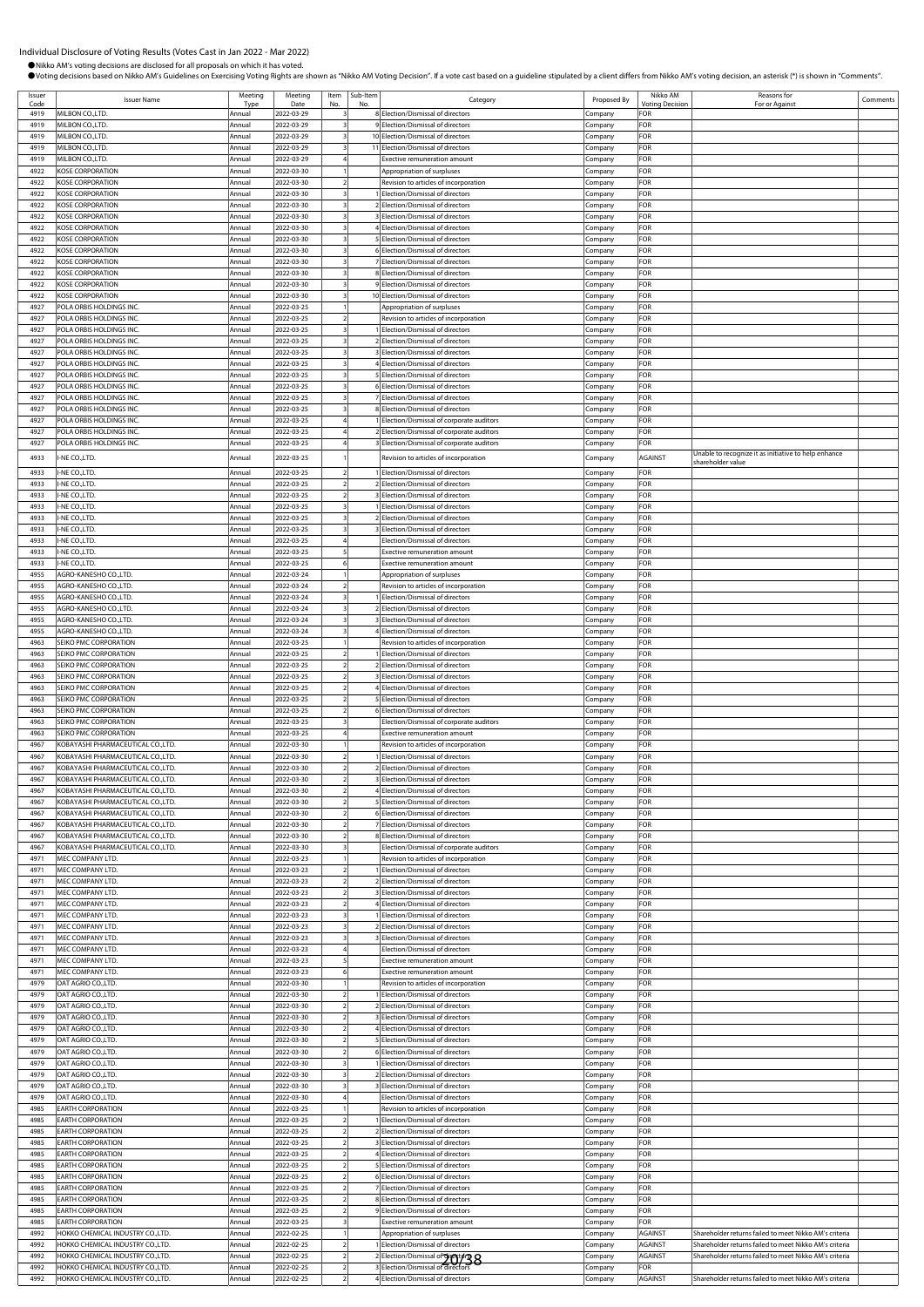Individual Disclosure of Voting Results (Votes Cast in Jan 2022 - Mar 2022)

●Nikko AM's voting decisions are disclosed for all proposals on which it has voted.

●Voting decisions based on Nikko AM's Guidelines on Exercising Voting Rights are shown as "Nikko AM Voting Decision". If a vote cast based on a guideline stipulated by a client differs from Nikko AM's voting decision, an asterisk (*) is shown in "Comments".

| Issuer Code | Issuer Name | Meeting Type | Meeting Date | Item No. | Sub-Item No. | Category | Proposed By | Nikko AM Voting Decision | Reasons for For or Against | Comments |
|---|---|---|---|---|---|---|---|---|---|---|
| 4919 | MILBON CO.,LTD. | Annual | 2022-03-29 | 3 | 8 | Election/Dismissal of directors | Company | FOR | | |
| 4919 | MILBON CO.,LTD. | Annual | 2022-03-29 | 3 | 9 | Election/Dismissal of directors | Company | FOR | | |
| 4919 | MILBON CO.,LTD. | Annual | 2022-03-29 | 3 | 10 | Election/Dismissal of directors | Company | FOR | | |
| 4919 | MILBON CO.,LTD. | Annual | 2022-03-29 | 3 | 11 | Election/Dismissal of directors | Company | FOR | | |
| 4919 | MILBON CO.,LTD. | Annual | 2022-03-29 | 4 | | Exective remuneration amount | Company | FOR | | |
| 4922 | KOSE CORPORATION | Annual | 2022-03-30 | 1 | | Appropriation of surpluses | Company | FOR | | |
| 4922 | KOSE CORPORATION | Annual | 2022-03-30 | 2 | | Revision to articles of incorporation | Company | FOR | | |
| 4922 | KOSE CORPORATION | Annual | 2022-03-30 | 3 | 1 | Election/Dismissal of directors | Company | FOR | | |
| 4922 | KOSE CORPORATION | Annual | 2022-03-30 | 3 | 2 | Election/Dismissal of directors | Company | FOR | | |
| 4922 | KOSE CORPORATION | Annual | 2022-03-30 | 3 | 3 | Election/Dismissal of directors | Company | FOR | | |
| 4922 | KOSE CORPORATION | Annual | 2022-03-30 | 3 | 4 | Election/Dismissal of directors | Company | FOR | | |
| 4922 | KOSE CORPORATION | Annual | 2022-03-30 | 3 | 5 | Election/Dismissal of directors | Company | FOR | | |
| 4922 | KOSE CORPORATION | Annual | 2022-03-30 | 3 | 6 | Election/Dismissal of directors | Company | FOR | | |
| 4922 | KOSE CORPORATION | Annual | 2022-03-30 | 3 | 7 | Election/Dismissal of directors | Company | FOR | | |
| 4922 | KOSE CORPORATION | Annual | 2022-03-30 | 3 | 8 | Election/Dismissal of directors | Company | FOR | | |
| 4922 | KOSE CORPORATION | Annual | 2022-03-30 | 3 | 9 | Election/Dismissal of directors | Company | FOR | | |
| 4922 | KOSE CORPORATION | Annual | 2022-03-30 | 3 | 10 | Election/Dismissal of directors | Company | FOR | | |
| 4927 | POLA ORBIS HOLDINGS INC. | Annual | 2022-03-25 | 1 | | Appropriation of surpluses | Company | FOR | | |
| 4927 | POLA ORBIS HOLDINGS INC. | Annual | 2022-03-25 | 2 | | Revision to articles of incorporation | Company | FOR | | |
| 4927 | POLA ORBIS HOLDINGS INC. | Annual | 2022-03-25 | 3 | 1 | Election/Dismissal of directors | Company | FOR | | |
| 4927 | POLA ORBIS HOLDINGS INC. | Annual | 2022-03-25 | 3 | 2 | Election/Dismissal of directors | Company | FOR | | |
| 4927 | POLA ORBIS HOLDINGS INC. | Annual | 2022-03-25 | 3 | 3 | Election/Dismissal of directors | Company | FOR | | |
| 4927 | POLA ORBIS HOLDINGS INC. | Annual | 2022-03-25 | 3 | 4 | Election/Dismissal of directors | Company | FOR | | |
| 4927 | POLA ORBIS HOLDINGS INC. | Annual | 2022-03-25 | 3 | 5 | Election/Dismissal of directors | Company | FOR | | |
| 4927 | POLA ORBIS HOLDINGS INC. | Annual | 2022-03-25 | 3 | 6 | Election/Dismissal of directors | Company | FOR | | |
| 4927 | POLA ORBIS HOLDINGS INC. | Annual | 2022-03-25 | 3 | 7 | Election/Dismissal of directors | Company | FOR | | |
| 4927 | POLA ORBIS HOLDINGS INC. | Annual | 2022-03-25 | 3 | 8 | Election/Dismissal of directors | Company | FOR | | |
| 4927 | POLA ORBIS HOLDINGS INC. | Annual | 2022-03-25 | 4 | 1 | Election/Dismissal of corporate auditors | Company | FOR | | |
| 4927 | POLA ORBIS HOLDINGS INC. | Annual | 2022-03-25 | 4 | 2 | Election/Dismissal of corporate auditors | Company | FOR | | |
| 4927 | POLA ORBIS HOLDINGS INC. | Annual | 2022-03-25 | 4 | 3 | Election/Dismissal of corporate auditors | Company | FOR | | |
| 4933 | I-NE CO.,LTD. | Annual | 2022-03-25 | 1 | | Revision to articles of incorporation | Company | AGAINST | Unable to recognize it as initiative to help enhance shareholder value | |
| 4933 | I-NE CO.,LTD. | Annual | 2022-03-25 | 2 | 1 | Election/Dismissal of directors | Company | FOR | | |
| 4933 | I-NE CO.,LTD. | Annual | 2022-03-25 | 2 | 2 | Election/Dismissal of directors | Company | FOR | | |
| 4933 | I-NE CO.,LTD. | Annual | 2022-03-25 | 2 | 3 | Election/Dismissal of directors | Company | FOR | | |
| 4933 | I-NE CO.,LTD. | Annual | 2022-03-25 | 3 | 1 | Election/Dismissal of directors | Company | FOR | | |
| 4933 | I-NE CO.,LTD. | Annual | 2022-03-25 | 3 | 2 | Election/Dismissal of directors | Company | FOR | | |
| 4933 | I-NE CO.,LTD. | Annual | 2022-03-25 | 3 | 3 | Election/Dismissal of directors | Company | FOR | | |
| 4933 | I-NE CO.,LTD. | Annual | 2022-03-25 | 4 | | Election/Dismissal of directors | Company | FOR | | |
| 4933 | I-NE CO.,LTD. | Annual | 2022-03-25 | 5 | | Exective remuneration amount | Company | FOR | | |
| 4933 | I-NE CO.,LTD. | Annual | 2022-03-25 | 6 | | Exective remuneration amount | Company | FOR | | |
| 4955 | AGRO-KANESHO CO.,LTD. | Annual | 2022-03-24 | 1 | | Appropriation of surpluses | Company | FOR | | |
| 4955 | AGRO-KANESHO CO.,LTD. | Annual | 2022-03-24 | 2 | | Revision to articles of incorporation | Company | FOR | | |
| 4955 | AGRO-KANESHO CO.,LTD. | Annual | 2022-03-24 | 3 | 1 | Election/Dismissal of directors | Company | FOR | | |
| 4955 | AGRO-KANESHO CO.,LTD. | Annual | 2022-03-24 | 3 | 2 | Election/Dismissal of directors | Company | FOR | | |
| 4955 | AGRO-KANESHO CO.,LTD. | Annual | 2022-03-24 | 3 | 3 | Election/Dismissal of directors | Company | FOR | | |
| 4955 | AGRO-KANESHO CO.,LTD. | Annual | 2022-03-24 | 3 | 4 | Election/Dismissal of directors | Company | FOR | | |
| 4963 | SEIKO PMC CORPORATION | Annual | 2022-03-25 | 1 | | Revision to articles of incorporation | Company | FOR | | |
| 4963 | SEIKO PMC CORPORATION | Annual | 2022-03-25 | 2 | 1 | Election/Dismissal of directors | Company | FOR | | |
| 4963 | SEIKO PMC CORPORATION | Annual | 2022-03-25 | 2 | 2 | Election/Dismissal of directors | Company | FOR | | |
| 4963 | SEIKO PMC CORPORATION | Annual | 2022-03-25 | 2 | 3 | Election/Dismissal of directors | Company | FOR | | |
| 4963 | SEIKO PMC CORPORATION | Annual | 2022-03-25 | 2 | 4 | Election/Dismissal of directors | Company | FOR | | |
| 4963 | SEIKO PMC CORPORATION | Annual | 2022-03-25 | 2 | 5 | Election/Dismissal of directors | Company | FOR | | |
| 4963 | SEIKO PMC CORPORATION | Annual | 2022-03-25 | 2 | 6 | Election/Dismissal of directors | Company | FOR | | |
| 4963 | SEIKO PMC CORPORATION | Annual | 2022-03-25 | 3 | | Election/Dismissal of corporate auditors | Company | FOR | | |
| 4963 | SEIKO PMC CORPORATION | Annual | 2022-03-25 | 4 | | Exective remuneration amount | Company | FOR | | |
| 4967 | KOBAYASHI PHARMACEUTICAL CO.,LTD. | Annual | 2022-03-30 | 1 | | Revision to articles of incorporation | Company | FOR | | |
| 4967 | KOBAYASHI PHARMACEUTICAL CO.,LTD. | Annual | 2022-03-30 | 2 | 1 | Election/Dismissal of directors | Company | FOR | | |
| 4967 | KOBAYASHI PHARMACEUTICAL CO.,LTD. | Annual | 2022-03-30 | 2 | 2 | Election/Dismissal of directors | Company | FOR | | |
| 4967 | KOBAYASHI PHARMACEUTICAL CO.,LTD. | Annual | 2022-03-30 | 2 | 3 | Election/Dismissal of directors | Company | FOR | | |
| 4967 | KOBAYASHI PHARMACEUTICAL CO.,LTD. | Annual | 2022-03-30 | 2 | 4 | Election/Dismissal of directors | Company | FOR | | |
| 4967 | KOBAYASHI PHARMACEUTICAL CO.,LTD. | Annual | 2022-03-30 | 2 | 5 | Election/Dismissal of directors | Company | FOR | | |
| 4967 | KOBAYASHI PHARMACEUTICAL CO.,LTD. | Annual | 2022-03-30 | 2 | 6 | Election/Dismissal of directors | Company | FOR | | |
| 4967 | KOBAYASHI PHARMACEUTICAL CO.,LTD. | Annual | 2022-03-30 | 2 | 7 | Election/Dismissal of directors | Company | FOR | | |
| 4967 | KOBAYASHI PHARMACEUTICAL CO.,LTD. | Annual | 2022-03-30 | 2 | 8 | Election/Dismissal of directors | Company | FOR | | |
| 4967 | KOBAYASHI PHARMACEUTICAL CO.,LTD. | Annual | 2022-03-30 | 3 | | Election/Dismissal of corporate auditors | Company | FOR | | |
| 4971 | MEC COMPANY LTD. | Annual | 2022-03-23 | 1 | | Revision to articles of incorporation | Company | FOR | | |
| 4971 | MEC COMPANY LTD. | Annual | 2022-03-23 | 2 | 1 | Election/Dismissal of directors | Company | FOR | | |
| 4971 | MEC COMPANY LTD. | Annual | 2022-03-23 | 2 | 2 | Election/Dismissal of directors | Company | FOR | | |
| 4971 | MEC COMPANY LTD. | Annual | 2022-03-23 | 2 | 3 | Election/Dismissal of directors | Company | FOR | | |
| 4971 | MEC COMPANY LTD. | Annual | 2022-03-23 | 2 | 4 | Election/Dismissal of directors | Company | FOR | | |
| 4971 | MEC COMPANY LTD. | Annual | 2022-03-23 | 3 | 1 | Election/Dismissal of directors | Company | FOR | | |
| 4971 | MEC COMPANY LTD. | Annual | 2022-03-23 | 3 | 2 | Election/Dismissal of directors | Company | FOR | | |
| 4971 | MEC COMPANY LTD. | Annual | 2022-03-23 | 3 | 3 | Election/Dismissal of directors | Company | FOR | | |
| 4971 | MEC COMPANY LTD. | Annual | 2022-03-23 | 4 | | Election/Dismissal of directors | Company | FOR | | |
| 4971 | MEC COMPANY LTD. | Annual | 2022-03-23 | 5 | | Exective remuneration amount | Company | FOR | | |
| 4971 | MEC COMPANY LTD. | Annual | 2022-03-23 | 6 | | Exective remuneration amount | Company | FOR | | |
| 4979 | OAT AGRIO CO.,LTD. | Annual | 2022-03-30 | 1 | | Revision to articles of incorporation | Company | FOR | | |
| 4979 | OAT AGRIO CO.,LTD. | Annual | 2022-03-30 | 2 | 1 | Election/Dismissal of directors | Company | FOR | | |
| 4979 | OAT AGRIO CO.,LTD. | Annual | 2022-03-30 | 2 | 2 | Election/Dismissal of directors | Company | FOR | | |
| 4979 | OAT AGRIO CO.,LTD. | Annual | 2022-03-30 | 2 | 3 | Election/Dismissal of directors | Company | FOR | | |
| 4979 | OAT AGRIO CO.,LTD. | Annual | 2022-03-30 | 2 | 4 | Election/Dismissal of directors | Company | FOR | | |
| 4979 | OAT AGRIO CO.,LTD. | Annual | 2022-03-30 | 2 | 5 | Election/Dismissal of directors | Company | FOR | | |
| 4979 | OAT AGRIO CO.,LTD. | Annual | 2022-03-30 | 2 | 6 | Election/Dismissal of directors | Company | FOR | | |
| 4979 | OAT AGRIO CO.,LTD. | Annual | 2022-03-30 | 3 | 1 | Election/Dismissal of directors | Company | FOR | | |
| 4979 | OAT AGRIO CO.,LTD. | Annual | 2022-03-30 | 3 | 2 | Election/Dismissal of directors | Company | FOR | | |
| 4979 | OAT AGRIO CO.,LTD. | Annual | 2022-03-30 | 3 | 3 | Election/Dismissal of directors | Company | FOR | | |
| 4979 | OAT AGRIO CO.,LTD. | Annual | 2022-03-30 | 4 | | Election/Dismissal of directors | Company | FOR | | |
| 4985 | EARTH CORPORATION | Annual | 2022-03-25 | 1 | | Revision to articles of incorporation | Company | FOR | | |
| 4985 | EARTH CORPORATION | Annual | 2022-03-25 | 2 | 1 | Election/Dismissal of directors | Company | FOR | | |
| 4985 | EARTH CORPORATION | Annual | 2022-03-25 | 2 | 2 | Election/Dismissal of directors | Company | FOR | | |
| 4985 | EARTH CORPORATION | Annual | 2022-03-25 | 2 | 3 | Election/Dismissal of directors | Company | FOR | | |
| 4985 | EARTH CORPORATION | Annual | 2022-03-25 | 2 | 4 | Election/Dismissal of directors | Company | FOR | | |
| 4985 | EARTH CORPORATION | Annual | 2022-03-25 | 2 | 5 | Election/Dismissal of directors | Company | FOR | | |
| 4985 | EARTH CORPORATION | Annual | 2022-03-25 | 2 | 6 | Election/Dismissal of directors | Company | FOR | | |
| 4985 | EARTH CORPORATION | Annual | 2022-03-25 | 2 | 7 | Election/Dismissal of directors | Company | FOR | | |
| 4985 | EARTH CORPORATION | Annual | 2022-03-25 | 2 | 8 | Election/Dismissal of directors | Company | FOR | | |
| 4985 | EARTH CORPORATION | Annual | 2022-03-25 | 2 | 9 | Election/Dismissal of directors | Company | FOR | | |
| 4985 | EARTH CORPORATION | Annual | 2022-03-25 | 3 | | Exective remuneration amount | Company | FOR | | |
| 4992 | HOKKO CHEMICAL INDUSTRY CO.,LTD. | Annual | 2022-02-25 | 1 | | Appropriation of surpluses | Company | AGAINST | Shareholder returns failed to meet Nikko AM's criteria | |
| 4992 | HOKKO CHEMICAL INDUSTRY CO.,LTD. | Annual | 2022-02-25 | 2 | 1 | Election/Dismissal of directors | Company | AGAINST | Shareholder returns failed to meet Nikko AM's criteria | |
| 4992 | HOKKO CHEMICAL INDUSTRY CO.,LTD. | Annual | 2022-02-25 | 2 | 2 | Election/Dismissal of directors | Company | AGAINST | Shareholder returns failed to meet Nikko AM's criteria | |
| 4992 | HOKKO CHEMICAL INDUSTRY CO.,LTD. | Annual | 2022-02-25 | 2 | 3 | Election/Dismissal of directors | Company | FOR | | |
| 4992 | HOKKO CHEMICAL INDUSTRY CO.,LTD. | Annual | 2022-02-25 | 2 | 4 | Election/Dismissal of directors | Company | AGAINST | Shareholder returns failed to meet Nikko AM's criteria | |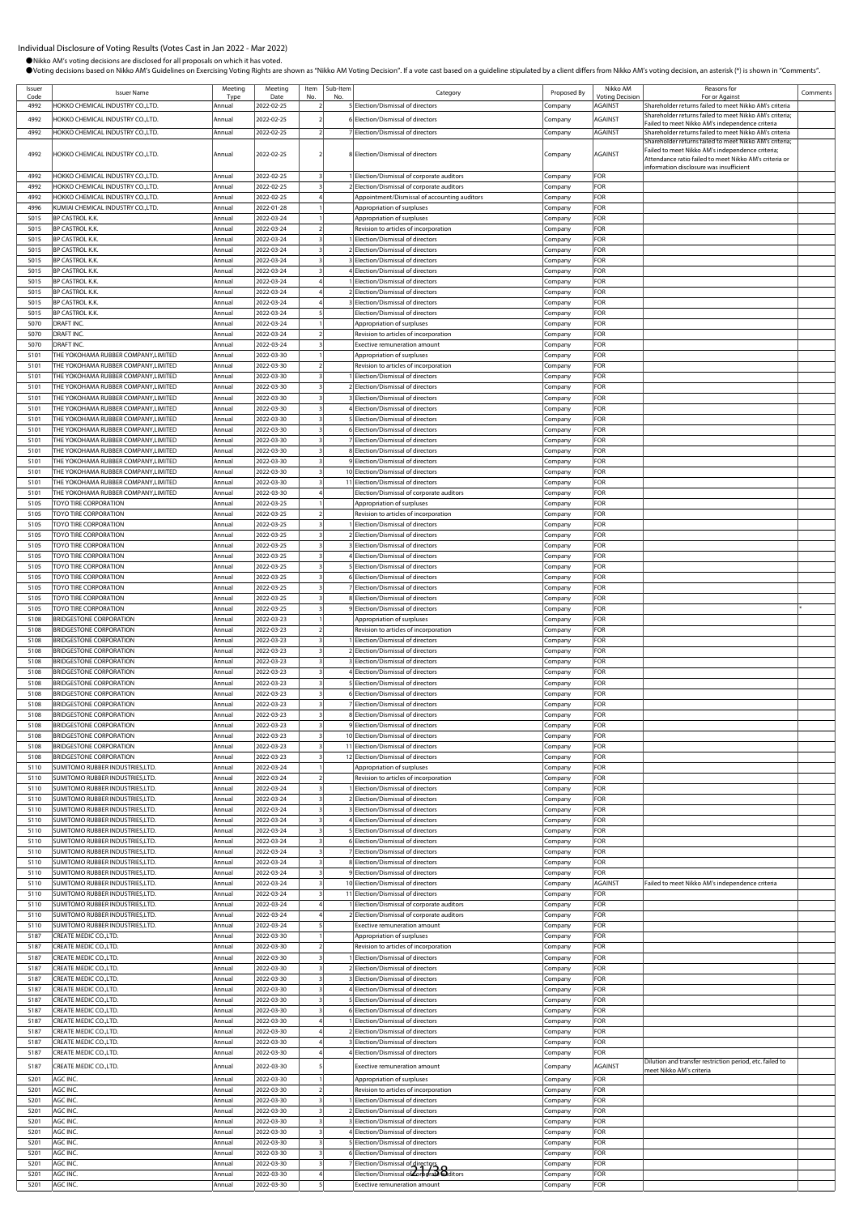Individual Disclosure of Voting Results (Votes Cast in Jan 2022 - Mar 2022)

● Nikko AM's voting decisions are disclosed for all proposals on which it has voted.

● Voting decisions based on Nikko AM's Guidelines on Exercising Voting Rights are shown as "Nikko AM Voting Decision". If a vote cast based on a guideline stipulated by a client differs from Nikko AM's voting decision, an asterisk (*) is shown in "Comments".

| Issuer Code | Issuer Name | Meeting Type | Meeting Date | Item No. | Sub-Item No. | Category | Proposed By | Nikko AM Voting Decision | Reasons for For or Against | Comments |
|---|---|---|---|---|---|---|---|---|---|---|
| 4992 | HOKKO CHEMICAL INDUSTRY CO.,LTD. | Annual | 2022-02-25 | 2 | 5 | Election/Dismissal of directors | Company | AGAINST | Shareholder returns failed to meet Nikko AM's criteria | |
| 4992 | HOKKO CHEMICAL INDUSTRY CO.,LTD. | Annual | 2022-02-25 | 2 | 6 | Election/Dismissal of directors | Company | AGAINST | Shareholder returns failed to meet Nikko AM's criteria; Failed to meet Nikko AM's independence criteria | |
| 4992 | HOKKO CHEMICAL INDUSTRY CO.,LTD. | Annual | 2022-02-25 | 2 | 7 | Election/Dismissal of directors | Company | AGAINST | Shareholder returns failed to meet Nikko AM's criteria | |
| 4992 | HOKKO CHEMICAL INDUSTRY CO.,LTD. | Annual | 2022-02-25 | 2 | 8 | Election/Dismissal of directors | Company | AGAINST | Shareholder returns failed to meet Nikko AM's criteria; Failed to meet Nikko AM's independence criteria; Attendance ratio failed to meet Nikko AM's criteria or information disclosure was insufficient | |
| 4992 | HOKKO CHEMICAL INDUSTRY CO.,LTD. | Annual | 2022-02-25 | 3 | 1 | Election/Dismissal of corporate auditors | Company | FOR | | |
| 4992 | HOKKO CHEMICAL INDUSTRY CO.,LTD. | Annual | 2022-02-25 | 3 | 2 | Election/Dismissal of corporate auditors | Company | FOR | | |
| 4992 | HOKKO CHEMICAL INDUSTRY CO.,LTD. | Annual | 2022-02-25 | 4 | | Appointment/Dismissal of accounting auditors | Company | FOR | | |
| 4996 | KUMIAI CHEMICAL INDUSTRY CO.,LTD. | Annual | 2022-01-28 | 1 | | Appropriation of surpluses | Company | FOR | | |
| 5015 | BP CASTROL K.K. | Annual | 2022-03-24 | 1 | | Appropriation of surpluses | Company | FOR | | |
| 5015 | BP CASTROL K.K. | Annual | 2022-03-24 | 2 | | Revision to articles of incorporation | Company | FOR | | |
| 5015 | BP CASTROL K.K. | Annual | 2022-03-24 | 3 | 1 | Election/Dismissal of directors | Company | FOR | | |
| 5015 | BP CASTROL K.K. | Annual | 2022-03-24 | 3 | 2 | Election/Dismissal of directors | Company | FOR | | |
| 5015 | BP CASTROL K.K. | Annual | 2022-03-24 | 3 | 3 | Election/Dismissal of directors | Company | FOR | | |
| 5015 | BP CASTROL K.K. | Annual | 2022-03-24 | 3 | 4 | Election/Dismissal of directors | Company | FOR | | |
| 5015 | BP CASTROL K.K. | Annual | 2022-03-24 | 4 | 1 | Election/Dismissal of directors | Company | FOR | | |
| 5015 | BP CASTROL K.K. | Annual | 2022-03-24 | 4 | 2 | Election/Dismissal of directors | Company | FOR | | |
| 5015 | BP CASTROL K.K. | Annual | 2022-03-24 | 4 | 3 | Election/Dismissal of directors | Company | FOR | | |
| 5015 | BP CASTROL K.K. | Annual | 2022-03-24 | 5 | | Election/Dismissal of directors | Company | FOR | | |
| 5070 | DRAFT INC. | Annual | 2022-03-24 | 1 | | Appropriation of surpluses | Company | FOR | | |
| 5070 | DRAFT INC. | Annual | 2022-03-24 | 2 | | Revision to articles of incorporation | Company | FOR | | |
| 5070 | DRAFT INC. | Annual | 2022-03-24 | 3 | | Exective remuneration amount | Company | FOR | | |
| 5101 | THE YOKOHAMA RUBBER COMPANY,LIMITED | Annual | 2022-03-30 | 1 | | Appropriation of surpluses | Company | FOR | | |
| 5101 | THE YOKOHAMA RUBBER COMPANY,LIMITED | Annual | 2022-03-30 | 2 | | Revision to articles of incorporation | Company | FOR | | |
| 5101 | THE YOKOHAMA RUBBER COMPANY,LIMITED | Annual | 2022-03-30 | 3 | 1 | Election/Dismissal of directors | Company | FOR | | |
| 5101 | THE YOKOHAMA RUBBER COMPANY,LIMITED | Annual | 2022-03-30 | 3 | 2 | Election/Dismissal of directors | Company | FOR | | |
| 5101 | THE YOKOHAMA RUBBER COMPANY,LIMITED | Annual | 2022-03-30 | 3 | 3 | Election/Dismissal of directors | Company | FOR | | |
| 5101 | THE YOKOHAMA RUBBER COMPANY,LIMITED | Annual | 2022-03-30 | 3 | 4 | Election/Dismissal of directors | Company | FOR | | |
| 5101 | THE YOKOHAMA RUBBER COMPANY,LIMITED | Annual | 2022-03-30 | 3 | 5 | Election/Dismissal of directors | Company | FOR | | |
| 5101 | THE YOKOHAMA RUBBER COMPANY,LIMITED | Annual | 2022-03-30 | 3 | 6 | Election/Dismissal of directors | Company | FOR | | |
| 5101 | THE YOKOHAMA RUBBER COMPANY,LIMITED | Annual | 2022-03-30 | 3 | 7 | Election/Dismissal of directors | Company | FOR | | |
| 5101 | THE YOKOHAMA RUBBER COMPANY,LIMITED | Annual | 2022-03-30 | 3 | 8 | Election/Dismissal of directors | Company | FOR | | |
| 5101 | THE YOKOHAMA RUBBER COMPANY,LIMITED | Annual | 2022-03-30 | 3 | 9 | Election/Dismissal of directors | Company | FOR | | |
| 5101 | THE YOKOHAMA RUBBER COMPANY,LIMITED | Annual | 2022-03-30 | 3 | 10 | Election/Dismissal of directors | Company | FOR | | |
| 5101 | THE YOKOHAMA RUBBER COMPANY,LIMITED | Annual | 2022-03-30 | 3 | 11 | Election/Dismissal of directors | Company | FOR | | |
| 5101 | THE YOKOHAMA RUBBER COMPANY,LIMITED | Annual | 2022-03-30 | 4 | | Election/Dismissal of corporate auditors | Company | FOR | | |
| 5105 | TOYO TIRE CORPORATION | Annual | 2022-03-25 | 1 | | Appropriation of surpluses | Company | FOR | | |
| 5105 | TOYO TIRE CORPORATION | Annual | 2022-03-25 | 2 | | Revision to articles of incorporation | Company | FOR | | |
| 5105 | TOYO TIRE CORPORATION | Annual | 2022-03-25 | 3 | 1 | Election/Dismissal of directors | Company | FOR | | |
| 5105 | TOYO TIRE CORPORATION | Annual | 2022-03-25 | 3 | 2 | Election/Dismissal of directors | Company | FOR | | |
| 5105 | TOYO TIRE CORPORATION | Annual | 2022-03-25 | 3 | 3 | Election/Dismissal of directors | Company | FOR | | |
| 5105 | TOYO TIRE CORPORATION | Annual | 2022-03-25 | 3 | 4 | Election/Dismissal of directors | Company | FOR | | |
| 5105 | TOYO TIRE CORPORATION | Annual | 2022-03-25 | 3 | 5 | Election/Dismissal of directors | Company | FOR | | |
| 5105 | TOYO TIRE CORPORATION | Annual | 2022-03-25 | 3 | 6 | Election/Dismissal of directors | Company | FOR | | |
| 5105 | TOYO TIRE CORPORATION | Annual | 2022-03-25 | 3 | 7 | Election/Dismissal of directors | Company | FOR | | |
| 5105 | TOYO TIRE CORPORATION | Annual | 2022-03-25 | 3 | 8 | Election/Dismissal of directors | Company | FOR | | |
| 5105 | TOYO TIRE CORPORATION | Annual | 2022-03-25 | 3 | 9 | Election/Dismissal of directors | Company | FOR | | * |
| 5108 | BRIDGESTONE CORPORATION | Annual | 2022-03-23 | 1 | | Appropriation of surpluses | Company | FOR | | |
| 5108 | BRIDGESTONE CORPORATION | Annual | 2022-03-23 | 2 | | Revision to articles of incorporation | Company | FOR | | |
| 5108 | BRIDGESTONE CORPORATION | Annual | 2022-03-23 | 3 | 1 | Election/Dismissal of directors | Company | FOR | | |
| 5108 | BRIDGESTONE CORPORATION | Annual | 2022-03-23 | 3 | 2 | Election/Dismissal of directors | Company | FOR | | |
| 5108 | BRIDGESTONE CORPORATION | Annual | 2022-03-23 | 3 | 3 | Election/Dismissal of directors | Company | FOR | | |
| 5108 | BRIDGESTONE CORPORATION | Annual | 2022-03-23 | 3 | 4 | Election/Dismissal of directors | Company | FOR | | |
| 5108 | BRIDGESTONE CORPORATION | Annual | 2022-03-23 | 3 | 5 | Election/Dismissal of directors | Company | FOR | | |
| 5108 | BRIDGESTONE CORPORATION | Annual | 2022-03-23 | 3 | 6 | Election/Dismissal of directors | Company | FOR | | |
| 5108 | BRIDGESTONE CORPORATION | Annual | 2022-03-23 | 3 | 7 | Election/Dismissal of directors | Company | FOR | | |
| 5108 | BRIDGESTONE CORPORATION | Annual | 2022-03-23 | 3 | 8 | Election/Dismissal of directors | Company | FOR | | |
| 5108 | BRIDGESTONE CORPORATION | Annual | 2022-03-23 | 3 | 9 | Election/Dismissal of directors | Company | FOR | | |
| 5108 | BRIDGESTONE CORPORATION | Annual | 2022-03-23 | 3 | 10 | Election/Dismissal of directors | Company | FOR | | |
| 5108 | BRIDGESTONE CORPORATION | Annual | 2022-03-23 | 3 | 11 | Election/Dismissal of directors | Company | FOR | | |
| 5108 | BRIDGESTONE CORPORATION | Annual | 2022-03-23 | 3 | 12 | Election/Dismissal of directors | Company | FOR | | |
| 5110 | SUMITOMO RUBBER INDUSTRIES,LTD. | Annual | 2022-03-24 | 1 | | Appropriation of surpluses | Company | FOR | | |
| 5110 | SUMITOMO RUBBER INDUSTRIES,LTD. | Annual | 2022-03-24 | 2 | | Revision to articles of incorporation | Company | FOR | | |
| 5110 | SUMITOMO RUBBER INDUSTRIES,LTD. | Annual | 2022-03-24 | 3 | 1 | Election/Dismissal of directors | Company | FOR | | |
| 5110 | SUMITOMO RUBBER INDUSTRIES,LTD. | Annual | 2022-03-24 | 3 | 2 | Election/Dismissal of directors | Company | FOR | | |
| 5110 | SUMITOMO RUBBER INDUSTRIES,LTD. | Annual | 2022-03-24 | 3 | 3 | Election/Dismissal of directors | Company | FOR | | |
| 5110 | SUMITOMO RUBBER INDUSTRIES,LTD. | Annual | 2022-03-24 | 3 | 4 | Election/Dismissal of directors | Company | FOR | | |
| 5110 | SUMITOMO RUBBER INDUSTRIES,LTD. | Annual | 2022-03-24 | 3 | 5 | Election/Dismissal of directors | Company | FOR | | |
| 5110 | SUMITOMO RUBBER INDUSTRIES,LTD. | Annual | 2022-03-24 | 3 | 6 | Election/Dismissal of directors | Company | FOR | | |
| 5110 | SUMITOMO RUBBER INDUSTRIES,LTD. | Annual | 2022-03-24 | 3 | 7 | Election/Dismissal of directors | Company | FOR | | |
| 5110 | SUMITOMO RUBBER INDUSTRIES,LTD. | Annual | 2022-03-24 | 3 | 8 | Election/Dismissal of directors | Company | FOR | | |
| 5110 | SUMITOMO RUBBER INDUSTRIES,LTD. | Annual | 2022-03-24 | 3 | 9 | Election/Dismissal of directors | Company | FOR | | |
| 5110 | SUMITOMO RUBBER INDUSTRIES,LTD. | Annual | 2022-03-24 | 3 | 10 | Election/Dismissal of directors | Company | AGAINST | Failed to meet Nikko AM's independence criteria | |
| 5110 | SUMITOMO RUBBER INDUSTRIES,LTD. | Annual | 2022-03-24 | 3 | 11 | Election/Dismissal of directors | Company | FOR | | |
| 5110 | SUMITOMO RUBBER INDUSTRIES,LTD. | Annual | 2022-03-24 | 4 | 1 | Election/Dismissal of corporate auditors | Company | FOR | | |
| 5110 | SUMITOMO RUBBER INDUSTRIES,LTD. | Annual | 2022-03-24 | 4 | 2 | Election/Dismissal of corporate auditors | Company | FOR | | |
| 5110 | SUMITOMO RUBBER INDUSTRIES,LTD. | Annual | 2022-03-24 | 5 | | Exective remuneration amount | Company | FOR | | |
| 5187 | CREATE MEDIC CO.,LTD. | Annual | 2022-03-30 | 1 | | Appropriation of surpluses | Company | FOR | | |
| 5187 | CREATE MEDIC CO.,LTD. | Annual | 2022-03-30 | 2 | | Revision to articles of incorporation | Company | FOR | | |
| 5187 | CREATE MEDIC CO.,LTD. | Annual | 2022-03-30 | 3 | 1 | Election/Dismissal of directors | Company | FOR | | |
| 5187 | CREATE MEDIC CO.,LTD. | Annual | 2022-03-30 | 3 | 2 | Election/Dismissal of directors | Company | FOR | | |
| 5187 | CREATE MEDIC CO.,LTD. | Annual | 2022-03-30 | 3 | 3 | Election/Dismissal of directors | Company | FOR | | |
| 5187 | CREATE MEDIC CO.,LTD. | Annual | 2022-03-30 | 3 | 4 | Election/Dismissal of directors | Company | FOR | | |
| 5187 | CREATE MEDIC CO.,LTD. | Annual | 2022-03-30 | 3 | 5 | Election/Dismissal of directors | Company | FOR | | |
| 5187 | CREATE MEDIC CO.,LTD. | Annual | 2022-03-30 | 3 | 6 | Election/Dismissal of directors | Company | FOR | | |
| 5187 | CREATE MEDIC CO.,LTD. | Annual | 2022-03-30 | 4 | 1 | Election/Dismissal of directors | Company | FOR | | |
| 5187 | CREATE MEDIC CO.,LTD. | Annual | 2022-03-30 | 4 | 2 | Election/Dismissal of directors | Company | FOR | | |
| 5187 | CREATE MEDIC CO.,LTD. | Annual | 2022-03-30 | 4 | 3 | Election/Dismissal of directors | Company | FOR | | |
| 5187 | CREATE MEDIC CO.,LTD. | Annual | 2022-03-30 | 4 | 4 | Election/Dismissal of directors | Company | FOR | | |
| 5187 | CREATE MEDIC CO.,LTD. | Annual | 2022-03-30 | 5 | | Exective remuneration amount | Company | AGAINST | Dilution and transfer restriction period, etc. failed to meet Nikko AM's criteria | |
| 5201 | AGC INC. | Annual | 2022-03-30 | 1 | | Appropriation of surpluses | Company | FOR | | |
| 5201 | AGC INC. | Annual | 2022-03-30 | 2 | | Revision to articles of incorporation | Company | FOR | | |
| 5201 | AGC INC. | Annual | 2022-03-30 | 3 | 1 | Election/Dismissal of directors | Company | FOR | | |
| 5201 | AGC INC. | Annual | 2022-03-30 | 3 | 2 | Election/Dismissal of directors | Company | FOR | | |
| 5201 | AGC INC. | Annual | 2022-03-30 | 3 | 3 | Election/Dismissal of directors | Company | FOR | | |
| 5201 | AGC INC. | Annual | 2022-03-30 | 3 | 4 | Election/Dismissal of directors | Company | FOR | | |
| 5201 | AGC INC. | Annual | 2022-03-30 | 3 | 5 | Election/Dismissal of directors | Company | FOR | | |
| 5201 | AGC INC. | Annual | 2022-03-30 | 3 | 6 | Election/Dismissal of directors | Company | FOR | | |
| 5201 | AGC INC. | Annual | 2022-03-30 | 3 | 7 | Election/Dismissal of directors | Company | FOR | | |
| 5201 | AGC INC. | Annual | 2022-03-30 | 4 | | Election/Dismissal of corporate auditors | Company | FOR | | |
| 5201 | AGC INC. | Annual | 2022-03-30 | 5 | | Exective remuneration amount | Company | FOR | | |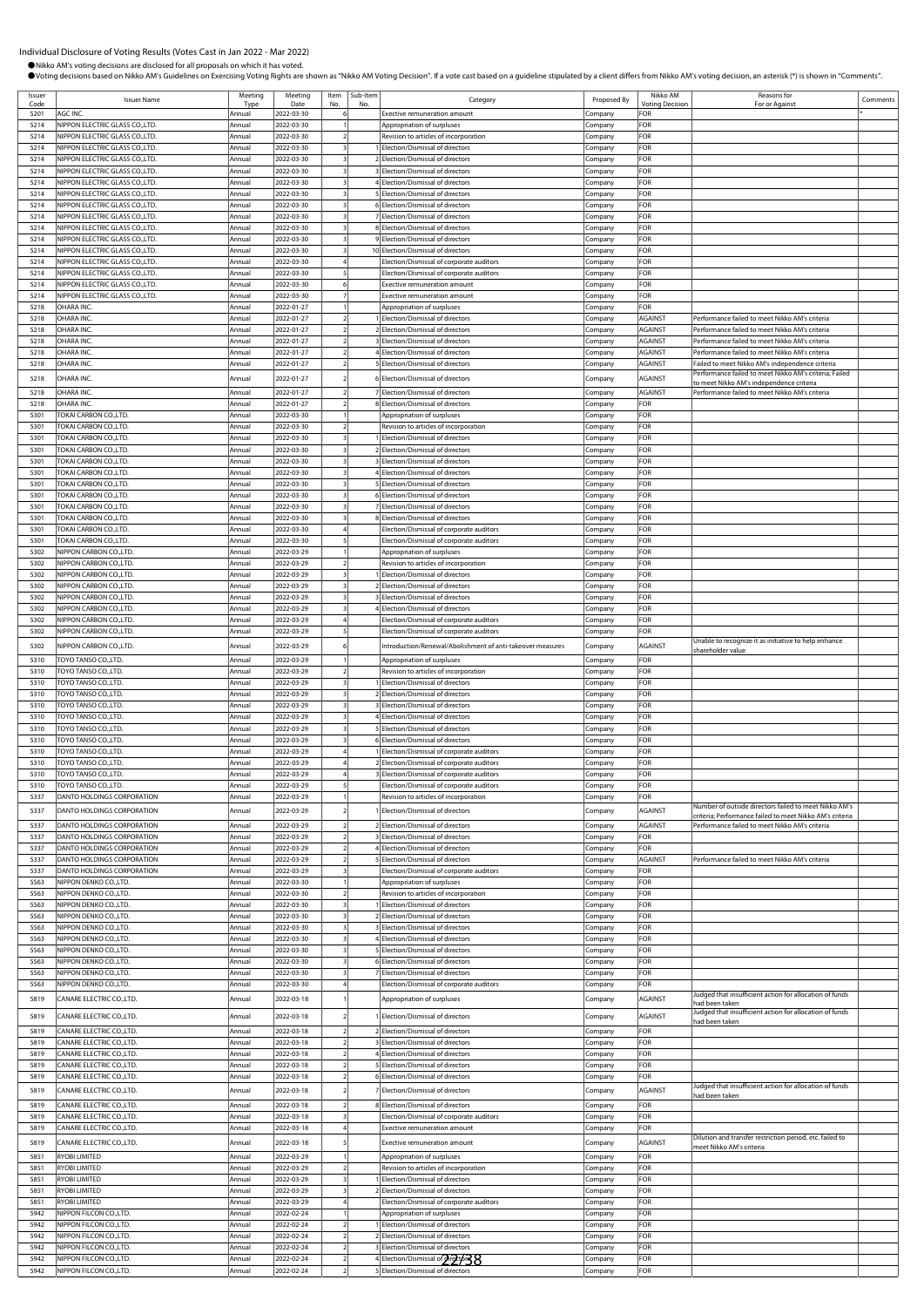Individual Disclosure of Voting Results (Votes Cast in Jan 2022 - Mar 2022)

●Nikko AM's voting decisions are disclosed for all proposals on which it has voted.

●Voting decisions based on Nikko AM's Guidelines on Exercising Voting Rights are shown as "Nikko AM Voting Decision". If a vote cast based on a guideline stipulated by a client differs from Nikko AM's voting decision, an asterisk (*) is shown in "Comments".

| Issuer Code | Issuer Name | Meeting Type | Meeting Date | Item No. | Sub-Item No. | Category | Proposed By | Nikko AM Voting Decision | Reasons for For or Against | Comments |
|---|---|---|---|---|---|---|---|---|---|---|
| 5201 | AGC INC. | Annual | 2022-03-30 | 6 | | Exective remuneration amount | Company | FOR | | * |
| 5214 | NIPPON ELECTRIC GLASS CO.,LTD. | Annual | 2022-03-30 | 1 | | Appropriation of surpluses | Company | FOR | | |
| 5214 | NIPPON ELECTRIC GLASS CO.,LTD. | Annual | 2022-03-30 | 2 | | Revision to articles of incorporation | Company | FOR | | |
| 5214 | NIPPON ELECTRIC GLASS CO.,LTD. | Annual | 2022-03-30 | 3 | 1 | Election/Dismissal of directors | Company | FOR | | |
| 5214 | NIPPON ELECTRIC GLASS CO.,LTD. | Annual | 2022-03-30 | 3 | 2 | Election/Dismissal of directors | Company | FOR | | |
| 5214 | NIPPON ELECTRIC GLASS CO.,LTD. | Annual | 2022-03-30 | 3 | 3 | Election/Dismissal of directors | Company | FOR | | |
| 5214 | NIPPON ELECTRIC GLASS CO.,LTD. | Annual | 2022-03-30 | 3 | 4 | Election/Dismissal of directors | Company | FOR | | |
| 5214 | NIPPON ELECTRIC GLASS CO.,LTD. | Annual | 2022-03-30 | 3 | 5 | Election/Dismissal of directors | Company | FOR | | |
| 5214 | NIPPON ELECTRIC GLASS CO.,LTD. | Annual | 2022-03-30 | 3 | 6 | Election/Dismissal of directors | Company | FOR | | |
| 5214 | NIPPON ELECTRIC GLASS CO.,LTD. | Annual | 2022-03-30 | 3 | 7 | Election/Dismissal of directors | Company | FOR | | |
| 5214 | NIPPON ELECTRIC GLASS CO.,LTD. | Annual | 2022-03-30 | 3 | 8 | Election/Dismissal of directors | Company | FOR | | |
| 5214 | NIPPON ELECTRIC GLASS CO.,LTD. | Annual | 2022-03-30 | 3 | 9 | Election/Dismissal of directors | Company | FOR | | |
| 5214 | NIPPON ELECTRIC GLASS CO.,LTD. | Annual | 2022-03-30 | 3 | 10 | Election/Dismissal of directors | Company | FOR | | |
| 5214 | NIPPON ELECTRIC GLASS CO.,LTD. | Annual | 2022-03-30 | 4 | | Election/Dismissal of corporate auditors | Company | FOR | | |
| 5214 | NIPPON ELECTRIC GLASS CO.,LTD. | Annual | 2022-03-30 | 5 | | Election/Dismissal of corporate auditors | Company | FOR | | |
| 5214 | NIPPON ELECTRIC GLASS CO.,LTD. | Annual | 2022-03-30 | 6 | | Exective remuneration amount | Company | FOR | | |
| 5214 | NIPPON ELECTRIC GLASS CO.,LTD. | Annual | 2022-03-30 | 7 | | Exective remuneration amount | Company | FOR | | |
| 5218 | OHARA INC. | Annual | 2022-01-27 | 1 | | Appropriation of surpluses | Company | FOR | | |
| 5218 | OHARA INC. | Annual | 2022-01-27 | 2 | 1 | Election/Dismissal of directors | Company | AGAINST | Performance failed to meet Nikko AM's criteria | |
| 5218 | OHARA INC. | Annual | 2022-01-27 | 2 | 2 | Election/Dismissal of directors | Company | AGAINST | Performance failed to meet Nikko AM's criteria | |
| 5218 | OHARA INC. | Annual | 2022-01-27 | 2 | 3 | Election/Dismissal of directors | Company | AGAINST | Performance failed to meet Nikko AM's criteria | |
| 5218 | OHARA INC. | Annual | 2022-01-27 | 2 | 4 | Election/Dismissal of directors | Company | AGAINST | Performance failed to meet Nikko AM's criteria | |
| 5218 | OHARA INC. | Annual | 2022-01-27 | 2 | 5 | Election/Dismissal of directors | Company | AGAINST | Failed to meet Nikko AM's independence criteria | |
| 5218 | OHARA INC. | Annual | 2022-01-27 | 2 | 6 | Election/Dismissal of directors | Company | AGAINST | Performance failed to meet Nikko AM's criteria; Failed to meet Nikko AM's independence criteria | |
| 5218 | OHARA INC. | Annual | 2022-01-27 | 2 | 7 | Election/Dismissal of directors | Company | AGAINST | Performance failed to meet Nikko AM's criteria | |
| 5218 | OHARA INC. | Annual | 2022-01-27 | 2 | 8 | Election/Dismissal of directors | Company | FOR | | |
| 5301 | TOKAI CARBON CO.,LTD. | Annual | 2022-03-30 | 1 | | Appropriation of surpluses | Company | FOR | | |
| 5301 | TOKAI CARBON CO.,LTD. | Annual | 2022-03-30 | 2 | | Revision to articles of incorporation | Company | FOR | | |
| 5301 | TOKAI CARBON CO.,LTD. | Annual | 2022-03-30 | 3 | 1 | Election/Dismissal of directors | Company | FOR | | |
| 5301 | TOKAI CARBON CO.,LTD. | Annual | 2022-03-30 | 3 | 2 | Election/Dismissal of directors | Company | FOR | | |
| 5301 | TOKAI CARBON CO.,LTD. | Annual | 2022-03-30 | 3 | 3 | Election/Dismissal of directors | Company | FOR | | |
| 5301 | TOKAI CARBON CO.,LTD. | Annual | 2022-03-30 | 3 | 4 | Election/Dismissal of directors | Company | FOR | | |
| 5301 | TOKAI CARBON CO.,LTD. | Annual | 2022-03-30 | 3 | 5 | Election/Dismissal of directors | Company | FOR | | |
| 5301 | TOKAI CARBON CO.,LTD. | Annual | 2022-03-30 | 3 | 6 | Election/Dismissal of directors | Company | FOR | | |
| 5301 | TOKAI CARBON CO.,LTD. | Annual | 2022-03-30 | 3 | 7 | Election/Dismissal of directors | Company | FOR | | |
| 5301 | TOKAI CARBON CO.,LTD. | Annual | 2022-03-30 | 3 | 8 | Election/Dismissal of directors | Company | FOR | | |
| 5301 | TOKAI CARBON CO.,LTD. | Annual | 2022-03-30 | 4 | | Election/Dismissal of corporate auditors | Company | FOR | | |
| 5301 | TOKAI CARBON CO.,LTD. | Annual | 2022-03-30 | 5 | | Election/Dismissal of corporate auditors | Company | FOR | | |
| 5302 | NIPPON CARBON CO.,LTD. | Annual | 2022-03-29 | 1 | | Appropriation of surpluses | Company | FOR | | |
| 5302 | NIPPON CARBON CO.,LTD. | Annual | 2022-03-29 | 2 | | Revision to articles of incorporation | Company | FOR | | |
| 5302 | NIPPON CARBON CO.,LTD. | Annual | 2022-03-29 | 3 | 1 | Election/Dismissal of directors | Company | FOR | | |
| 5302 | NIPPON CARBON CO.,LTD. | Annual | 2022-03-29 | 3 | 2 | Election/Dismissal of directors | Company | FOR | | |
| 5302 | NIPPON CARBON CO.,LTD. | Annual | 2022-03-29 | 3 | 3 | Election/Dismissal of directors | Company | FOR | | |
| 5302 | NIPPON CARBON CO.,LTD. | Annual | 2022-03-29 | 3 | 4 | Election/Dismissal of directors | Company | FOR | | |
| 5302 | NIPPON CARBON CO.,LTD. | Annual | 2022-03-29 | 4 | | Election/Dismissal of corporate auditors | Company | FOR | | |
| 5302 | NIPPON CARBON CO.,LTD. | Annual | 2022-03-29 | 5 | | Election/Dismissal of corporate auditors | Company | FOR | | |
| 5302 | NIPPON CARBON CO.,LTD. | Annual | 2022-03-29 | 6 | | Introduction/Renewal/Abolishment of anti-takeover measures | Company | AGAINST | Unable to recognize it as initiative to help enhance shareholder value | |
| 5310 | TOYO TANSO CO.,LTD. | Annual | 2022-03-29 | 1 | | Appropriation of surpluses | Company | FOR | | |
| 5310 | TOYO TANSO CO.,LTD. | Annual | 2022-03-29 | 2 | | Revision to articles of incorporation | Company | FOR | | |
| 5310 | TOYO TANSO CO.,LTD. | Annual | 2022-03-29 | 3 | 1 | Election/Dismissal of directors | Company | FOR | | |
| 5310 | TOYO TANSO CO.,LTD. | Annual | 2022-03-29 | 3 | 2 | Election/Dismissal of directors | Company | FOR | | |
| 5310 | TOYO TANSO CO.,LTD. | Annual | 2022-03-29 | 3 | 3 | Election/Dismissal of directors | Company | FOR | | |
| 5310 | TOYO TANSO CO.,LTD. | Annual | 2022-03-29 | 3 | 4 | Election/Dismissal of directors | Company | FOR | | |
| 5310 | TOYO TANSO CO.,LTD. | Annual | 2022-03-29 | 3 | 5 | Election/Dismissal of directors | Company | FOR | | |
| 5310 | TOYO TANSO CO.,LTD. | Annual | 2022-03-29 | 3 | 6 | Election/Dismissal of directors | Company | FOR | | |
| 5310 | TOYO TANSO CO.,LTD. | Annual | 2022-03-29 | 4 | 1 | Election/Dismissal of corporate auditors | Company | FOR | | |
| 5310 | TOYO TANSO CO.,LTD. | Annual | 2022-03-29 | 4 | 2 | Election/Dismissal of corporate auditors | Company | FOR | | |
| 5310 | TOYO TANSO CO.,LTD. | Annual | 2022-03-29 | 4 | 3 | Election/Dismissal of corporate auditors | Company | FOR | | |
| 5310 | TOYO TANSO CO.,LTD. | Annual | 2022-03-29 | 5 | | Election/Dismissal of corporate auditors | Company | FOR | | |
| 5337 | DANTO HOLDINGS CORPORATION | Annual | 2022-03-29 | 1 | | Revision to articles of incorporation | Company | FOR | | |
| 5337 | DANTO HOLDINGS CORPORATION | Annual | 2022-03-29 | 2 | 1 | Election/Dismissal of directors | Company | AGAINST | Number of outside directors failed to meet Nikko AM's criteria; Performance failed to meet Nikko AM's criteria | |
| 5337 | DANTO HOLDINGS CORPORATION | Annual | 2022-03-29 | 2 | 2 | Election/Dismissal of directors | Company | AGAINST | Performance failed to meet Nikko AM's criteria | |
| 5337 | DANTO HOLDINGS CORPORATION | Annual | 2022-03-29 | 2 | 3 | Election/Dismissal of directors | Company | FOR | | |
| 5337 | DANTO HOLDINGS CORPORATION | Annual | 2022-03-29 | 2 | 4 | Election/Dismissal of directors | Company | FOR | | |
| 5337 | DANTO HOLDINGS CORPORATION | Annual | 2022-03-29 | 2 | 5 | Election/Dismissal of directors | Company | AGAINST | Performance failed to meet Nikko AM's criteria | |
| 5337 | DANTO HOLDINGS CORPORATION | Annual | 2022-03-29 | 3 | | Election/Dismissal of corporate auditors | Company | FOR | | |
| 5563 | NIPPON DENKO CO.,LTD. | Annual | 2022-03-30 | 1 | | Appropriation of surpluses | Company | FOR | | |
| 5563 | NIPPON DENKO CO.,LTD. | Annual | 2022-03-30 | 2 | | Revision to articles of incorporation | Company | FOR | | |
| 5563 | NIPPON DENKO CO.,LTD. | Annual | 2022-03-30 | 3 | 1 | Election/Dismissal of directors | Company | FOR | | |
| 5563 | NIPPON DENKO CO.,LTD. | Annual | 2022-03-30 | 3 | 2 | Election/Dismissal of directors | Company | FOR | | |
| 5563 | NIPPON DENKO CO.,LTD. | Annual | 2022-03-30 | 3 | 3 | Election/Dismissal of directors | Company | FOR | | |
| 5563 | NIPPON DENKO CO.,LTD. | Annual | 2022-03-30 | 3 | 4 | Election/Dismissal of directors | Company | FOR | | |
| 5563 | NIPPON DENKO CO.,LTD. | Annual | 2022-03-30 | 3 | 5 | Election/Dismissal of directors | Company | FOR | | |
| 5563 | NIPPON DENKO CO.,LTD. | Annual | 2022-03-30 | 3 | 6 | Election/Dismissal of directors | Company | FOR | | |
| 5563 | NIPPON DENKO CO.,LTD. | Annual | 2022-03-30 | 3 | 7 | Election/Dismissal of directors | Company | FOR | | |
| 5563 | NIPPON DENKO CO.,LTD. | Annual | 2022-03-30 | 4 | | Election/Dismissal of corporate auditors | Company | FOR | | |
| 5819 | CANARE ELECTRIC CO.,LTD. | Annual | 2022-03-18 | 1 | | Appropriation of surpluses | Company | AGAINST | Judged that insufficient action for allocation of funds had been taken | |
| 5819 | CANARE ELECTRIC CO.,LTD. | Annual | 2022-03-18 | 2 | 1 | Election/Dismissal of directors | Company | AGAINST | Judged that insufficient action for allocation of funds had been taken | |
| 5819 | CANARE ELECTRIC CO.,LTD. | Annual | 2022-03-18 | 2 | 2 | Election/Dismissal of directors | Company | FOR | | |
| 5819 | CANARE ELECTRIC CO.,LTD. | Annual | 2022-03-18 | 2 | 3 | Election/Dismissal of directors | Company | FOR | | |
| 5819 | CANARE ELECTRIC CO.,LTD. | Annual | 2022-03-18 | 2 | 4 | Election/Dismissal of directors | Company | FOR | | |
| 5819 | CANARE ELECTRIC CO.,LTD. | Annual | 2022-03-18 | 2 | 5 | Election/Dismissal of directors | Company | FOR | | |
| 5819 | CANARE ELECTRIC CO.,LTD. | Annual | 2022-03-18 | 2 | 6 | Election/Dismissal of directors | Company | FOR | | |
| 5819 | CANARE ELECTRIC CO.,LTD. | Annual | 2022-03-18 | 2 | 7 | Election/Dismissal of directors | Company | AGAINST | Judged that insufficient action for allocation of funds had been taken | |
| 5819 | CANARE ELECTRIC CO.,LTD. | Annual | 2022-03-18 | 2 | 8 | Election/Dismissal of directors | Company | FOR | | |
| 5819 | CANARE ELECTRIC CO.,LTD. | Annual | 2022-03-18 | 3 | | Election/Dismissal of corporate auditors | Company | FOR | | |
| 5819 | CANARE ELECTRIC CO.,LTD. | Annual | 2022-03-18 | 4 | | Exective remuneration amount | Company | FOR | | |
| 5819 | CANARE ELECTRIC CO.,LTD. | Annual | 2022-03-18 | 5 | | Exective remuneration amount | Company | AGAINST | Dilution and transfer restriction period, etc. failed to meet Nikko AM's criteria | |
| 5851 | RYOBI LIMITED | Annual | 2022-03-29 | 1 | | Appropriation of surpluses | Company | FOR | | |
| 5851 | RYOBI LIMITED | Annual | 2022-03-29 | 2 | | Revision to articles of incorporation | Company | FOR | | |
| 5851 | RYOBI LIMITED | Annual | 2022-03-29 | 3 | 1 | Election/Dismissal of directors | Company | FOR | | |
| 5851 | RYOBI LIMITED | Annual | 2022-03-29 | 3 | 2 | Election/Dismissal of directors | Company | FOR | | |
| 5851 | RYOBI LIMITED | Annual | 2022-03-29 | 4 | | Election/Dismissal of corporate auditors | Company | FOR | | |
| 5942 | NIPPON FILCON CO.,LTD. | Annual | 2022-02-24 | 1 | | Appropriation of surpluses | Company | FOR | | |
| 5942 | NIPPON FILCON CO.,LTD. | Annual | 2022-02-24 | 2 | 1 | Election/Dismissal of directors | Company | FOR | | |
| 5942 | NIPPON FILCON CO.,LTD. | Annual | 2022-02-24 | 2 | 2 | Election/Dismissal of directors | Company | FOR | | |
| 5942 | NIPPON FILCON CO.,LTD. | Annual | 2022-02-24 | 2 | 3 | Election/Dismissal of directors | Company | FOR | | |
| 5942 | NIPPON FILCON CO.,LTD. | Annual | 2022-02-24 | 2 | 4 | Election/Dismissal of directors | Company | FOR | | |
| 5942 | NIPPON FILCON CO.,LTD. | Annual | 2022-02-24 | 2 | 5 | Election/Dismissal of directors | Company | FOR | | |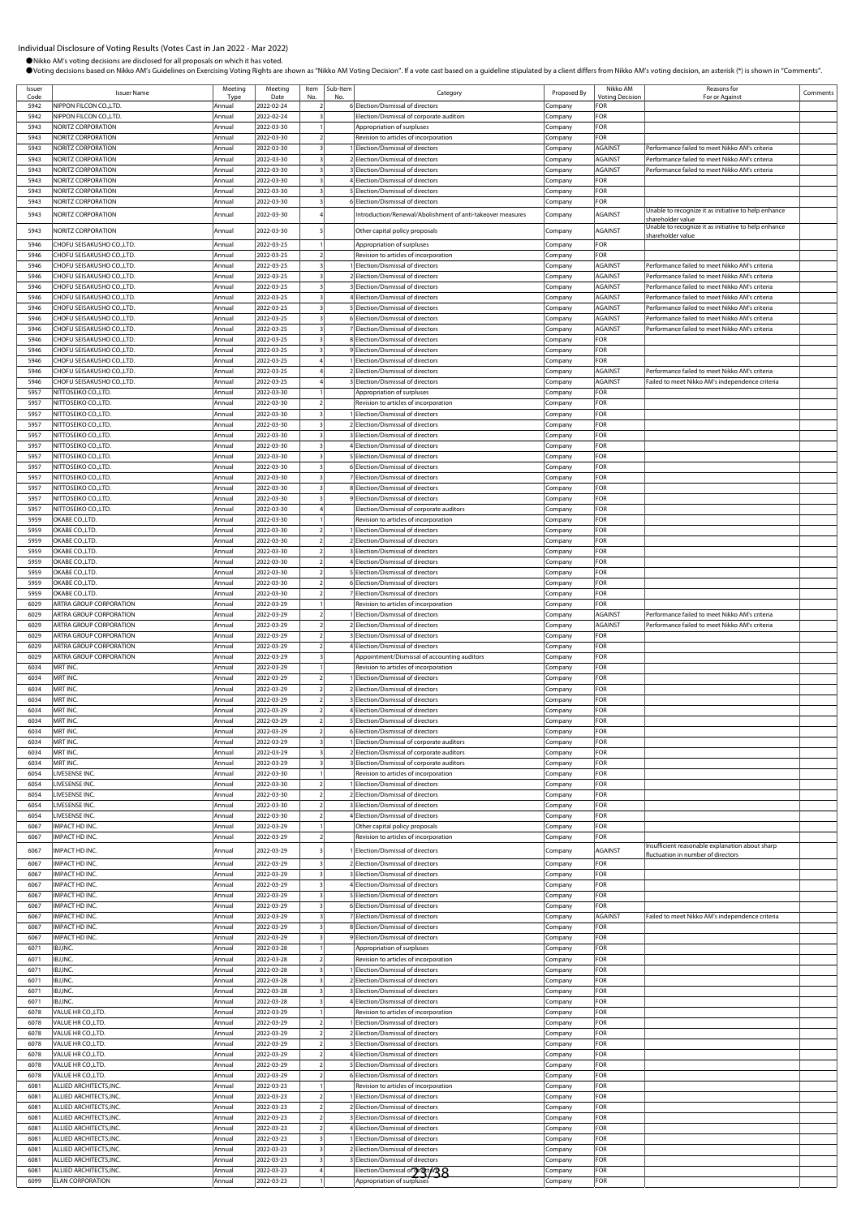Individual Disclosure of Voting Results (Votes Cast in Jan 2022 - Mar 2022)

●Nikko AM's voting decisions are disclosed for all proposals on which it has voted.

●Voting decisions based on Nikko AM's Guidelines on Exercising Voting Rights are shown as "Nikko AM Voting Decision". If a vote cast based on a guideline stipulated by a client differs from Nikko AM's voting decision, an asterisk (*) is shown in "Comments".

| Issuer Code | Issuer Name | Meeting Type | Meeting Date | Item No. | Sub-Item No. | Category | Proposed By | Nikko AM Voting Decision | Reasons for For or Against | Comments |
|---|---|---|---|---|---|---|---|---|---|---|
| 5942 | NIPPON FILCON CO.,LTD. | Annual | 2022-02-24 | 2 | 6 | Election/Dismissal of directors | Company | FOR | | |
| 5942 | NIPPON FILCON CO.,LTD. | Annual | 2022-02-24 | 3 | | Election/Dismissal of corporate auditors | Company | FOR | | |
| 5943 | NORITZ CORPORATION | Annual | 2022-03-30 | 1 | | Appropriation of surpluses | Company | FOR | | |
| 5943 | NORITZ CORPORATION | Annual | 2022-03-30 | 2 | | Revision to articles of incorporation | Company | FOR | | |
| 5943 | NORITZ CORPORATION | Annual | 2022-03-30 | 3 | 1 | Election/Dismissal of directors | Company | AGAINST | Performance failed to meet Nikko AM's criteria | |
| 5943 | NORITZ CORPORATION | Annual | 2022-03-30 | 3 | 2 | Election/Dismissal of directors | Company | AGAINST | Performance failed to meet Nikko AM's criteria | |
| 5943 | NORITZ CORPORATION | Annual | 2022-03-30 | 3 | 3 | Election/Dismissal of directors | Company | AGAINST | Performance failed to meet Nikko AM's criteria | |
| 5943 | NORITZ CORPORATION | Annual | 2022-03-30 | 3 | 4 | Election/Dismissal of directors | Company | FOR | | |
| 5943 | NORITZ CORPORATION | Annual | 2022-03-30 | 3 | 5 | Election/Dismissal of directors | Company | FOR | | |
| 5943 | NORITZ CORPORATION | Annual | 2022-03-30 | 3 | 6 | Election/Dismissal of directors | Company | FOR | | |
| 5943 | NORITZ CORPORATION | Annual | 2022-03-30 | 4 | | Introduction/Renewal/Abolishment of anti-takeover measures | Company | AGAINST | Unable to recognize it as initiative to help enhance shareholder value | |
| 5943 | NORITZ CORPORATION | Annual | 2022-03-30 | 5 | | Other capital policy proposals | Company | AGAINST | Unable to recognize it as initiative to help enhance shareholder value | |
| 5946 | CHOFU SEISAKUSHO CO.,LTD. | Annual | 2022-03-25 | 1 | | Appropriation of surpluses | Company | FOR | | |
| 5946 | CHOFU SEISAKUSHO CO.,LTD. | Annual | 2022-03-25 | 2 | | Revision to articles of incorporation | Company | FOR | | |
| 5946 | CHOFU SEISAKUSHO CO.,LTD. | Annual | 2022-03-25 | 3 | 1 | Election/Dismissal of directors | Company | AGAINST | Performance failed to meet Nikko AM's criteria | |
| 5946 | CHOFU SEISAKUSHO CO.,LTD. | Annual | 2022-03-25 | 3 | 2 | Election/Dismissal of directors | Company | AGAINST | Performance failed to meet Nikko AM's criteria | |
| 5946 | CHOFU SEISAKUSHO CO.,LTD. | Annual | 2022-03-25 | 3 | 3 | Election/Dismissal of directors | Company | AGAINST | Performance failed to meet Nikko AM's criteria | |
| 5946 | CHOFU SEISAKUSHO CO.,LTD. | Annual | 2022-03-25 | 3 | 4 | Election/Dismissal of directors | Company | AGAINST | Performance failed to meet Nikko AM's criteria | |
| 5946 | CHOFU SEISAKUSHO CO.,LTD. | Annual | 2022-03-25 | 3 | 5 | Election/Dismissal of directors | Company | AGAINST | Performance failed to meet Nikko AM's criteria | |
| 5946 | CHOFU SEISAKUSHO CO.,LTD. | Annual | 2022-03-25 | 3 | 6 | Election/Dismissal of directors | Company | AGAINST | Performance failed to meet Nikko AM's criteria | |
| 5946 | CHOFU SEISAKUSHO CO.,LTD. | Annual | 2022-03-25 | 3 | 7 | Election/Dismissal of directors | Company | AGAINST | Performance failed to meet Nikko AM's criteria | |
| 5946 | CHOFU SEISAKUSHO CO.,LTD. | Annual | 2022-03-25 | 3 | 8 | Election/Dismissal of directors | Company | FOR | | |
| 5946 | CHOFU SEISAKUSHO CO.,LTD. | Annual | 2022-03-25 | 3 | 9 | Election/Dismissal of directors | Company | FOR | | |
| 5946 | CHOFU SEISAKUSHO CO.,LTD. | Annual | 2022-03-25 | 4 | 1 | Election/Dismissal of directors | Company | FOR | | |
| 5946 | CHOFU SEISAKUSHO CO.,LTD. | Annual | 2022-03-25 | 4 | 2 | Election/Dismissal of directors | Company | AGAINST | Performance failed to meet Nikko AM's criteria | |
| 5946 | CHOFU SEISAKUSHO CO.,LTD. | Annual | 2022-03-25 | 4 | 3 | Election/Dismissal of directors | Company | AGAINST | Failed to meet Nikko AM's independence criteria | |
| 5957 | NITTOSEIKO CO.,LTD. | Annual | 2022-03-30 | 1 | | Appropriation of surpluses | Company | FOR | | |
| 5957 | NITTOSEIKO CO.,LTD. | Annual | 2022-03-30 | 2 | | Revision to articles of incorporation | Company | FOR | | |
| 5957 | NITTOSEIKO CO.,LTD. | Annual | 2022-03-30 | 3 | 1 | Election/Dismissal of directors | Company | FOR | | |
| 5957 | NITTOSEIKO CO.,LTD. | Annual | 2022-03-30 | 3 | 2 | Election/Dismissal of directors | Company | FOR | | |
| 5957 | NITTOSEIKO CO.,LTD. | Annual | 2022-03-30 | 3 | 3 | Election/Dismissal of directors | Company | FOR | | |
| 5957 | NITTOSEIKO CO.,LTD. | Annual | 2022-03-30 | 3 | 4 | Election/Dismissal of directors | Company | FOR | | |
| 5957 | NITTOSEIKO CO.,LTD. | Annual | 2022-03-30 | 3 | 5 | Election/Dismissal of directors | Company | FOR | | |
| 5957 | NITTOSEIKO CO.,LTD. | Annual | 2022-03-30 | 3 | 6 | Election/Dismissal of directors | Company | FOR | | |
| 5957 | NITTOSEIKO CO.,LTD. | Annual | 2022-03-30 | 3 | 7 | Election/Dismissal of directors | Company | FOR | | |
| 5957 | NITTOSEIKO CO.,LTD. | Annual | 2022-03-30 | 3 | 8 | Election/Dismissal of directors | Company | FOR | | |
| 5957 | NITTOSEIKO CO.,LTD. | Annual | 2022-03-30 | 3 | 9 | Election/Dismissal of directors | Company | FOR | | |
| 5957 | NITTOSEIKO CO.,LTD. | Annual | 2022-03-30 | 4 | | Election/Dismissal of corporate auditors | Company | FOR | | |
| 5959 | OKABE CO.,LTD. | Annual | 2022-03-30 | 1 | | Revision to articles of incorporation | Company | FOR | | |
| 5959 | OKABE CO.,LTD. | Annual | 2022-03-30 | 2 | 1 | Election/Dismissal of directors | Company | FOR | | |
| 5959 | OKABE CO.,LTD. | Annual | 2022-03-30 | 2 | 2 | Election/Dismissal of directors | Company | FOR | | |
| 5959 | OKABE CO.,LTD. | Annual | 2022-03-30 | 2 | 3 | Election/Dismissal of directors | Company | FOR | | |
| 5959 | OKABE CO.,LTD. | Annual | 2022-03-30 | 2 | 4 | Election/Dismissal of directors | Company | FOR | | |
| 5959 | OKABE CO.,LTD. | Annual | 2022-03-30 | 2 | 5 | Election/Dismissal of directors | Company | FOR | | |
| 5959 | OKABE CO.,LTD. | Annual | 2022-03-30 | 2 | 6 | Election/Dismissal of directors | Company | FOR | | |
| 5959 | OKABE CO.,LTD. | Annual | 2022-03-30 | 2 | 7 | Election/Dismissal of directors | Company | FOR | | |
| 6029 | ARTRA GROUP CORPORATION | Annual | 2022-03-29 | 1 | | Revision to articles of incorporation | Company | FOR | | |
| 6029 | ARTRA GROUP CORPORATION | Annual | 2022-03-29 | 2 | 1 | Election/Dismissal of directors | Company | AGAINST | Performance failed to meet Nikko AM's criteria | |
| 6029 | ARTRA GROUP CORPORATION | Annual | 2022-03-29 | 2 | 2 | Election/Dismissal of directors | Company | AGAINST | Performance failed to meet Nikko AM's criteria | |
| 6029 | ARTRA GROUP CORPORATION | Annual | 2022-03-29 | 2 | 3 | Election/Dismissal of directors | Company | FOR | | |
| 6029 | ARTRA GROUP CORPORATION | Annual | 2022-03-29 | 2 | 4 | Election/Dismissal of directors | Company | FOR | | |
| 6029 | ARTRA GROUP CORPORATION | Annual | 2022-03-29 | 3 | | Appointment/Dismissal of accounting auditors | Company | FOR | | |
| 6034 | MRT INC. | Annual | 2022-03-29 | 1 | | Revision to articles of incorporation | Company | FOR | | |
| 6034 | MRT INC. | Annual | 2022-03-29 | 2 | 1 | Election/Dismissal of directors | Company | FOR | | |
| 6034 | MRT INC. | Annual | 2022-03-29 | 2 | 2 | Election/Dismissal of directors | Company | FOR | | |
| 6034 | MRT INC. | Annual | 2022-03-29 | 2 | 3 | Election/Dismissal of directors | Company | FOR | | |
| 6034 | MRT INC. | Annual | 2022-03-29 | 2 | 4 | Election/Dismissal of directors | Company | FOR | | |
| 6034 | MRT INC. | Annual | 2022-03-29 | 2 | 5 | Election/Dismissal of directors | Company | FOR | | |
| 6034 | MRT INC. | Annual | 2022-03-29 | 2 | 6 | Election/Dismissal of directors | Company | FOR | | |
| 6034 | MRT INC. | Annual | 2022-03-29 | 3 | 1 | Election/Dismissal of corporate auditors | Company | FOR | | |
| 6034 | MRT INC. | Annual | 2022-03-29 | 3 | 2 | Election/Dismissal of corporate auditors | Company | FOR | | |
| 6034 | MRT INC. | Annual | 2022-03-29 | 3 | 3 | Election/Dismissal of corporate auditors | Company | FOR | | |
| 6054 | LIVESENSE INC. | Annual | 2022-03-30 | 1 | | Revision to articles of incorporation | Company | FOR | | |
| 6054 | LIVESENSE INC. | Annual | 2022-03-30 | 2 | 1 | Election/Dismissal of directors | Company | FOR | | |
| 6054 | LIVESENSE INC. | Annual | 2022-03-30 | 2 | 2 | Election/Dismissal of directors | Company | FOR | | |
| 6054 | LIVESENSE INC. | Annual | 2022-03-30 | 2 | 3 | Election/Dismissal of directors | Company | FOR | | |
| 6054 | LIVESENSE INC. | Annual | 2022-03-30 | 2 | 4 | Election/Dismissal of directors | Company | FOR | | |
| 6067 | IMPACT HD INC. | Annual | 2022-03-29 | 1 | | Other capital policy proposals | Company | FOR | | |
| 6067 | IMPACT HD INC. | Annual | 2022-03-29 | 2 | | Revision to articles of incorporation | Company | FOR | | |
| 6067 | IMPACT HD INC. | Annual | 2022-03-29 | 3 | 1 | Election/Dismissal of directors | Company | AGAINST | Insufficient reasonable explanation about sharp fluctuation in number of directors | |
| 6067 | IMPACT HD INC. | Annual | 2022-03-29 | 3 | 2 | Election/Dismissal of directors | Company | FOR | | |
| 6067 | IMPACT HD INC. | Annual | 2022-03-29 | 3 | 3 | Election/Dismissal of directors | Company | FOR | | |
| 6067 | IMPACT HD INC. | Annual | 2022-03-29 | 3 | 4 | Election/Dismissal of directors | Company | FOR | | |
| 6067 | IMPACT HD INC. | Annual | 2022-03-29 | 3 | 5 | Election/Dismissal of directors | Company | FOR | | |
| 6067 | IMPACT HD INC. | Annual | 2022-03-29 | 3 | 6 | Election/Dismissal of directors | Company | FOR | | |
| 6067 | IMPACT HD INC. | Annual | 2022-03-29 | 3 | 7 | Election/Dismissal of directors | Company | AGAINST | Failed to meet Nikko AM's independence criteria | |
| 6067 | IMPACT HD INC. | Annual | 2022-03-29 | 3 | 8 | Election/Dismissal of directors | Company | FOR | | |
| 6067 | IMPACT HD INC. | Annual | 2022-03-29 | 3 | 9 | Election/Dismissal of directors | Company | FOR | | |
| 6071 | IBJ,INC. | Annual | 2022-03-28 | 1 | | Appropriation of surpluses | Company | FOR | | |
| 6071 | IBJ,INC. | Annual | 2022-03-28 | 2 | | Revision to articles of incorporation | Company | FOR | | |
| 6071 | IBJ,INC. | Annual | 2022-03-28 | 3 | 1 | Election/Dismissal of directors | Company | FOR | | |
| 6071 | IBJ,INC. | Annual | 2022-03-28 | 3 | 2 | Election/Dismissal of directors | Company | FOR | | |
| 6071 | IBJ,INC. | Annual | 2022-03-28 | 3 | 3 | Election/Dismissal of directors | Company | FOR | | |
| 6071 | IBJ,INC. | Annual | 2022-03-28 | 3 | 4 | Election/Dismissal of directors | Company | FOR | | |
| 6078 | VALUE HR CO.,LTD. | Annual | 2022-03-29 | 1 | | Revision to articles of incorporation | Company | FOR | | |
| 6078 | VALUE HR CO.,LTD. | Annual | 2022-03-29 | 2 | 1 | Election/Dismissal of directors | Company | FOR | | |
| 6078 | VALUE HR CO.,LTD. | Annual | 2022-03-29 | 2 | 2 | Election/Dismissal of directors | Company | FOR | | |
| 6078 | VALUE HR CO.,LTD. | Annual | 2022-03-29 | 2 | 3 | Election/Dismissal of directors | Company | FOR | | |
| 6078 | VALUE HR CO.,LTD. | Annual | 2022-03-29 | 2 | 4 | Election/Dismissal of directors | Company | FOR | | |
| 6078 | VALUE HR CO.,LTD. | Annual | 2022-03-29 | 2 | 5 | Election/Dismissal of directors | Company | FOR | | |
| 6078 | VALUE HR CO.,LTD. | Annual | 2022-03-29 | 2 | 6 | Election/Dismissal of directors | Company | FOR | | |
| 6081 | ALLIED ARCHITECTS,INC. | Annual | 2022-03-23 | 1 | | Revision to articles of incorporation | Company | FOR | | |
| 6081 | ALLIED ARCHITECTS,INC. | Annual | 2022-03-23 | 2 | 1 | Election/Dismissal of directors | Company | FOR | | |
| 6081 | ALLIED ARCHITECTS,INC. | Annual | 2022-03-23 | 2 | 2 | Election/Dismissal of directors | Company | FOR | | |
| 6081 | ALLIED ARCHITECTS,INC. | Annual | 2022-03-23 | 2 | 3 | Election/Dismissal of directors | Company | FOR | | |
| 6081 | ALLIED ARCHITECTS,INC. | Annual | 2022-03-23 | 2 | 4 | Election/Dismissal of directors | Company | FOR | | |
| 6081 | ALLIED ARCHITECTS,INC. | Annual | 2022-03-23 | 3 | 1 | Election/Dismissal of directors | Company | FOR | | |
| 6081 | ALLIED ARCHITECTS,INC. | Annual | 2022-03-23 | 3 | 2 | Election/Dismissal of directors | Company | FOR | | |
| 6081 | ALLIED ARCHITECTS,INC. | Annual | 2022-03-23 | 3 | 3 | Election/Dismissal of directors | Company | FOR | | |
| 6081 | ALLIED ARCHITECTS,INC. | Annual | 2022-03-23 | 4 | | Election/Dismissal of directors | Company | FOR | | |
| 6099 | ELAN CORPORATION | Annual | 2022-03-23 | 1 | | Appropriation of surpluses | Company | FOR | | |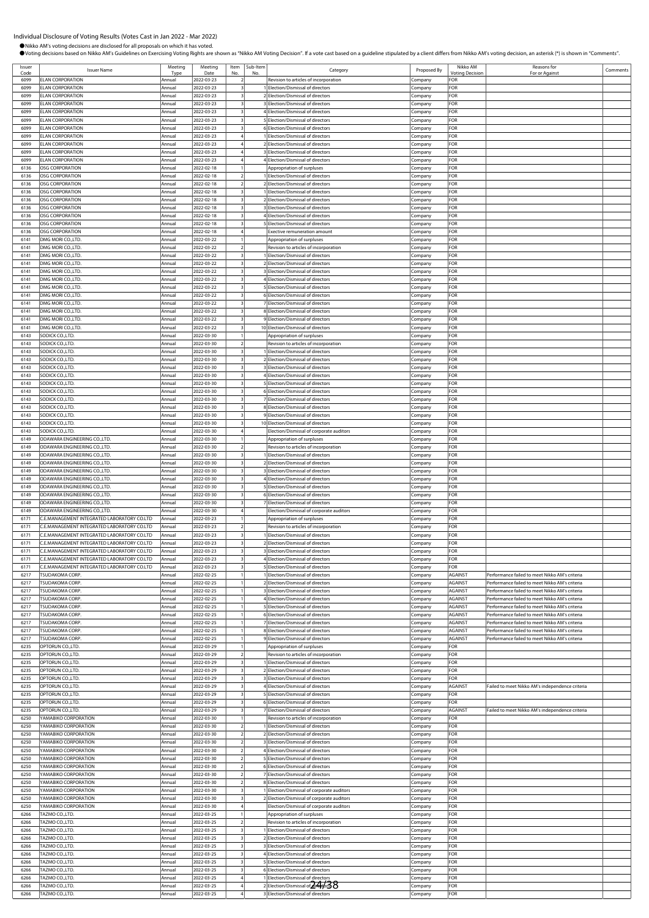# Individual Disclosure of Voting Results (Votes Cast in Jan 2022 - Mar 2022)

●Nikko AM's voting decisions are disclosed for all proposals on which it has voted.

●Voting decisions based on Nikko AM's Guidelines on Exercising Voting Rights are shown as "Nikko AM Voting Decision". If a vote cast based on a guideline stipulated by a client differs from Nikko AM's voting decision, an asterisk (*) is shown in "Comments".

| Issuer Code | Issuer Name | Meeting Type | Meeting Date | Item No. | Sub-Item No. | Category | Proposed By | Nikko AM Voting Decision | Reasons for For or Against | Comments |
|---|---|---|---|---|---|---|---|---|---|---|
| 6099 | ELAN CORPORATION | Annual | 2022-03-23 | 2 | | Revision to articles of incorporation | Company | FOR | | |
| 6099 | ELAN CORPORATION | Annual | 2022-03-23 | 3 | 1 | Election/Dismissal of directors | Company | FOR | | |
| 6099 | ELAN CORPORATION | Annual | 2022-03-23 | 3 | 2 | Election/Dismissal of directors | Company | FOR | | |
| 6099 | ELAN CORPORATION | Annual | 2022-03-23 | 3 | 3 | Election/Dismissal of directors | Company | FOR | | |
| 6099 | ELAN CORPORATION | Annual | 2022-03-23 | 3 | 4 | Election/Dismissal of directors | Company | FOR | | |
| 6099 | ELAN CORPORATION | Annual | 2022-03-23 | 3 | 5 | Election/Dismissal of directors | Company | FOR | | |
| 6099 | ELAN CORPORATION | Annual | 2022-03-23 | 3 | 6 | Election/Dismissal of directors | Company | FOR | | |
| 6099 | ELAN CORPORATION | Annual | 2022-03-23 | 4 | 1 | Election/Dismissal of directors | Company | FOR | | |
| 6099 | ELAN CORPORATION | Annual | 2022-03-23 | 4 | 2 | Election/Dismissal of directors | Company | FOR | | |
| 6099 | ELAN CORPORATION | Annual | 2022-03-23 | 4 | 3 | Election/Dismissal of directors | Company | FOR | | |
| 6099 | ELAN CORPORATION | Annual | 2022-03-23 | 4 | 4 | Election/Dismissal of directors | Company | FOR | | |
| 6136 | OSG CORPORATION | Annual | 2022-02-18 | 1 | | Appropriation of surpluses | Company | FOR | | |
| 6136 | OSG CORPORATION | Annual | 2022-02-18 | 2 | 1 | Election/Dismissal of directors | Company | FOR | | |
| 6136 | OSG CORPORATION | Annual | 2022-02-18 | 2 | 2 | Election/Dismissal of directors | Company | FOR | | |
| 6136 | OSG CORPORATION | Annual | 2022-02-18 | 3 | 1 | Election/Dismissal of directors | Company | FOR | | |
| 6136 | OSG CORPORATION | Annual | 2022-02-18 | 3 | 2 | Election/Dismissal of directors | Company | FOR | | |
| 6136 | OSG CORPORATION | Annual | 2022-02-18 | 3 | 3 | Election/Dismissal of directors | Company | FOR | | |
| 6136 | OSG CORPORATION | Annual | 2022-02-18 | 3 | 4 | Election/Dismissal of directors | Company | FOR | | |
| 6136 | OSG CORPORATION | Annual | 2022-02-18 | 3 | 5 | Election/Dismissal of directors | Company | FOR | | |
| 6136 | OSG CORPORATION | Annual | 2022-02-18 | 4 | | Exective remuneration amount | Company | FOR | | |
| 6141 | DMG MORI CO.,LTD. | Annual | 2022-03-22 | 1 | | Appropriation of surpluses | Company | FOR | | |
| 6141 | DMG MORI CO.,LTD. | Annual | 2022-03-22 | 2 | | Revision to articles of incorporation | Company | FOR | | |
| 6141 | DMG MORI CO.,LTD. | Annual | 2022-03-22 | 3 | 1 | Election/Dismissal of directors | Company | FOR | | |
| 6141 | DMG MORI CO.,LTD. | Annual | 2022-03-22 | 3 | 2 | Election/Dismissal of directors | Company | FOR | | |
| 6141 | DMG MORI CO.,LTD. | Annual | 2022-03-22 | 3 | 3 | Election/Dismissal of directors | Company | FOR | | |
| 6141 | DMG MORI CO.,LTD. | Annual | 2022-03-22 | 3 | 4 | Election/Dismissal of directors | Company | FOR | | |
| 6141 | DMG MORI CO.,LTD. | Annual | 2022-03-22 | 3 | 5 | Election/Dismissal of directors | Company | FOR | | |
| 6141 | DMG MORI CO.,LTD. | Annual | 2022-03-22 | 3 | 6 | Election/Dismissal of directors | Company | FOR | | |
| 6141 | DMG MORI CO.,LTD. | Annual | 2022-03-22 | 3 | 7 | Election/Dismissal of directors | Company | FOR | | |
| 6141 | DMG MORI CO.,LTD. | Annual | 2022-03-22 | 3 | 8 | Election/Dismissal of directors | Company | FOR | | |
| 6141 | DMG MORI CO.,LTD. | Annual | 2022-03-22 | 3 | 9 | Election/Dismissal of directors | Company | FOR | | |
| 6141 | DMG MORI CO.,LTD. | Annual | 2022-03-22 | 3 | 10 | Election/Dismissal of directors | Company | FOR | | |
| 6143 | SODICK CO.,LTD. | Annual | 2022-03-30 | 1 | | Appropriation of surpluses | Company | FOR | | |
| 6143 | SODICK CO.,LTD. | Annual | 2022-03-30 | 2 | | Revision to articles of incorporation | Company | FOR | | |
| 6143 | SODICK CO.,LTD. | Annual | 2022-03-30 | 3 | 1 | Election/Dismissal of directors | Company | FOR | | |
| 6143 | SODICK CO.,LTD. | Annual | 2022-03-30 | 3 | 2 | Election/Dismissal of directors | Company | FOR | | |
| 6143 | SODICK CO.,LTD. | Annual | 2022-03-30 | 3 | 3 | Election/Dismissal of directors | Company | FOR | | |
| 6143 | SODICK CO.,LTD. | Annual | 2022-03-30 | 3 | 4 | Election/Dismissal of directors | Company | FOR | | |
| 6143 | SODICK CO.,LTD. | Annual | 2022-03-30 | 3 | 5 | Election/Dismissal of directors | Company | FOR | | |
| 6143 | SODICK CO.,LTD. | Annual | 2022-03-30 | 3 | 6 | Election/Dismissal of directors | Company | FOR | | |
| 6143 | SODICK CO.,LTD. | Annual | 2022-03-30 | 3 | 7 | Election/Dismissal of directors | Company | FOR | | |
| 6143 | SODICK CO.,LTD. | Annual | 2022-03-30 | 3 | 8 | Election/Dismissal of directors | Company | FOR | | |
| 6143 | SODICK CO.,LTD. | Annual | 2022-03-30 | 3 | 9 | Election/Dismissal of directors | Company | FOR | | |
| 6143 | SODICK CO.,LTD. | Annual | 2022-03-30 | 3 | 10 | Election/Dismissal of directors | Company | FOR | | |
| 6143 | SODICK CO.,LTD. | Annual | 2022-03-30 | 4 | | Election/Dismissal of corporate auditors | Company | FOR | | |
| 6149 | ODAWARA ENGINEERING CO.,LTD. | Annual | 2022-03-30 | 1 | | Appropriation of surpluses | Company | FOR | | |
| 6149 | ODAWARA ENGINEERING CO.,LTD. | Annual | 2022-03-30 | 2 | | Revision to articles of incorporation | Company | FOR | | |
| 6149 | ODAWARA ENGINEERING CO.,LTD. | Annual | 2022-03-30 | 3 | 1 | Election/Dismissal of directors | Company | FOR | | |
| 6149 | ODAWARA ENGINEERING CO.,LTD. | Annual | 2022-03-30 | 3 | 2 | Election/Dismissal of directors | Company | FOR | | |
| 6149 | ODAWARA ENGINEERING CO.,LTD. | Annual | 2022-03-30 | 3 | 3 | Election/Dismissal of directors | Company | FOR | | |
| 6149 | ODAWARA ENGINEERING CO.,LTD. | Annual | 2022-03-30 | 3 | 4 | Election/Dismissal of directors | Company | FOR | | |
| 6149 | ODAWARA ENGINEERING CO.,LTD. | Annual | 2022-03-30 | 3 | 5 | Election/Dismissal of directors | Company | FOR | | |
| 6149 | ODAWARA ENGINEERING CO.,LTD. | Annual | 2022-03-30 | 3 | 6 | Election/Dismissal of directors | Company | FOR | | |
| 6149 | ODAWARA ENGINEERING CO.,LTD. | Annual | 2022-03-30 | 3 | 7 | Election/Dismissal of directors | Company | FOR | | |
| 6149 | ODAWARA ENGINEERING CO.,LTD. | Annual | 2022-03-30 | 4 | | Election/Dismissal of corporate auditors | Company | FOR | | |
| 6171 | C.E.MANAGEMENT INTEGRATED LABORATORY CO.LTD | Annual | 2022-03-23 | 1 | | Appropriation of surpluses | Company | FOR | | |
| 6171 | C.E.MANAGEMENT INTEGRATED LABORATORY CO.LTD | Annual | 2022-03-23 | 2 | | Revision to articles of incorporation | Company | FOR | | |
| 6171 | C.E.MANAGEMENT INTEGRATED LABORATORY CO.LTD | Annual | 2022-03-23 | 3 | 1 | Election/Dismissal of directors | Company | FOR | | |
| 6171 | C.E.MANAGEMENT INTEGRATED LABORATORY CO.LTD | Annual | 2022-03-23 | 3 | 2 | Election/Dismissal of directors | Company | FOR | | |
| 6171 | C.E.MANAGEMENT INTEGRATED LABORATORY CO.LTD | Annual | 2022-03-23 | 3 | 3 | Election/Dismissal of directors | Company | FOR | | |
| 6171 | C.E.MANAGEMENT INTEGRATED LABORATORY CO.LTD | Annual | 2022-03-23 | 3 | 4 | Election/Dismissal of directors | Company | FOR | | |
| 6171 | C.E.MANAGEMENT INTEGRATED LABORATORY CO.LTD | Annual | 2022-03-23 | 3 | 5 | Election/Dismissal of directors | Company | FOR | | |
| 6217 | TSUDAKOMA CORP. | Annual | 2022-02-25 | 1 | 1 | Election/Dismissal of directors | Company | AGAINST | Performance failed to meet Nikko AM's criteria | |
| 6217 | TSUDAKOMA CORP. | Annual | 2022-02-25 | 1 | 2 | Election/Dismissal of directors | Company | AGAINST | Performance failed to meet Nikko AM's criteria | |
| 6217 | TSUDAKOMA CORP. | Annual | 2022-02-25 | 1 | 3 | Election/Dismissal of directors | Company | AGAINST | Performance failed to meet Nikko AM's criteria | |
| 6217 | TSUDAKOMA CORP. | Annual | 2022-02-25 | 1 | 4 | Election/Dismissal of directors | Company | AGAINST | Performance failed to meet Nikko AM's criteria | |
| 6217 | TSUDAKOMA CORP. | Annual | 2022-02-25 | 1 | 5 | Election/Dismissal of directors | Company | AGAINST | Performance failed to meet Nikko AM's criteria | |
| 6217 | TSUDAKOMA CORP. | Annual | 2022-02-25 | 1 | 6 | Election/Dismissal of directors | Company | AGAINST | Performance failed to meet Nikko AM's criteria | |
| 6217 | TSUDAKOMA CORP. | Annual | 2022-02-25 | 1 | 7 | Election/Dismissal of directors | Company | AGAINST | Performance failed to meet Nikko AM's criteria | |
| 6217 | TSUDAKOMA CORP. | Annual | 2022-02-25 | 1 | 8 | Election/Dismissal of directors | Company | AGAINST | Performance failed to meet Nikko AM's criteria | |
| 6217 | TSUDAKOMA CORP. | Annual | 2022-02-25 | 1 | 9 | Election/Dismissal of directors | Company | AGAINST | Performance failed to meet Nikko AM's criteria | |
| 6235 | OPTORUN CO.,LTD. | Annual | 2022-03-29 | 1 | | Appropriation of surpluses | Company | FOR | | |
| 6235 | OPTORUN CO.,LTD. | Annual | 2022-03-29 | 2 | | Revision to articles of incorporation | Company | FOR | | |
| 6235 | OPTORUN CO.,LTD. | Annual | 2022-03-29 | 3 | 1 | Election/Dismissal of directors | Company | FOR | | |
| 6235 | OPTORUN CO.,LTD. | Annual | 2022-03-29 | 3 | 2 | Election/Dismissal of directors | Company | FOR | | |
| 6235 | OPTORUN CO.,LTD. | Annual | 2022-03-29 | 3 | 3 | Election/Dismissal of directors | Company | FOR | | |
| 6235 | OPTORUN CO.,LTD. | Annual | 2022-03-29 | 3 | 4 | Election/Dismissal of directors | Company | AGAINST | Failed to meet Nikko AM's independence criteria | |
| 6235 | OPTORUN CO.,LTD. | Annual | 2022-03-29 | 3 | 5 | Election/Dismissal of directors | Company | FOR | | |
| 6235 | OPTORUN CO.,LTD. | Annual | 2022-03-29 | 3 | 6 | Election/Dismissal of directors | Company | FOR | | |
| 6235 | OPTORUN CO.,LTD. | Annual | 2022-03-29 | 3 | 7 | Election/Dismissal of directors | Company | AGAINST | Failed to meet Nikko AM's independence criteria | |
| 6250 | YAMABIKO CORPORATION | Annual | 2022-03-30 | 1 | | Revision to articles of incorporation | Company | FOR | | |
| 6250 | YAMABIKO CORPORATION | Annual | 2022-03-30 | 2 | 1 | Election/Dismissal of directors | Company | FOR | | |
| 6250 | YAMABIKO CORPORATION | Annual | 2022-03-30 | 2 | 2 | Election/Dismissal of directors | Company | FOR | | |
| 6250 | YAMABIKO CORPORATION | Annual | 2022-03-30 | 2 | 3 | Election/Dismissal of directors | Company | FOR | | |
| 6250 | YAMABIKO CORPORATION | Annual | 2022-03-30 | 2 | 4 | Election/Dismissal of directors | Company | FOR | | |
| 6250 | YAMABIKO CORPORATION | Annual | 2022-03-30 | 2 | 5 | Election/Dismissal of directors | Company | FOR | | |
| 6250 | YAMABIKO CORPORATION | Annual | 2022-03-30 | 2 | 6 | Election/Dismissal of directors | Company | FOR | | |
| 6250 | YAMABIKO CORPORATION | Annual | 2022-03-30 | 2 | 7 | Election/Dismissal of directors | Company | FOR | | |
| 6250 | YAMABIKO CORPORATION | Annual | 2022-03-30 | 2 | 8 | Election/Dismissal of directors | Company | FOR | | |
| 6250 | YAMABIKO CORPORATION | Annual | 2022-03-30 | 3 | 1 | Election/Dismissal of corporate auditors | Company | FOR | | |
| 6250 | YAMABIKO CORPORATION | Annual | 2022-03-30 | 3 | 2 | Election/Dismissal of corporate auditors | Company | FOR | | |
| 6250 | YAMABIKO CORPORATION | Annual | 2022-03-30 | 4 | | Election/Dismissal of corporate auditors | Company | FOR | | |
| 6266 | TAZMO CO.,LTD. | Annual | 2022-03-25 | 1 | | Appropriation of surpluses | Company | FOR | | |
| 6266 | TAZMO CO.,LTD. | Annual | 2022-03-25 | 2 | | Revision to articles of incorporation | Company | FOR | | |
| 6266 | TAZMO CO.,LTD. | Annual | 2022-03-25 | 3 | 1 | Election/Dismissal of directors | Company | FOR | | |
| 6266 | TAZMO CO.,LTD. | Annual | 2022-03-25 | 3 | 2 | Election/Dismissal of directors | Company | FOR | | |
| 6266 | TAZMO CO.,LTD. | Annual | 2022-03-25 | 3 | 3 | Election/Dismissal of directors | Company | FOR | | |
| 6266 | TAZMO CO.,LTD. | Annual | 2022-03-25 | 3 | 4 | Election/Dismissal of directors | Company | FOR | | |
| 6266 | TAZMO CO.,LTD. | Annual | 2022-03-25 | 3 | 5 | Election/Dismissal of directors | Company | FOR | | |
| 6266 | TAZMO CO.,LTD. | Annual | 2022-03-25 | 3 | 6 | Election/Dismissal of directors | Company | FOR | | |
| 6266 | TAZMO CO.,LTD. | Annual | 2022-03-25 | 4 | 1 | Election/Dismissal of directors | Company | FOR | | |
| 6266 | TAZMO CO.,LTD. | Annual | 2022-03-25 | 4 | 2 | Election/Dismissal of directors | Company | FOR | | |
| 6266 | TAZMO CO.,LTD. | Annual | 2022-03-25 | 4 | 3 | Election/Dismissal of directors | Company | FOR | | |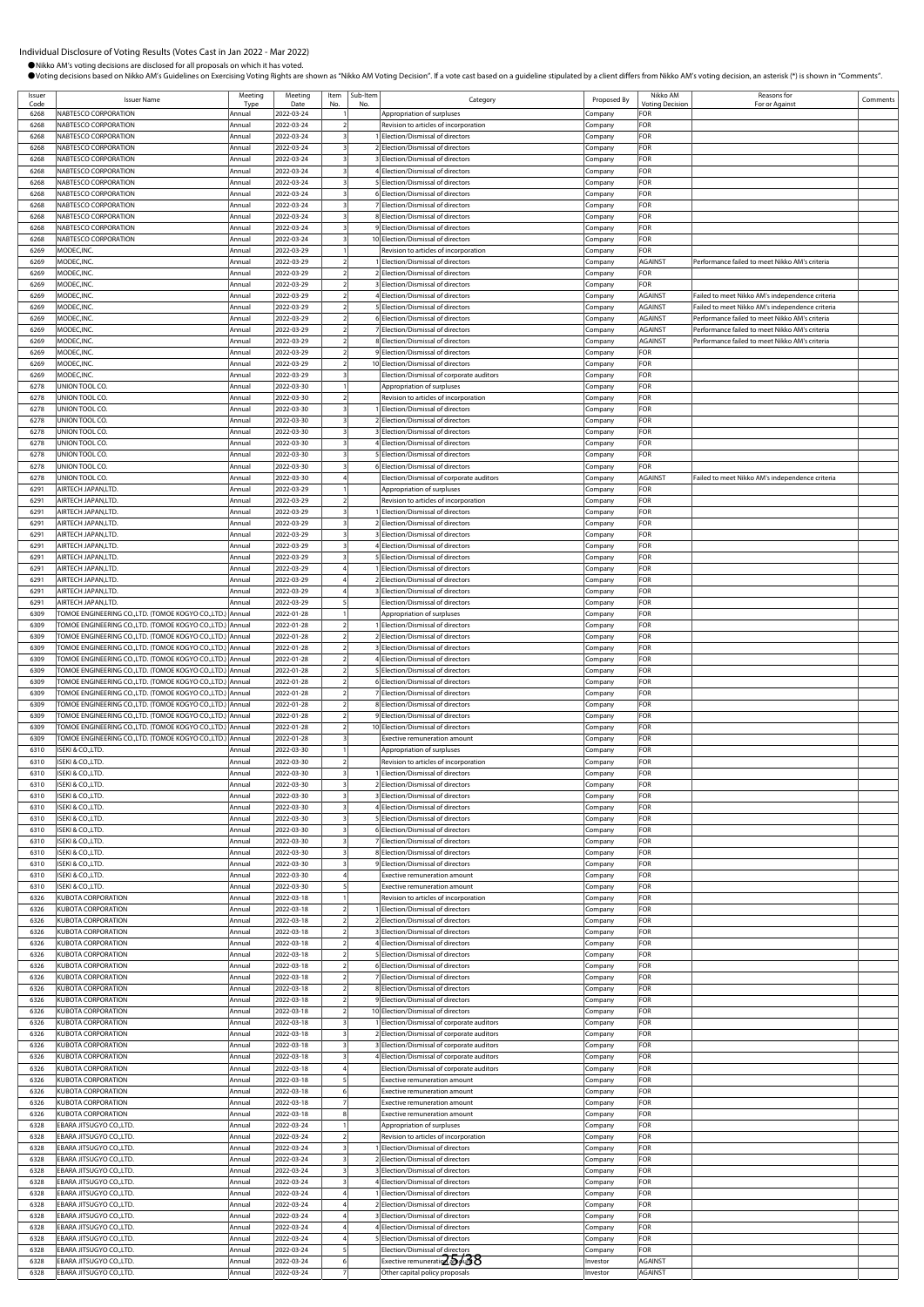Individual Disclosure of Voting Results (Votes Cast in Jan 2022 - Mar 2022)

●Nikko AM's voting decisions are disclosed for all proposals on which it has voted.

●Voting decisions based on Nikko AM's Guidelines on Exercising Voting Rights are shown as "Nikko AM Voting Decision". If a vote cast based on a guideline stipulated by a client differs from Nikko AM's voting decision, an asterisk (*) is shown in "Comments".

| Issuer Code | Issuer Name | Meeting Type | Meeting Date | Item No. | Sub-Item No. | Category | Proposed By | Nikko AM Voting Decision | Reasons for For or Against | Comments |
|---|---|---|---|---|---|---|---|---|---|---|
| 6268 | NABTESCO CORPORATION | Annual | 2022-03-24 | 1 | | Appropriation of surpluses | Company | FOR | | |
| 6268 | NABTESCO CORPORATION | Annual | 2022-03-24 | 2 | | Revision to articles of incorporation | Company | FOR | | |
| 6268 | NABTESCO CORPORATION | Annual | 2022-03-24 | 3 | 1 | Election/Dismissal of directors | Company | FOR | | |
| 6268 | NABTESCO CORPORATION | Annual | 2022-03-24 | 3 | 2 | Election/Dismissal of directors | Company | FOR | | |
| 6268 | NABTESCO CORPORATION | Annual | 2022-03-24 | 3 | 3 | Election/Dismissal of directors | Company | FOR | | |
| 6268 | NABTESCO CORPORATION | Annual | 2022-03-24 | 3 | 4 | Election/Dismissal of directors | Company | FOR | | |
| 6268 | NABTESCO CORPORATION | Annual | 2022-03-24 | 3 | 5 | Election/Dismissal of directors | Company | FOR | | |
| 6268 | NABTESCO CORPORATION | Annual | 2022-03-24 | 3 | 6 | Election/Dismissal of directors | Company | FOR | | |
| 6268 | NABTESCO CORPORATION | Annual | 2022-03-24 | 3 | 7 | Election/Dismissal of directors | Company | FOR | | |
| 6268 | NABTESCO CORPORATION | Annual | 2022-03-24 | 3 | 8 | Election/Dismissal of directors | Company | FOR | | |
| 6268 | NABTESCO CORPORATION | Annual | 2022-03-24 | 3 | 9 | Election/Dismissal of directors | Company | FOR | | |
| 6268 | NABTESCO CORPORATION | Annual | 2022-03-24 | 3 | 10 | Election/Dismissal of directors | Company | FOR | | |
| 6269 | MODEC,INC. | Annual | 2022-03-29 | 1 | | Revision to articles of incorporation | Company | FOR | | |
| 6269 | MODEC,INC. | Annual | 2022-03-29 | 2 | 1 | Election/Dismissal of directors | Company | AGAINST | Performance failed to meet Nikko AM's criteria | |
| 6269 | MODEC,INC. | Annual | 2022-03-29 | 2 | 2 | Election/Dismissal of directors | Company | FOR | | |
| 6269 | MODEC,INC. | Annual | 2022-03-29 | 2 | 3 | Election/Dismissal of directors | Company | FOR | | |
| 6269 | MODEC,INC. | Annual | 2022-03-29 | 2 | 4 | Election/Dismissal of directors | Company | AGAINST | Failed to meet Nikko AM's independence criteria | |
| 6269 | MODEC,INC. | Annual | 2022-03-29 | 2 | 5 | Election/Dismissal of directors | Company | AGAINST | Failed to meet Nikko AM's independence criteria | |
| 6269 | MODEC,INC. | Annual | 2022-03-29 | 2 | 6 | Election/Dismissal of directors | Company | AGAINST | Performance failed to meet Nikko AM's criteria | |
| 6269 | MODEC,INC. | Annual | 2022-03-29 | 2 | 7 | Election/Dismissal of directors | Company | AGAINST | Performance failed to meet Nikko AM's criteria | |
| 6269 | MODEC,INC. | Annual | 2022-03-29 | 2 | 8 | Election/Dismissal of directors | Company | AGAINST | Performance failed to meet Nikko AM's criteria | |
| 6269 | MODEC,INC. | Annual | 2022-03-29 | 2 | 9 | Election/Dismissal of directors | Company | FOR | | |
| 6269 | MODEC,INC. | Annual | 2022-03-29 | 2 | 10 | Election/Dismissal of directors | Company | FOR | | |
| 6269 | MODEC,INC. | Annual | 2022-03-29 | 3 | | Election/Dismissal of corporate auditors | Company | FOR | | |
| 6278 | UNION TOOL CO. | Annual | 2022-03-30 | 1 | | Appropriation of surpluses | Company | FOR | | |
| 6278 | UNION TOOL CO. | Annual | 2022-03-30 | 2 | | Revision to articles of incorporation | Company | FOR | | |
| 6278 | UNION TOOL CO. | Annual | 2022-03-30 | 3 | 1 | Election/Dismissal of directors | Company | FOR | | |
| 6278 | UNION TOOL CO. | Annual | 2022-03-30 | 3 | 2 | Election/Dismissal of directors | Company | FOR | | |
| 6278 | UNION TOOL CO. | Annual | 2022-03-30 | 3 | 3 | Election/Dismissal of directors | Company | FOR | | |
| 6278 | UNION TOOL CO. | Annual | 2022-03-30 | 3 | 4 | Election/Dismissal of directors | Company | FOR | | |
| 6278 | UNION TOOL CO. | Annual | 2022-03-30 | 3 | 5 | Election/Dismissal of directors | Company | FOR | | |
| 6278 | UNION TOOL CO. | Annual | 2022-03-30 | 3 | 6 | Election/Dismissal of directors | Company | FOR | | |
| 6278 | UNION TOOL CO. | Annual | 2022-03-30 | 4 | | Election/Dismissal of corporate auditors | Company | AGAINST | Failed to meet Nikko AM's independence criteria | |
| 6291 | AIRTECH JAPAN,LTD. | Annual | 2022-03-29 | 1 | | Appropriation of surpluses | Company | FOR | | |
| 6291 | AIRTECH JAPAN,LTD. | Annual | 2022-03-29 | 2 | | Revision to articles of incorporation | Company | FOR | | |
| 6291 | AIRTECH JAPAN,LTD. | Annual | 2022-03-29 | 3 | 1 | Election/Dismissal of directors | Company | FOR | | |
| 6291 | AIRTECH JAPAN,LTD. | Annual | 2022-03-29 | 3 | 2 | Election/Dismissal of directors | Company | FOR | | |
| 6291 | AIRTECH JAPAN,LTD. | Annual | 2022-03-29 | 3 | 3 | Election/Dismissal of directors | Company | FOR | | |
| 6291 | AIRTECH JAPAN,LTD. | Annual | 2022-03-29 | 3 | 4 | Election/Dismissal of directors | Company | FOR | | |
| 6291 | AIRTECH JAPAN,LTD. | Annual | 2022-03-29 | 3 | 5 | Election/Dismissal of directors | Company | FOR | | |
| 6291 | AIRTECH JAPAN,LTD. | Annual | 2022-03-29 | 4 | 1 | Election/Dismissal of directors | Company | FOR | | |
| 6291 | AIRTECH JAPAN,LTD. | Annual | 2022-03-29 | 4 | 2 | Election/Dismissal of directors | Company | FOR | | |
| 6291 | AIRTECH JAPAN,LTD. | Annual | 2022-03-29 | 4 | 3 | Election/Dismissal of directors | Company | FOR | | |
| 6291 | AIRTECH JAPAN,LTD. | Annual | 2022-03-29 | 5 | | Election/Dismissal of directors | Company | FOR | | |
| 6309 | TOMOE ENGINEERING CO.,LTD. (TOMOE KOGYO CO.,LTD.) | Annual | 2022-01-28 | 1 | | Appropriation of surpluses | Company | FOR | | |
| 6309 | TOMOE ENGINEERING CO.,LTD. (TOMOE KOGYO CO.,LTD.) | Annual | 2022-01-28 | 2 | 1 | Election/Dismissal of directors | Company | FOR | | |
| 6309 | TOMOE ENGINEERING CO.,LTD. (TOMOE KOGYO CO.,LTD.) | Annual | 2022-01-28 | 2 | 2 | Election/Dismissal of directors | Company | FOR | | |
| 6309 | TOMOE ENGINEERING CO.,LTD. (TOMOE KOGYO CO.,LTD.) | Annual | 2022-01-28 | 2 | 3 | Election/Dismissal of directors | Company | FOR | | |
| 6309 | TOMOE ENGINEERING CO.,LTD. (TOMOE KOGYO CO.,LTD.) | Annual | 2022-01-28 | 2 | 4 | Election/Dismissal of directors | Company | FOR | | |
| 6309 | TOMOE ENGINEERING CO.,LTD. (TOMOE KOGYO CO.,LTD.) | Annual | 2022-01-28 | 2 | 5 | Election/Dismissal of directors | Company | FOR | | |
| 6309 | TOMOE ENGINEERING CO.,LTD. (TOMOE KOGYO CO.,LTD.) | Annual | 2022-01-28 | 2 | 6 | Election/Dismissal of directors | Company | FOR | | |
| 6309 | TOMOE ENGINEERING CO.,LTD. (TOMOE KOGYO CO.,LTD.) | Annual | 2022-01-28 | 2 | 7 | Election/Dismissal of directors | Company | FOR | | |
| 6309 | TOMOE ENGINEERING CO.,LTD. (TOMOE KOGYO CO.,LTD.) | Annual | 2022-01-28 | 2 | 8 | Election/Dismissal of directors | Company | FOR | | |
| 6309 | TOMOE ENGINEERING CO.,LTD. (TOMOE KOGYO CO.,LTD.) | Annual | 2022-01-28 | 2 | 9 | Election/Dismissal of directors | Company | FOR | | |
| 6309 | TOMOE ENGINEERING CO.,LTD. (TOMOE KOGYO CO.,LTD.) | Annual | 2022-01-28 | 2 | 10 | Election/Dismissal of directors | Company | FOR | | |
| 6309 | TOMOE ENGINEERING CO.,LTD. (TOMOE KOGYO CO.,LTD.) | Annual | 2022-01-28 | 3 | | Exective remuneration amount | Company | FOR | | |
| 6310 | ISEKI & CO.,LTD. | Annual | 2022-03-30 | 1 | | Appropriation of surpluses | Company | FOR | | |
| 6310 | ISEKI & CO.,LTD. | Annual | 2022-03-30 | 2 | | Revision to articles of incorporation | Company | FOR | | |
| 6310 | ISEKI & CO.,LTD. | Annual | 2022-03-30 | 3 | 1 | Election/Dismissal of directors | Company | FOR | | |
| 6310 | ISEKI & CO.,LTD. | Annual | 2022-03-30 | 3 | 2 | Election/Dismissal of directors | Company | FOR | | |
| 6310 | ISEKI & CO.,LTD. | Annual | 2022-03-30 | 3 | 3 | Election/Dismissal of directors | Company | FOR | | |
| 6310 | ISEKI & CO.,LTD. | Annual | 2022-03-30 | 3 | 4 | Election/Dismissal of directors | Company | FOR | | |
| 6310 | ISEKI & CO.,LTD. | Annual | 2022-03-30 | 3 | 5 | Election/Dismissal of directors | Company | FOR | | |
| 6310 | ISEKI & CO.,LTD. | Annual | 2022-03-30 | 3 | 6 | Election/Dismissal of directors | Company | FOR | | |
| 6310 | ISEKI & CO.,LTD. | Annual | 2022-03-30 | 3 | 7 | Election/Dismissal of directors | Company | FOR | | |
| 6310 | ISEKI & CO.,LTD. | Annual | 2022-03-30 | 3 | 8 | Election/Dismissal of directors | Company | FOR | | |
| 6310 | ISEKI & CO.,LTD. | Annual | 2022-03-30 | 3 | 9 | Election/Dismissal of directors | Company | FOR | | |
| 6310 | ISEKI & CO.,LTD. | Annual | 2022-03-30 | 4 | | Exective remuneration amount | Company | FOR | | |
| 6310 | ISEKI & CO.,LTD. | Annual | 2022-03-30 | 5 | | Exective remuneration amount | Company | FOR | | |
| 6326 | KUBOTA CORPORATION | Annual | 2022-03-18 | 1 | | Revision to articles of incorporation | Company | FOR | | |
| 6326 | KUBOTA CORPORATION | Annual | 2022-03-18 | 2 | 1 | Election/Dismissal of directors | Company | FOR | | |
| 6326 | KUBOTA CORPORATION | Annual | 2022-03-18 | 2 | 2 | Election/Dismissal of directors | Company | FOR | | |
| 6326 | KUBOTA CORPORATION | Annual | 2022-03-18 | 2 | 3 | Election/Dismissal of directors | Company | FOR | | |
| 6326 | KUBOTA CORPORATION | Annual | 2022-03-18 | 2 | 4 | Election/Dismissal of directors | Company | FOR | | |
| 6326 | KUBOTA CORPORATION | Annual | 2022-03-18 | 2 | 5 | Election/Dismissal of directors | Company | FOR | | |
| 6326 | KUBOTA CORPORATION | Annual | 2022-03-18 | 2 | 6 | Election/Dismissal of directors | Company | FOR | | |
| 6326 | KUBOTA CORPORATION | Annual | 2022-03-18 | 2 | 7 | Election/Dismissal of directors | Company | FOR | | |
| 6326 | KUBOTA CORPORATION | Annual | 2022-03-18 | 2 | 8 | Election/Dismissal of directors | Company | FOR | | |
| 6326 | KUBOTA CORPORATION | Annual | 2022-03-18 | 2 | 9 | Election/Dismissal of directors | Company | FOR | | |
| 6326 | KUBOTA CORPORATION | Annual | 2022-03-18 | 2 | 10 | Election/Dismissal of directors | Company | FOR | | |
| 6326 | KUBOTA CORPORATION | Annual | 2022-03-18 | 3 | 1 | Election/Dismissal of corporate auditors | Company | FOR | | |
| 6326 | KUBOTA CORPORATION | Annual | 2022-03-18 | 3 | 2 | Election/Dismissal of corporate auditors | Company | FOR | | |
| 6326 | KUBOTA CORPORATION | Annual | 2022-03-18 | 3 | 3 | Election/Dismissal of corporate auditors | Company | FOR | | |
| 6326 | KUBOTA CORPORATION | Annual | 2022-03-18 | 3 | 4 | Election/Dismissal of corporate auditors | Company | FOR | | |
| 6326 | KUBOTA CORPORATION | Annual | 2022-03-18 | 4 | | Election/Dismissal of corporate auditors | Company | FOR | | |
| 6326 | KUBOTA CORPORATION | Annual | 2022-03-18 | 5 | | Exective remuneration amount | Company | FOR | | |
| 6326 | KUBOTA CORPORATION | Annual | 2022-03-18 | 6 | | Exective remuneration amount | Company | FOR | | |
| 6326 | KUBOTA CORPORATION | Annual | 2022-03-18 | 7 | | Exective remuneration amount | Company | FOR | | |
| 6326 | KUBOTA CORPORATION | Annual | 2022-03-18 | 8 | | Exective remuneration amount | Company | FOR | | |
| 6328 | EBARA JITSUGYO CO.,LTD. | Annual | 2022-03-24 | 1 | | Appropriation of surpluses | Company | FOR | | |
| 6328 | EBARA JITSUGYO CO.,LTD. | Annual | 2022-03-24 | 2 | | Revision to articles of incorporation | Company | FOR | | |
| 6328 | EBARA JITSUGYO CO.,LTD. | Annual | 2022-03-24 | 3 | 1 | Election/Dismissal of directors | Company | FOR | | |
| 6328 | EBARA JITSUGYO CO.,LTD. | Annual | 2022-03-24 | 3 | 2 | Election/Dismissal of directors | Company | FOR | | |
| 6328 | EBARA JITSUGYO CO.,LTD. | Annual | 2022-03-24 | 3 | 3 | Election/Dismissal of directors | Company | FOR | | |
| 6328 | EBARA JITSUGYO CO.,LTD. | Annual | 2022-03-24 | 3 | 4 | Election/Dismissal of directors | Company | FOR | | |
| 6328 | EBARA JITSUGYO CO.,LTD. | Annual | 2022-03-24 | 4 | 1 | Election/Dismissal of directors | Company | FOR | | |
| 6328 | EBARA JITSUGYO CO.,LTD. | Annual | 2022-03-24 | 4 | 2 | Election/Dismissal of directors | Company | FOR | | |
| 6328 | EBARA JITSUGYO CO.,LTD. | Annual | 2022-03-24 | 4 | 3 | Election/Dismissal of directors | Company | FOR | | |
| 6328 | EBARA JITSUGYO CO.,LTD. | Annual | 2022-03-24 | 4 | 4 | Election/Dismissal of directors | Company | FOR | | |
| 6328 | EBARA JITSUGYO CO.,LTD. | Annual | 2022-03-24 | 4 | 5 | Election/Dismissal of directors | Company | FOR | | |
| 6328 | EBARA JITSUGYO CO.,LTD. | Annual | 2022-03-24 | 5 | | Election/Dismissal of directors | Company | FOR | | |
| 6328 | EBARA JITSUGYO CO.,LTD. | Annual | 2022-03-24 | 6 | | Exective remuneration amount | Investor | AGAINST | | |
| 6328 | EBARA JITSUGYO CO.,LTD. | Annual | 2022-03-24 | 7 | | Other capital policy proposals | Investor | AGAINST | | |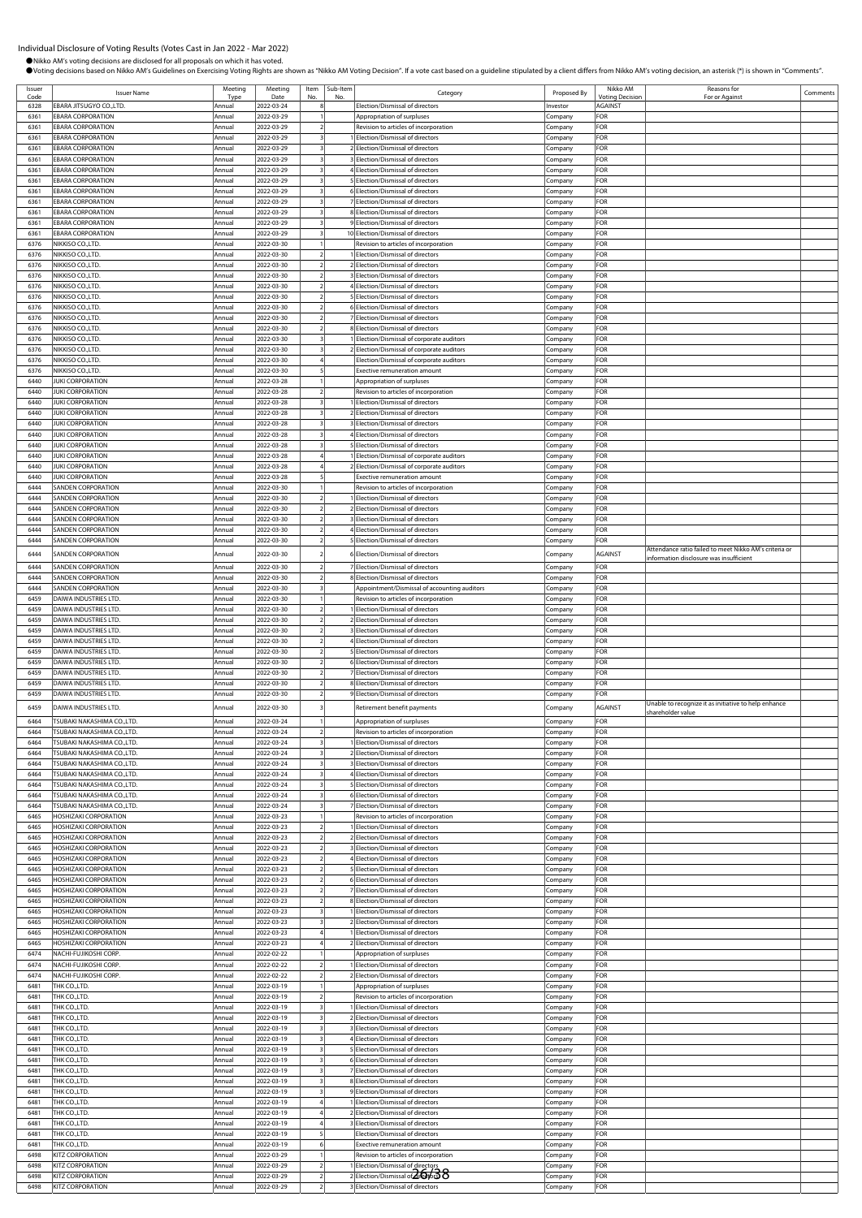# Individual Disclosure of Voting Results (Votes Cast in Jan 2022 - Mar 2022)

●Nikko AM's voting decisions are disclosed for all proposals on which it has voted.

●Voting decisions based on Nikko AM's Guidelines on Exercising Voting Rights are shown as "Nikko AM Voting Decision". If a vote cast based on a guideline stipulated by a client differs from Nikko AM's voting decision, an asterisk (*) is shown in "Comments".

| Issuer Code | Issuer Name | Meeting Type | Meeting Date | Item No. | Sub-Item No. | Category | Proposed By | Nikko AM Voting Decision | Reasons for For or Against | Comments |
|---|---|---|---|---|---|---|---|---|---|---|
| 6328 | EBARA JITSUGYO CO.,LTD. | Annual | 2022-03-24 | 8 | | Election/Dismissal of directors | Investor | AGAINST | | |
| 6361 | EBARA CORPORATION | Annual | 2022-03-29 | 1 | | Appropriation of surpluses | Company | FOR | | |
| 6361 | EBARA CORPORATION | Annual | 2022-03-29 | 2 | | Revision to articles of incorporation | Company | FOR | | |
| 6361 | EBARA CORPORATION | Annual | 2022-03-29 | 3 | 1 | Election/Dismissal of directors | Company | FOR | | |
| 6361 | EBARA CORPORATION | Annual | 2022-03-29 | 3 | 2 | Election/Dismissal of directors | Company | FOR | | |
| 6361 | EBARA CORPORATION | Annual | 2022-03-29 | 3 | 3 | Election/Dismissal of directors | Company | FOR | | |
| 6361 | EBARA CORPORATION | Annual | 2022-03-29 | 3 | 4 | Election/Dismissal of directors | Company | FOR | | |
| 6361 | EBARA CORPORATION | Annual | 2022-03-29 | 3 | 5 | Election/Dismissal of directors | Company | FOR | | |
| 6361 | EBARA CORPORATION | Annual | 2022-03-29 | 3 | 6 | Election/Dismissal of directors | Company | FOR | | |
| 6361 | EBARA CORPORATION | Annual | 2022-03-29 | 3 | 7 | Election/Dismissal of directors | Company | FOR | | |
| 6361 | EBARA CORPORATION | Annual | 2022-03-29 | 3 | 8 | Election/Dismissal of directors | Company | FOR | | |
| 6361 | EBARA CORPORATION | Annual | 2022-03-29 | 3 | 9 | Election/Dismissal of directors | Company | FOR | | |
| 6361 | EBARA CORPORATION | Annual | 2022-03-29 | 3 | 10 | Election/Dismissal of directors | Company | FOR | | |
| 6376 | NIKKISO CO.,LTD. | Annual | 2022-03-30 | 1 | | Revision to articles of incorporation | Company | FOR | | |
| 6376 | NIKKISO CO.,LTD. | Annual | 2022-03-30 | 2 | 1 | Election/Dismissal of directors | Company | FOR | | |
| 6376 | NIKKISO CO.,LTD. | Annual | 2022-03-30 | 2 | 2 | Election/Dismissal of directors | Company | FOR | | |
| 6376 | NIKKISO CO.,LTD. | Annual | 2022-03-30 | 2 | 3 | Election/Dismissal of directors | Company | FOR | | |
| 6376 | NIKKISO CO.,LTD. | Annual | 2022-03-30 | 2 | 4 | Election/Dismissal of directors | Company | FOR | | |
| 6376 | NIKKISO CO.,LTD. | Annual | 2022-03-30 | 2 | 5 | Election/Dismissal of directors | Company | FOR | | |
| 6376 | NIKKISO CO.,LTD. | Annual | 2022-03-30 | 2 | 6 | Election/Dismissal of directors | Company | FOR | | |
| 6376 | NIKKISO CO.,LTD. | Annual | 2022-03-30 | 2 | 7 | Election/Dismissal of directors | Company | FOR | | |
| 6376 | NIKKISO CO.,LTD. | Annual | 2022-03-30 | 2 | 8 | Election/Dismissal of directors | Company | FOR | | |
| 6376 | NIKKISO CO.,LTD. | Annual | 2022-03-30 | 3 | 1 | Election/Dismissal of corporate auditors | Company | FOR | | |
| 6376 | NIKKISO CO.,LTD. | Annual | 2022-03-30 | 3 | 2 | Election/Dismissal of corporate auditors | Company | FOR | | |
| 6376 | NIKKISO CO.,LTD. | Annual | 2022-03-30 | 4 | | Election/Dismissal of corporate auditors | Company | FOR | | |
| 6376 | NIKKISO CO.,LTD. | Annual | 2022-03-30 | 5 | | Exective remuneration amount | Company | FOR | | |
| 6440 | JUKI CORPORATION | Annual | 2022-03-28 | 1 | | Appropriation of surpluses | Company | FOR | | |
| 6440 | JUKI CORPORATION | Annual | 2022-03-28 | 2 | | Revision to articles of incorporation | Company | FOR | | |
| 6440 | JUKI CORPORATION | Annual | 2022-03-28 | 3 | 1 | Election/Dismissal of directors | Company | FOR | | |
| 6440 | JUKI CORPORATION | Annual | 2022-03-28 | 3 | 2 | Election/Dismissal of directors | Company | FOR | | |
| 6440 | JUKI CORPORATION | Annual | 2022-03-28 | 3 | 3 | Election/Dismissal of directors | Company | FOR | | |
| 6440 | JUKI CORPORATION | Annual | 2022-03-28 | 3 | 4 | Election/Dismissal of directors | Company | FOR | | |
| 6440 | JUKI CORPORATION | Annual | 2022-03-28 | 3 | 5 | Election/Dismissal of directors | Company | FOR | | |
| 6440 | JUKI CORPORATION | Annual | 2022-03-28 | 4 | 1 | Election/Dismissal of corporate auditors | Company | FOR | | |
| 6440 | JUKI CORPORATION | Annual | 2022-03-28 | 4 | 2 | Election/Dismissal of corporate auditors | Company | FOR | | |
| 6440 | JUKI CORPORATION | Annual | 2022-03-28 | 5 | | Exective remuneration amount | Company | FOR | | |
| 6444 | SANDEN CORPORATION | Annual | 2022-03-30 | 1 | | Revision to articles of incorporation | Company | FOR | | |
| 6444 | SANDEN CORPORATION | Annual | 2022-03-30 | 2 | 1 | Election/Dismissal of directors | Company | FOR | | |
| 6444 | SANDEN CORPORATION | Annual | 2022-03-30 | 2 | 2 | Election/Dismissal of directors | Company | FOR | | |
| 6444 | SANDEN CORPORATION | Annual | 2022-03-30 | 2 | 3 | Election/Dismissal of directors | Company | FOR | | |
| 6444 | SANDEN CORPORATION | Annual | 2022-03-30 | 2 | 4 | Election/Dismissal of directors | Company | FOR | | |
| 6444 | SANDEN CORPORATION | Annual | 2022-03-30 | 2 | 5 | Election/Dismissal of directors | Company | FOR | | |
| 6444 | SANDEN CORPORATION | Annual | 2022-03-30 | 2 | 6 | Election/Dismissal of directors | Company | AGAINST | Attendance ratio failed to meet Nikko AM's criteria or information disclosure was insufficient | |
| 6444 | SANDEN CORPORATION | Annual | 2022-03-30 | 2 | 7 | Election/Dismissal of directors | Company | FOR | | |
| 6444 | SANDEN CORPORATION | Annual | 2022-03-30 | 2 | 8 | Election/Dismissal of directors | Company | FOR | | |
| 6444 | SANDEN CORPORATION | Annual | 2022-03-30 | 3 | | Appointment/Dismissal of accounting auditors | Company | FOR | | |
| 6459 | DAIWA INDUSTRIES LTD. | Annual | 2022-03-30 | 1 | | Revision to articles of incorporation | Company | FOR | | |
| 6459 | DAIWA INDUSTRIES LTD. | Annual | 2022-03-30 | 2 | 1 | Election/Dismissal of directors | Company | FOR | | |
| 6459 | DAIWA INDUSTRIES LTD. | Annual | 2022-03-30 | 2 | 2 | Election/Dismissal of directors | Company | FOR | | |
| 6459 | DAIWA INDUSTRIES LTD. | Annual | 2022-03-30 | 2 | 3 | Election/Dismissal of directors | Company | FOR | | |
| 6459 | DAIWA INDUSTRIES LTD. | Annual | 2022-03-30 | 2 | 4 | Election/Dismissal of directors | Company | FOR | | |
| 6459 | DAIWA INDUSTRIES LTD. | Annual | 2022-03-30 | 2 | 5 | Election/Dismissal of directors | Company | FOR | | |
| 6459 | DAIWA INDUSTRIES LTD. | Annual | 2022-03-30 | 2 | 6 | Election/Dismissal of directors | Company | FOR | | |
| 6459 | DAIWA INDUSTRIES LTD. | Annual | 2022-03-30 | 2 | 7 | Election/Dismissal of directors | Company | FOR | | |
| 6459 | DAIWA INDUSTRIES LTD. | Annual | 2022-03-30 | 2 | 8 | Election/Dismissal of directors | Company | FOR | | |
| 6459 | DAIWA INDUSTRIES LTD. | Annual | 2022-03-30 | 2 | 9 | Election/Dismissal of directors | Company | FOR | | |
| 6459 | DAIWA INDUSTRIES LTD. | Annual | 2022-03-30 | 3 | | Retirement benefit payments | Company | AGAINST | Unable to recognize it as initiative to help enhance shareholder value | |
| 6464 | TSUBAKI NAKASHIMA CO.,LTD. | Annual | 2022-03-24 | 1 | | Appropriation of surpluses | Company | FOR | | |
| 6464 | TSUBAKI NAKASHIMA CO.,LTD. | Annual | 2022-03-24 | 2 | | Revision to articles of incorporation | Company | FOR | | |
| 6464 | TSUBAKI NAKASHIMA CO.,LTD. | Annual | 2022-03-24 | 3 | 1 | Election/Dismissal of directors | Company | FOR | | |
| 6464 | TSUBAKI NAKASHIMA CO.,LTD. | Annual | 2022-03-24 | 3 | 2 | Election/Dismissal of directors | Company | FOR | | |
| 6464 | TSUBAKI NAKASHIMA CO.,LTD. | Annual | 2022-03-24 | 3 | 3 | Election/Dismissal of directors | Company | FOR | | |
| 6464 | TSUBAKI NAKASHIMA CO.,LTD. | Annual | 2022-03-24 | 3 | 4 | Election/Dismissal of directors | Company | FOR | | |
| 6464 | TSUBAKI NAKASHIMA CO.,LTD. | Annual | 2022-03-24 | 3 | 5 | Election/Dismissal of directors | Company | FOR | | |
| 6464 | TSUBAKI NAKASHIMA CO.,LTD. | Annual | 2022-03-24 | 3 | 6 | Election/Dismissal of directors | Company | FOR | | |
| 6464 | TSUBAKI NAKASHIMA CO.,LTD. | Annual | 2022-03-24 | 3 | 7 | Election/Dismissal of directors | Company | FOR | | |
| 6465 | HOSHIZAKI CORPORATION | Annual | 2022-03-23 | 1 | | Revision to articles of incorporation | Company | FOR | | |
| 6465 | HOSHIZAKI CORPORATION | Annual | 2022-03-23 | 2 | 1 | Election/Dismissal of directors | Company | FOR | | |
| 6465 | HOSHIZAKI CORPORATION | Annual | 2022-03-23 | 2 | 2 | Election/Dismissal of directors | Company | FOR | | |
| 6465 | HOSHIZAKI CORPORATION | Annual | 2022-03-23 | 2 | 3 | Election/Dismissal of directors | Company | FOR | | |
| 6465 | HOSHIZAKI CORPORATION | Annual | 2022-03-23 | 2 | 4 | Election/Dismissal of directors | Company | FOR | | |
| 6465 | HOSHIZAKI CORPORATION | Annual | 2022-03-23 | 2 | 5 | Election/Dismissal of directors | Company | FOR | | |
| 6465 | HOSHIZAKI CORPORATION | Annual | 2022-03-23 | 2 | 6 | Election/Dismissal of directors | Company | FOR | | |
| 6465 | HOSHIZAKI CORPORATION | Annual | 2022-03-23 | 2 | 7 | Election/Dismissal of directors | Company | FOR | | |
| 6465 | HOSHIZAKI CORPORATION | Annual | 2022-03-23 | 2 | 8 | Election/Dismissal of directors | Company | FOR | | |
| 6465 | HOSHIZAKI CORPORATION | Annual | 2022-03-23 | 3 | 1 | Election/Dismissal of directors | Company | FOR | | |
| 6465 | HOSHIZAKI CORPORATION | Annual | 2022-03-23 | 3 | 2 | Election/Dismissal of directors | Company | FOR | | |
| 6465 | HOSHIZAKI CORPORATION | Annual | 2022-03-23 | 4 | 1 | Election/Dismissal of directors | Company | FOR | | |
| 6465 | HOSHIZAKI CORPORATION | Annual | 2022-03-23 | 4 | 2 | Election/Dismissal of directors | Company | FOR | | |
| 6474 | NACHI-FUJIKOSHI CORP. | Annual | 2022-02-22 | 1 | | Appropriation of surpluses | Company | FOR | | |
| 6474 | NACHI-FUJIKOSHI CORP. | Annual | 2022-02-22 | 2 | 1 | Election/Dismissal of directors | Company | FOR | | |
| 6474 | NACHI-FUJIKOSHI CORP. | Annual | 2022-02-22 | 2 | 2 | Election/Dismissal of directors | Company | FOR | | |
| 6481 | THK CO.,LTD. | Annual | 2022-03-19 | 1 | | Appropriation of surpluses | Company | FOR | | |
| 6481 | THK CO.,LTD. | Annual | 2022-03-19 | 2 | | Revision to articles of incorporation | Company | FOR | | |
| 6481 | THK CO.,LTD. | Annual | 2022-03-19 | 3 | 1 | Election/Dismissal of directors | Company | FOR | | |
| 6481 | THK CO.,LTD. | Annual | 2022-03-19 | 3 | 2 | Election/Dismissal of directors | Company | FOR | | |
| 6481 | THK CO.,LTD. | Annual | 2022-03-19 | 3 | 3 | Election/Dismissal of directors | Company | FOR | | |
| 6481 | THK CO.,LTD. | Annual | 2022-03-19 | 3 | 4 | Election/Dismissal of directors | Company | FOR | | |
| 6481 | THK CO.,LTD. | Annual | 2022-03-19 | 3 | 5 | Election/Dismissal of directors | Company | FOR | | |
| 6481 | THK CO.,LTD. | Annual | 2022-03-19 | 3 | 6 | Election/Dismissal of directors | Company | FOR | | |
| 6481 | THK CO.,LTD. | Annual | 2022-03-19 | 3 | 7 | Election/Dismissal of directors | Company | FOR | | |
| 6481 | THK CO.,LTD. | Annual | 2022-03-19 | 3 | 8 | Election/Dismissal of directors | Company | FOR | | |
| 6481 | THK CO.,LTD. | Annual | 2022-03-19 | 3 | 9 | Election/Dismissal of directors | Company | FOR | | |
| 6481 | THK CO.,LTD. | Annual | 2022-03-19 | 4 | 1 | Election/Dismissal of directors | Company | FOR | | |
| 6481 | THK CO.,LTD. | Annual | 2022-03-19 | 4 | 2 | Election/Dismissal of directors | Company | FOR | | |
| 6481 | THK CO.,LTD. | Annual | 2022-03-19 | 4 | 3 | Election/Dismissal of directors | Company | FOR | | |
| 6481 | THK CO.,LTD. | Annual | 2022-03-19 | 5 | | Election/Dismissal of directors | Company | FOR | | |
| 6481 | THK CO.,LTD. | Annual | 2022-03-19 | 6 | | Exective remuneration amount | Company | FOR | | |
| 6498 | KITZ CORPORATION | Annual | 2022-03-29 | 1 | | Revision to articles of incorporation | Company | FOR | | |
| 6498 | KITZ CORPORATION | Annual | 2022-03-29 | 2 | 1 | Election/Dismissal of directors | Company | FOR | | |
| 6498 | KITZ CORPORATION | Annual | 2022-03-29 | 2 | 2 | Election/Dismissal of directors | Company | FOR | | |
| 6498 | KITZ CORPORATION | Annual | 2022-03-29 | 2 | 3 | Election/Dismissal of directors | Company | FOR | | |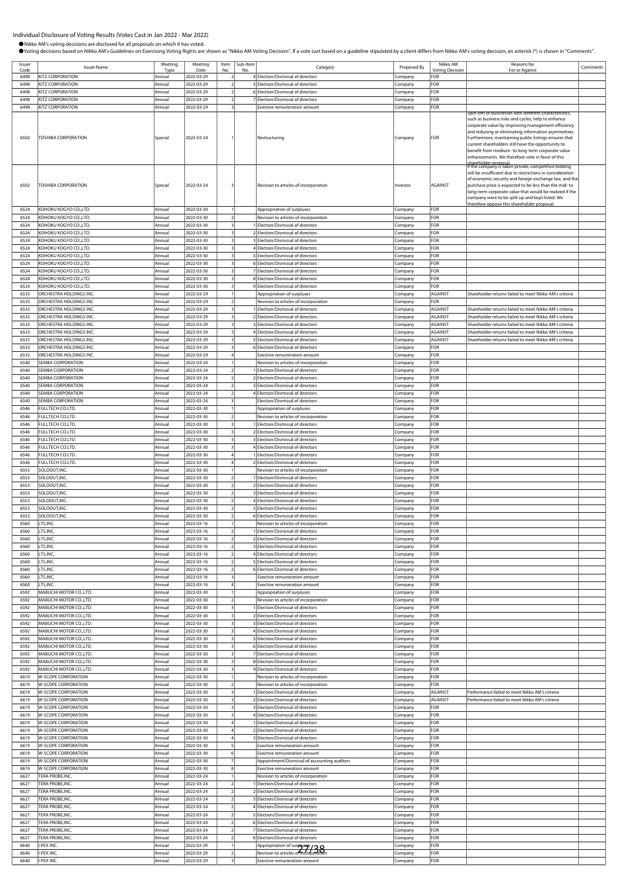Individual Disclosure of Voting Results (Votes Cast in Jan 2022 - Mar 2022)

●Nikko AM's voting decisions are disclosed for all proposals on which it has voted.

●Voting decisions based on Nikko AM's Guidelines on Exercising Voting Rights are shown as "Nikko AM Voting Decision". If a vote cast based on a guideline stipulated by a client differs from Nikko AM's voting decision, an asterisk (*) is shown in "Comments".

| Issuer Code | Issuer Name | Meeting Type | Meeting Date | Item No. | Sub-Item No. | Category | Proposed By | Nikko AM Voting Decision | Reasons for For or Against | Comments |
|---|---|---|---|---|---|---|---|---|---|---|
| 6498 | KITZ CORPORATION | Annual | 2022-03-29 | 2 | 4 | Election/Dismissal of directors | Company | FOR | | |
| 6498 | KITZ CORPORATION | Annual | 2022-03-29 | 2 | 5 | Election/Dismissal of directors | Company | FOR | | |
| 6498 | KITZ CORPORATION | Annual | 2022-03-29 | 2 | 6 | Election/Dismissal of directors | Company | FOR | | |
| 6498 | KITZ CORPORATION | Annual | 2022-03-29 | 2 | 7 | Election/Dismissal of directors | Company | FOR | | |
| 6498 | KITZ CORPORATION | Annual | 2022-03-29 | 3 | | Exective remuneration amount | Company | FOR | | |
| 6502 | TOSHIBA CORPORATION | Special | 2022-03-24 | 1 | | Restructuring | Company | FOR | Spin-offs of businesses with different characteristics, such as business risks and cycles, help to enhance corporate value by improving management efficiency and reducing or eliminating information asymmetries. Furthermore, maintaining public listings ensures that current shareholders still have the opportunity to benefit from medium- to long-term corporate value enhancements. We therefore vote in favor of this shareholder proposal. | |
| 6502 | TOSHIBA CORPORATION | Special | 2022-03-24 | 3 | | Revision to articles of incorporation | Investor | AGAINST | If the company is taken private, competitive bidding will be insufficient due to restrictions in consideration of economic security and foreign exchange law, and the purchase price is expected to be less than the mid- to long-term corporate value that would be realized if the company were to be split up and kept listed. We therefore oppose this shareholder proposal. | |
| 6524 | KOHOKU KOGYO CO.,LTD. | Annual | 2022-03-30 | 1 | | Appropriation of surpluses | Company | FOR | | |
| 6524 | KOHOKU KOGYO CO.,LTD. | Annual | 2022-03-30 | 2 | | Revision to articles of incorporation | Company | FOR | | |
| 6524 | KOHOKU KOGYO CO.,LTD. | Annual | 2022-03-30 | 3 | 1 | Election/Dismissal of directors | Company | FOR | | |
| 6524 | KOHOKU KOGYO CO.,LTD. | Annual | 2022-03-30 | 3 | 2 | Election/Dismissal of directors | Company | FOR | | |
| 6524 | KOHOKU KOGYO CO.,LTD. | Annual | 2022-03-30 | 3 | 3 | Election/Dismissal of directors | Company | FOR | | |
| 6524 | KOHOKU KOGYO CO.,LTD. | Annual | 2022-03-30 | 3 | 4 | Election/Dismissal of directors | Company | FOR | | |
| 6524 | KOHOKU KOGYO CO.,LTD. | Annual | 2022-03-30 | 3 | 5 | Election/Dismissal of directors | Company | FOR | | |
| 6524 | KOHOKU KOGYO CO.,LTD. | Annual | 2022-03-30 | 3 | 6 | Election/Dismissal of directors | Company | FOR | | |
| 6524 | KOHOKU KOGYO CO.,LTD. | Annual | 2022-03-30 | 3 | 7 | Election/Dismissal of directors | Company | FOR | | |
| 6524 | KOHOKU KOGYO CO.,LTD. | Annual | 2022-03-30 | 3 | 8 | Election/Dismissal of directors | Company | FOR | | |
| 6524 | KOHOKU KOGYO CO.,LTD. | Annual | 2022-03-30 | 3 | 9 | Election/Dismissal of directors | Company | FOR | | |
| 6533 | ORCHESTRA HOLDINGS INC. | Annual | 2022-03-29 | 1 | | Appropriation of surpluses | Company | AGAINST | Shareholder returns failed to meet Nikko AM's criteria | |
| 6533 | ORCHESTRA HOLDINGS INC. | Annual | 2022-03-29 | 2 | | Revision to articles of incorporation | Company | FOR | | |
| 6533 | ORCHESTRA HOLDINGS INC. | Annual | 2022-03-29 | 3 | 1 | Election/Dismissal of directors | Company | AGAINST | Shareholder returns failed to meet Nikko AM's criteria | |
| 6533 | ORCHESTRA HOLDINGS INC. | Annual | 2022-03-29 | 3 | 2 | Election/Dismissal of directors | Company | AGAINST | Shareholder returns failed to meet Nikko AM's criteria | |
| 6533 | ORCHESTRA HOLDINGS INC. | Annual | 2022-03-29 | 3 | 3 | Election/Dismissal of directors | Company | AGAINST | Shareholder returns failed to meet Nikko AM's criteria | |
| 6533 | ORCHESTRA HOLDINGS INC. | Annual | 2022-03-29 | 3 | 4 | Election/Dismissal of directors | Company | AGAINST | Shareholder returns failed to meet Nikko AM's criteria | |
| 6533 | ORCHESTRA HOLDINGS INC. | Annual | 2022-03-29 | 3 | 5 | Election/Dismissal of directors | Company | AGAINST | Shareholder returns failed to meet Nikko AM's criteria | |
| 6533 | ORCHESTRA HOLDINGS INC. | Annual | 2022-03-29 | 3 | 6 | Election/Dismissal of directors | Company | FOR | | |
| 6533 | ORCHESTRA HOLDINGS INC. | Annual | 2022-03-29 | 4 | | Exective remuneration amount | Company | FOR | | |
| 6540 | SEMBA CORPORATION | Annual | 2022-03-24 | 1 | | Revision to articles of incorporation | Company | FOR | | |
| 6540 | SEMBA CORPORATION | Annual | 2022-03-24 | 2 | 1 | Election/Dismissal of directors | Company | FOR | | |
| 6540 | SEMBA CORPORATION | Annual | 2022-03-24 | 2 | 2 | Election/Dismissal of directors | Company | FOR | | |
| 6540 | SEMBA CORPORATION | Annual | 2022-03-24 | 2 | 3 | Election/Dismissal of directors | Company | FOR | | |
| 6540 | SEMBA CORPORATION | Annual | 2022-03-24 | 2 | 4 | Election/Dismissal of directors | Company | FOR | | |
| 6540 | SEMBA CORPORATION | Annual | 2022-03-24 | 3 | | Election/Dismissal of directors | Company | FOR | | |
| 6546 | FULLTECH CO.LTD. | Annual | 2022-03-30 | 1 | | Appropriation of surpluses | Company | FOR | | |
| 6546 | FULLTECH CO.LTD. | Annual | 2022-03-30 | 2 | | Revision to articles of incorporation | Company | FOR | | |
| 6546 | FULLTECH CO.LTD. | Annual | 2022-03-30 | 3 | 1 | Election/Dismissal of directors | Company | FOR | | |
| 6546 | FULLTECH CO.LTD. | Annual | 2022-03-30 | 3 | 2 | Election/Dismissal of directors | Company | FOR | | |
| 6546 | FULLTECH CO.LTD. | Annual | 2022-03-30 | 3 | 3 | Election/Dismissal of directors | Company | FOR | | |
| 6546 | FULLTECH CO.LTD. | Annual | 2022-03-30 | 3 | 4 | Election/Dismissal of directors | Company | FOR | | |
| 6546 | FULLTECH CO.LTD. | Annual | 2022-03-30 | 4 | 1 | Election/Dismissal of directors | Company | FOR | | |
| 6546 | FULLTECH CO.LTD. | Annual | 2022-03-30 | 4 | 2 | Election/Dismissal of directors | Company | FOR | | |
| 6553 | SOLDOUT,INC. | Annual | 2022-03-30 | 1 | | Revision to articles of incorporation | Company | FOR | | |
| 6553 | SOLDOUT,INC. | Annual | 2022-03-30 | 2 | 1 | Election/Dismissal of directors | Company | FOR | | |
| 6553 | SOLDOUT,INC. | Annual | 2022-03-30 | 2 | 2 | Election/Dismissal of directors | Company | FOR | | |
| 6553 | SOLDOUT,INC. | Annual | 2022-03-30 | 2 | 3 | Election/Dismissal of directors | Company | FOR | | |
| 6553 | SOLDOUT,INC. | Annual | 2022-03-30 | 2 | 4 | Election/Dismissal of directors | Company | FOR | | |
| 6553 | SOLDOUT,INC. | Annual | 2022-03-30 | 2 | 5 | Election/Dismissal of directors | Company | FOR | | |
| 6553 | SOLDOUT,INC. | Annual | 2022-03-30 | 2 | 6 | Election/Dismissal of directors | Company | FOR | | |
| 6560 | LTS,INC. | Annual | 2022-03-16 | 1 | | Revision to articles of incorporation | Company | FOR | | |
| 6560 | LTS,INC. | Annual | 2022-03-16 | 2 | 1 | Election/Dismissal of directors | Company | FOR | | |
| 6560 | LTS,INC. | Annual | 2022-03-16 | 2 | 2 | Election/Dismissal of directors | Company | FOR | | |
| 6560 | LTS,INC. | Annual | 2022-03-16 | 2 | 3 | Election/Dismissal of directors | Company | FOR | | |
| 6560 | LTS,INC. | Annual | 2022-03-16 | 2 | 4 | Election/Dismissal of directors | Company | FOR | | |
| 6560 | LTS,INC. | Annual | 2022-03-16 | 2 | 5 | Election/Dismissal of directors | Company | FOR | | |
| 6560 | LTS,INC. | Annual | 2022-03-16 | 2 | 6 | Election/Dismissal of directors | Company | FOR | | |
| 6560 | LTS,INC. | Annual | 2022-03-16 | 3 | | Exective remuneration amount | Company | FOR | | |
| 6560 | LTS,INC. | Annual | 2022-03-16 | 4 | | Exective remuneration amount | Company | FOR | | |
| 6592 | MABUCHI MOTOR CO.,LTD. | Annual | 2022-03-30 | 1 | | Appropriation of surpluses | Company | FOR | | |
| 6592 | MABUCHI MOTOR CO.,LTD. | Annual | 2022-03-30 | 2 | | Revision to articles of incorporation | Company | FOR | | |
| 6592 | MABUCHI MOTOR CO.,LTD. | Annual | 2022-03-30 | 3 | 1 | Election/Dismissal of directors | Company | FOR | | |
| 6592 | MABUCHI MOTOR CO.,LTD. | Annual | 2022-03-30 | 3 | 2 | Election/Dismissal of directors | Company | FOR | | |
| 6592 | MABUCHI MOTOR CO.,LTD. | Annual | 2022-03-30 | 3 | 3 | Election/Dismissal of directors | Company | FOR | | |
| 6592 | MABUCHI MOTOR CO.,LTD. | Annual | 2022-03-30 | 3 | 4 | Election/Dismissal of directors | Company | FOR | | |
| 6592 | MABUCHI MOTOR CO.,LTD. | Annual | 2022-03-30 | 3 | 5 | Election/Dismissal of directors | Company | FOR | | |
| 6592 | MABUCHI MOTOR CO.,LTD. | Annual | 2022-03-30 | 3 | 6 | Election/Dismissal of directors | Company | FOR | | |
| 6592 | MABUCHI MOTOR CO.,LTD. | Annual | 2022-03-30 | 3 | 7 | Election/Dismissal of directors | Company | FOR | | |
| 6592 | MABUCHI MOTOR CO.,LTD. | Annual | 2022-03-30 | 3 | 8 | Election/Dismissal of directors | Company | FOR | | |
| 6592 | MABUCHI MOTOR CO.,LTD. | Annual | 2022-03-30 | 3 | 9 | Election/Dismissal of directors | Company | FOR | | |
| 6619 | W-SCOPE CORPORATION | Annual | 2022-03-30 | 1 | | Revision to articles of incorporation | Company | FOR | | |
| 6619 | W-SCOPE CORPORATION | Annual | 2022-03-30 | 2 | | Revision to articles of incorporation | Company | FOR | | |
| 6619 | W-SCOPE CORPORATION | Annual | 2022-03-30 | 3 | 1 | Election/Dismissal of directors | Company | AGAINST | Performance failed to meet Nikko AM's criteria | |
| 6619 | W-SCOPE CORPORATION | Annual | 2022-03-30 | 3 | 2 | Election/Dismissal of directors | Company | AGAINST | Performance failed to meet Nikko AM's criteria | |
| 6619 | W-SCOPE CORPORATION | Annual | 2022-03-30 | 3 | 3 | Election/Dismissal of directors | Company | FOR | | |
| 6619 | W-SCOPE CORPORATION | Annual | 2022-03-30 | 3 | 4 | Election/Dismissal of directors | Company | FOR | | |
| 6619 | W-SCOPE CORPORATION | Annual | 2022-03-30 | 4 | 1 | Election/Dismissal of directors | Company | FOR | | |
| 6619 | W-SCOPE CORPORATION | Annual | 2022-03-30 | 4 | 2 | Election/Dismissal of directors | Company | FOR | | |
| 6619 | W-SCOPE CORPORATION | Annual | 2022-03-30 | 4 | 3 | Election/Dismissal of directors | Company | FOR | | |
| 6619 | W-SCOPE CORPORATION | Annual | 2022-03-30 | 5 | | Exective remuneration amount | Company | FOR | | |
| 6619 | W-SCOPE CORPORATION | Annual | 2022-03-30 | 6 | | Exective remuneration amount | Company | FOR | | |
| 6619 | W-SCOPE CORPORATION | Annual | 2022-03-30 | 7 | | Appointment/Dismissal of accounting auditors | Company | FOR | | |
| 6619 | W-SCOPE CORPORATION | Annual | 2022-03-30 | 8 | | Exective remuneration amount | Company | FOR | | |
| 6627 | TERA PROBE,INC. | Annual | 2022-03-24 | 1 | | Revision to articles of incorporation | Company | FOR | | |
| 6627 | TERA PROBE,INC. | Annual | 2022-03-24 | 2 | 1 | Election/Dismissal of directors | Company | FOR | | |
| 6627 | TERA PROBE,INC. | Annual | 2022-03-24 | 2 | 2 | Election/Dismissal of directors | Company | FOR | | |
| 6627 | TERA PROBE,INC. | Annual | 2022-03-24 | 2 | 3 | Election/Dismissal of directors | Company | FOR | | |
| 6627 | TERA PROBE,INC. | Annual | 2022-03-24 | 2 | 4 | Election/Dismissal of directors | Company | FOR | | |
| 6627 | TERA PROBE,INC. | Annual | 2022-03-24 | 2 | 5 | Election/Dismissal of directors | Company | FOR | | |
| 6627 | TERA PROBE,INC. | Annual | 2022-03-24 | 2 | 6 | Election/Dismissal of directors | Company | FOR | | |
| 6627 | TERA PROBE,INC. | Annual | 2022-03-24 | 2 | 7 | Election/Dismissal of directors | Company | FOR | | |
| 6627 | TERA PROBE,INC. | Annual | 2022-03-24 | 2 | 8 | Election/Dismissal of directors | Company | FOR | | |
| 6640 | I-PEX INC. | Annual | 2022-03-29 | 1 | | Appropriation of surpluses | Company | FOR | | |
| 6640 | I-PEX INC. | Annual | 2022-03-29 | 2 | | Revision to articles of incorporation | Company | FOR | | |
| 6640 | I-PEX INC. | Annual | 2022-03-29 | 3 | | Exective remuneration amount | Company | FOR | | |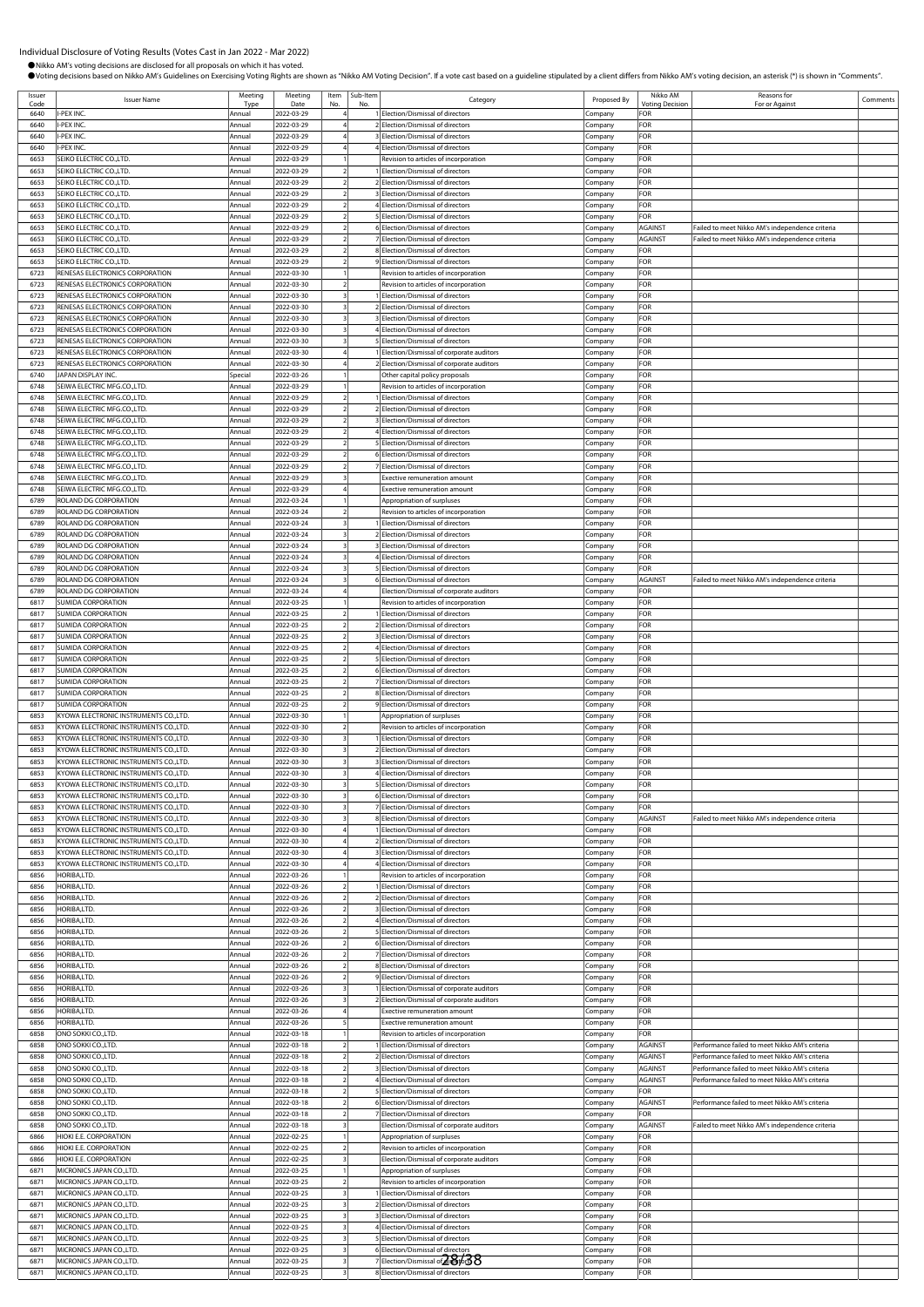Individual Disclosure of Voting Results (Votes Cast in Jan 2022 - Mar 2022)

●Nikko AM's voting decisions are disclosed for all proposals on which it has voted.

●Voting decisions based on Nikko AM's Guidelines on Exercising Voting Rights are shown as "Nikko AM Voting Decision". If a vote cast based on a guideline stipulated by a client differs from Nikko AM's voting decision, an asterisk (*) is shown in "Comments".

| Issuer Code | Issuer Name | Meeting Type | Meeting Date | Item No. | Sub-Item No. | Category | Proposed By | Nikko AM Voting Decision | Reasons for For or Against | Comments |
|---|---|---|---|---|---|---|---|---|---|---|
| 6640 | I-PEX INC. | Annual | 2022-03-29 | 4 | 1 | Election/Dismissal of directors | Company | FOR | | |
| 6640 | I-PEX INC. | Annual | 2022-03-29 | 4 | 2 | Election/Dismissal of directors | Company | FOR | | |
| 6640 | I-PEX INC. | Annual | 2022-03-29 | 4 | 3 | Election/Dismissal of directors | Company | FOR | | |
| 6640 | I-PEX INC. | Annual | 2022-03-29 | 4 | 4 | Election/Dismissal of directors | Company | FOR | | |
| 6653 | SEIKO ELECTRIC CO.,LTD. | Annual | 2022-03-29 | 1 | | Revision to articles of incorporation | Company | FOR | | |
| 6653 | SEIKO ELECTRIC CO.,LTD. | Annual | 2022-03-29 | 2 | 1 | Election/Dismissal of directors | Company | FOR | | |
| 6653 | SEIKO ELECTRIC CO.,LTD. | Annual | 2022-03-29 | 2 | 2 | Election/Dismissal of directors | Company | FOR | | |
| 6653 | SEIKO ELECTRIC CO.,LTD. | Annual | 2022-03-29 | 2 | 3 | Election/Dismissal of directors | Company | FOR | | |
| 6653 | SEIKO ELECTRIC CO.,LTD. | Annual | 2022-03-29 | 2 | 4 | Election/Dismissal of directors | Company | FOR | | |
| 6653 | SEIKO ELECTRIC CO.,LTD. | Annual | 2022-03-29 | 2 | 5 | Election/Dismissal of directors | Company | FOR | | |
| 6653 | SEIKO ELECTRIC CO.,LTD. | Annual | 2022-03-29 | 2 | 6 | Election/Dismissal of directors | Company | AGAINST | Failed to meet Nikko AM's independence criteria | |
| 6653 | SEIKO ELECTRIC CO.,LTD. | Annual | 2022-03-29 | 2 | 7 | Election/Dismissal of directors | Company | AGAINST | Failed to meet Nikko AM's independence criteria | |
| 6653 | SEIKO ELECTRIC CO.,LTD. | Annual | 2022-03-29 | 2 | 8 | Election/Dismissal of directors | Company | FOR | | |
| 6653 | SEIKO ELECTRIC CO.,LTD. | Annual | 2022-03-29 | 2 | 9 | Election/Dismissal of directors | Company | FOR | | |
| 6723 | RENESAS ELECTRONICS CORPORATION | Annual | 2022-03-30 | 1 | | Revision to articles of incorporation | Company | FOR | | |
| 6723 | RENESAS ELECTRONICS CORPORATION | Annual | 2022-03-30 | 2 | | Revision to articles of incorporation | Company | FOR | | |
| 6723 | RENESAS ELECTRONICS CORPORATION | Annual | 2022-03-30 | 3 | 1 | Election/Dismissal of directors | Company | FOR | | |
| 6723 | RENESAS ELECTRONICS CORPORATION | Annual | 2022-03-30 | 3 | 2 | Election/Dismissal of directors | Company | FOR | | |
| 6723 | RENESAS ELECTRONICS CORPORATION | Annual | 2022-03-30 | 3 | 3 | Election/Dismissal of directors | Company | FOR | | |
| 6723 | RENESAS ELECTRONICS CORPORATION | Annual | 2022-03-30 | 3 | 4 | Election/Dismissal of directors | Company | FOR | | |
| 6723 | RENESAS ELECTRONICS CORPORATION | Annual | 2022-03-30 | 3 | 5 | Election/Dismissal of directors | Company | FOR | | |
| 6723 | RENESAS ELECTRONICS CORPORATION | Annual | 2022-03-30 | 4 | 1 | Election/Dismissal of corporate auditors | Company | FOR | | |
| 6723 | RENESAS ELECTRONICS CORPORATION | Annual | 2022-03-30 | 4 | 2 | Election/Dismissal of corporate auditors | Company | FOR | | |
| 6740 | JAPAN DISPLAY INC. | Special | 2022-03-26 | 1 | | Other capital policy proposals | Company | FOR | | |
| 6748 | SEIWA ELECTRIC MFG.CO.,LTD. | Annual | 2022-03-29 | 1 | | Revision to articles of incorporation | Company | FOR | | |
| 6748 | SEIWA ELECTRIC MFG.CO.,LTD. | Annual | 2022-03-29 | 2 | 1 | Election/Dismissal of directors | Company | FOR | | |
| 6748 | SEIWA ELECTRIC MFG.CO.,LTD. | Annual | 2022-03-29 | 2 | 2 | Election/Dismissal of directors | Company | FOR | | |
| 6748 | SEIWA ELECTRIC MFG.CO.,LTD. | Annual | 2022-03-29 | 2 | 3 | Election/Dismissal of directors | Company | FOR | | |
| 6748 | SEIWA ELECTRIC MFG.CO.,LTD. | Annual | 2022-03-29 | 2 | 4 | Election/Dismissal of directors | Company | FOR | | |
| 6748 | SEIWA ELECTRIC MFG.CO.,LTD. | Annual | 2022-03-29 | 2 | 5 | Election/Dismissal of directors | Company | FOR | | |
| 6748 | SEIWA ELECTRIC MFG.CO.,LTD. | Annual | 2022-03-29 | 2 | 6 | Election/Dismissal of directors | Company | FOR | | |
| 6748 | SEIWA ELECTRIC MFG.CO.,LTD. | Annual | 2022-03-29 | 2 | 7 | Election/Dismissal of directors | Company | FOR | | |
| 6748 | SEIWA ELECTRIC MFG.CO.,LTD. | Annual | 2022-03-29 | 3 | | Exective remuneration amount | Company | FOR | | |
| 6748 | SEIWA ELECTRIC MFG.CO.,LTD. | Annual | 2022-03-29 | 4 | | Exective remuneration amount | Company | FOR | | |
| 6789 | ROLAND DG CORPORATION | Annual | 2022-03-24 | 1 | | Appropriation of surpluses | Company | FOR | | |
| 6789 | ROLAND DG CORPORATION | Annual | 2022-03-24 | 2 | | Revision to articles of incorporation | Company | FOR | | |
| 6789 | ROLAND DG CORPORATION | Annual | 2022-03-24 | 3 | 1 | Election/Dismissal of directors | Company | FOR | | |
| 6789 | ROLAND DG CORPORATION | Annual | 2022-03-24 | 3 | 2 | Election/Dismissal of directors | Company | FOR | | |
| 6789 | ROLAND DG CORPORATION | Annual | 2022-03-24 | 3 | 3 | Election/Dismissal of directors | Company | FOR | | |
| 6789 | ROLAND DG CORPORATION | Annual | 2022-03-24 | 3 | 4 | Election/Dismissal of directors | Company | FOR | | |
| 6789 | ROLAND DG CORPORATION | Annual | 2022-03-24 | 3 | 5 | Election/Dismissal of directors | Company | FOR | | |
| 6789 | ROLAND DG CORPORATION | Annual | 2022-03-24 | 3 | 6 | Election/Dismissal of directors | Company | AGAINST | Failed to meet Nikko AM's independence criteria | |
| 6789 | ROLAND DG CORPORATION | Annual | 2022-03-24 | 4 | | Election/Dismissal of corporate auditors | Company | FOR | | |
| 6817 | SUMIDA CORPORATION | Annual | 2022-03-25 | 1 | | Revision to articles of incorporation | Company | FOR | | |
| 6817 | SUMIDA CORPORATION | Annual | 2022-03-25 | 2 | 1 | Election/Dismissal of directors | Company | FOR | | |
| 6817 | SUMIDA CORPORATION | Annual | 2022-03-25 | 2 | 2 | Election/Dismissal of directors | Company | FOR | | |
| 6817 | SUMIDA CORPORATION | Annual | 2022-03-25 | 2 | 3 | Election/Dismissal of directors | Company | FOR | | |
| 6817 | SUMIDA CORPORATION | Annual | 2022-03-25 | 2 | 4 | Election/Dismissal of directors | Company | FOR | | |
| 6817 | SUMIDA CORPORATION | Annual | 2022-03-25 | 2 | 5 | Election/Dismissal of directors | Company | FOR | | |
| 6817 | SUMIDA CORPORATION | Annual | 2022-03-25 | 2 | 6 | Election/Dismissal of directors | Company | FOR | | |
| 6817 | SUMIDA CORPORATION | Annual | 2022-03-25 | 2 | 7 | Election/Dismissal of directors | Company | FOR | | |
| 6817 | SUMIDA CORPORATION | Annual | 2022-03-25 | 2 | 8 | Election/Dismissal of directors | Company | FOR | | |
| 6817 | SUMIDA CORPORATION | Annual | 2022-03-25 | 2 | 9 | Election/Dismissal of directors | Company | FOR | | |
| 6853 | KYOWA ELECTRONIC INSTRUMENTS CO.,LTD. | Annual | 2022-03-30 | 1 | | Appropriation of surpluses | Company | FOR | | |
| 6853 | KYOWA ELECTRONIC INSTRUMENTS CO.,LTD. | Annual | 2022-03-30 | 2 | | Revision to articles of incorporation | Company | FOR | | |
| 6853 | KYOWA ELECTRONIC INSTRUMENTS CO.,LTD. | Annual | 2022-03-30 | 3 | 1 | Election/Dismissal of directors | Company | FOR | | |
| 6853 | KYOWA ELECTRONIC INSTRUMENTS CO.,LTD. | Annual | 2022-03-30 | 3 | 2 | Election/Dismissal of directors | Company | FOR | | |
| 6853 | KYOWA ELECTRONIC INSTRUMENTS CO.,LTD. | Annual | 2022-03-30 | 3 | 3 | Election/Dismissal of directors | Company | FOR | | |
| 6853 | KYOWA ELECTRONIC INSTRUMENTS CO.,LTD. | Annual | 2022-03-30 | 3 | 4 | Election/Dismissal of directors | Company | FOR | | |
| 6853 | KYOWA ELECTRONIC INSTRUMENTS CO.,LTD. | Annual | 2022-03-30 | 3 | 5 | Election/Dismissal of directors | Company | FOR | | |
| 6853 | KYOWA ELECTRONIC INSTRUMENTS CO.,LTD. | Annual | 2022-03-30 | 3 | 6 | Election/Dismissal of directors | Company | FOR | | |
| 6853 | KYOWA ELECTRONIC INSTRUMENTS CO.,LTD. | Annual | 2022-03-30 | 3 | 7 | Election/Dismissal of directors | Company | FOR | | |
| 6853 | KYOWA ELECTRONIC INSTRUMENTS CO.,LTD. | Annual | 2022-03-30 | 3 | 8 | Election/Dismissal of directors | Company | AGAINST | Failed to meet Nikko AM's independence criteria | |
| 6853 | KYOWA ELECTRONIC INSTRUMENTS CO.,LTD. | Annual | 2022-03-30 | 4 | 1 | Election/Dismissal of directors | Company | FOR | | |
| 6853 | KYOWA ELECTRONIC INSTRUMENTS CO.,LTD. | Annual | 2022-03-30 | 4 | 2 | Election/Dismissal of directors | Company | FOR | | |
| 6853 | KYOWA ELECTRONIC INSTRUMENTS CO.,LTD. | Annual | 2022-03-30 | 4 | 3 | Election/Dismissal of directors | Company | FOR | | |
| 6853 | KYOWA ELECTRONIC INSTRUMENTS CO.,LTD. | Annual | 2022-03-30 | 4 | 4 | Election/Dismissal of directors | Company | FOR | | |
| 6856 | HORIBA,LTD. | Annual | 2022-03-26 | 1 | | Revision to articles of incorporation | Company | FOR | | |
| 6856 | HORIBA,LTD. | Annual | 2022-03-26 | 2 | 1 | Election/Dismissal of directors | Company | FOR | | |
| 6856 | HORIBA,LTD. | Annual | 2022-03-26 | 2 | 2 | Election/Dismissal of directors | Company | FOR | | |
| 6856 | HORIBA,LTD. | Annual | 2022-03-26 | 2 | 3 | Election/Dismissal of directors | Company | FOR | | |
| 6856 | HORIBA,LTD. | Annual | 2022-03-26 | 2 | 4 | Election/Dismissal of directors | Company | FOR | | |
| 6856 | HORIBA,LTD. | Annual | 2022-03-26 | 2 | 5 | Election/Dismissal of directors | Company | FOR | | |
| 6856 | HORIBA,LTD. | Annual | 2022-03-26 | 2 | 6 | Election/Dismissal of directors | Company | FOR | | |
| 6856 | HORIBA,LTD. | Annual | 2022-03-26 | 2 | 7 | Election/Dismissal of directors | Company | FOR | | |
| 6856 | HORIBA,LTD. | Annual | 2022-03-26 | 2 | 8 | Election/Dismissal of directors | Company | FOR | | |
| 6856 | HORIBA,LTD. | Annual | 2022-03-26 | 2 | 9 | Election/Dismissal of directors | Company | FOR | | |
| 6856 | HORIBA,LTD. | Annual | 2022-03-26 | 3 | 1 | Election/Dismissal of corporate auditors | Company | FOR | | |
| 6856 | HORIBA,LTD. | Annual | 2022-03-26 | 3 | 2 | Election/Dismissal of corporate auditors | Company | FOR | | |
| 6856 | HORIBA,LTD. | Annual | 2022-03-26 | 4 | | Exective remuneration amount | Company | FOR | | |
| 6856 | HORIBA,LTD. | Annual | 2022-03-26 | 5 | | Exective remuneration amount | Company | FOR | | |
| 6858 | ONO SOKKI CO.,LTD. | Annual | 2022-03-18 | 1 | | Revision to articles of incorporation | Company | FOR | | |
| 6858 | ONO SOKKI CO.,LTD. | Annual | 2022-03-18 | 2 | 1 | Election/Dismissal of directors | Company | AGAINST | Performance failed to meet Nikko AM's criteria | |
| 6858 | ONO SOKKI CO.,LTD. | Annual | 2022-03-18 | 2 | 2 | Election/Dismissal of directors | Company | AGAINST | Performance failed to meet Nikko AM's criteria | |
| 6858 | ONO SOKKI CO.,LTD. | Annual | 2022-03-18 | 2 | 3 | Election/Dismissal of directors | Company | AGAINST | Performance failed to meet Nikko AM's criteria | |
| 6858 | ONO SOKKI CO.,LTD. | Annual | 2022-03-18 | 2 | 4 | Election/Dismissal of directors | Company | AGAINST | Performance failed to meet Nikko AM's criteria | |
| 6858 | ONO SOKKI CO.,LTD. | Annual | 2022-03-18 | 2 | 5 | Election/Dismissal of directors | Company | FOR | | |
| 6858 | ONO SOKKI CO.,LTD. | Annual | 2022-03-18 | 2 | 6 | Election/Dismissal of directors | Company | AGAINST | Performance failed to meet Nikko AM's criteria | |
| 6858 | ONO SOKKI CO.,LTD. | Annual | 2022-03-18 | 2 | 7 | Election/Dismissal of directors | Company | FOR | | |
| 6858 | ONO SOKKI CO.,LTD. | Annual | 2022-03-18 | 3 | | Election/Dismissal of corporate auditors | Company | AGAINST | Failed to meet Nikko AM's independence criteria | |
| 6866 | HIOKI E.E. CORPORATION | Annual | 2022-02-25 | 1 | | Appropriation of surpluses | Company | FOR | | |
| 6866 | HIOKI E.E. CORPORATION | Annual | 2022-02-25 | 2 | | Revision to articles of incorporation | Company | FOR | | |
| 6866 | HIOKI E.E. CORPORATION | Annual | 2022-02-25 | 3 | | Election/Dismissal of corporate auditors | Company | FOR | | |
| 6871 | MICRONICS JAPAN CO.,LTD. | Annual | 2022-03-25 | 1 | | Appropriation of surpluses | Company | FOR | | |
| 6871 | MICRONICS JAPAN CO.,LTD. | Annual | 2022-03-25 | 2 | | Revision to articles of incorporation | Company | FOR | | |
| 6871 | MICRONICS JAPAN CO.,LTD. | Annual | 2022-03-25 | 3 | 1 | Election/Dismissal of directors | Company | FOR | | |
| 6871 | MICRONICS JAPAN CO.,LTD. | Annual | 2022-03-25 | 3 | 2 | Election/Dismissal of directors | Company | FOR | | |
| 6871 | MICRONICS JAPAN CO.,LTD. | Annual | 2022-03-25 | 3 | 3 | Election/Dismissal of directors | Company | FOR | | |
| 6871 | MICRONICS JAPAN CO.,LTD. | Annual | 2022-03-25 | 3 | 4 | Election/Dismissal of directors | Company | FOR | | |
| 6871 | MICRONICS JAPAN CO.,LTD. | Annual | 2022-03-25 | 3 | 5 | Election/Dismissal of directors | Company | FOR | | |
| 6871 | MICRONICS JAPAN CO.,LTD. | Annual | 2022-03-25 | 3 | 6 | Election/Dismissal of directors | Company | FOR | | |
| 6871 | MICRONICS JAPAN CO.,LTD. | Annual | 2022-03-25 | 3 | 7 | Election/Dismissal of directors | Company | FOR | | |
| 6871 | MICRONICS JAPAN CO.,LTD. | Annual | 2022-03-25 | 3 | 8 | Election/Dismissal of directors | Company | FOR | | |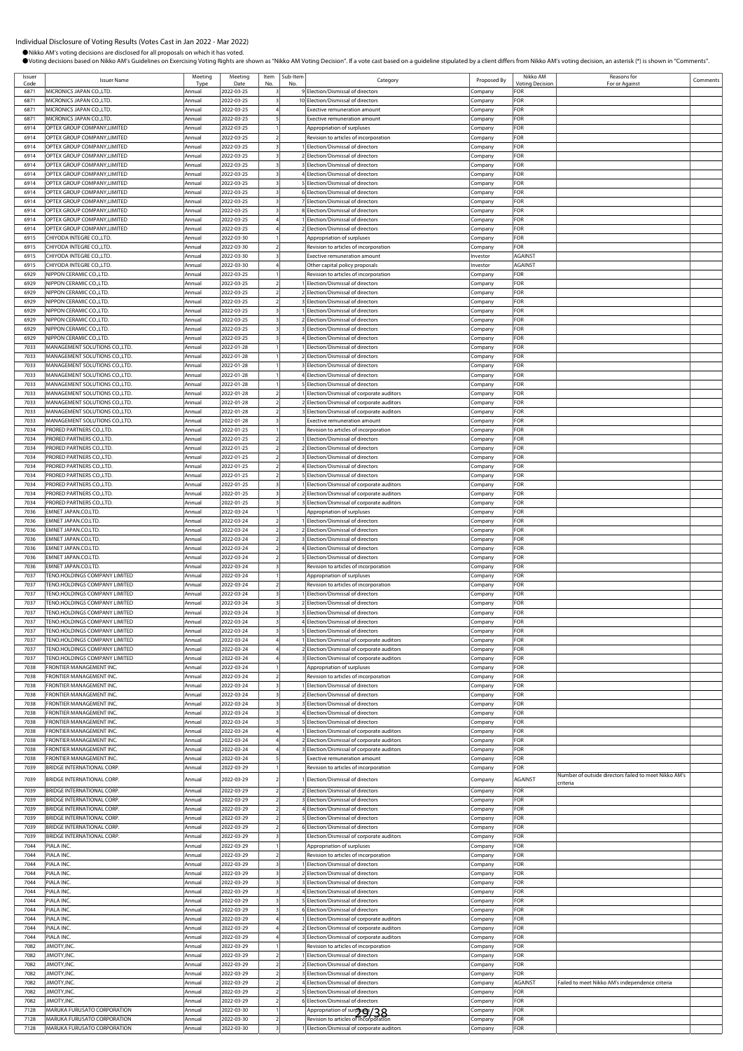Individual Disclosure of Voting Results (Votes Cast in Jan 2022 - Mar 2022)

- Nikko AM's voting decisions are disclosed for all proposals on which it has voted.
- Voting decisions based on Nikko AM's Guidelines on Exercising Voting Rights are shown as "Nikko AM Voting Decision". If a vote cast based on a guideline stipulated by a client differs from Nikko AM's voting decision, an asterisk (*) is shown in "Comments".

| Issuer Code | Issuer Name | Meeting Type | Meeting Date | Item No. | Sub-Item No. | Category | Proposed By | Nikko AM Voting Decision | Reasons for For or Against | Comments |
|---|---|---|---|---|---|---|---|---|---|---|
| 6871 | MICRONICS JAPAN CO.,LTD. | Annual | 2022-03-25 | 3 | 9 | Election/Dismissal of directors | Company | FOR | | |
| 6871 | MICRONICS JAPAN CO.,LTD. | Annual | 2022-03-25 | 3 | 10 | Election/Dismissal of directors | Company | FOR | | |
| 6871 | MICRONICS JAPAN CO.,LTD. | Annual | 2022-03-25 | 4 | | Exective remuneration amount | Company | FOR | | |
| 6871 | MICRONICS JAPAN CO.,LTD. | Annual | 2022-03-25 | 5 | | Exective remuneration amount | Company | FOR | | |
| 6914 | OPTEX GROUP COMPANY,LIMITED | Annual | 2022-03-25 | 1 | | Appropriation of surpluses | Company | FOR | | |
| 6914 | OPTEX GROUP COMPANY,LIMITED | Annual | 2022-03-25 | 2 | | Revision to articles of incorporation | Company | FOR | | |
| 6914 | OPTEX GROUP COMPANY,LIMITED | Annual | 2022-03-25 | 3 | 1 | Election/Dismissal of directors | Company | FOR | | |
| 6914 | OPTEX GROUP COMPANY,LIMITED | Annual | 2022-03-25 | 3 | 2 | Election/Dismissal of directors | Company | FOR | | |
| 6914 | OPTEX GROUP COMPANY,LIMITED | Annual | 2022-03-25 | 3 | 3 | Election/Dismissal of directors | Company | FOR | | |
| 6914 | OPTEX GROUP COMPANY,LIMITED | Annual | 2022-03-25 | 3 | 4 | Election/Dismissal of directors | Company | FOR | | |
| 6914 | OPTEX GROUP COMPANY,LIMITED | Annual | 2022-03-25 | 3 | 5 | Election/Dismissal of directors | Company | FOR | | |
| 6914 | OPTEX GROUP COMPANY,LIMITED | Annual | 2022-03-25 | 3 | 6 | Election/Dismissal of directors | Company | FOR | | |
| 6914 | OPTEX GROUP COMPANY,LIMITED | Annual | 2022-03-25 | 3 | 7 | Election/Dismissal of directors | Company | FOR | | |
| 6914 | OPTEX GROUP COMPANY,LIMITED | Annual | 2022-03-25 | 3 | 8 | Election/Dismissal of directors | Company | FOR | | |
| 6914 | OPTEX GROUP COMPANY,LIMITED | Annual | 2022-03-25 | 4 | 1 | Election/Dismissal of directors | Company | FOR | | |
| 6914 | OPTEX GROUP COMPANY,LIMITED | Annual | 2022-03-25 | 4 | 2 | Election/Dismissal of directors | Company | FOR | | |
| 6915 | CHIYODA INTEGRE CO.,LTD. | Annual | 2022-03-30 | 1 | | Appropriation of surpluses | Company | FOR | | |
| 6915 | CHIYODA INTEGRE CO.,LTD. | Annual | 2022-03-30 | 2 | | Revision to articles of incorporation | Company | FOR | | |
| 6915 | CHIYODA INTEGRE CO.,LTD. | Annual | 2022-03-30 | 3 | | Exective remuneration amount | Investor | AGAINST | | |
| 6915 | CHIYODA INTEGRE CO.,LTD. | Annual | 2022-03-30 | 4 | | Other capital policy proposals | Investor | AGAINST | | |
| 6929 | NIPPON CERAMIC CO.,LTD. | Annual | 2022-03-25 | 1 | | Revision to articles of incorporation | Company | FOR | | |
| 6929 | NIPPON CERAMIC CO.,LTD. | Annual | 2022-03-25 | 2 | 1 | Election/Dismissal of directors | Company | FOR | | |
| 6929 | NIPPON CERAMIC CO.,LTD. | Annual | 2022-03-25 | 2 | 2 | Election/Dismissal of directors | Company | FOR | | |
| 6929 | NIPPON CERAMIC CO.,LTD. | Annual | 2022-03-25 | 2 | 3 | Election/Dismissal of directors | Company | FOR | | |
| 6929 | NIPPON CERAMIC CO.,LTD. | Annual | 2022-03-25 | 3 | 1 | Election/Dismissal of directors | Company | FOR | | |
| 6929 | NIPPON CERAMIC CO.,LTD. | Annual | 2022-03-25 | 3 | 2 | Election/Dismissal of directors | Company | FOR | | |
| 6929 | NIPPON CERAMIC CO.,LTD. | Annual | 2022-03-25 | 3 | 3 | Election/Dismissal of directors | Company | FOR | | |
| 6929 | NIPPON CERAMIC CO.,LTD. | Annual | 2022-03-25 | 3 | 4 | Election/Dismissal of directors | Company | FOR | | |
| 7033 | MANAGEMENT SOLUTIONS CO.,LTD. | Annual | 2022-01-28 | 1 | 1 | Election/Dismissal of directors | Company | FOR | | |
| 7033 | MANAGEMENT SOLUTIONS CO.,LTD. | Annual | 2022-01-28 | 1 | 2 | Election/Dismissal of directors | Company | FOR | | |
| 7033 | MANAGEMENT SOLUTIONS CO.,LTD. | Annual | 2022-01-28 | 1 | 3 | Election/Dismissal of directors | Company | FOR | | |
| 7033 | MANAGEMENT SOLUTIONS CO.,LTD. | Annual | 2022-01-28 | 1 | 4 | Election/Dismissal of directors | Company | FOR | | |
| 7033 | MANAGEMENT SOLUTIONS CO.,LTD. | Annual | 2022-01-28 | 1 | 5 | Election/Dismissal of directors | Company | FOR | | |
| 7033 | MANAGEMENT SOLUTIONS CO.,LTD. | Annual | 2022-01-28 | 2 | 1 | Election/Dismissal of corporate auditors | Company | FOR | | |
| 7033 | MANAGEMENT SOLUTIONS CO.,LTD. | Annual | 2022-01-28 | 2 | 2 | Election/Dismissal of corporate auditors | Company | FOR | | |
| 7033 | MANAGEMENT SOLUTIONS CO.,LTD. | Annual | 2022-01-28 | 2 | 3 | Election/Dismissal of corporate auditors | Company | FOR | | |
| 7033 | MANAGEMENT SOLUTIONS CO.,LTD. | Annual | 2022-01-28 | 3 | | Exective remuneration amount | Company | FOR | | |
| 7034 | PRORED PARTNERS CO.,LTD. | Annual | 2022-01-25 | 1 | | Revision to articles of incorporation | Company | FOR | | |
| 7034 | PRORED PARTNERS CO.,LTD. | Annual | 2022-01-25 | 2 | 1 | Election/Dismissal of directors | Company | FOR | | |
| 7034 | PRORED PARTNERS CO.,LTD. | Annual | 2022-01-25 | 2 | 2 | Election/Dismissal of directors | Company | FOR | | |
| 7034 | PRORED PARTNERS CO.,LTD. | Annual | 2022-01-25 | 2 | 3 | Election/Dismissal of directors | Company | FOR | | |
| 7034 | PRORED PARTNERS CO.,LTD. | Annual | 2022-01-25 | 2 | 4 | Election/Dismissal of directors | Company | FOR | | |
| 7034 | PRORED PARTNERS CO.,LTD. | Annual | 2022-01-25 | 2 | 5 | Election/Dismissal of directors | Company | FOR | | |
| 7034 | PRORED PARTNERS CO.,LTD. | Annual | 2022-01-25 | 3 | 1 | Election/Dismissal of corporate auditors | Company | FOR | | |
| 7034 | PRORED PARTNERS CO.,LTD. | Annual | 2022-01-25 | 3 | 2 | Election/Dismissal of corporate auditors | Company | FOR | | |
| 7034 | PRORED PARTNERS CO.,LTD. | Annual | 2022-01-25 | 3 | 3 | Election/Dismissal of corporate auditors | Company | FOR | | |
| 7036 | EMNET JAPAN.CO.LTD. | Annual | 2022-03-24 | 1 | | Appropriation of surpluses | Company | FOR | | |
| 7036 | EMNET JAPAN.CO.LTD. | Annual | 2022-03-24 | 2 | 1 | Election/Dismissal of directors | Company | FOR | | |
| 7036 | EMNET JAPAN.CO.LTD. | Annual | 2022-03-24 | 2 | 2 | Election/Dismissal of directors | Company | FOR | | |
| 7036 | EMNET JAPAN.CO.LTD. | Annual | 2022-03-24 | 2 | 3 | Election/Dismissal of directors | Company | FOR | | |
| 7036 | EMNET JAPAN.CO.LTD. | Annual | 2022-03-24 | 2 | 4 | Election/Dismissal of directors | Company | FOR | | |
| 7036 | EMNET JAPAN.CO.LTD. | Annual | 2022-03-24 | 2 | 5 | Election/Dismissal of directors | Company | FOR | | |
| 7036 | EMNET JAPAN.CO.LTD. | Annual | 2022-03-24 | 3 | | Revision to articles of incorporation | Company | FOR | | |
| 7037 | TENO.HOLDINGS COMPANY LIMITED | Annual | 2022-03-24 | 1 | | Appropriation of surpluses | Company | FOR | | |
| 7037 | TENO.HOLDINGS COMPANY LIMITED | Annual | 2022-03-24 | 2 | | Revision to articles of incorporation | Company | FOR | | |
| 7037 | TENO.HOLDINGS COMPANY LIMITED | Annual | 2022-03-24 | 3 | 1 | Election/Dismissal of directors | Company | FOR | | |
| 7037 | TENO.HOLDINGS COMPANY LIMITED | Annual | 2022-03-24 | 3 | 2 | Election/Dismissal of directors | Company | FOR | | |
| 7037 | TENO.HOLDINGS COMPANY LIMITED | Annual | 2022-03-24 | 3 | 3 | Election/Dismissal of directors | Company | FOR | | |
| 7037 | TENO.HOLDINGS COMPANY LIMITED | Annual | 2022-03-24 | 3 | 4 | Election/Dismissal of directors | Company | FOR | | |
| 7037 | TENO.HOLDINGS COMPANY LIMITED | Annual | 2022-03-24 | 3 | 5 | Election/Dismissal of directors | Company | FOR | | |
| 7037 | TENO.HOLDINGS COMPANY LIMITED | Annual | 2022-03-24 | 4 | 1 | Election/Dismissal of corporate auditors | Company | FOR | | |
| 7037 | TENO.HOLDINGS COMPANY LIMITED | Annual | 2022-03-24 | 4 | 2 | Election/Dismissal of corporate auditors | Company | FOR | | |
| 7037 | TENO.HOLDINGS COMPANY LIMITED | Annual | 2022-03-24 | 4 | 3 | Election/Dismissal of corporate auditors | Company | FOR | | |
| 7038 | FRONTIER MANAGEMENT INC. | Annual | 2022-03-24 | 1 | | Appropriation of surpluses | Company | FOR | | |
| 7038 | FRONTIER MANAGEMENT INC. | Annual | 2022-03-24 | 2 | | Revision to articles of incorporation | Company | FOR | | |
| 7038 | FRONTIER MANAGEMENT INC. | Annual | 2022-03-24 | 3 | 1 | Election/Dismissal of directors | Company | FOR | | |
| 7038 | FRONTIER MANAGEMENT INC. | Annual | 2022-03-24 | 3 | 2 | Election/Dismissal of directors | Company | FOR | | |
| 7038 | FRONTIER MANAGEMENT INC. | Annual | 2022-03-24 | 3 | 3 | Election/Dismissal of directors | Company | FOR | | |
| 7038 | FRONTIER MANAGEMENT INC. | Annual | 2022-03-24 | 3 | 4 | Election/Dismissal of directors | Company | FOR | | |
| 7038 | FRONTIER MANAGEMENT INC. | Annual | 2022-03-24 | 3 | 5 | Election/Dismissal of directors | Company | FOR | | |
| 7038 | FRONTIER MANAGEMENT INC. | Annual | 2022-03-24 | 4 | 1 | Election/Dismissal of corporate auditors | Company | FOR | | |
| 7038 | FRONTIER MANAGEMENT INC. | Annual | 2022-03-24 | 4 | 2 | Election/Dismissal of corporate auditors | Company | FOR | | |
| 7038 | FRONTIER MANAGEMENT INC. | Annual | 2022-03-24 | 4 | 3 | Election/Dismissal of corporate auditors | Company | FOR | | |
| 7038 | FRONTIER MANAGEMENT INC. | Annual | 2022-03-24 | 5 | | Exective remuneration amount | Company | FOR | | |
| 7039 | BRIDGE INTERNATIONAL CORP. | Annual | 2022-03-29 | 1 | | Revision to articles of incorporation | Company | FOR | | |
| 7039 | BRIDGE INTERNATIONAL CORP. | Annual | 2022-03-29 | 2 | 1 | Election/Dismissal of directors | Company | AGAINST | Number of outside directors failed to meet Nikko AM's criteria | |
| 7039 | BRIDGE INTERNATIONAL CORP. | Annual | 2022-03-29 | 2 | 2 | Election/Dismissal of directors | Company | FOR | | |
| 7039 | BRIDGE INTERNATIONAL CORP. | Annual | 2022-03-29 | 2 | 3 | Election/Dismissal of directors | Company | FOR | | |
| 7039 | BRIDGE INTERNATIONAL CORP. | Annual | 2022-03-29 | 2 | 4 | Election/Dismissal of directors | Company | FOR | | |
| 7039 | BRIDGE INTERNATIONAL CORP. | Annual | 2022-03-29 | 2 | 5 | Election/Dismissal of directors | Company | FOR | | |
| 7039 | BRIDGE INTERNATIONAL CORP. | Annual | 2022-03-29 | 2 | 6 | Election/Dismissal of directors | Company | FOR | | |
| 7039 | BRIDGE INTERNATIONAL CORP. | Annual | 2022-03-29 | 3 | | Election/Dismissal of corporate auditors | Company | FOR | | |
| 7044 | PIALA INC. | Annual | 2022-03-29 | 1 | | Appropriation of surpluses | Company | FOR | | |
| 7044 | PIALA INC. | Annual | 2022-03-29 | 2 | | Revision to articles of incorporation | Company | FOR | | |
| 7044 | PIALA INC. | Annual | 2022-03-29 | 3 | 1 | Election/Dismissal of directors | Company | FOR | | |
| 7044 | PIALA INC. | Annual | 2022-03-29 | 3 | 2 | Election/Dismissal of directors | Company | FOR | | |
| 7044 | PIALA INC. | Annual | 2022-03-29 | 3 | 3 | Election/Dismissal of directors | Company | FOR | | |
| 7044 | PIALA INC. | Annual | 2022-03-29 | 3 | 4 | Election/Dismissal of directors | Company | FOR | | |
| 7044 | PIALA INC. | Annual | 2022-03-29 | 3 | 5 | Election/Dismissal of directors | Company | FOR | | |
| 7044 | PIALA INC. | Annual | 2022-03-29 | 3 | 6 | Election/Dismissal of directors | Company | FOR | | |
| 7044 | PIALA INC. | Annual | 2022-03-29 | 4 | 1 | Election/Dismissal of corporate auditors | Company | FOR | | |
| 7044 | PIALA INC. | Annual | 2022-03-29 | 4 | 2 | Election/Dismissal of corporate auditors | Company | FOR | | |
| 7044 | PIALA INC. | Annual | 2022-03-29 | 4 | 3 | Election/Dismissal of corporate auditors | Company | FOR | | |
| 7082 | JIMOTY,INC. | Annual | 2022-03-29 | 1 | | Revision to articles of incorporation | Company | FOR | | |
| 7082 | JIMOTY,INC. | Annual | 2022-03-29 | 2 | 1 | Election/Dismissal of directors | Company | FOR | | |
| 7082 | JIMOTY,INC. | Annual | 2022-03-29 | 2 | 2 | Election/Dismissal of directors | Company | FOR | | |
| 7082 | JIMOTY,INC. | Annual | 2022-03-29 | 2 | 3 | Election/Dismissal of directors | Company | FOR | | |
| 7082 | JIMOTY,INC. | Annual | 2022-03-29 | 2 | 4 | Election/Dismissal of directors | Company | AGAINST | Failed to meet Nikko AM's independence criteria | |
| 7082 | JIMOTY,INC. | Annual | 2022-03-29 | 2 | 5 | Election/Dismissal of directors | Company | FOR | | |
| 7082 | JIMOTY,INC. | Annual | 2022-03-29 | 2 | 6 | Election/Dismissal of directors | Company | FOR | | |
| 7128 | MARUKA FURUSATO CORPORATION | Annual | 2022-03-30 | 1 | | Appropriation of surpluses | Company | FOR | | |
| 7128 | MARUKA FURUSATO CORPORATION | Annual | 2022-03-30 | 2 | | Revision to articles of incorporation | Company | FOR | | |
| 7128 | MARUKA FURUSATO CORPORATION | Annual | 2022-03-30 | 3 | 1 | Election/Dismissal of corporate auditors | Company | FOR | | |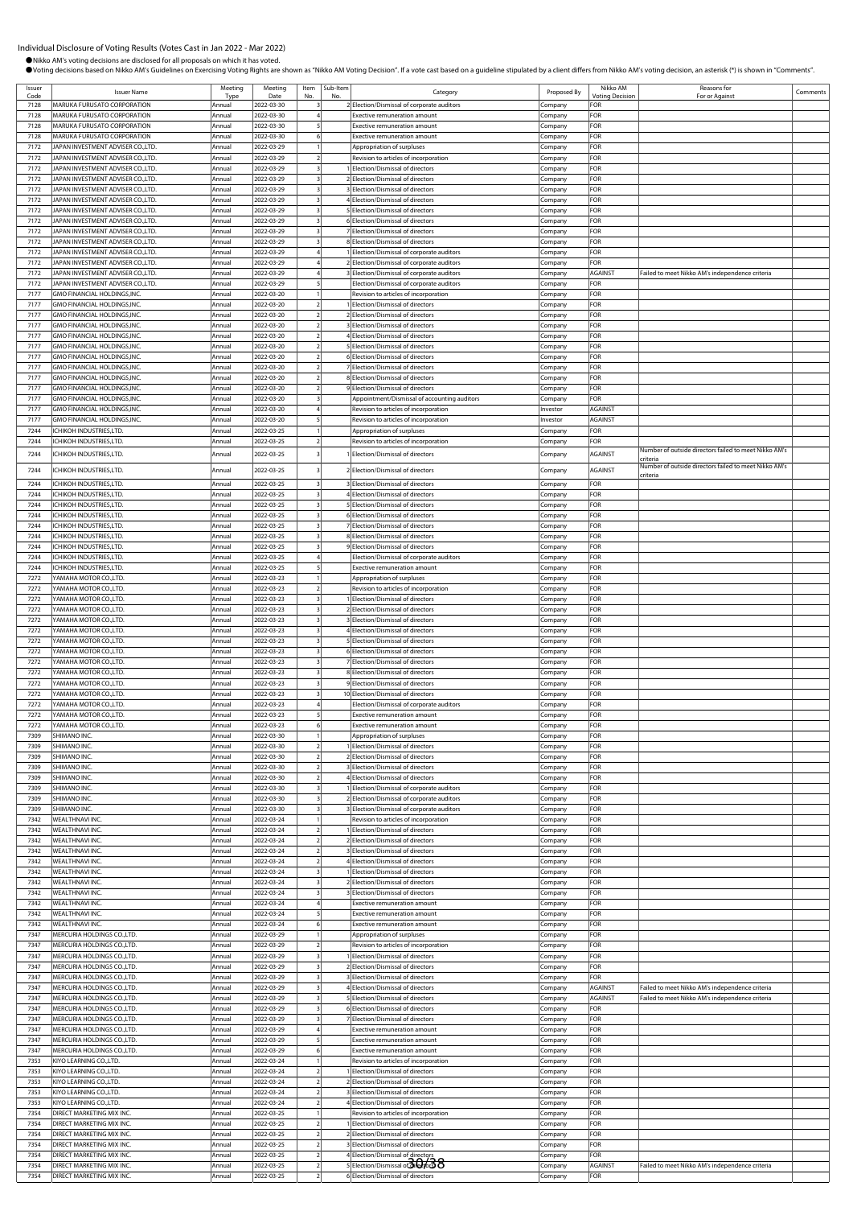# Individual Disclosure of Voting Results (Votes Cast in Jan 2022 - Mar 2022)

●Nikko AM's voting decisions are disclosed for all proposals on which it has voted.

●Voting decisions based on Nikko AM's Guidelines on Exercising Voting Rights are shown as "Nikko AM Voting Decision". If a vote cast based on a guideline stipulated by a client differs from Nikko AM's voting decision, an asterisk (*) is shown in "Comments".

| Issuer Code | Issuer Name | Meeting Type | Meeting Date | Item No. | Sub-Item No. | Category | Proposed By | Nikko AM Voting Decision | Reasons for For or Against | Comments |
|---|---|---|---|---|---|---|---|---|---|---|
| 7128 | MARUKA FURUSATO CORPORATION | Annual | 2022-03-30 | 3 | 2 | Election/Dismissal of corporate auditors | Company | FOR | | |
| 7128 | MARUKA FURUSATO CORPORATION | Annual | 2022-03-30 | 4 | | Exective remuneration amount | Company | FOR | | |
| 7128 | MARUKA FURUSATO CORPORATION | Annual | 2022-03-30 | 5 | | Exective remuneration amount | Company | FOR | | |
| 7128 | MARUKA FURUSATO CORPORATION | Annual | 2022-03-30 | 6 | | Exective remuneration amount | Company | FOR | | |
| 7172 | JAPAN INVESTMENT ADVISER CO.,LTD. | Annual | 2022-03-29 | 1 | | Appropriation of surpluses | Company | FOR | | |
| 7172 | JAPAN INVESTMENT ADVISER CO.,LTD. | Annual | 2022-03-29 | 2 | | Revision to articles of incorporation | Company | FOR | | |
| 7172 | JAPAN INVESTMENT ADVISER CO.,LTD. | Annual | 2022-03-29 | 3 | 1 | Election/Dismissal of directors | Company | FOR | | |
| 7172 | JAPAN INVESTMENT ADVISER CO.,LTD. | Annual | 2022-03-29 | 3 | 2 | Election/Dismissal of directors | Company | FOR | | |
| 7172 | JAPAN INVESTMENT ADVISER CO.,LTD. | Annual | 2022-03-29 | 3 | 3 | Election/Dismissal of directors | Company | FOR | | |
| 7172 | JAPAN INVESTMENT ADVISER CO.,LTD. | Annual | 2022-03-29 | 3 | 4 | Election/Dismissal of directors | Company | FOR | | |
| 7172 | JAPAN INVESTMENT ADVISER CO.,LTD. | Annual | 2022-03-29 | 3 | 5 | Election/Dismissal of directors | Company | FOR | | |
| 7172 | JAPAN INVESTMENT ADVISER CO.,LTD. | Annual | 2022-03-29 | 3 | 6 | Election/Dismissal of directors | Company | FOR | | |
| 7172 | JAPAN INVESTMENT ADVISER CO.,LTD. | Annual | 2022-03-29 | 3 | 7 | Election/Dismissal of directors | Company | FOR | | |
| 7172 | JAPAN INVESTMENT ADVISER CO.,LTD. | Annual | 2022-03-29 | 3 | 8 | Election/Dismissal of directors | Company | FOR | | |
| 7172 | JAPAN INVESTMENT ADVISER CO.,LTD. | Annual | 2022-03-29 | 4 | 1 | Election/Dismissal of corporate auditors | Company | FOR | | |
| 7172 | JAPAN INVESTMENT ADVISER CO.,LTD. | Annual | 2022-03-29 | 4 | 2 | Election/Dismissal of corporate auditors | Company | FOR | | |
| 7172 | JAPAN INVESTMENT ADVISER CO.,LTD. | Annual | 2022-03-29 | 4 | 3 | Election/Dismissal of corporate auditors | Company | AGAINST | Failed to meet Nikko AM's independence criteria | |
| 7172 | JAPAN INVESTMENT ADVISER CO.,LTD. | Annual | 2022-03-29 | 5 | | Election/Dismissal of corporate auditors | Company | FOR | | |
| 7177 | GMO FINANCIAL HOLDINGS,INC. | Annual | 2022-03-20 | 1 | | Revision to articles of incorporation | Company | FOR | | |
| 7177 | GMO FINANCIAL HOLDINGS,INC. | Annual | 2022-03-20 | 2 | 1 | Election/Dismissal of directors | Company | FOR | | |
| 7177 | GMO FINANCIAL HOLDINGS,INC. | Annual | 2022-03-20 | 2 | 2 | Election/Dismissal of directors | Company | FOR | | |
| 7177 | GMO FINANCIAL HOLDINGS,INC. | Annual | 2022-03-20 | 2 | 3 | Election/Dismissal of directors | Company | FOR | | |
| 7177 | GMO FINANCIAL HOLDINGS,INC. | Annual | 2022-03-20 | 2 | 4 | Election/Dismissal of directors | Company | FOR | | |
| 7177 | GMO FINANCIAL HOLDINGS,INC. | Annual | 2022-03-20 | 2 | 5 | Election/Dismissal of directors | Company | FOR | | |
| 7177 | GMO FINANCIAL HOLDINGS,INC. | Annual | 2022-03-20 | 2 | 6 | Election/Dismissal of directors | Company | FOR | | |
| 7177 | GMO FINANCIAL HOLDINGS,INC. | Annual | 2022-03-20 | 2 | 7 | Election/Dismissal of directors | Company | FOR | | |
| 7177 | GMO FINANCIAL HOLDINGS,INC. | Annual | 2022-03-20 | 2 | 8 | Election/Dismissal of directors | Company | FOR | | |
| 7177 | GMO FINANCIAL HOLDINGS,INC. | Annual | 2022-03-20 | 2 | 9 | Election/Dismissal of directors | Company | FOR | | |
| 7177 | GMO FINANCIAL HOLDINGS,INC. | Annual | 2022-03-20 | 3 | | Appointment/Dismissal of accounting auditors | Company | FOR | | |
| 7177 | GMO FINANCIAL HOLDINGS,INC. | Annual | 2022-03-20 | 4 | | Revision to articles of incorporation | Investor | AGAINST | | |
| 7177 | GMO FINANCIAL HOLDINGS,INC. | Annual | 2022-03-20 | 5 | | Revision to articles of incorporation | Investor | AGAINST | | |
| 7244 | ICHIKOH INDUSTRIES,LTD. | Annual | 2022-03-25 | 1 | | Appropriation of surpluses | Company | FOR | | |
| 7244 | ICHIKOH INDUSTRIES,LTD. | Annual | 2022-03-25 | 2 | | Revision to articles of incorporation | Company | FOR | | |
| 7244 | ICHIKOH INDUSTRIES,LTD. | Annual | 2022-03-25 | 3 | 1 | Election/Dismissal of directors | Company | AGAINST | Number of outside directors failed to meet Nikko AM's criteria | |
| 7244 | ICHIKOH INDUSTRIES,LTD. | Annual | 2022-03-25 | 3 | 2 | Election/Dismissal of directors | Company | AGAINST | Number of outside directors failed to meet Nikko AM's criteria | |
| 7244 | ICHIKOH INDUSTRIES,LTD. | Annual | 2022-03-25 | 3 | 3 | Election/Dismissal of directors | Company | FOR | | |
| 7244 | ICHIKOH INDUSTRIES,LTD. | Annual | 2022-03-25 | 3 | 4 | Election/Dismissal of directors | Company | FOR | | |
| 7244 | ICHIKOH INDUSTRIES,LTD. | Annual | 2022-03-25 | 3 | 5 | Election/Dismissal of directors | Company | FOR | | |
| 7244 | ICHIKOH INDUSTRIES,LTD. | Annual | 2022-03-25 | 3 | 6 | Election/Dismissal of directors | Company | FOR | | |
| 7244 | ICHIKOH INDUSTRIES,LTD. | Annual | 2022-03-25 | 3 | 7 | Election/Dismissal of directors | Company | FOR | | |
| 7244 | ICHIKOH INDUSTRIES,LTD. | Annual | 2022-03-25 | 3 | 8 | Election/Dismissal of directors | Company | FOR | | |
| 7244 | ICHIKOH INDUSTRIES,LTD. | Annual | 2022-03-25 | 3 | 9 | Election/Dismissal of directors | Company | FOR | | |
| 7244 | ICHIKOH INDUSTRIES,LTD. | Annual | 2022-03-25 | 4 | | Election/Dismissal of corporate auditors | Company | FOR | | |
| 7244 | ICHIKOH INDUSTRIES,LTD. | Annual | 2022-03-25 | 5 | | Exective remuneration amount | Company | FOR | | |
| 7272 | YAMAHA MOTOR CO.,LTD. | Annual | 2022-03-23 | 1 | | Appropriation of surpluses | Company | FOR | | |
| 7272 | YAMAHA MOTOR CO.,LTD. | Annual | 2022-03-23 | 2 | | Revision to articles of incorporation | Company | FOR | | |
| 7272 | YAMAHA MOTOR CO.,LTD. | Annual | 2022-03-23 | 3 | 1 | Election/Dismissal of directors | Company | FOR | | |
| 7272 | YAMAHA MOTOR CO.,LTD. | Annual | 2022-03-23 | 3 | 2 | Election/Dismissal of directors | Company | FOR | | |
| 7272 | YAMAHA MOTOR CO.,LTD. | Annual | 2022-03-23 | 3 | 3 | Election/Dismissal of directors | Company | FOR | | |
| 7272 | YAMAHA MOTOR CO.,LTD. | Annual | 2022-03-23 | 3 | 4 | Election/Dismissal of directors | Company | FOR | | |
| 7272 | YAMAHA MOTOR CO.,LTD. | Annual | 2022-03-23 | 3 | 5 | Election/Dismissal of directors | Company | FOR | | |
| 7272 | YAMAHA MOTOR CO.,LTD. | Annual | 2022-03-23 | 3 | 6 | Election/Dismissal of directors | Company | FOR | | |
| 7272 | YAMAHA MOTOR CO.,LTD. | Annual | 2022-03-23 | 3 | 7 | Election/Dismissal of directors | Company | FOR | | |
| 7272 | YAMAHA MOTOR CO.,LTD. | Annual | 2022-03-23 | 3 | 8 | Election/Dismissal of directors | Company | FOR | | |
| 7272 | YAMAHA MOTOR CO.,LTD. | Annual | 2022-03-23 | 3 | 9 | Election/Dismissal of directors | Company | FOR | | |
| 7272 | YAMAHA MOTOR CO.,LTD. | Annual | 2022-03-23 | 3 | 10 | Election/Dismissal of directors | Company | FOR | | |
| 7272 | YAMAHA MOTOR CO.,LTD. | Annual | 2022-03-23 | 4 | | Election/Dismissal of corporate auditors | Company | FOR | | |
| 7272 | YAMAHA MOTOR CO.,LTD. | Annual | 2022-03-23 | 5 | | Exective remuneration amount | Company | FOR | | |
| 7272 | YAMAHA MOTOR CO.,LTD. | Annual | 2022-03-23 | 6 | | Exective remuneration amount | Company | FOR | | |
| 7309 | SHIMANO INC. | Annual | 2022-03-30 | 1 | | Appropriation of surpluses | Company | FOR | | |
| 7309 | SHIMANO INC. | Annual | 2022-03-30 | 2 | 1 | Election/Dismissal of directors | Company | FOR | | |
| 7309 | SHIMANO INC. | Annual | 2022-03-30 | 2 | 2 | Election/Dismissal of directors | Company | FOR | | |
| 7309 | SHIMANO INC. | Annual | 2022-03-30 | 2 | 3 | Election/Dismissal of directors | Company | FOR | | |
| 7309 | SHIMANO INC. | Annual | 2022-03-30 | 2 | 4 | Election/Dismissal of directors | Company | FOR | | |
| 7309 | SHIMANO INC. | Annual | 2022-03-30 | 3 | 1 | Election/Dismissal of corporate auditors | Company | FOR | | |
| 7309 | SHIMANO INC. | Annual | 2022-03-30 | 3 | 2 | Election/Dismissal of corporate auditors | Company | FOR | | |
| 7309 | SHIMANO INC. | Annual | 2022-03-30 | 3 | 3 | Election/Dismissal of corporate auditors | Company | FOR | | |
| 7342 | WEALTHNAVI INC. | Annual | 2022-03-24 | 1 | | Revision to articles of incorporation | Company | FOR | | |
| 7342 | WEALTHNAVI INC. | Annual | 2022-03-24 | 2 | 1 | Election/Dismissal of directors | Company | FOR | | |
| 7342 | WEALTHNAVI INC. | Annual | 2022-03-24 | 2 | 2 | Election/Dismissal of directors | Company | FOR | | |
| 7342 | WEALTHNAVI INC. | Annual | 2022-03-24 | 2 | 3 | Election/Dismissal of directors | Company | FOR | | |
| 7342 | WEALTHNAVI INC. | Annual | 2022-03-24 | 2 | 4 | Election/Dismissal of directors | Company | FOR | | |
| 7342 | WEALTHNAVI INC. | Annual | 2022-03-24 | 3 | 1 | Election/Dismissal of directors | Company | FOR | | |
| 7342 | WEALTHNAVI INC. | Annual | 2022-03-24 | 3 | 2 | Election/Dismissal of directors | Company | FOR | | |
| 7342 | WEALTHNAVI INC. | Annual | 2022-03-24 | 3 | 3 | Election/Dismissal of directors | Company | FOR | | |
| 7342 | WEALTHNAVI INC. | Annual | 2022-03-24 | 4 | | Exective remuneration amount | Company | FOR | | |
| 7342 | WEALTHNAVI INC. | Annual | 2022-03-24 | 5 | | Exective remuneration amount | Company | FOR | | |
| 7342 | WEALTHNAVI INC. | Annual | 2022-03-24 | 6 | | Exective remuneration amount | Company | FOR | | |
| 7347 | MERCURIA HOLDINGS CO.,LTD. | Annual | 2022-03-29 | 1 | | Appropriation of surpluses | Company | FOR | | |
| 7347 | MERCURIA HOLDINGS CO.,LTD. | Annual | 2022-03-29 | 2 | | Revision to articles of incorporation | Company | FOR | | |
| 7347 | MERCURIA HOLDINGS CO.,LTD. | Annual | 2022-03-29 | 3 | 1 | Election/Dismissal of directors | Company | FOR | | |
| 7347 | MERCURIA HOLDINGS CO.,LTD. | Annual | 2022-03-29 | 3 | 2 | Election/Dismissal of directors | Company | FOR | | |
| 7347 | MERCURIA HOLDINGS CO.,LTD. | Annual | 2022-03-29 | 3 | 3 | Election/Dismissal of directors | Company | FOR | | |
| 7347 | MERCURIA HOLDINGS CO.,LTD. | Annual | 2022-03-29 | 3 | 4 | Election/Dismissal of directors | Company | AGAINST | Failed to meet Nikko AM's independence criteria | |
| 7347 | MERCURIA HOLDINGS CO.,LTD. | Annual | 2022-03-29 | 3 | 5 | Election/Dismissal of directors | Company | AGAINST | Failed to meet Nikko AM's independence criteria | |
| 7347 | MERCURIA HOLDINGS CO.,LTD. | Annual | 2022-03-29 | 3 | 6 | Election/Dismissal of directors | Company | FOR | | |
| 7347 | MERCURIA HOLDINGS CO.,LTD. | Annual | 2022-03-29 | 3 | 7 | Election/Dismissal of directors | Company | FOR | | |
| 7347 | MERCURIA HOLDINGS CO.,LTD. | Annual | 2022-03-29 | 4 | | Exective remuneration amount | Company | FOR | | |
| 7347 | MERCURIA HOLDINGS CO.,LTD. | Annual | 2022-03-29 | 5 | | Exective remuneration amount | Company | FOR | | |
| 7347 | MERCURIA HOLDINGS CO.,LTD. | Annual | 2022-03-29 | 6 | | Exective remuneration amount | Company | FOR | | |
| 7353 | KIYO LEARNING CO.,LTD. | Annual | 2022-03-24 | 1 | | Revision to articles of incorporation | Company | FOR | | |
| 7353 | KIYO LEARNING CO.,LTD. | Annual | 2022-03-24 | 2 | 1 | Election/Dismissal of directors | Company | FOR | | |
| 7353 | KIYO LEARNING CO.,LTD. | Annual | 2022-03-24 | 2 | 2 | Election/Dismissal of directors | Company | FOR | | |
| 7353 | KIYO LEARNING CO.,LTD. | Annual | 2022-03-24 | 2 | 3 | Election/Dismissal of directors | Company | FOR | | |
| 7353 | KIYO LEARNING CO.,LTD. | Annual | 2022-03-24 | 2 | 4 | Election/Dismissal of directors | Company | FOR | | |
| 7354 | DIRECT MARKETING MIX INC. | Annual | 2022-03-25 | 1 | | Revision to articles of incorporation | Company | FOR | | |
| 7354 | DIRECT MARKETING MIX INC. | Annual | 2022-03-25 | 2 | 1 | Election/Dismissal of directors | Company | FOR | | |
| 7354 | DIRECT MARKETING MIX INC. | Annual | 2022-03-25 | 2 | 2 | Election/Dismissal of directors | Company | FOR | | |
| 7354 | DIRECT MARKETING MIX INC. | Annual | 2022-03-25 | 2 | 3 | Election/Dismissal of directors | Company | FOR | | |
| 7354 | DIRECT MARKETING MIX INC. | Annual | 2022-03-25 | 2 | 4 | Election/Dismissal of directors | Company | FOR | | |
| 7354 | DIRECT MARKETING MIX INC. | Annual | 2022-03-25 | 2 | 5 | Election/Dismissal of directors | Company | AGAINST | Failed to meet Nikko AM's independence criteria | |
| 7354 | DIRECT MARKETING MIX INC. | Annual | 2022-03-25 | 2 | 6 | Election/Dismissal of directors | Company | FOR | | |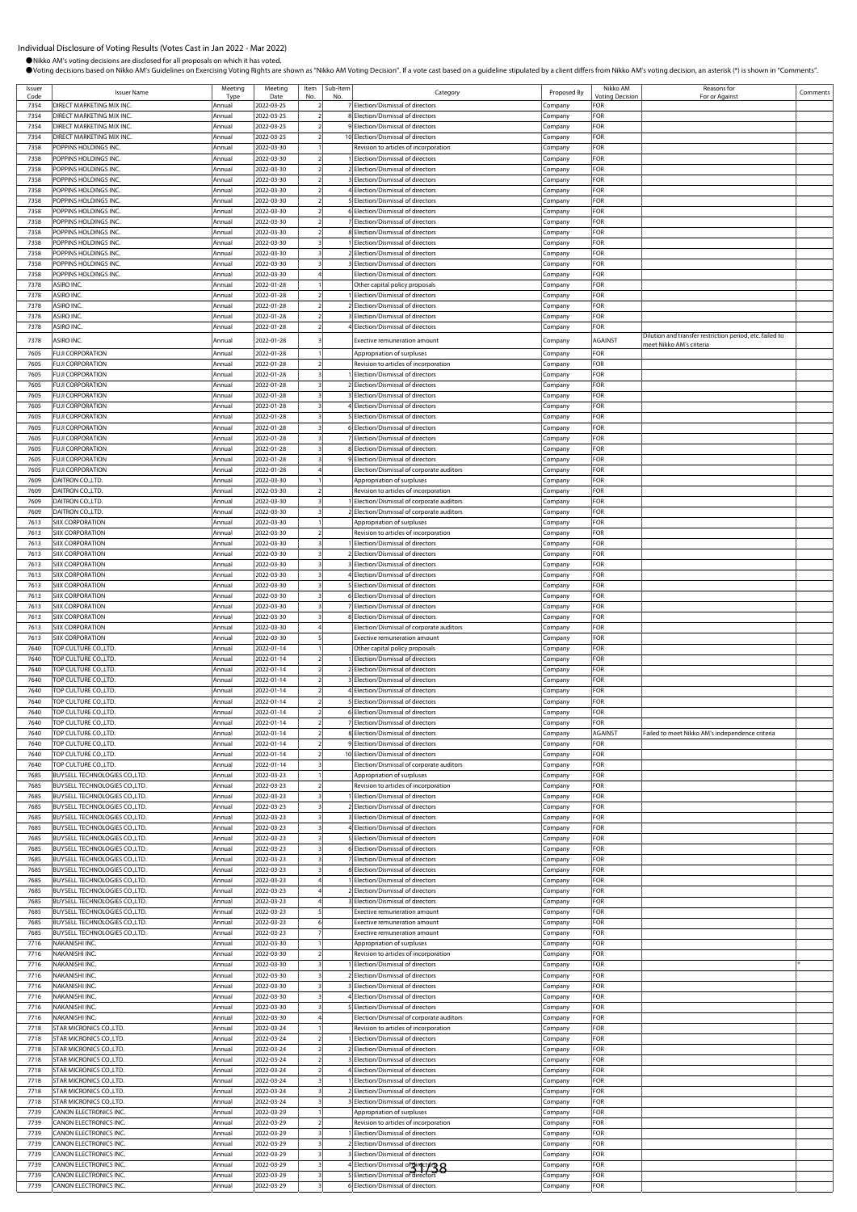Individual Disclosure of Voting Results (Votes Cast in Jan 2022 - Mar 2022)

- Nikko AM's voting decisions are disclosed for all proposals on which it has voted.
- Voting decisions based on Nikko AM's Guidelines on Exercising Voting Rights are shown as "Nikko AM Voting Decision". If a vote cast based on a guideline stipulated by a client differs from Nikko AM's voting decision, an asterisk (*) is shown in "Comments".

| Issuer Code | Issuer Name | Meeting Type | Meeting Date | Item No. | Sub-Item No. | Category | Proposed By | Nikko AM Voting Decision | Reasons for For or Against | Comments |
|---|---|---|---|---|---|---|---|---|---|---|
| 7354 | DIRECT MARKETING MIX INC. | Annual | 2022-03-25 | 2 | 7 | Election/Dismissal of directors | Company | FOR | | |
| 7354 | DIRECT MARKETING MIX INC. | Annual | 2022-03-25 | 2 | 8 | Election/Dismissal of directors | Company | FOR | | |
| 7354 | DIRECT MARKETING MIX INC. | Annual | 2022-03-25 | 2 | 9 | Election/Dismissal of directors | Company | FOR | | |
| 7354 | DIRECT MARKETING MIX INC. | Annual | 2022-03-25 | 2 | 10 | Election/Dismissal of directors | Company | FOR | | |
| 7358 | POPPINS HOLDINGS INC. | Annual | 2022-03-30 | 1 | | Revision to articles of incorporation | Company | FOR | | |
| 7358 | POPPINS HOLDINGS INC. | Annual | 2022-03-30 | 2 | 1 | Election/Dismissal of directors | Company | FOR | | |
| 7358 | POPPINS HOLDINGS INC. | Annual | 2022-03-30 | 2 | 2 | Election/Dismissal of directors | Company | FOR | | |
| 7358 | POPPINS HOLDINGS INC. | Annual | 2022-03-30 | 2 | 3 | Election/Dismissal of directors | Company | FOR | | |
| 7358 | POPPINS HOLDINGS INC. | Annual | 2022-03-30 | 2 | 4 | Election/Dismissal of directors | Company | FOR | | |
| 7358 | POPPINS HOLDINGS INC. | Annual | 2022-03-30 | 2 | 5 | Election/Dismissal of directors | Company | FOR | | |
| 7358 | POPPINS HOLDINGS INC. | Annual | 2022-03-30 | 2 | 6 | Election/Dismissal of directors | Company | FOR | | |
| 7358 | POPPINS HOLDINGS INC. | Annual | 2022-03-30 | 2 | 7 | Election/Dismissal of directors | Company | FOR | | |
| 7358 | POPPINS HOLDINGS INC. | Annual | 2022-03-30 | 2 | 8 | Election/Dismissal of directors | Company | FOR | | |
| 7358 | POPPINS HOLDINGS INC. | Annual | 2022-03-30 | 3 | 1 | Election/Dismissal of directors | Company | FOR | | |
| 7358 | POPPINS HOLDINGS INC. | Annual | 2022-03-30 | 3 | 2 | Election/Dismissal of directors | Company | FOR | | |
| 7358 | POPPINS HOLDINGS INC. | Annual | 2022-03-30 | 3 | 3 | Election/Dismissal of directors | Company | FOR | | |
| 7358 | POPPINS HOLDINGS INC. | Annual | 2022-03-30 | 4 | | Election/Dismissal of directors | Company | FOR | | |
| 7378 | ASIRO INC. | Annual | 2022-01-28 | 1 | | Other capital policy proposals | Company | FOR | | |
| 7378 | ASIRO INC. | Annual | 2022-01-28 | 2 | 1 | Election/Dismissal of directors | Company | FOR | | |
| 7378 | ASIRO INC. | Annual | 2022-01-28 | 2 | 2 | Election/Dismissal of directors | Company | FOR | | |
| 7378 | ASIRO INC. | Annual | 2022-01-28 | 2 | 3 | Election/Dismissal of directors | Company | FOR | | |
| 7378 | ASIRO INC. | Annual | 2022-01-28 | 2 | 4 | Election/Dismissal of directors | Company | FOR | | |
| 7378 | ASIRO INC. | Annual | 2022-01-28 | 3 | | Exective remuneration amount | Company | AGAINST | Dilution and transfer restriction period, etc. failed to meet Nikko AM's criteria | |
| 7605 | FUJI CORPORATION | Annual | 2022-01-28 | 1 | | Appropriation of surpluses | Company | FOR | | |
| 7605 | FUJI CORPORATION | Annual | 2022-01-28 | 2 | | Revision to articles of incorporation | Company | FOR | | |
| 7605 | FUJI CORPORATION | Annual | 2022-01-28 | 3 | 1 | Election/Dismissal of directors | Company | FOR | | |
| 7605 | FUJI CORPORATION | Annual | 2022-01-28 | 3 | 2 | Election/Dismissal of directors | Company | FOR | | |
| 7605 | FUJI CORPORATION | Annual | 2022-01-28 | 3 | 3 | Election/Dismissal of directors | Company | FOR | | |
| 7605 | FUJI CORPORATION | Annual | 2022-01-28 | 3 | 4 | Election/Dismissal of directors | Company | FOR | | |
| 7605 | FUJI CORPORATION | Annual | 2022-01-28 | 3 | 5 | Election/Dismissal of directors | Company | FOR | | |
| 7605 | FUJI CORPORATION | Annual | 2022-01-28 | 3 | 6 | Election/Dismissal of directors | Company | FOR | | |
| 7605 | FUJI CORPORATION | Annual | 2022-01-28 | 3 | 7 | Election/Dismissal of directors | Company | FOR | | |
| 7605 | FUJI CORPORATION | Annual | 2022-01-28 | 3 | 8 | Election/Dismissal of directors | Company | FOR | | |
| 7605 | FUJI CORPORATION | Annual | 2022-01-28 | 3 | 9 | Election/Dismissal of directors | Company | FOR | | |
| 7605 | FUJI CORPORATION | Annual | 2022-01-28 | 4 | | Election/Dismissal of corporate auditors | Company | FOR | | |
| 7609 | DAITRON CO.,LTD. | Annual | 2022-03-30 | 1 | | Appropriation of surpluses | Company | FOR | | |
| 7609 | DAITRON CO.,LTD. | Annual | 2022-03-30 | 2 | | Revision to articles of incorporation | Company | FOR | | |
| 7609 | DAITRON CO.,LTD. | Annual | 2022-03-30 | 3 | 1 | Election/Dismissal of corporate auditors | Company | FOR | | |
| 7609 | DAITRON CO.,LTD. | Annual | 2022-03-30 | 3 | 2 | Election/Dismissal of corporate auditors | Company | FOR | | |
| 7613 | SIIX CORPORATION | Annual | 2022-03-30 | 1 | | Appropriation of surpluses | Company | FOR | | |
| 7613 | SIIX CORPORATION | Annual | 2022-03-30 | 2 | | Revision to articles of incorporation | Company | FOR | | |
| 7613 | SIIX CORPORATION | Annual | 2022-03-30 | 3 | 1 | Election/Dismissal of directors | Company | FOR | | |
| 7613 | SIIX CORPORATION | Annual | 2022-03-30 | 3 | 2 | Election/Dismissal of directors | Company | FOR | | |
| 7613 | SIIX CORPORATION | Annual | 2022-03-30 | 3 | 3 | Election/Dismissal of directors | Company | FOR | | |
| 7613 | SIIX CORPORATION | Annual | 2022-03-30 | 3 | 4 | Election/Dismissal of directors | Company | FOR | | |
| 7613 | SIIX CORPORATION | Annual | 2022-03-30 | 3 | 5 | Election/Dismissal of directors | Company | FOR | | |
| 7613 | SIIX CORPORATION | Annual | 2022-03-30 | 3 | 6 | Election/Dismissal of directors | Company | FOR | | |
| 7613 | SIIX CORPORATION | Annual | 2022-03-30 | 3 | 7 | Election/Dismissal of directors | Company | FOR | | |
| 7613 | SIIX CORPORATION | Annual | 2022-03-30 | 3 | 8 | Election/Dismissal of directors | Company | FOR | | |
| 7613 | SIIX CORPORATION | Annual | 2022-03-30 | 4 | | Election/Dismissal of corporate auditors | Company | FOR | | |
| 7613 | SIIX CORPORATION | Annual | 2022-03-30 | 5 | | Exective remuneration amount | Company | FOR | | |
| 7640 | TOP CULTURE CO.,LTD. | Annual | 2022-01-14 | 1 | | Other capital policy proposals | Company | FOR | | |
| 7640 | TOP CULTURE CO.,LTD. | Annual | 2022-01-14 | 2 | 1 | Election/Dismissal of directors | Company | FOR | | |
| 7640 | TOP CULTURE CO.,LTD. | Annual | 2022-01-14 | 2 | 2 | Election/Dismissal of directors | Company | FOR | | |
| 7640 | TOP CULTURE CO.,LTD. | Annual | 2022-01-14 | 2 | 3 | Election/Dismissal of directors | Company | FOR | | |
| 7640 | TOP CULTURE CO.,LTD. | Annual | 2022-01-14 | 2 | 4 | Election/Dismissal of directors | Company | FOR | | |
| 7640 | TOP CULTURE CO.,LTD. | Annual | 2022-01-14 | 2 | 5 | Election/Dismissal of directors | Company | FOR | | |
| 7640 | TOP CULTURE CO.,LTD. | Annual | 2022-01-14 | 2 | 6 | Election/Dismissal of directors | Company | FOR | | |
| 7640 | TOP CULTURE CO.,LTD. | Annual | 2022-01-14 | 2 | 7 | Election/Dismissal of directors | Company | FOR | | |
| 7640 | TOP CULTURE CO.,LTD. | Annual | 2022-01-14 | 2 | 8 | Election/Dismissal of directors | Company | AGAINST | Failed to meet Nikko AM's independence criteria | |
| 7640 | TOP CULTURE CO.,LTD. | Annual | 2022-01-14 | 2 | 9 | Election/Dismissal of directors | Company | FOR | | |
| 7640 | TOP CULTURE CO.,LTD. | Annual | 2022-01-14 | 2 | 10 | Election/Dismissal of directors | Company | FOR | | |
| 7640 | TOP CULTURE CO.,LTD. | Annual | 2022-01-14 | 3 | | Election/Dismissal of corporate auditors | Company | FOR | | |
| 7685 | BUYSELL TECHNOLOGIES CO.,LTD. | Annual | 2022-03-23 | 1 | | Appropriation of surpluses | Company | FOR | | |
| 7685 | BUYSELL TECHNOLOGIES CO.,LTD. | Annual | 2022-03-23 | 2 | | Revision to articles of incorporation | Company | FOR | | |
| 7685 | BUYSELL TECHNOLOGIES CO.,LTD. | Annual | 2022-03-23 | 3 | 1 | Election/Dismissal of directors | Company | FOR | | |
| 7685 | BUYSELL TECHNOLOGIES CO.,LTD. | Annual | 2022-03-23 | 3 | 2 | Election/Dismissal of directors | Company | FOR | | |
| 7685 | BUYSELL TECHNOLOGIES CO.,LTD. | Annual | 2022-03-23 | 3 | 3 | Election/Dismissal of directors | Company | FOR | | |
| 7685 | BUYSELL TECHNOLOGIES CO.,LTD. | Annual | 2022-03-23 | 3 | 4 | Election/Dismissal of directors | Company | FOR | | |
| 7685 | BUYSELL TECHNOLOGIES CO.,LTD. | Annual | 2022-03-23 | 3 | 5 | Election/Dismissal of directors | Company | FOR | | |
| 7685 | BUYSELL TECHNOLOGIES CO.,LTD. | Annual | 2022-03-23 | 3 | 6 | Election/Dismissal of directors | Company | FOR | | |
| 7685 | BUYSELL TECHNOLOGIES CO.,LTD. | Annual | 2022-03-23 | 3 | 7 | Election/Dismissal of directors | Company | FOR | | |
| 7685 | BUYSELL TECHNOLOGIES CO.,LTD. | Annual | 2022-03-23 | 3 | 8 | Election/Dismissal of directors | Company | FOR | | |
| 7685 | BUYSELL TECHNOLOGIES CO.,LTD. | Annual | 2022-03-23 | 4 | 1 | Election/Dismissal of directors | Company | FOR | | |
| 7685 | BUYSELL TECHNOLOGIES CO.,LTD. | Annual | 2022-03-23 | 4 | 2 | Election/Dismissal of directors | Company | FOR | | |
| 7685 | BUYSELL TECHNOLOGIES CO.,LTD. | Annual | 2022-03-23 | 4 | 3 | Election/Dismissal of directors | Company | FOR | | |
| 7685 | BUYSELL TECHNOLOGIES CO.,LTD. | Annual | 2022-03-23 | 5 | | Exective remuneration amount | Company | FOR | | |
| 7685 | BUYSELL TECHNOLOGIES CO.,LTD. | Annual | 2022-03-23 | 6 | | Exective remuneration amount | Company | FOR | | |
| 7685 | BUYSELL TECHNOLOGIES CO.,LTD. | Annual | 2022-03-23 | 7 | | Exective remuneration amount | Company | FOR | | |
| 7716 | NAKANISHI INC. | Annual | 2022-03-30 | 1 | | Appropriation of surpluses | Company | FOR | | |
| 7716 | NAKANISHI INC. | Annual | 2022-03-30 | 2 | | Revision to articles of incorporation | Company | FOR | | |
| 7716 | NAKANISHI INC. | Annual | 2022-03-30 | 3 | 1 | Election/Dismissal of directors | Company | FOR | | * |
| 7716 | NAKANISHI INC. | Annual | 2022-03-30 | 3 | 2 | Election/Dismissal of directors | Company | FOR | | |
| 7716 | NAKANISHI INC. | Annual | 2022-03-30 | 3 | 3 | Election/Dismissal of directors | Company | FOR | | |
| 7716 | NAKANISHI INC. | Annual | 2022-03-30 | 3 | 4 | Election/Dismissal of directors | Company | FOR | | |
| 7716 | NAKANISHI INC. | Annual | 2022-03-30 | 3 | 5 | Election/Dismissal of directors | Company | FOR | | |
| 7716 | NAKANISHI INC. | Annual | 2022-03-30 | 4 | | Election/Dismissal of corporate auditors | Company | FOR | | |
| 7718 | STAR MICRONICS CO.,LTD. | Annual | 2022-03-24 | 1 | | Revision to articles of incorporation | Company | FOR | | |
| 7718 | STAR MICRONICS CO.,LTD. | Annual | 2022-03-24 | 2 | 1 | Election/Dismissal of directors | Company | FOR | | |
| 7718 | STAR MICRONICS CO.,LTD. | Annual | 2022-03-24 | 2 | 2 | Election/Dismissal of directors | Company | FOR | | |
| 7718 | STAR MICRONICS CO.,LTD. | Annual | 2022-03-24 | 2 | 3 | Election/Dismissal of directors | Company | FOR | | |
| 7718 | STAR MICRONICS CO.,LTD. | Annual | 2022-03-24 | 2 | 4 | Election/Dismissal of directors | Company | FOR | | |
| 7718 | STAR MICRONICS CO.,LTD. | Annual | 2022-03-24 | 3 | 1 | Election/Dismissal of directors | Company | FOR | | |
| 7718 | STAR MICRONICS CO.,LTD. | Annual | 2022-03-24 | 3 | 2 | Election/Dismissal of directors | Company | FOR | | |
| 7718 | STAR MICRONICS CO.,LTD. | Annual | 2022-03-24 | 3 | 3 | Election/Dismissal of directors | Company | FOR | | |
| 7739 | CANON ELECTRONICS INC. | Annual | 2022-03-29 | 1 | | Appropriation of surpluses | Company | FOR | | |
| 7739 | CANON ELECTRONICS INC. | Annual | 2022-03-29 | 2 | | Revision to articles of incorporation | Company | FOR | | |
| 7739 | CANON ELECTRONICS INC. | Annual | 2022-03-29 | 3 | 1 | Election/Dismissal of directors | Company | FOR | | |
| 7739 | CANON ELECTRONICS INC. | Annual | 2022-03-29 | 3 | 2 | Election/Dismissal of directors | Company | FOR | | |
| 7739 | CANON ELECTRONICS INC. | Annual | 2022-03-29 | 3 | 3 | Election/Dismissal of directors | Company | FOR | | |
| 7739 | CANON ELECTRONICS INC. | Annual | 2022-03-29 | 3 | 4 | Election/Dismissal of directors | Company | FOR | | |
| 7739 | CANON ELECTRONICS INC. | Annual | 2022-03-29 | 3 | 5 | Election/Dismissal of directors | Company | FOR | | |
| 7739 | CANON ELECTRONICS INC. | Annual | 2022-03-29 | 3 | 6 | Election/Dismissal of directors | Company | FOR | | |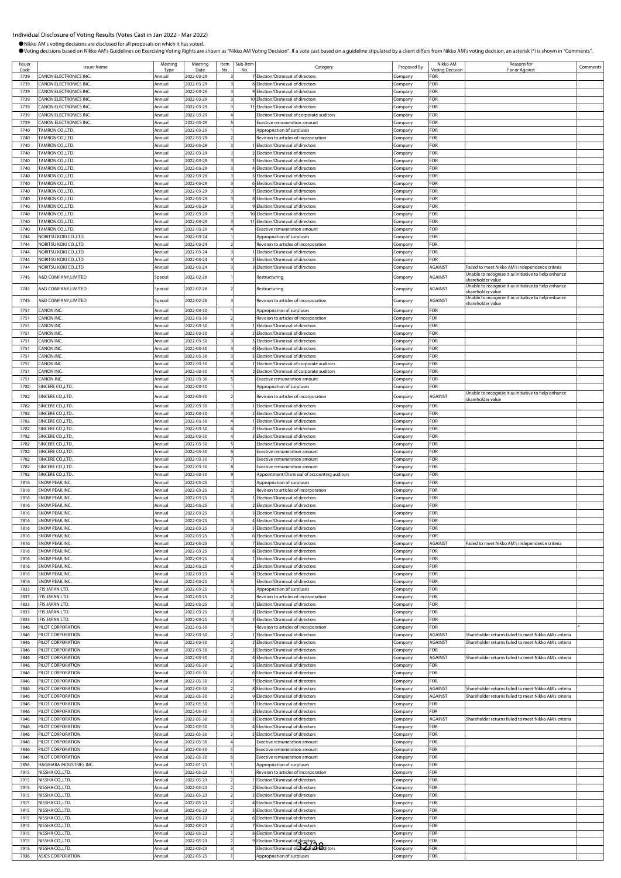Individual Disclosure of Voting Results (Votes Cast in Jan 2022 - Mar 2022)

- Nikko AM's voting decisions are disclosed for all proposals on which it has voted.
- Voting decisions based on Nikko AM's Guidelines on Exercising Voting Rights are shown as "Nikko AM Voting Decision". If a vote cast based on a guideline stipulated by a client differs from Nikko AM's voting decision, an asterisk (*) is shown in "Comments".

| Issuer Code | Issuer Name | Meeting Type | Meeting Date | Item No. | Sub-Item No. | Category | Proposed By | Nikko AM Voting Decision | Reasons for For or Against | Comments |
|---|---|---|---|---|---|---|---|---|---|---|
| 7739 | CANON ELECTRONICS INC. | Annual | 2022-03-29 | 3 | 7 | Election/Dismissal of directors | Company | FOR | | |
| 7739 | CANON ELECTRONICS INC. | Annual | 2022-03-29 | 3 | 8 | Election/Dismissal of directors | Company | FOR | | |
| 7739 | CANON ELECTRONICS INC. | Annual | 2022-03-29 | 3 | 9 | Election/Dismissal of directors | Company | FOR | | |
| 7739 | CANON ELECTRONICS INC. | Annual | 2022-03-29 | 3 | 10 | Election/Dismissal of directors | Company | FOR | | |
| 7739 | CANON ELECTRONICS INC. | Annual | 2022-03-29 | 3 | 11 | Election/Dismissal of directors | Company | FOR | | |
| 7739 | CANON ELECTRONICS INC. | Annual | 2022-03-29 | 4 | | Election/Dismissal of corporate auditors | Company | FOR | | |
| 7739 | CANON ELECTRONICS INC. | Annual | 2022-03-29 | 5 | | Exective remuneration amount | Company | FOR | | |
| 7740 | TAMRON CO.,LTD. | Annual | 2022-03-29 | 1 | | Appropriation of surpluses | Company | FOR | | |
| 7740 | TAMRON CO.,LTD. | Annual | 2022-03-29 | 2 | | Revision to articles of incorporation | Company | FOR | | |
| 7740 | TAMRON CO.,LTD. | Annual | 2022-03-29 | 3 | 1 | Election/Dismissal of directors | Company | FOR | | |
| 7740 | TAMRON CO.,LTD. | Annual | 2022-03-29 | 3 | 2 | Election/Dismissal of directors | Company | FOR | | |
| 7740 | TAMRON CO.,LTD. | Annual | 2022-03-29 | 3 | 3 | Election/Dismissal of directors | Company | FOR | | |
| 7740 | TAMRON CO.,LTD. | Annual | 2022-03-29 | 3 | 4 | Election/Dismissal of directors | Company | FOR | | |
| 7740 | TAMRON CO.,LTD. | Annual | 2022-03-29 | 3 | 5 | Election/Dismissal of directors | Company | FOR | | |
| 7740 | TAMRON CO.,LTD. | Annual | 2022-03-29 | 3 | 6 | Election/Dismissal of directors | Company | FOR | | |
| 7740 | TAMRON CO.,LTD. | Annual | 2022-03-29 | 3 | 7 | Election/Dismissal of directors | Company | FOR | | |
| 7740 | TAMRON CO.,LTD. | Annual | 2022-03-29 | 3 | 8 | Election/Dismissal of directors | Company | FOR | | |
| 7740 | TAMRON CO.,LTD. | Annual | 2022-03-29 | 3 | 9 | Election/Dismissal of directors | Company | FOR | | |
| 7740 | TAMRON CO.,LTD. | Annual | 2022-03-29 | 3 | 10 | Election/Dismissal of directors | Company | FOR | | |
| 7740 | TAMRON CO.,LTD. | Annual | 2022-03-29 | 3 | 11 | Election/Dismissal of directors | Company | FOR | | |
| 7740 | TAMRON CO.,LTD. | Annual | 2022-03-29 | 4 | | Exective remuneration amount | Company | FOR | | |
| 7744 | NORITSU KOKI CO.,LTD. | Annual | 2022-03-24 | 1 | | Appropriation of surpluses | Company | FOR | | |
| 7744 | NORITSU KOKI CO.,LTD. | Annual | 2022-03-24 | 2 | | Revision to articles of incorporation | Company | FOR | | |
| 7744 | NORITSU KOKI CO.,LTD. | Annual | 2022-03-24 | 3 | 1 | Election/Dismissal of directors | Company | FOR | | |
| 7744 | NORITSU KOKI CO.,LTD. | Annual | 2022-03-24 | 3 | 2 | Election/Dismissal of directors | Company | FOR | | |
| 7744 | NORITSU KOKI CO.,LTD. | Annual | 2022-03-24 | 3 | 3 | Election/Dismissal of directors | Company | AGAINST | Failed to meet Nikko AM's independence criteria | |
| 7745 | A&D COMPANY,LIMITED | Special | 2022-02-28 | 1 | | Restructuring | Company | AGAINST | Unable to recognize it as initiative to help enhance shareholder value | |
| 7745 | A&D COMPANY,LIMITED | Special | 2022-02-28 | 2 | | Restructuring | Company | AGAINST | Unable to recognize it as initiative to help enhance shareholder value | |
| 7745 | A&D COMPANY,LIMITED | Special | 2022-02-28 | 3 | | Revision to articles of incorporation | Company | AGAINST | Unable to recognize it as initiative to help enhance shareholder value | |
| 7751 | CANON INC. | Annual | 2022-03-30 | 1 | | Appropriation of surpluses | Company | FOR | | |
| 7751 | CANON INC. | Annual | 2022-03-30 | 2 | | Revision to articles of incorporation | Company | FOR | | |
| 7751 | CANON INC. | Annual | 2022-03-30 | 3 | 1 | Election/Dismissal of directors | Company | FOR | | |
| 7751 | CANON INC. | Annual | 2022-03-30 | 3 | 2 | Election/Dismissal of directors | Company | FOR | | |
| 7751 | CANON INC. | Annual | 2022-03-30 | 3 | 3 | Election/Dismissal of directors | Company | FOR | | |
| 7751 | CANON INC. | Annual | 2022-03-30 | 3 | 4 | Election/Dismissal of directors | Company | FOR | | |
| 7751 | CANON INC. | Annual | 2022-03-30 | 3 | 5 | Election/Dismissal of directors | Company | FOR | | |
| 7751 | CANON INC. | Annual | 2022-03-30 | 4 | 1 | Election/Dismissal of corporate auditors | Company | FOR | | |
| 7751 | CANON INC. | Annual | 2022-03-30 | 4 | 2 | Election/Dismissal of corporate auditors | Company | FOR | | |
| 7751 | CANON INC. | Annual | 2022-03-30 | 5 | | Exective remuneration amount | Company | FOR | | |
| 7782 | SINCERE CO.,LTD. | Annual | 2022-03-30 | 1 | | Appropriation of surpluses | Company | FOR | | |
| 7782 | SINCERE CO.,LTD. | Annual | 2022-03-30 | 2 | | Revision to articles of incorporation | Company | AGAINST | Unable to recognize it as initiative to help enhance shareholder value | |
| 7782 | SINCERE CO.,LTD. | Annual | 2022-03-30 | 3 | 1 | Election/Dismissal of directors | Company | FOR | | |
| 7782 | SINCERE CO.,LTD. | Annual | 2022-03-30 | 3 | 2 | Election/Dismissal of directors | Company | FOR | | |
| 7782 | SINCERE CO.,LTD. | Annual | 2022-03-30 | 4 | 1 | Election/Dismissal of directors | Company | FOR | | |
| 7782 | SINCERE CO.,LTD. | Annual | 2022-03-30 | 4 | 2 | Election/Dismissal of directors | Company | FOR | | |
| 7782 | SINCERE CO.,LTD. | Annual | 2022-03-30 | 4 | 3 | Election/Dismissal of directors | Company | FOR | | |
| 7782 | SINCERE CO.,LTD. | Annual | 2022-03-30 | 5 | | Election/Dismissal of directors | Company | FOR | | |
| 7782 | SINCERE CO.,LTD. | Annual | 2022-03-30 | 6 | | Exective remuneration amount | Company | FOR | | |
| 7782 | SINCERE CO.,LTD. | Annual | 2022-03-30 | 7 | | Exective remuneration amount | Company | FOR | | |
| 7782 | SINCERE CO.,LTD. | Annual | 2022-03-30 | 8 | | Exective remuneration amount | Company | FOR | | |
| 7782 | SINCERE CO.,LTD. | Annual | 2022-03-30 | 9 | | Appointment/Dismissal of accounting auditors | Company | FOR | | |
| 7816 | SNOW PEAK,INC. | Annual | 2022-03-25 | 1 | | Appropriation of surpluses | Company | FOR | | |
| 7816 | SNOW PEAK,INC. | Annual | 2022-03-25 | 2 | | Revision to articles of incorporation | Company | FOR | | |
| 7816 | SNOW PEAK,INC. | Annual | 2022-03-25 | 3 | 1 | Election/Dismissal of directors | Company | FOR | | |
| 7816 | SNOW PEAK,INC. | Annual | 2022-03-25 | 3 | 2 | Election/Dismissal of directors | Company | FOR | | |
| 7816 | SNOW PEAK,INC. | Annual | 2022-03-25 | 3 | 3 | Election/Dismissal of directors | Company | FOR | | |
| 7816 | SNOW PEAK,INC. | Annual | 2022-03-25 | 3 | 4 | Election/Dismissal of directors | Company | FOR | | |
| 7816 | SNOW PEAK,INC. | Annual | 2022-03-25 | 3 | 5 | Election/Dismissal of directors | Company | FOR | | |
| 7816 | SNOW PEAK,INC. | Annual | 2022-03-25 | 3 | 6 | Election/Dismissal of directors | Company | FOR | | |
| 7816 | SNOW PEAK,INC. | Annual | 2022-03-25 | 3 | 7 | Election/Dismissal of directors | Company | AGAINST | Failed to meet Nikko AM's independence criteria | |
| 7816 | SNOW PEAK,INC. | Annual | 2022-03-25 | 3 | 8 | Election/Dismissal of directors | Company | FOR | | |
| 7816 | SNOW PEAK,INC. | Annual | 2022-03-25 | 4 | 1 | Election/Dismissal of directors | Company | FOR | | |
| 7816 | SNOW PEAK,INC. | Annual | 2022-03-25 | 4 | 2 | Election/Dismissal of directors | Company | FOR | | |
| 7816 | SNOW PEAK,INC. | Annual | 2022-03-25 | 4 | 3 | Election/Dismissal of directors | Company | FOR | | |
| 7816 | SNOW PEAK,INC. | Annual | 2022-03-25 | 5 | | Election/Dismissal of directors | Company | FOR | | |
| 7833 | IFIS JAPAN LTD. | Annual | 2022-03-25 | 1 | | Appropriation of surpluses | Company | FOR | | |
| 7833 | IFIS JAPAN LTD. | Annual | 2022-03-25 | 2 | | Revision to articles of incorporation | Company | FOR | | |
| 7833 | IFIS JAPAN LTD. | Annual | 2022-03-25 | 3 | 1 | Election/Dismissal of directors | Company | FOR | | |
| 7833 | IFIS JAPAN LTD. | Annual | 2022-03-25 | 3 | 2 | Election/Dismissal of directors | Company | FOR | | |
| 7833 | IFIS JAPAN LTD. | Annual | 2022-03-25 | 3 | 3 | Election/Dismissal of directors | Company | FOR | | |
| 7846 | PILOT CORPORATION | Annual | 2022-03-30 | 1 | | Revision to articles of incorporation | Company | FOR | | * |
| 7846 | PILOT CORPORATION | Annual | 2022-03-30 | 2 | 1 | Election/Dismissal of directors | Company | AGAINST | Shareholder returns failed to meet Nikko AM's criteria | |
| 7846 | PILOT CORPORATION | Annual | 2022-03-30 | 2 | 2 | Election/Dismissal of directors | Company | AGAINST | Shareholder returns failed to meet Nikko AM's criteria | |
| 7846 | PILOT CORPORATION | Annual | 2022-03-30 | 2 | 3 | Election/Dismissal of directors | Company | FOR | | |
| 7846 | PILOT CORPORATION | Annual | 2022-03-30 | 2 | 4 | Election/Dismissal of directors | Company | AGAINST | Shareholder returns failed to meet Nikko AM's criteria | |
| 7846 | PILOT CORPORATION | Annual | 2022-03-30 | 2 | 5 | Election/Dismissal of directors | Company | FOR | | |
| 7846 | PILOT CORPORATION | Annual | 2022-03-30 | 2 | 6 | Election/Dismissal of directors | Company | FOR | | |
| 7846 | PILOT CORPORATION | Annual | 2022-03-30 | 2 | 7 | Election/Dismissal of directors | Company | FOR | | |
| 7846 | PILOT CORPORATION | Annual | 2022-03-30 | 2 | 8 | Election/Dismissal of directors | Company | AGAINST | Shareholder returns failed to meet Nikko AM's criteria | |
| 7846 | PILOT CORPORATION | Annual | 2022-03-30 | 2 | 9 | Election/Dismissal of directors | Company | AGAINST | Shareholder returns failed to meet Nikko AM's criteria | |
| 7846 | PILOT CORPORATION | Annual | 2022-03-30 | 3 | 1 | Election/Dismissal of directors | Company | FOR | | |
| 7846 | PILOT CORPORATION | Annual | 2022-03-30 | 3 | 2 | Election/Dismissal of directors | Company | FOR | | |
| 7846 | PILOT CORPORATION | Annual | 2022-03-30 | 3 | 3 | Election/Dismissal of directors | Company | AGAINST | Shareholder returns failed to meet Nikko AM's criteria | |
| 7846 | PILOT CORPORATION | Annual | 2022-03-30 | 3 | 4 | Election/Dismissal of directors | Company | FOR | | |
| 7846 | PILOT CORPORATION | Annual | 2022-03-30 | 3 | 5 | Election/Dismissal of directors | Company | FOR | | |
| 7846 | PILOT CORPORATION | Annual | 2022-03-30 | 4 | | Exective remuneration amount | Company | FOR | | |
| 7846 | PILOT CORPORATION | Annual | 2022-03-30 | 5 | | Exective remuneration amount | Company | FOR | | |
| 7846 | PILOT CORPORATION | Annual | 2022-03-30 | 6 | | Exective remuneration amount | Company | FOR | | |
| 7856 | HAGIHARA INDUSTRIES INC. | Annual | 2022-01-25 | 1 | | Appropriation of surpluses | Company | FOR | | |
| 7915 | NISSHA CO.,LTD. | Annual | 2022-03-23 | 1 | | Revision to articles of incorporation | Company | FOR | | |
| 7915 | NISSHA CO.,LTD. | Annual | 2022-03-23 | 2 | 1 | Election/Dismissal of directors | Company | FOR | | |
| 7915 | NISSHA CO.,LTD. | Annual | 2022-03-23 | 2 | 2 | Election/Dismissal of directors | Company | FOR | | |
| 7915 | NISSHA CO.,LTD. | Annual | 2022-03-23 | 2 | 3 | Election/Dismissal of directors | Company | FOR | | |
| 7915 | NISSHA CO.,LTD. | Annual | 2022-03-23 | 2 | 4 | Election/Dismissal of directors | Company | FOR | | |
| 7915 | NISSHA CO.,LTD. | Annual | 2022-03-23 | 2 | 5 | Election/Dismissal of directors | Company | FOR | | |
| 7915 | NISSHA CO.,LTD. | Annual | 2022-03-23 | 2 | 6 | Election/Dismissal of directors | Company | FOR | | |
| 7915 | NISSHA CO.,LTD. | Annual | 2022-03-23 | 2 | 7 | Election/Dismissal of directors | Company | FOR | | |
| 7915 | NISSHA CO.,LTD. | Annual | 2022-03-23 | 2 | 8 | Election/Dismissal of directors | Company | FOR | | |
| 7915 | NISSHA CO.,LTD. | Annual | 2022-03-23 | 2 | 9 | Election/Dismissal of directors | Company | FOR | | |
| 7915 | NISSHA CO.,LTD. | Annual | 2022-03-23 | 3 | | Election/Dismissal of corporate auditors | Company | FOR | | |
| 7936 | ASICS CORPORATION | Annual | 2022-03-25 | 1 | | Appropriation of surpluses | Company | FOR | | |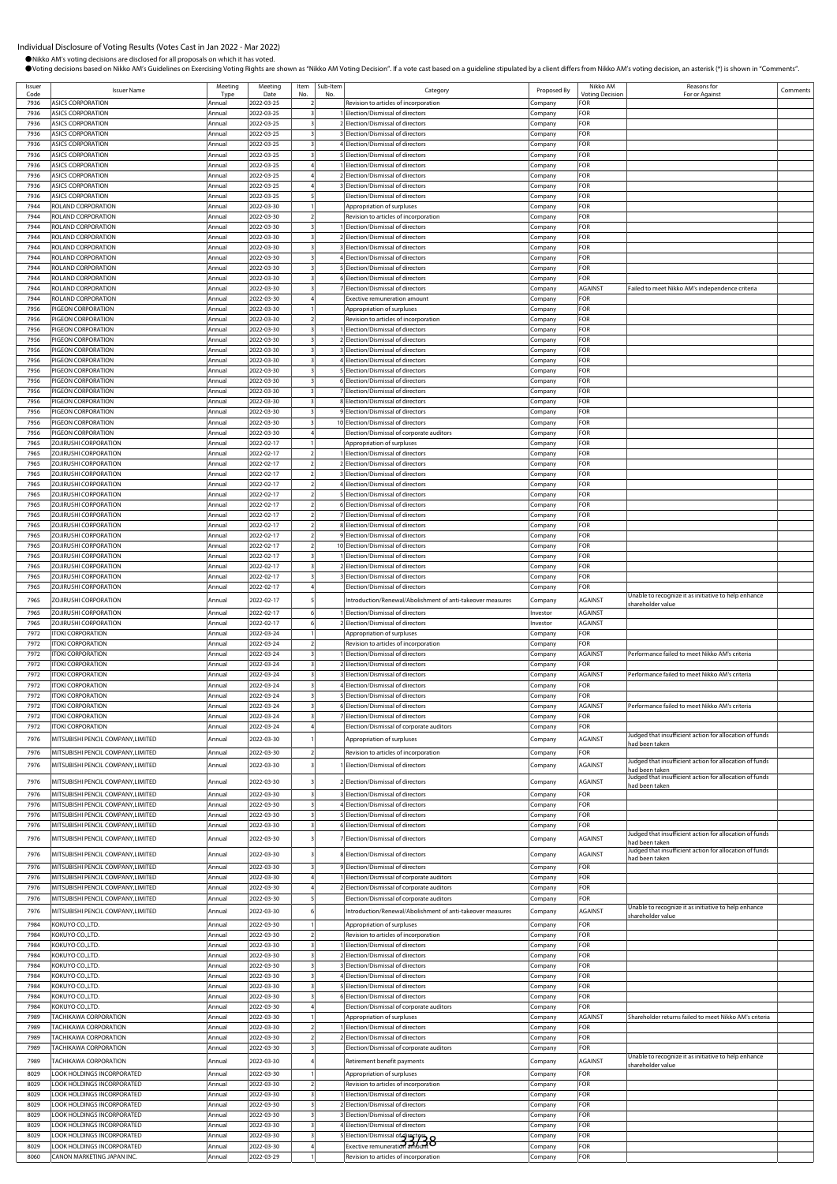Individual Disclosure of Voting Results (Votes Cast in Jan 2022 - Mar 2022)

- Nikko AM's voting decisions are disclosed for all proposals on which it has voted.
- Voting decisions based on Nikko AM's Guidelines on Exercising Voting Rights are shown as "Nikko AM Voting Decision". If a vote cast based on a guideline stipulated by a client differs from Nikko AM's voting decision, an asterisk (*) is shown in "Comments".

| Issuer Code | Issuer Name | Meeting Type | Meeting Date | Item No. | Sub-Item No. | Category | Proposed By | Nikko AM Voting Decision | Reasons for For or Against | Comments |
|---|---|---|---|---|---|---|---|---|---|---|
| 7936 | ASICS CORPORATION | Annual | 2022-03-25 | 2 | | Revision to articles of incorporation | Company | FOR | | |
| 7936 | ASICS CORPORATION | Annual | 2022-03-25 | 3 | 1 | Election/Dismissal of directors | Company | FOR | | |
| 7936 | ASICS CORPORATION | Annual | 2022-03-25 | 3 | 2 | Election/Dismissal of directors | Company | FOR | | |
| 7936 | ASICS CORPORATION | Annual | 2022-03-25 | 3 | 3 | Election/Dismissal of directors | Company | FOR | | |
| 7936 | ASICS CORPORATION | Annual | 2022-03-25 | 3 | 4 | Election/Dismissal of directors | Company | FOR | | |
| 7936 | ASICS CORPORATION | Annual | 2022-03-25 | 3 | 5 | Election/Dismissal of directors | Company | FOR | | |
| 7936 | ASICS CORPORATION | Annual | 2022-03-25 | 4 | 1 | Election/Dismissal of directors | Company | FOR | | |
| 7936 | ASICS CORPORATION | Annual | 2022-03-25 | 4 | 2 | Election/Dismissal of directors | Company | FOR | | |
| 7936 | ASICS CORPORATION | Annual | 2022-03-25 | 4 | 3 | Election/Dismissal of directors | Company | FOR | | |
| 7936 | ASICS CORPORATION | Annual | 2022-03-25 | 5 | | Election/Dismissal of directors | Company | FOR | | |
| 7944 | ROLAND CORPORATION | Annual | 2022-03-30 | 1 | | Appropriation of surpluses | Company | FOR | | |
| 7944 | ROLAND CORPORATION | Annual | 2022-03-30 | 2 | | Revision to articles of incorporation | Company | FOR | | |
| 7944 | ROLAND CORPORATION | Annual | 2022-03-30 | 3 | 1 | Election/Dismissal of directors | Company | FOR | | |
| 7944 | ROLAND CORPORATION | Annual | 2022-03-30 | 3 | 2 | Election/Dismissal of directors | Company | FOR | | |
| 7944 | ROLAND CORPORATION | Annual | 2022-03-30 | 3 | 3 | Election/Dismissal of directors | Company | FOR | | |
| 7944 | ROLAND CORPORATION | Annual | 2022-03-30 | 3 | 4 | Election/Dismissal of directors | Company | FOR | | |
| 7944 | ROLAND CORPORATION | Annual | 2022-03-30 | 3 | 5 | Election/Dismissal of directors | Company | FOR | | |
| 7944 | ROLAND CORPORATION | Annual | 2022-03-30 | 3 | 6 | Election/Dismissal of directors | Company | FOR | | |
| 7944 | ROLAND CORPORATION | Annual | 2022-03-30 | 3 | 7 | Election/Dismissal of directors | Company | AGAINST | Failed to meet Nikko AM's independence criteria | |
| 7944 | ROLAND CORPORATION | Annual | 2022-03-30 | 4 | | Exective remuneration amount | Company | FOR | | |
| 7956 | PIGEON CORPORATION | Annual | 2022-03-30 | 1 | | Appropriation of surpluses | Company | FOR | | |
| 7956 | PIGEON CORPORATION | Annual | 2022-03-30 | 2 | | Revision to articles of incorporation | Company | FOR | | |
| 7956 | PIGEON CORPORATION | Annual | 2022-03-30 | 3 | 1 | Election/Dismissal of directors | Company | FOR | | |
| 7956 | PIGEON CORPORATION | Annual | 2022-03-30 | 3 | 2 | Election/Dismissal of directors | Company | FOR | | |
| 7956 | PIGEON CORPORATION | Annual | 2022-03-30 | 3 | 3 | Election/Dismissal of directors | Company | FOR | | |
| 7956 | PIGEON CORPORATION | Annual | 2022-03-30 | 3 | 4 | Election/Dismissal of directors | Company | FOR | | |
| 7956 | PIGEON CORPORATION | Annual | 2022-03-30 | 3 | 5 | Election/Dismissal of directors | Company | FOR | | |
| 7956 | PIGEON CORPORATION | Annual | 2022-03-30 | 3 | 6 | Election/Dismissal of directors | Company | FOR | | |
| 7956 | PIGEON CORPORATION | Annual | 2022-03-30 | 3 | 7 | Election/Dismissal of directors | Company | FOR | | |
| 7956 | PIGEON CORPORATION | Annual | 2022-03-30 | 3 | 8 | Election/Dismissal of directors | Company | FOR | | |
| 7956 | PIGEON CORPORATION | Annual | 2022-03-30 | 3 | 9 | Election/Dismissal of directors | Company | FOR | | |
| 7956 | PIGEON CORPORATION | Annual | 2022-03-30 | 3 | 10 | Election/Dismissal of directors | Company | FOR | | |
| 7956 | PIGEON CORPORATION | Annual | 2022-03-30 | 4 | | Election/Dismissal of corporate auditors | Company | FOR | | |
| 7965 | ZOJIRUSHI CORPORATION | Annual | 2022-02-17 | 1 | | Appropriation of surpluses | Company | FOR | | |
| 7965 | ZOJIRUSHI CORPORATION | Annual | 2022-02-17 | 2 | 1 | Election/Dismissal of directors | Company | FOR | | |
| 7965 | ZOJIRUSHI CORPORATION | Annual | 2022-02-17 | 2 | 2 | Election/Dismissal of directors | Company | FOR | | |
| 7965 | ZOJIRUSHI CORPORATION | Annual | 2022-02-17 | 2 | 3 | Election/Dismissal of directors | Company | FOR | | |
| 7965 | ZOJIRUSHI CORPORATION | Annual | 2022-02-17 | 2 | 4 | Election/Dismissal of directors | Company | FOR | | |
| 7965 | ZOJIRUSHI CORPORATION | Annual | 2022-02-17 | 2 | 5 | Election/Dismissal of directors | Company | FOR | | |
| 7965 | ZOJIRUSHI CORPORATION | Annual | 2022-02-17 | 2 | 6 | Election/Dismissal of directors | Company | FOR | | |
| 7965 | ZOJIRUSHI CORPORATION | Annual | 2022-02-17 | 2 | 7 | Election/Dismissal of directors | Company | FOR | | |
| 7965 | ZOJIRUSHI CORPORATION | Annual | 2022-02-17 | 2 | 8 | Election/Dismissal of directors | Company | FOR | | |
| 7965 | ZOJIRUSHI CORPORATION | Annual | 2022-02-17 | 2 | 9 | Election/Dismissal of directors | Company | FOR | | |
| 7965 | ZOJIRUSHI CORPORATION | Annual | 2022-02-17 | 2 | 10 | Election/Dismissal of directors | Company | FOR | | |
| 7965 | ZOJIRUSHI CORPORATION | Annual | 2022-02-17 | 3 | 1 | Election/Dismissal of directors | Company | FOR | | |
| 7965 | ZOJIRUSHI CORPORATION | Annual | 2022-02-17 | 3 | 2 | Election/Dismissal of directors | Company | FOR | | |
| 7965 | ZOJIRUSHI CORPORATION | Annual | 2022-02-17 | 3 | 3 | Election/Dismissal of directors | Company | FOR | | |
| 7965 | ZOJIRUSHI CORPORATION | Annual | 2022-02-17 | 4 | | Election/Dismissal of directors | Company | FOR | | |
| 7965 | ZOJIRUSHI CORPORATION | Annual | 2022-02-17 | 5 | | Introduction/Renewal/Abolishment of anti-takeover measures | Company | AGAINST | Unable to recognize it as initiative to help enhance shareholder value | |
| 7965 | ZOJIRUSHI CORPORATION | Annual | 2022-02-17 | 6 | 1 | Election/Dismissal of directors | Investor | AGAINST | | |
| 7965 | ZOJIRUSHI CORPORATION | Annual | 2022-02-17 | 6 | 2 | Election/Dismissal of directors | Investor | AGAINST | | |
| 7972 | ITOKI CORPORATION | Annual | 2022-03-24 | 1 | | Appropriation of surpluses | Company | FOR | | |
| 7972 | ITOKI CORPORATION | Annual | 2022-03-24 | 2 | | Revision to articles of incorporation | Company | FOR | | |
| 7972 | ITOKI CORPORATION | Annual | 2022-03-24 | 3 | 1 | Election/Dismissal of directors | Company | AGAINST | Performance failed to meet Nikko AM's criteria | |
| 7972 | ITOKI CORPORATION | Annual | 2022-03-24 | 3 | 2 | Election/Dismissal of directors | Company | FOR | | |
| 7972 | ITOKI CORPORATION | Annual | 2022-03-24 | 3 | 3 | Election/Dismissal of directors | Company | AGAINST | Performance failed to meet Nikko AM's criteria | |
| 7972 | ITOKI CORPORATION | Annual | 2022-03-24 | 3 | 4 | Election/Dismissal of directors | Company | FOR | | |
| 7972 | ITOKI CORPORATION | Annual | 2022-03-24 | 3 | 5 | Election/Dismissal of directors | Company | FOR | | |
| 7972 | ITOKI CORPORATION | Annual | 2022-03-24 | 3 | 6 | Election/Dismissal of directors | Company | AGAINST | Performance failed to meet Nikko AM's criteria | |
| 7972 | ITOKI CORPORATION | Annual | 2022-03-24 | 3 | 7 | Election/Dismissal of directors | Company | FOR | | |
| 7972 | ITOKI CORPORATION | Annual | 2022-03-24 | 4 | | Election/Dismissal of corporate auditors | Company | FOR | | |
| 7976 | MITSUBISHI PENCIL COMPANY,LIMITED | Annual | 2022-03-30 | 1 | | Appropriation of surpluses | Company | AGAINST | Judged that insufficient action for allocation of funds had been taken | |
| 7976 | MITSUBISHI PENCIL COMPANY,LIMITED | Annual | 2022-03-30 | 2 | | Revision to articles of incorporation | Company | FOR | | |
| 7976 | MITSUBISHI PENCIL COMPANY,LIMITED | Annual | 2022-03-30 | 3 | 1 | Election/Dismissal of directors | Company | AGAINST | Judged that insufficient action for allocation of funds had been taken | |
| 7976 | MITSUBISHI PENCIL COMPANY,LIMITED | Annual | 2022-03-30 | 3 | 2 | Election/Dismissal of directors | Company | AGAINST | Judged that insufficient action for allocation of funds had been taken | |
| 7976 | MITSUBISHI PENCIL COMPANY,LIMITED | Annual | 2022-03-30 | 3 | 3 | Election/Dismissal of directors | Company | FOR | | |
| 7976 | MITSUBISHI PENCIL COMPANY,LIMITED | Annual | 2022-03-30 | 3 | 4 | Election/Dismissal of directors | Company | FOR | | |
| 7976 | MITSUBISHI PENCIL COMPANY,LIMITED | Annual | 2022-03-30 | 3 | 5 | Election/Dismissal of directors | Company | FOR | | |
| 7976 | MITSUBISHI PENCIL COMPANY,LIMITED | Annual | 2022-03-30 | 3 | 6 | Election/Dismissal of directors | Company | FOR | | |
| 7976 | MITSUBISHI PENCIL COMPANY,LIMITED | Annual | 2022-03-30 | 3 | 7 | Election/Dismissal of directors | Company | AGAINST | Judged that insufficient action for allocation of funds had been taken | |
| 7976 | MITSUBISHI PENCIL COMPANY,LIMITED | Annual | 2022-03-30 | 3 | 8 | Election/Dismissal of directors | Company | AGAINST | Judged that insufficient action for allocation of funds had been taken | |
| 7976 | MITSUBISHI PENCIL COMPANY,LIMITED | Annual | 2022-03-30 | 3 | 9 | Election/Dismissal of directors | Company | FOR | | |
| 7976 | MITSUBISHI PENCIL COMPANY,LIMITED | Annual | 2022-03-30 | 4 | 1 | Election/Dismissal of corporate auditors | Company | FOR | | |
| 7976 | MITSUBISHI PENCIL COMPANY,LIMITED | Annual | 2022-03-30 | 4 | 2 | Election/Dismissal of corporate auditors | Company | FOR | | |
| 7976 | MITSUBISHI PENCIL COMPANY,LIMITED | Annual | 2022-03-30 | 5 | | Election/Dismissal of corporate auditors | Company | FOR | | |
| 7976 | MITSUBISHI PENCIL COMPANY,LIMITED | Annual | 2022-03-30 | 6 | | Introduction/Renewal/Abolishment of anti-takeover measures | Company | AGAINST | Unable to recognize it as initiative to help enhance shareholder value | |
| 7984 | KOKUYO CO.,LTD. | Annual | 2022-03-30 | 1 | | Appropriation of surpluses | Company | FOR | | |
| 7984 | KOKUYO CO.,LTD. | Annual | 2022-03-30 | 2 | | Revision to articles of incorporation | Company | FOR | | |
| 7984 | KOKUYO CO.,LTD. | Annual | 2022-03-30 | 3 | 1 | Election/Dismissal of directors | Company | FOR | | |
| 7984 | KOKUYO CO.,LTD. | Annual | 2022-03-30 | 3 | 2 | Election/Dismissal of directors | Company | FOR | | |
| 7984 | KOKUYO CO.,LTD. | Annual | 2022-03-30 | 3 | 3 | Election/Dismissal of directors | Company | FOR | | |
| 7984 | KOKUYO CO.,LTD. | Annual | 2022-03-30 | 3 | 4 | Election/Dismissal of directors | Company | FOR | | |
| 7984 | KOKUYO CO.,LTD. | Annual | 2022-03-30 | 3 | 5 | Election/Dismissal of directors | Company | FOR | | |
| 7984 | KOKUYO CO.,LTD. | Annual | 2022-03-30 | 3 | 6 | Election/Dismissal of directors | Company | FOR | | |
| 7984 | KOKUYO CO.,LTD. | Annual | 2022-03-30 | 4 | | Election/Dismissal of corporate auditors | Company | FOR | | |
| 7989 | TACHIKAWA CORPORATION | Annual | 2022-03-30 | 1 | | Appropriation of surpluses | Company | AGAINST | Shareholder returns failed to meet Nikko AM's criteria | |
| 7989 | TACHIKAWA CORPORATION | Annual | 2022-03-30 | 2 | 1 | Election/Dismissal of directors | Company | FOR | | |
| 7989 | TACHIKAWA CORPORATION | Annual | 2022-03-30 | 2 | 2 | Election/Dismissal of directors | Company | FOR | | |
| 7989 | TACHIKAWA CORPORATION | Annual | 2022-03-30 | 3 | | Election/Dismissal of corporate auditors | Company | FOR | | |
| 7989 | TACHIKAWA CORPORATION | Annual | 2022-03-30 | 4 | | Retirement benefit payments | Company | AGAINST | Unable to recognize it as initiative to help enhance shareholder value | |
| 8029 | LOOK HOLDINGS INCORPORATED | Annual | 2022-03-30 | 1 | | Appropriation of surpluses | Company | FOR | | |
| 8029 | LOOK HOLDINGS INCORPORATED | Annual | 2022-03-30 | 2 | | Revision to articles of incorporation | Company | FOR | | |
| 8029 | LOOK HOLDINGS INCORPORATED | Annual | 2022-03-30 | 3 | 1 | Election/Dismissal of directors | Company | FOR | | |
| 8029 | LOOK HOLDINGS INCORPORATED | Annual | 2022-03-30 | 3 | 2 | Election/Dismissal of directors | Company | FOR | | |
| 8029 | LOOK HOLDINGS INCORPORATED | Annual | 2022-03-30 | 3 | 3 | Election/Dismissal of directors | Company | FOR | | |
| 8029 | LOOK HOLDINGS INCORPORATED | Annual | 2022-03-30 | 3 | 4 | Election/Dismissal of directors | Company | FOR | | |
| 8029 | LOOK HOLDINGS INCORPORATED | Annual | 2022-03-30 | 3 | 5 | Election/Dismissal of directors | Company | FOR | | |
| 8029 | LOOK HOLDINGS INCORPORATED | Annual | 2022-03-30 | 4 | | Exective remuneration amount | Company | FOR | | |
| 8060 | CANON MARKETING JAPAN INC. | Annual | 2022-03-29 | 1 | | Revision to articles of incorporation | Company | FOR | | |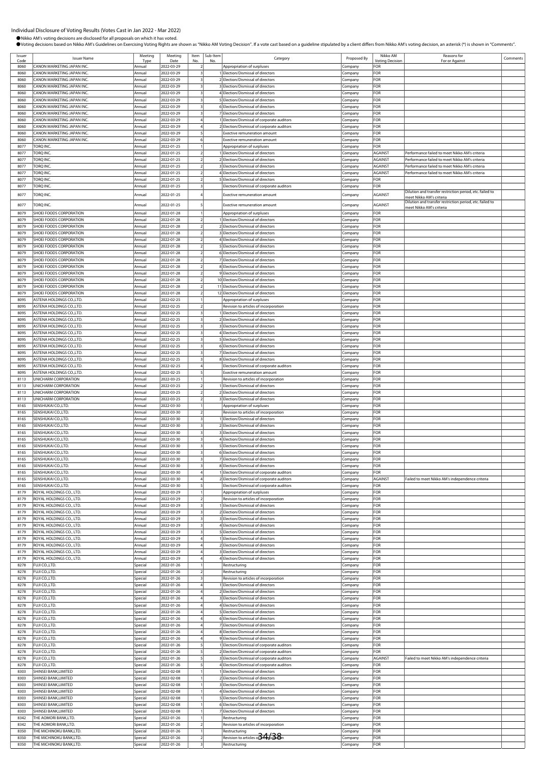# Individual Disclosure of Voting Results (Votes Cast in Jan 2022 - Mar 2022)

- Nikko AM's voting decisions are disclosed for all proposals on which it has voted.
- Voting decisions based on Nikko AM's Guidelines on Exercising Voting Rights are shown as "Nikko AM Voting Decision". If a vote cast based on a guideline stipulated by a client differs from Nikko AM's voting decision, an asterisk (*) is shown in "Comments".

| Issuer Code | Issuer Name | Meeting Type | Meeting Date | Item No. | Sub-Item No. | Category | Proposed By | Nikko AM Voting Decision | Reasons for For or Against | Comments |
|---|---|---|---|---|---|---|---|---|---|---|
| 8060 | CANON MARKETING JAPAN INC. | Annual | 2022-03-29 | 2 | | Appropriation of surpluses | Company | FOR | | |
| 8060 | CANON MARKETING JAPAN INC. | Annual | 2022-03-29 | 3 | 1 | Election/Dismissal of directors | Company | FOR | | |
| 8060 | CANON MARKETING JAPAN INC. | Annual | 2022-03-29 | 3 | 2 | Election/Dismissal of directors | Company | FOR | | |
| 8060 | CANON MARKETING JAPAN INC. | Annual | 2022-03-29 | 3 | 3 | Election/Dismissal of directors | Company | FOR | | |
| 8060 | CANON MARKETING JAPAN INC. | Annual | 2022-03-29 | 3 | 4 | Election/Dismissal of directors | Company | FOR | | |
| 8060 | CANON MARKETING JAPAN INC. | Annual | 2022-03-29 | 3 | 5 | Election/Dismissal of directors | Company | FOR | | |
| 8060 | CANON MARKETING JAPAN INC. | Annual | 2022-03-29 | 3 | 6 | Election/Dismissal of directors | Company | FOR | | |
| 8060 | CANON MARKETING JAPAN INC. | Annual | 2022-03-29 | 3 | 7 | Election/Dismissal of directors | Company | FOR | | |
| 8060 | CANON MARKETING JAPAN INC. | Annual | 2022-03-29 | 4 | 1 | Election/Dismissal of corporate auditors | Company | FOR | | |
| 8060 | CANON MARKETING JAPAN INC. | Annual | 2022-03-29 | 4 | 2 | Election/Dismissal of corporate auditors | Company | FOR | | |
| 8060 | CANON MARKETING JAPAN INC. | Annual | 2022-03-29 | 5 | | Exective remuneration amount | Company | FOR | | |
| 8060 | CANON MARKETING JAPAN INC. | Annual | 2022-03-29 | 6 | | Exective remuneration amount | Company | FOR | | |
| 8077 | TORQ INC. | Annual | 2022-01-25 | 1 | | Appropriation of surpluses | Company | FOR | | |
| 8077 | TORQ INC. | Annual | 2022-01-25 | 2 | 1 | Election/Dismissal of directors | Company | AGAINST | Performance failed to meet Nikko AM's criteria | |
| 8077 | TORQ INC. | Annual | 2022-01-25 | 2 | 2 | Election/Dismissal of directors | Company | AGAINST | Performance failed to meet Nikko AM's criteria | |
| 8077 | TORQ INC. | Annual | 2022-01-25 | 2 | 3 | Election/Dismissal of directors | Company | AGAINST | Performance failed to meet Nikko AM's criteria | |
| 8077 | TORQ INC. | Annual | 2022-01-25 | 2 | 4 | Election/Dismissal of directors | Company | AGAINST | Performance failed to meet Nikko AM's criteria | |
| 8077 | TORQ INC. | Annual | 2022-01-25 | 2 | 5 | Election/Dismissal of directors | Company | FOR | | |
| 8077 | TORQ INC. | Annual | 2022-01-25 | 3 | | Election/Dismissal of corporate auditors | Company | FOR | | |
| 8077 | TORQ INC. | Annual | 2022-01-25 | 4 | | Exective remuneration amount | Company | AGAINST | Dilution and transfer restriction period, etc. failed to meet Nikko AM's criteria | |
| 8077 | TORQ INC. | Annual | 2022-01-25 | 5 | | Exective remuneration amount | Company | AGAINST | Dilution and transfer restriction period, etc. failed to meet Nikko AM's criteria | |
| 8079 | SHOEI FOODS CORPORATION | Annual | 2022-01-28 | 1 | | Appropriation of surpluses | Company | FOR | | |
| 8079 | SHOEI FOODS CORPORATION | Annual | 2022-01-28 | 2 | 1 | Election/Dismissal of directors | Company | FOR | | |
| 8079 | SHOEI FOODS CORPORATION | Annual | 2022-01-28 | 2 | 2 | Election/Dismissal of directors | Company | FOR | | |
| 8079 | SHOEI FOODS CORPORATION | Annual | 2022-01-28 | 2 | 3 | Election/Dismissal of directors | Company | FOR | | |
| 8079 | SHOEI FOODS CORPORATION | Annual | 2022-01-28 | 2 | 4 | Election/Dismissal of directors | Company | FOR | | |
| 8079 | SHOEI FOODS CORPORATION | Annual | 2022-01-28 | 2 | 5 | Election/Dismissal of directors | Company | FOR | | |
| 8079 | SHOEI FOODS CORPORATION | Annual | 2022-01-28 | 2 | 6 | Election/Dismissal of directors | Company | FOR | | |
| 8079 | SHOEI FOODS CORPORATION | Annual | 2022-01-28 | 2 | 7 | Election/Dismissal of directors | Company | FOR | | |
| 8079 | SHOEI FOODS CORPORATION | Annual | 2022-01-28 | 2 | 8 | Election/Dismissal of directors | Company | FOR | | |
| 8079 | SHOEI FOODS CORPORATION | Annual | 2022-01-28 | 2 | 9 | Election/Dismissal of directors | Company | FOR | | |
| 8079 | SHOEI FOODS CORPORATION | Annual | 2022-01-28 | 2 | 10 | Election/Dismissal of directors | Company | FOR | | |
| 8079 | SHOEI FOODS CORPORATION | Annual | 2022-01-28 | 2 | 11 | Election/Dismissal of directors | Company | FOR | | |
| 8079 | SHOEI FOODS CORPORATION | Annual | 2022-01-28 | 2 | 12 | Election/Dismissal of directors | Company | FOR | | |
| 8095 | ASTENA HOLDINGS CO.,LTD. | Annual | 2022-02-25 | 1 | | Appropriation of surpluses | Company | FOR | | |
| 8095 | ASTENA HOLDINGS CO.,LTD. | Annual | 2022-02-25 | 2 | | Revision to articles of incorporation | Company | FOR | | |
| 8095 | ASTENA HOLDINGS CO.,LTD. | Annual | 2022-02-25 | 3 | 1 | Election/Dismissal of directors | Company | FOR | | |
| 8095 | ASTENA HOLDINGS CO.,LTD. | Annual | 2022-02-25 | 3 | 2 | Election/Dismissal of directors | Company | FOR | | |
| 8095 | ASTENA HOLDINGS CO.,LTD. | Annual | 2022-02-25 | 3 | 3 | Election/Dismissal of directors | Company | FOR | | |
| 8095 | ASTENA HOLDINGS CO.,LTD. | Annual | 2022-02-25 | 3 | 4 | Election/Dismissal of directors | Company | FOR | | |
| 8095 | ASTENA HOLDINGS CO.,LTD. | Annual | 2022-02-25 | 3 | 5 | Election/Dismissal of directors | Company | FOR | | |
| 8095 | ASTENA HOLDINGS CO.,LTD. | Annual | 2022-02-25 | 3 | 6 | Election/Dismissal of directors | Company | FOR | | |
| 8095 | ASTENA HOLDINGS CO.,LTD. | Annual | 2022-02-25 | 3 | 7 | Election/Dismissal of directors | Company | FOR | | |
| 8095 | ASTENA HOLDINGS CO.,LTD. | Annual | 2022-02-25 | 3 | 8 | Election/Dismissal of directors | Company | FOR | | |
| 8095 | ASTENA HOLDINGS CO.,LTD. | Annual | 2022-02-25 | 4 | | Election/Dismissal of corporate auditors | Company | FOR | | |
| 8095 | ASTENA HOLDINGS CO.,LTD. | Annual | 2022-02-25 | 5 | | Exective remuneration amount | Company | FOR | | |
| 8113 | UNICHARM CORPORATION | Annual | 2022-03-25 | 1 | | Revision to articles of incorporation | Company | FOR | | |
| 8113 | UNICHARM CORPORATION | Annual | 2022-03-25 | 2 | 1 | Election/Dismissal of directors | Company | FOR | | |
| 8113 | UNICHARM CORPORATION | Annual | 2022-03-25 | 2 | 2 | Election/Dismissal of directors | Company | FOR | | |
| 8113 | UNICHARM CORPORATION | Annual | 2022-03-25 | 2 | 3 | Election/Dismissal of directors | Company | FOR | | |
| 8165 | SENSHUKAI CO.,LTD. | Annual | 2022-03-30 | 1 | | Appropriation of surpluses | Company | FOR | | |
| 8165 | SENSHUKAI CO.,LTD. | Annual | 2022-03-30 | 2 | | Revision to articles of incorporation | Company | FOR | | |
| 8165 | SENSHUKAI CO.,LTD. | Annual | 2022-03-30 | 3 | 1 | Election/Dismissal of directors | Company | FOR | | |
| 8165 | SENSHUKAI CO.,LTD. | Annual | 2022-03-30 | 3 | 2 | Election/Dismissal of directors | Company | FOR | | |
| 8165 | SENSHUKAI CO.,LTD. | Annual | 2022-03-30 | 3 | 3 | Election/Dismissal of directors | Company | FOR | | |
| 8165 | SENSHUKAI CO.,LTD. | Annual | 2022-03-30 | 3 | 4 | Election/Dismissal of directors | Company | FOR | | |
| 8165 | SENSHUKAI CO.,LTD. | Annual | 2022-03-30 | 3 | 5 | Election/Dismissal of directors | Company | FOR | | |
| 8165 | SENSHUKAI CO.,LTD. | Annual | 2022-03-30 | 3 | 6 | Election/Dismissal of directors | Company | FOR | | |
| 8165 | SENSHUKAI CO.,LTD. | Annual | 2022-03-30 | 3 | 7 | Election/Dismissal of directors | Company | FOR | | |
| 8165 | SENSHUKAI CO.,LTD. | Annual | 2022-03-30 | 3 | 8 | Election/Dismissal of directors | Company | FOR | | |
| 8165 | SENSHUKAI CO.,LTD. | Annual | 2022-03-30 | 4 | 1 | Election/Dismissal of corporate auditors | Company | FOR | | |
| 8165 | SENSHUKAI CO.,LTD. | Annual | 2022-03-30 | 4 | 2 | Election/Dismissal of corporate auditors | Company | AGAINST | Failed to meet Nikko AM's independence criteria | |
| 8165 | SENSHUKAI CO.,LTD. | Annual | 2022-03-30 | 5 | | Election/Dismissal of corporate auditors | Company | FOR | | |
| 8179 | ROYAL HOLDINGS CO., LTD. | Annual | 2022-03-29 | 1 | | Appropriation of surpluses | Company | FOR | | |
| 8179 | ROYAL HOLDINGS CO., LTD. | Annual | 2022-03-29 | 2 | | Revision to articles of incorporation | Company | FOR | | |
| 8179 | ROYAL HOLDINGS CO., LTD. | Annual | 2022-03-29 | 3 | 1 | Election/Dismissal of directors | Company | FOR | | |
| 8179 | ROYAL HOLDINGS CO., LTD. | Annual | 2022-03-29 | 3 | 2 | Election/Dismissal of directors | Company | FOR | | |
| 8179 | ROYAL HOLDINGS CO., LTD. | Annual | 2022-03-29 | 3 | 3 | Election/Dismissal of directors | Company | FOR | | |
| 8179 | ROYAL HOLDINGS CO., LTD. | Annual | 2022-03-29 | 3 | 4 | Election/Dismissal of directors | Company | FOR | | |
| 8179 | ROYAL HOLDINGS CO., LTD. | Annual | 2022-03-29 | 3 | 5 | Election/Dismissal of directors | Company | FOR | | |
| 8179 | ROYAL HOLDINGS CO., LTD. | Annual | 2022-03-29 | 4 | 1 | Election/Dismissal of directors | Company | FOR | | |
| 8179 | ROYAL HOLDINGS CO., LTD. | Annual | 2022-03-29 | 4 | 2 | Election/Dismissal of directors | Company | FOR | | |
| 8179 | ROYAL HOLDINGS CO., LTD. | Annual | 2022-03-29 | 4 | 3 | Election/Dismissal of directors | Company | FOR | | |
| 8179 | ROYAL HOLDINGS CO., LTD. | Annual | 2022-03-29 | 4 | 4 | Election/Dismissal of directors | Company | FOR | | |
| 8278 | FUJI CO.,LTD. | Special | 2022-01-26 | 1 | | Restructuring | Company | FOR | | |
| 8278 | FUJI CO.,LTD. | Special | 2022-01-26 | 2 | | Restructuring | Company | FOR | | |
| 8278 | FUJI CO.,LTD. | Special | 2022-01-26 | 3 | | Revision to articles of incorporation | Company | FOR | | |
| 8278 | FUJI CO.,LTD. | Special | 2022-01-26 | 4 | 1 | Election/Dismissal of directors | Company | FOR | | |
| 8278 | FUJI CO.,LTD. | Special | 2022-01-26 | 4 | 2 | Election/Dismissal of directors | Company | FOR | | |
| 8278 | FUJI CO.,LTD. | Special | 2022-01-26 | 4 | 3 | Election/Dismissal of directors | Company | FOR | | |
| 8278 | FUJI CO.,LTD. | Special | 2022-01-26 | 4 | 4 | Election/Dismissal of directors | Company | FOR | | |
| 8278 | FUJI CO.,LTD. | Special | 2022-01-26 | 4 | 5 | Election/Dismissal of directors | Company | FOR | | |
| 8278 | FUJI CO.,LTD. | Special | 2022-01-26 | 4 | 6 | Election/Dismissal of directors | Company | FOR | | |
| 8278 | FUJI CO.,LTD. | Special | 2022-01-26 | 4 | 7 | Election/Dismissal of directors | Company | FOR | | |
| 8278 | FUJI CO.,LTD. | Special | 2022-01-26 | 4 | 8 | Election/Dismissal of directors | Company | FOR | | |
| 8278 | FUJI CO.,LTD. | Special | 2022-01-26 | 4 | 9 | Election/Dismissal of directors | Company | FOR | | |
| 8278 | FUJI CO.,LTD. | Special | 2022-01-26 | 5 | 1 | Election/Dismissal of corporate auditors | Company | FOR | | |
| 8278 | FUJI CO.,LTD. | Special | 2022-01-26 | 5 | 2 | Election/Dismissal of corporate auditors | Company | FOR | | |
| 8278 | FUJI CO.,LTD. | Special | 2022-01-26 | 5 | 3 | Election/Dismissal of corporate auditors | Company | AGAINST | Failed to meet Nikko AM's independence criteria | |
| 8278 | FUJI CO.,LTD. | Special | 2022-01-26 | 5 | 4 | Election/Dismissal of corporate auditors | Company | FOR | | |
| 8303 | SHINSEI BANK,LIMITED | Special | 2022-02-08 | 1 | 1 | Election/Dismissal of directors | Company | FOR | | |
| 8303 | SHINSEI BANK,LIMITED | Special | 2022-02-08 | 1 | 2 | Election/Dismissal of directors | Company | FOR | | |
| 8303 | SHINSEI BANK,LIMITED | Special | 2022-02-08 | 1 | 3 | Election/Dismissal of directors | Company | FOR | | |
| 8303 | SHINSEI BANK,LIMITED | Special | 2022-02-08 | 1 | 4 | Election/Dismissal of directors | Company | FOR | | |
| 8303 | SHINSEI BANK,LIMITED | Special | 2022-02-08 | 1 | 5 | Election/Dismissal of directors | Company | FOR | | |
| 8303 | SHINSEI BANK,LIMITED | Special | 2022-02-08 | 1 | 6 | Election/Dismissal of directors | Company | FOR | | |
| 8303 | SHINSEI BANK,LIMITED | Special | 2022-02-08 | 1 | 7 | Election/Dismissal of directors | Company | FOR | | |
| 8342 | THE AOMORI BANK,LTD. | Special | 2022-01-26 | 1 | | Restructuring | Company | FOR | | |
| 8342 | THE AOMORI BANK,LTD. | Special | 2022-01-26 | 2 | | Revision to articles of incorporation | Company | FOR | | |
| 8350 | THE MICHINOKU BANK,LTD. | Special | 2022-01-26 | 1 | | Restructuring | Company | FOR | | |
| 8350 | THE MICHINOKU BANK,LTD. | Special | 2022-01-26 | 2 | | Revision to articles of incorporation | Company | FOR | | |
| 8350 | THE MICHINOKU BANK,LTD. | Special | 2022-01-26 | 3 | | Restructuring | Company | FOR | | |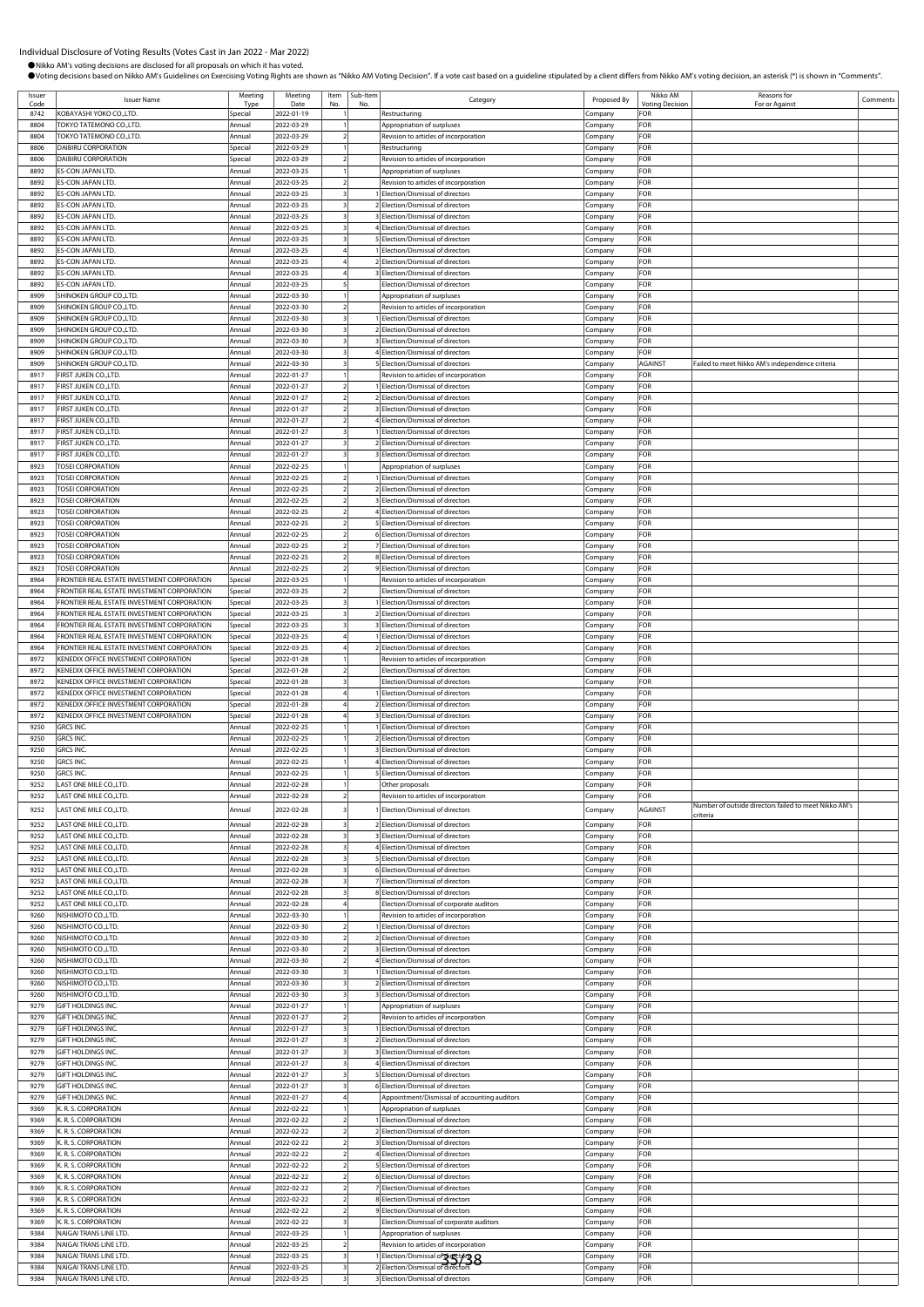# Individual Disclosure of Voting Results (Votes Cast in Jan 2022 - Mar 2022)

●Nikko AM's voting decisions are disclosed for all proposals on which it has voted.

●Voting decisions based on Nikko AM's Guidelines on Exercising Voting Rights are shown as "Nikko AM Voting Decision". If a vote cast based on a guideline stipulated by a client differs from Nikko AM's voting decision, an asterisk (*) is shown in "Comments".

| Issuer Code | Issuer Name | Meeting Type | Meeting Date | Item No. | Sub-Item No. | Category | Proposed By | Nikko AM Voting Decision | Reasons for For or Against | Comments |
|---|---|---|---|---|---|---|---|---|---|---|
| 8742 | KOBAYASHI YOKO CO.,LTD. | Special | 2022-01-19 | 1 | | Restructuring | Company | FOR | | |
| 8804 | TOKYO TATEMONO CO.,LTD. | Annual | 2022-03-29 | 1 | | Appropriation of surpluses | Company | FOR | | |
| 8804 | TOKYO TATEMONO CO.,LTD. | Annual | 2022-03-29 | 2 | | Revision to articles of incorporation | Company | FOR | | |
| 8806 | DAIBIRU CORPORATION | Special | 2022-03-29 | 1 | | Restructuring | Company | FOR | | |
| 8806 | DAIBIRU CORPORATION | Special | 2022-03-29 | 2 | | Revision to articles of incorporation | Company | FOR | | |
| 8892 | ES-CON JAPAN LTD. | Annual | 2022-03-25 | 1 | | Appropriation of surpluses | Company | FOR | | |
| 8892 | ES-CON JAPAN LTD. | Annual | 2022-03-25 | 2 | | Revision to articles of incorporation | Company | FOR | | |
| 8892 | ES-CON JAPAN LTD. | Annual | 2022-03-25 | 3 | 1 | Election/Dismissal of directors | Company | FOR | | |
| 8892 | ES-CON JAPAN LTD. | Annual | 2022-03-25 | 3 | 2 | Election/Dismissal of directors | Company | FOR | | |
| 8892 | ES-CON JAPAN LTD. | Annual | 2022-03-25 | 3 | 3 | Election/Dismissal of directors | Company | FOR | | |
| 8892 | ES-CON JAPAN LTD. | Annual | 2022-03-25 | 3 | 4 | Election/Dismissal of directors | Company | FOR | | |
| 8892 | ES-CON JAPAN LTD. | Annual | 2022-03-25 | 3 | 5 | Election/Dismissal of directors | Company | FOR | | |
| 8892 | ES-CON JAPAN LTD. | Annual | 2022-03-25 | 4 | 1 | Election/Dismissal of directors | Company | FOR | | |
| 8892 | ES-CON JAPAN LTD. | Annual | 2022-03-25 | 4 | 2 | Election/Dismissal of directors | Company | FOR | | |
| 8892 | ES-CON JAPAN LTD. | Annual | 2022-03-25 | 4 | 3 | Election/Dismissal of directors | Company | FOR | | |
| 8892 | ES-CON JAPAN LTD. | Annual | 2022-03-25 | 5 | | Election/Dismissal of directors | Company | FOR | | |
| 8909 | SHINOKEN GROUP CO.,LTD. | Annual | 2022-03-30 | 1 | | Appropriation of surpluses | Company | FOR | | |
| 8909 | SHINOKEN GROUP CO.,LTD. | Annual | 2022-03-30 | 2 | | Revision to articles of incorporation | Company | FOR | | |
| 8909 | SHINOKEN GROUP CO.,LTD. | Annual | 2022-03-30 | 3 | 1 | Election/Dismissal of directors | Company | FOR | | |
| 8909 | SHINOKEN GROUP CO.,LTD. | Annual | 2022-03-30 | 3 | 2 | Election/Dismissal of directors | Company | FOR | | |
| 8909 | SHINOKEN GROUP CO.,LTD. | Annual | 2022-03-30 | 3 | 3 | Election/Dismissal of directors | Company | FOR | | |
| 8909 | SHINOKEN GROUP CO.,LTD. | Annual | 2022-03-30 | 3 | 4 | Election/Dismissal of directors | Company | FOR | | |
| 8909 | SHINOKEN GROUP CO.,LTD. | Annual | 2022-03-30 | 3 | 5 | Election/Dismissal of directors | Company | AGAINST | Failed to meet Nikko AM's independence criteria | |
| 8917 | FIRST JUKEN CO.,LTD. | Annual | 2022-01-27 | 1 | | Revision to articles of incorporation | Company | FOR | | |
| 8917 | FIRST JUKEN CO.,LTD. | Annual | 2022-01-27 | 2 | 1 | Election/Dismissal of directors | Company | FOR | | |
| 8917 | FIRST JUKEN CO.,LTD. | Annual | 2022-01-27 | 2 | 2 | Election/Dismissal of directors | Company | FOR | | |
| 8917 | FIRST JUKEN CO.,LTD. | Annual | 2022-01-27 | 2 | 3 | Election/Dismissal of directors | Company | FOR | | |
| 8917 | FIRST JUKEN CO.,LTD. | Annual | 2022-01-27 | 2 | 4 | Election/Dismissal of directors | Company | FOR | | |
| 8917 | FIRST JUKEN CO.,LTD. | Annual | 2022-01-27 | 3 | 1 | Election/Dismissal of directors | Company | FOR | | |
| 8917 | FIRST JUKEN CO.,LTD. | Annual | 2022-01-27 | 3 | 2 | Election/Dismissal of directors | Company | FOR | | |
| 8917 | FIRST JUKEN CO.,LTD. | Annual | 2022-01-27 | 3 | 3 | Election/Dismissal of directors | Company | FOR | | |
| 8923 | TOSEI CORPORATION | Annual | 2022-02-25 | 1 | | Appropriation of surpluses | Company | FOR | | |
| 8923 | TOSEI CORPORATION | Annual | 2022-02-25 | 2 | 1 | Election/Dismissal of directors | Company | FOR | | |
| 8923 | TOSEI CORPORATION | Annual | 2022-02-25 | 2 | 2 | Election/Dismissal of directors | Company | FOR | | |
| 8923 | TOSEI CORPORATION | Annual | 2022-02-25 | 2 | 3 | Election/Dismissal of directors | Company | FOR | | |
| 8923 | TOSEI CORPORATION | Annual | 2022-02-25 | 2 | 4 | Election/Dismissal of directors | Company | FOR | | |
| 8923 | TOSEI CORPORATION | Annual | 2022-02-25 | 2 | 5 | Election/Dismissal of directors | Company | FOR | | |
| 8923 | TOSEI CORPORATION | Annual | 2022-02-25 | 2 | 6 | Election/Dismissal of directors | Company | FOR | | |
| 8923 | TOSEI CORPORATION | Annual | 2022-02-25 | 2 | 7 | Election/Dismissal of directors | Company | FOR | | |
| 8923 | TOSEI CORPORATION | Annual | 2022-02-25 | 2 | 8 | Election/Dismissal of directors | Company | FOR | | |
| 8923 | TOSEI CORPORATION | Annual | 2022-02-25 | 2 | 9 | Election/Dismissal of directors | Company | FOR | | |
| 8964 | FRONTIER REAL ESTATE INVESTMENT CORPORATION | Special | 2022-03-25 | 1 | | Revision to articles of incorporation | Company | FOR | | |
| 8964 | FRONTIER REAL ESTATE INVESTMENT CORPORATION | Special | 2022-03-25 | 2 | | Election/Dismissal of directors | Company | FOR | | |
| 8964 | FRONTIER REAL ESTATE INVESTMENT CORPORATION | Special | 2022-03-25 | 3 | 1 | Election/Dismissal of directors | Company | FOR | | |
| 8964 | FRONTIER REAL ESTATE INVESTMENT CORPORATION | Special | 2022-03-25 | 3 | 2 | Election/Dismissal of directors | Company | FOR | | |
| 8964 | FRONTIER REAL ESTATE INVESTMENT CORPORATION | Special | 2022-03-25 | 3 | 3 | Election/Dismissal of directors | Company | FOR | | |
| 8964 | FRONTIER REAL ESTATE INVESTMENT CORPORATION | Special | 2022-03-25 | 4 | 1 | Election/Dismissal of directors | Company | FOR | | |
| 8964 | FRONTIER REAL ESTATE INVESTMENT CORPORATION | Special | 2022-03-25 | 4 | 2 | Election/Dismissal of directors | Company | FOR | | |
| 8972 | KENEDIX OFFICE INVESTMENT CORPORATION | Special | 2022-01-28 | 1 | | Revision to articles of incorporation | Company | FOR | | |
| 8972 | KENEDIX OFFICE INVESTMENT CORPORATION | Special | 2022-01-28 | 2 | | Election/Dismissal of directors | Company | FOR | | |
| 8972 | KENEDIX OFFICE INVESTMENT CORPORATION | Special | 2022-01-28 | 3 | | Election/Dismissal of directors | Company | FOR | | |
| 8972 | KENEDIX OFFICE INVESTMENT CORPORATION | Special | 2022-01-28 | 4 | 1 | Election/Dismissal of directors | Company | FOR | | |
| 8972 | KENEDIX OFFICE INVESTMENT CORPORATION | Special | 2022-01-28 | 4 | 2 | Election/Dismissal of directors | Company | FOR | | |
| 8972 | KENEDIX OFFICE INVESTMENT CORPORATION | Special | 2022-01-28 | 4 | 3 | Election/Dismissal of directors | Company | FOR | | |
| 9250 | GRCS INC. | Annual | 2022-02-25 | 1 | 1 | Election/Dismissal of directors | Company | FOR | | |
| 9250 | GRCS INC. | Annual | 2022-02-25 | 1 | 2 | Election/Dismissal of directors | Company | FOR | | |
| 9250 | GRCS INC. | Annual | 2022-02-25 | 1 | 3 | Election/Dismissal of directors | Company | FOR | | |
| 9250 | GRCS INC. | Annual | 2022-02-25 | 1 | 4 | Election/Dismissal of directors | Company | FOR | | |
| 9250 | GRCS INC. | Annual | 2022-02-25 | 1 | 5 | Election/Dismissal of directors | Company | FOR | | |
| 9252 | LAST ONE MILE CO.,LTD. | Annual | 2022-02-28 | 1 | | Other proposals | Company | FOR | | |
| 9252 | LAST ONE MILE CO.,LTD. | Annual | 2022-02-28 | 2 | | Revision to articles of incorporation | Company | FOR | | |
| 9252 | LAST ONE MILE CO.,LTD. | Annual | 2022-02-28 | 3 | 1 | Election/Dismissal of directors | Company | AGAINST | Number of outside directors failed to meet Nikko AM's criteria | |
| 9252 | LAST ONE MILE CO.,LTD. | Annual | 2022-02-28 | 3 | 2 | Election/Dismissal of directors | Company | FOR | | |
| 9252 | LAST ONE MILE CO.,LTD. | Annual | 2022-02-28 | 3 | 3 | Election/Dismissal of directors | Company | FOR | | |
| 9252 | LAST ONE MILE CO.,LTD. | Annual | 2022-02-28 | 3 | 4 | Election/Dismissal of directors | Company | FOR | | |
| 9252 | LAST ONE MILE CO.,LTD. | Annual | 2022-02-28 | 3 | 5 | Election/Dismissal of directors | Company | FOR | | |
| 9252 | LAST ONE MILE CO.,LTD. | Annual | 2022-02-28 | 3 | 6 | Election/Dismissal of directors | Company | FOR | | |
| 9252 | LAST ONE MILE CO.,LTD. | Annual | 2022-02-28 | 3 | 7 | Election/Dismissal of directors | Company | FOR | | |
| 9252 | LAST ONE MILE CO.,LTD. | Annual | 2022-02-28 | 3 | 8 | Election/Dismissal of directors | Company | FOR | | |
| 9252 | LAST ONE MILE CO.,LTD. | Annual | 2022-02-28 | 4 | | Election/Dismissal of corporate auditors | Company | FOR | | |
| 9260 | NISHIMOTO CO.,LTD. | Annual | 2022-03-30 | 1 | | Revision to articles of incorporation | Company | FOR | | |
| 9260 | NISHIMOTO CO.,LTD. | Annual | 2022-03-30 | 2 | 1 | Election/Dismissal of directors | Company | FOR | | |
| 9260 | NISHIMOTO CO.,LTD. | Annual | 2022-03-30 | 2 | 2 | Election/Dismissal of directors | Company | FOR | | |
| 9260 | NISHIMOTO CO.,LTD. | Annual | 2022-03-30 | 2 | 3 | Election/Dismissal of directors | Company | FOR | | |
| 9260 | NISHIMOTO CO.,LTD. | Annual | 2022-03-30 | 2 | 4 | Election/Dismissal of directors | Company | FOR | | |
| 9260 | NISHIMOTO CO.,LTD. | Annual | 2022-03-30 | 3 | 1 | Election/Dismissal of directors | Company | FOR | | |
| 9260 | NISHIMOTO CO.,LTD. | Annual | 2022-03-30 | 3 | 2 | Election/Dismissal of directors | Company | FOR | | |
| 9260 | NISHIMOTO CO.,LTD. | Annual | 2022-03-30 | 3 | 3 | Election/Dismissal of directors | Company | FOR | | |
| 9279 | GIFT HOLDINGS INC. | Annual | 2022-01-27 | 1 | | Appropriation of surpluses | Company | FOR | | |
| 9279 | GIFT HOLDINGS INC. | Annual | 2022-01-27 | 2 | | Revision to articles of incorporation | Company | FOR | | |
| 9279 | GIFT HOLDINGS INC. | Annual | 2022-01-27 | 3 | 1 | Election/Dismissal of directors | Company | FOR | | |
| 9279 | GIFT HOLDINGS INC. | Annual | 2022-01-27 | 3 | 2 | Election/Dismissal of directors | Company | FOR | | |
| 9279 | GIFT HOLDINGS INC. | Annual | 2022-01-27 | 3 | 3 | Election/Dismissal of directors | Company | FOR | | |
| 9279 | GIFT HOLDINGS INC. | Annual | 2022-01-27 | 3 | 4 | Election/Dismissal of directors | Company | FOR | | |
| 9279 | GIFT HOLDINGS INC. | Annual | 2022-01-27 | 3 | 5 | Election/Dismissal of directors | Company | FOR | | |
| 9279 | GIFT HOLDINGS INC. | Annual | 2022-01-27 | 3 | 6 | Election/Dismissal of directors | Company | FOR | | |
| 9279 | GIFT HOLDINGS INC. | Annual | 2022-01-27 | 4 | | Appointment/Dismissal of accounting auditors | Company | FOR | | |
| 9369 | K. R. S. CORPORATION | Annual | 2022-02-22 | 1 | | Appropriation of surpluses | Company | FOR | | |
| 9369 | K. R. S. CORPORATION | Annual | 2022-02-22 | 2 | 1 | Election/Dismissal of directors | Company | FOR | | |
| 9369 | K. R. S. CORPORATION | Annual | 2022-02-22 | 2 | 2 | Election/Dismissal of directors | Company | FOR | | |
| 9369 | K. R. S. CORPORATION | Annual | 2022-02-22 | 2 | 3 | Election/Dismissal of directors | Company | FOR | | |
| 9369 | K. R. S. CORPORATION | Annual | 2022-02-22 | 2 | 4 | Election/Dismissal of directors | Company | FOR | | |
| 9369 | K. R. S. CORPORATION | Annual | 2022-02-22 | 2 | 5 | Election/Dismissal of directors | Company | FOR | | |
| 9369 | K. R. S. CORPORATION | Annual | 2022-02-22 | 2 | 6 | Election/Dismissal of directors | Company | FOR | | |
| 9369 | K. R. S. CORPORATION | Annual | 2022-02-22 | 2 | 7 | Election/Dismissal of directors | Company | FOR | | |
| 9369 | K. R. S. CORPORATION | Annual | 2022-02-22 | 2 | 8 | Election/Dismissal of directors | Company | FOR | | |
| 9369 | K. R. S. CORPORATION | Annual | 2022-02-22 | 2 | 9 | Election/Dismissal of directors | Company | FOR | | |
| 9369 | K. R. S. CORPORATION | Annual | 2022-02-22 | 3 | | Election/Dismissal of corporate auditors | Company | FOR | | |
| 9384 | NAIGAI TRANS LINE LTD. | Annual | 2022-03-25 | 1 | | Appropriation of surpluses | Company | FOR | | |
| 9384 | NAIGAI TRANS LINE LTD. | Annual | 2022-03-25 | 2 | | Revision to articles of incorporation | Company | FOR | | |
| 9384 | NAIGAI TRANS LINE LTD. | Annual | 2022-03-25 | 3 | 1 | Election/Dismissal of directors | Company | FOR | | |
| 9384 | NAIGAI TRANS LINE LTD. | Annual | 2022-03-25 | 3 | 2 | Election/Dismissal of directors | Company | FOR | | |
| 9384 | NAIGAI TRANS LINE LTD. | Annual | 2022-03-25 | 3 | 3 | Election/Dismissal of directors | Company | FOR | | |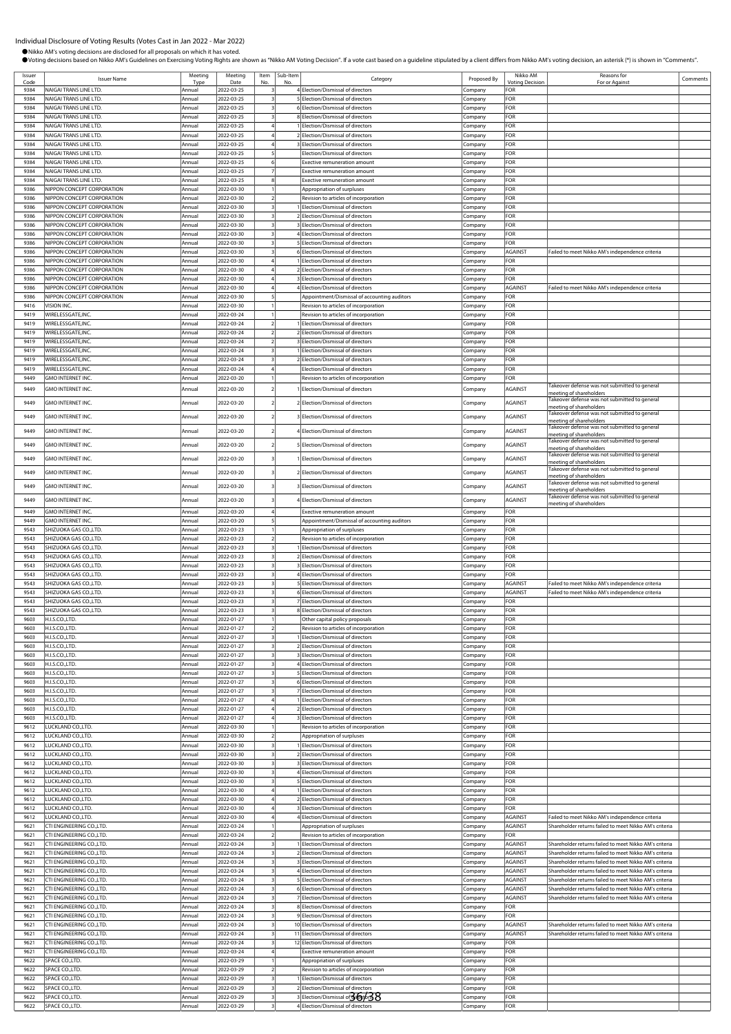Individual Disclosure of Voting Results (Votes Cast in Jan 2022 - Mar 2022)

●Nikko AM's voting decisions are disclosed for all proposals on which it has voted.

●Voting decisions based on Nikko AM's Guidelines on Exercising Voting Rights are shown as "Nikko AM Voting Decision". If a vote cast based on a guideline stipulated by a client differs from Nikko AM's voting decision, an asterisk (*) is shown in "Comments".

| Issuer Code | Issuer Name | Meeting Type | Meeting Date | Item No. | Sub-Item No. | Category | Proposed By | Nikko AM Voting Decision | Reasons for For or Against | Comments |
|---|---|---|---|---|---|---|---|---|---|---|
| 9384 | NAIGAI TRANS LINE LTD. | Annual | 2022-03-25 | 3 | 4 | Election/Dismissal of directors | Company | FOR | | |
| 9384 | NAIGAI TRANS LINE LTD. | Annual | 2022-03-25 | 3 | 5 | Election/Dismissal of directors | Company | FOR | | |
| 9384 | NAIGAI TRANS LINE LTD. | Annual | 2022-03-25 | 3 | 6 | Election/Dismissal of directors | Company | FOR | | |
| 9384 | NAIGAI TRANS LINE LTD. | Annual | 2022-03-25 | 3 | 8 | Election/Dismissal of directors | Company | FOR | | |
| 9384 | NAIGAI TRANS LINE LTD. | Annual | 2022-03-25 | 4 | 1 | Election/Dismissal of directors | Company | FOR | | |
| 9384 | NAIGAI TRANS LINE LTD. | Annual | 2022-03-25 | 4 | 2 | Election/Dismissal of directors | Company | FOR | | |
| 9384 | NAIGAI TRANS LINE LTD. | Annual | 2022-03-25 | 4 | 3 | Election/Dismissal of directors | Company | FOR | | |
| 9384 | NAIGAI TRANS LINE LTD. | Annual | 2022-03-25 | 5 | | Election/Dismissal of directors | Company | FOR | | |
| 9384 | NAIGAI TRANS LINE LTD. | Annual | 2022-03-25 | 6 | | Exective remuneration amount | Company | FOR | | |
| 9384 | NAIGAI TRANS LINE LTD. | Annual | 2022-03-25 | 7 | | Exective remuneration amount | Company | FOR | | |
| 9384 | NAIGAI TRANS LINE LTD. | Annual | 2022-03-25 | 8 | | Exective remuneration amount | Company | FOR | | |
| 9386 | NIPPON CONCEPT CORPORATION | Annual | 2022-03-30 | 1 | | Appropriation of surpluses | Company | FOR | | |
| 9386 | NIPPON CONCEPT CORPORATION | Annual | 2022-03-30 | 2 | | Revision to articles of incorporation | Company | FOR | | |
| 9386 | NIPPON CONCEPT CORPORATION | Annual | 2022-03-30 | 3 | 1 | Election/Dismissal of directors | Company | FOR | | |
| 9386 | NIPPON CONCEPT CORPORATION | Annual | 2022-03-30 | 3 | 2 | Election/Dismissal of directors | Company | FOR | | |
| 9386 | NIPPON CONCEPT CORPORATION | Annual | 2022-03-30 | 3 | 3 | Election/Dismissal of directors | Company | FOR | | |
| 9386 | NIPPON CONCEPT CORPORATION | Annual | 2022-03-30 | 3 | 4 | Election/Dismissal of directors | Company | FOR | | |
| 9386 | NIPPON CONCEPT CORPORATION | Annual | 2022-03-30 | 3 | 5 | Election/Dismissal of directors | Company | FOR | | |
| 9386 | NIPPON CONCEPT CORPORATION | Annual | 2022-03-30 | 3 | 6 | Election/Dismissal of directors | Company | AGAINST | Failed to meet Nikko AM's independence criteria | |
| 9386 | NIPPON CONCEPT CORPORATION | Annual | 2022-03-30 | 4 | 1 | Election/Dismissal of directors | Company | FOR | | |
| 9386 | NIPPON CONCEPT CORPORATION | Annual | 2022-03-30 | 4 | 2 | Election/Dismissal of directors | Company | FOR | | |
| 9386 | NIPPON CONCEPT CORPORATION | Annual | 2022-03-30 | 4 | 3 | Election/Dismissal of directors | Company | FOR | | |
| 9386 | NIPPON CONCEPT CORPORATION | Annual | 2022-03-30 | 4 | 4 | Election/Dismissal of directors | Company | AGAINST | Failed to meet Nikko AM's independence criteria | |
| 9386 | NIPPON CONCEPT CORPORATION | Annual | 2022-03-30 | 5 | | Appointment/Dismissal of accounting auditors | Company | FOR | | |
| 9416 | VISION INC. | Annual | 2022-03-30 | 1 | | Revision to articles of incorporation | Company | FOR | | |
| 9419 | WIRELESSGATE,INC. | Annual | 2022-03-24 | 1 | | Revision to articles of incorporation | Company | FOR | | |
| 9419 | WIRELESSGATE,INC. | Annual | 2022-03-24 | 2 | 1 | Election/Dismissal of directors | Company | FOR | | |
| 9419 | WIRELESSGATE,INC. | Annual | 2022-03-24 | 2 | 2 | Election/Dismissal of directors | Company | FOR | | |
| 9419 | WIRELESSGATE,INC. | Annual | 2022-03-24 | 2 | 3 | Election/Dismissal of directors | Company | FOR | | |
| 9419 | WIRELESSGATE,INC. | Annual | 2022-03-24 | 3 | 1 | Election/Dismissal of directors | Company | FOR | | |
| 9419 | WIRELESSGATE,INC. | Annual | 2022-03-24 | 3 | 2 | Election/Dismissal of directors | Company | FOR | | |
| 9419 | WIRELESSGATE,INC. | Annual | 2022-03-24 | 4 | | Election/Dismissal of directors | Company | FOR | | |
| 9449 | GMO INTERNET INC. | Annual | 2022-03-20 | 1 | | Revision to articles of incorporation | Company | FOR | | |
| 9449 | GMO INTERNET INC. | Annual | 2022-03-20 | 2 | 1 | Election/Dismissal of directors | Company | AGAINST | Takeover defense was not submitted to general meeting of shareholders | |
| 9449 | GMO INTERNET INC. | Annual | 2022-03-20 | 2 | 2 | Election/Dismissal of directors | Company | AGAINST | Takeover defense was not submitted to general meeting of shareholders | |
| 9449 | GMO INTERNET INC. | Annual | 2022-03-20 | 2 | 3 | Election/Dismissal of directors | Company | AGAINST | Takeover defense was not submitted to general meeting of shareholders | |
| 9449 | GMO INTERNET INC. | Annual | 2022-03-20 | 2 | 4 | Election/Dismissal of directors | Company | AGAINST | Takeover defense was not submitted to general meeting of shareholders | |
| 9449 | GMO INTERNET INC. | Annual | 2022-03-20 | 2 | 5 | Election/Dismissal of directors | Company | AGAINST | Takeover defense was not submitted to general meeting of shareholders | |
| 9449 | GMO INTERNET INC. | Annual | 2022-03-20 | 3 | 1 | Election/Dismissal of directors | Company | AGAINST | Takeover defense was not submitted to general meeting of shareholders | |
| 9449 | GMO INTERNET INC. | Annual | 2022-03-20 | 3 | 2 | Election/Dismissal of directors | Company | AGAINST | Takeover defense was not submitted to general meeting of shareholders | |
| 9449 | GMO INTERNET INC. | Annual | 2022-03-20 | 3 | 3 | Election/Dismissal of directors | Company | AGAINST | Takeover defense was not submitted to general meeting of shareholders | |
| 9449 | GMO INTERNET INC. | Annual | 2022-03-20 | 3 | 4 | Election/Dismissal of directors | Company | AGAINST | Takeover defense was not submitted to general meeting of shareholders | |
| 9449 | GMO INTERNET INC. | Annual | 2022-03-20 | 4 | | Exective remuneration amount | Company | FOR | | |
| 9449 | GMO INTERNET INC. | Annual | 2022-03-20 | 5 | | Appointment/Dismissal of accounting auditors | Company | FOR | | |
| 9543 | SHIZUOKA GAS CO.,LTD. | Annual | 2022-03-23 | 1 | | Appropriation of surpluses | Company | FOR | | |
| 9543 | SHIZUOKA GAS CO.,LTD. | Annual | 2022-03-23 | 2 | | Revision to articles of incorporation | Company | FOR | | |
| 9543 | SHIZUOKA GAS CO.,LTD. | Annual | 2022-03-23 | 3 | 1 | Election/Dismissal of directors | Company | FOR | | |
| 9543 | SHIZUOKA GAS CO.,LTD. | Annual | 2022-03-23 | 3 | 2 | Election/Dismissal of directors | Company | FOR | | |
| 9543 | SHIZUOKA GAS CO.,LTD. | Annual | 2022-03-23 | 3 | 3 | Election/Dismissal of directors | Company | FOR | | |
| 9543 | SHIZUOKA GAS CO.,LTD. | Annual | 2022-03-23 | 3 | 4 | Election/Dismissal of directors | Company | FOR | | |
| 9543 | SHIZUOKA GAS CO.,LTD. | Annual | 2022-03-23 | 3 | 5 | Election/Dismissal of directors | Company | AGAINST | Failed to meet Nikko AM's independence criteria | |
| 9543 | SHIZUOKA GAS CO.,LTD. | Annual | 2022-03-23 | 3 | 6 | Election/Dismissal of directors | Company | AGAINST | Failed to meet Nikko AM's independence criteria | |
| 9543 | SHIZUOKA GAS CO.,LTD. | Annual | 2022-03-23 | 3 | 7 | Election/Dismissal of directors | Company | FOR | | |
| 9543 | SHIZUOKA GAS CO.,LTD. | Annual | 2022-03-23 | 3 | 8 | Election/Dismissal of directors | Company | FOR | | |
| 9603 | H.I.S.CO.,LTD. | Annual | 2022-01-27 | 1 | | Other capital policy proposals | Company | FOR | | |
| 9603 | H.I.S.CO.,LTD. | Annual | 2022-01-27 | 2 | | Revision to articles of incorporation | Company | FOR | | |
| 9603 | H.I.S.CO.,LTD. | Annual | 2022-01-27 | 3 | 1 | Election/Dismissal of directors | Company | FOR | | |
| 9603 | H.I.S.CO.,LTD. | Annual | 2022-01-27 | 3 | 2 | Election/Dismissal of directors | Company | FOR | | |
| 9603 | H.I.S.CO.,LTD. | Annual | 2022-01-27 | 3 | 3 | Election/Dismissal of directors | Company | FOR | | |
| 9603 | H.I.S.CO.,LTD. | Annual | 2022-01-27 | 3 | 4 | Election/Dismissal of directors | Company | FOR | | |
| 9603 | H.I.S.CO.,LTD. | Annual | 2022-01-27 | 3 | 5 | Election/Dismissal of directors | Company | FOR | | |
| 9603 | H.I.S.CO.,LTD. | Annual | 2022-01-27 | 3 | 6 | Election/Dismissal of directors | Company | FOR | | |
| 9603 | H.I.S.CO.,LTD. | Annual | 2022-01-27 | 3 | 7 | Election/Dismissal of directors | Company | FOR | | |
| 9603 | H.I.S.CO.,LTD. | Annual | 2022-01-27 | 4 | 1 | Election/Dismissal of directors | Company | FOR | | |
| 9603 | H.I.S.CO.,LTD. | Annual | 2022-01-27 | 4 | 2 | Election/Dismissal of directors | Company | FOR | | |
| 9603 | H.I.S.CO.,LTD. | Annual | 2022-01-27 | 4 | 3 | Election/Dismissal of directors | Company | FOR | | |
| 9612 | LUCKLAND CO.,LTD. | Annual | 2022-03-30 | 1 | | Revision to articles of incorporation | Company | FOR | | |
| 9612 | LUCKLAND CO.,LTD. | Annual | 2022-03-30 | 2 | | Appropriation of surpluses | Company | FOR | | |
| 9612 | LUCKLAND CO.,LTD. | Annual | 2022-03-30 | 3 | 1 | Election/Dismissal of directors | Company | FOR | | |
| 9612 | LUCKLAND CO.,LTD. | Annual | 2022-03-30 | 3 | 2 | Election/Dismissal of directors | Company | FOR | | |
| 9612 | LUCKLAND CO.,LTD. | Annual | 2022-03-30 | 3 | 3 | Election/Dismissal of directors | Company | FOR | | |
| 9612 | LUCKLAND CO.,LTD. | Annual | 2022-03-30 | 3 | 4 | Election/Dismissal of directors | Company | FOR | | |
| 9612 | LUCKLAND CO.,LTD. | Annual | 2022-03-30 | 3 | 5 | Election/Dismissal of directors | Company | FOR | | |
| 9612 | LUCKLAND CO.,LTD. | Annual | 2022-03-30 | 4 | 1 | Election/Dismissal of directors | Company | FOR | | |
| 9612 | LUCKLAND CO.,LTD. | Annual | 2022-03-30 | 4 | 2 | Election/Dismissal of directors | Company | FOR | | |
| 9612 | LUCKLAND CO.,LTD. | Annual | 2022-03-30 | 4 | 3 | Election/Dismissal of directors | Company | FOR | | |
| 9612 | LUCKLAND CO.,LTD. | Annual | 2022-03-30 | 4 | 4 | Election/Dismissal of directors | Company | AGAINST | Failed to meet Nikko AM's independence criteria | |
| 9621 | CTI ENGINEERING CO.,LTD. | Annual | 2022-03-24 | 1 | | Appropriation of surpluses | Company | AGAINST | Shareholder returns failed to meet Nikko AM's criteria | |
| 9621 | CTI ENGINEERING CO.,LTD. | Annual | 2022-03-24 | 2 | | Revision to articles of incorporation | Company | FOR | | |
| 9621 | CTI ENGINEERING CO.,LTD. | Annual | 2022-03-24 | 3 | 1 | Election/Dismissal of directors | Company | AGAINST | Shareholder returns failed to meet Nikko AM's criteria | |
| 9621 | CTI ENGINEERING CO.,LTD. | Annual | 2022-03-24 | 3 | 2 | Election/Dismissal of directors | Company | AGAINST | Shareholder returns failed to meet Nikko AM's criteria | |
| 9621 | CTI ENGINEERING CO.,LTD. | Annual | 2022-03-24 | 3 | 3 | Election/Dismissal of directors | Company | AGAINST | Shareholder returns failed to meet Nikko AM's criteria | |
| 9621 | CTI ENGINEERING CO.,LTD. | Annual | 2022-03-24 | 3 | 4 | Election/Dismissal of directors | Company | AGAINST | Shareholder returns failed to meet Nikko AM's criteria | |
| 9621 | CTI ENGINEERING CO.,LTD. | Annual | 2022-03-24 | 3 | 5 | Election/Dismissal of directors | Company | AGAINST | Shareholder returns failed to meet Nikko AM's criteria | |
| 9621 | CTI ENGINEERING CO.,LTD. | Annual | 2022-03-24 | 3 | 6 | Election/Dismissal of directors | Company | AGAINST | Shareholder returns failed to meet Nikko AM's criteria | |
| 9621 | CTI ENGINEERING CO.,LTD. | Annual | 2022-03-24 | 3 | 7 | Election/Dismissal of directors | Company | AGAINST | Shareholder returns failed to meet Nikko AM's criteria | |
| 9621 | CTI ENGINEERING CO.,LTD. | Annual | 2022-03-24 | 3 | 8 | Election/Dismissal of directors | Company | FOR | | |
| 9621 | CTI ENGINEERING CO.,LTD. | Annual | 2022-03-24 | 3 | 9 | Election/Dismissal of directors | Company | FOR | | |
| 9621 | CTI ENGINEERING CO.,LTD. | Annual | 2022-03-24 | 3 | 10 | Election/Dismissal of directors | Company | AGAINST | Shareholder returns failed to meet Nikko AM's criteria | |
| 9621 | CTI ENGINEERING CO.,LTD. | Annual | 2022-03-24 | 3 | 11 | Election/Dismissal of directors | Company | AGAINST | Shareholder returns failed to meet Nikko AM's criteria | |
| 9621 | CTI ENGINEERING CO.,LTD. | Annual | 2022-03-24 | 3 | 12 | Election/Dismissal of directors | Company | FOR | | |
| 9621 | CTI ENGINEERING CO.,LTD. | Annual | 2022-03-24 | 4 | | Exective remuneration amount | Company | FOR | | |
| 9622 | SPACE CO.,LTD. | Annual | 2022-03-29 | 1 | | Appropriation of surpluses | Company | FOR | | |
| 9622 | SPACE CO.,LTD. | Annual | 2022-03-29 | 2 | | Revision to articles of incorporation | Company | FOR | | |
| 9622 | SPACE CO.,LTD. | Annual | 2022-03-29 | 3 | 1 | Election/Dismissal of directors | Company | FOR | | |
| 9622 | SPACE CO.,LTD. | Annual | 2022-03-29 | 3 | 2 | Election/Dismissal of directors | Company | FOR | | |
| 9622 | SPACE CO.,LTD. | Annual | 2022-03-29 | 3 | 3 | Election/Dismissal of directors | Company | FOR | | |
| 9622 | SPACE CO.,LTD. | Annual | 2022-03-29 | 3 | 4 | Election/Dismissal of directors | Company | FOR | | |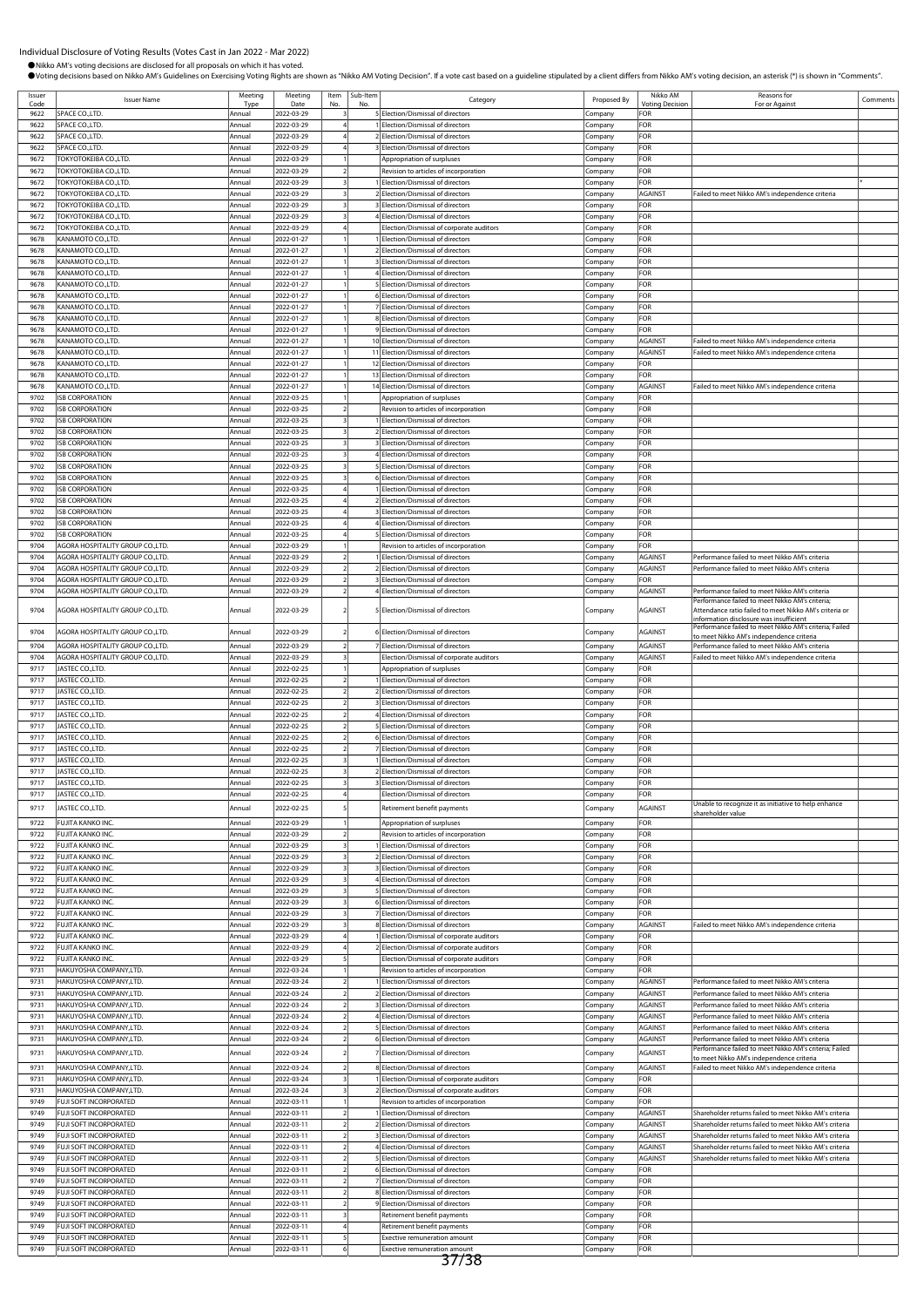# Individual Disclosure of Voting Results (Votes Cast in Jan 2022 - Mar 2022)

●Nikko AM's voting decisions are disclosed for all proposals on which it has voted.
●Voting decisions based on Nikko AM's Guidelines on Exercising Voting Rights are shown as "Nikko AM Voting Decision". If a vote cast based on a guideline stipulated by a client differs from Nikko AM's voting decision, an asterisk (*) is shown in "Comments".

| Issuer Code | Issuer Name | Meeting Type | Meeting Date | Item No. | Sub-Item No. | Category | Proposed By | Nikko AM Voting Decision | Reasons for For or Against | Comments |
|---|---|---|---|---|---|---|---|---|---|---|
| 9622 | SPACE CO.,LTD. | Annual | 2022-03-29 | 3 | 5 | Election/Dismissal of directors | Company | FOR | | |
| 9622 | SPACE CO.,LTD. | Annual | 2022-03-29 | 4 | 1 | Election/Dismissal of directors | Company | FOR | | |
| 9622 | SPACE CO.,LTD. | Annual | 2022-03-29 | 4 | 2 | Election/Dismissal of directors | Company | FOR | | |
| 9622 | SPACE CO.,LTD. | Annual | 2022-03-29 | 4 | 3 | Election/Dismissal of directors | Company | FOR | | |
| 9672 | TOKYOTOKEIBA CO.,LTD. | Annual | 2022-03-29 | 1 | | Appropriation of surpluses | Company | FOR | | |
| 9672 | TOKYOTOKEIBA CO.,LTD. | Annual | 2022-03-29 | 2 | | Revision to articles of incorporation | Company | FOR | | |
| 9672 | TOKYOTOKEIBA CO.,LTD. | Annual | 2022-03-29 | 3 | 1 | Election/Dismissal of directors | Company | FOR | | * |
| 9672 | TOKYOTOKEIBA CO.,LTD. | Annual | 2022-03-29 | 3 | 2 | Election/Dismissal of directors | Company | AGAINST | Failed to meet Nikko AM's independence criteria | |
| 9672 | TOKYOTOKEIBA CO.,LTD. | Annual | 2022-03-29 | 3 | 3 | Election/Dismissal of directors | Company | FOR | | |
| 9672 | TOKYOTOKEIBA CO.,LTD. | Annual | 2022-03-29 | 3 | 4 | Election/Dismissal of directors | Company | FOR | | |
| 9672 | TOKYOTOKEIBA CO.,LTD. | Annual | 2022-03-29 | 4 | | Election/Dismissal of corporate auditors | Company | FOR | | |
| 9678 | KANAMOTO CO.,LTD. | Annual | 2022-01-27 | 1 | 1 | Election/Dismissal of directors | Company | FOR | | |
| 9678 | KANAMOTO CO.,LTD. | Annual | 2022-01-27 | 1 | 2 | Election/Dismissal of directors | Company | FOR | | |
| 9678 | KANAMOTO CO.,LTD. | Annual | 2022-01-27 | 1 | 3 | Election/Dismissal of directors | Company | FOR | | |
| 9678 | KANAMOTO CO.,LTD. | Annual | 2022-01-27 | 1 | 4 | Election/Dismissal of directors | Company | FOR | | |
| 9678 | KANAMOTO CO.,LTD. | Annual | 2022-01-27 | 1 | 5 | Election/Dismissal of directors | Company | FOR | | |
| 9678 | KANAMOTO CO.,LTD. | Annual | 2022-01-27 | 1 | 6 | Election/Dismissal of directors | Company | FOR | | |
| 9678 | KANAMOTO CO.,LTD. | Annual | 2022-01-27 | 1 | 7 | Election/Dismissal of directors | Company | FOR | | |
| 9678 | KANAMOTO CO.,LTD. | Annual | 2022-01-27 | 1 | 8 | Election/Dismissal of directors | Company | FOR | | |
| 9678 | KANAMOTO CO.,LTD. | Annual | 2022-01-27 | 1 | 9 | Election/Dismissal of directors | Company | FOR | | |
| 9678 | KANAMOTO CO.,LTD. | Annual | 2022-01-27 | 1 | 10 | Election/Dismissal of directors | Company | AGAINST | Failed to meet Nikko AM's independence criteria | |
| 9678 | KANAMOTO CO.,LTD. | Annual | 2022-01-27 | 1 | 11 | Election/Dismissal of directors | Company | AGAINST | Failed to meet Nikko AM's independence criteria | |
| 9678 | KANAMOTO CO.,LTD. | Annual | 2022-01-27 | 1 | 12 | Election/Dismissal of directors | Company | FOR | | |
| 9678 | KANAMOTO CO.,LTD. | Annual | 2022-01-27 | 1 | 13 | Election/Dismissal of directors | Company | FOR | | |
| 9678 | KANAMOTO CO.,LTD. | Annual | 2022-01-27 | 1 | 14 | Election/Dismissal of directors | Company | AGAINST | Failed to meet Nikko AM's independence criteria | |
| 9702 | ISB CORPORATION | Annual | 2022-03-25 | 1 | | Appropriation of surpluses | Company | FOR | | |
| 9702 | ISB CORPORATION | Annual | 2022-03-25 | 2 | | Revision to articles of incorporation | Company | FOR | | |
| 9702 | ISB CORPORATION | Annual | 2022-03-25 | 3 | 1 | Election/Dismissal of directors | Company | FOR | | |
| 9702 | ISB CORPORATION | Annual | 2022-03-25 | 3 | 2 | Election/Dismissal of directors | Company | FOR | | |
| 9702 | ISB CORPORATION | Annual | 2022-03-25 | 3 | 3 | Election/Dismissal of directors | Company | FOR | | |
| 9702 | ISB CORPORATION | Annual | 2022-03-25 | 3 | 4 | Election/Dismissal of directors | Company | FOR | | |
| 9702 | ISB CORPORATION | Annual | 2022-03-25 | 3 | 5 | Election/Dismissal of directors | Company | FOR | | |
| 9702 | ISB CORPORATION | Annual | 2022-03-25 | 3 | 6 | Election/Dismissal of directors | Company | FOR | | |
| 9702 | ISB CORPORATION | Annual | 2022-03-25 | 4 | 1 | Election/Dismissal of directors | Company | FOR | | |
| 9702 | ISB CORPORATION | Annual | 2022-03-25 | 4 | 2 | Election/Dismissal of directors | Company | FOR | | |
| 9702 | ISB CORPORATION | Annual | 2022-03-25 | 4 | 3 | Election/Dismissal of directors | Company | FOR | | |
| 9702 | ISB CORPORATION | Annual | 2022-03-25 | 4 | 4 | Election/Dismissal of directors | Company | FOR | | |
| 9702 | ISB CORPORATION | Annual | 2022-03-25 | 4 | 5 | Election/Dismissal of directors | Company | FOR | | |
| 9704 | AGORA HOSPITALITY GROUP CO.,LTD. | Annual | 2022-03-29 | 1 | | Revision to articles of incorporation | Company | FOR | | |
| 9704 | AGORA HOSPITALITY GROUP CO.,LTD. | Annual | 2022-03-29 | 2 | 1 | Election/Dismissal of directors | Company | AGAINST | Performance failed to meet Nikko AM's criteria | |
| 9704 | AGORA HOSPITALITY GROUP CO.,LTD. | Annual | 2022-03-29 | 2 | 2 | Election/Dismissal of directors | Company | AGAINST | Performance failed to meet Nikko AM's criteria | |
| 9704 | AGORA HOSPITALITY GROUP CO.,LTD. | Annual | 2022-03-29 | 2 | 3 | Election/Dismissal of directors | Company | FOR | | |
| 9704 | AGORA HOSPITALITY GROUP CO.,LTD. | Annual | 2022-03-29 | 2 | 4 | Election/Dismissal of directors | Company | AGAINST | Performance failed to meet Nikko AM's criteria | |
| 9704 | AGORA HOSPITALITY GROUP CO.,LTD. | Annual | 2022-03-29 | 2 | 5 | Election/Dismissal of directors | Company | AGAINST | Performance failed to meet Nikko AM's criteria; Attendance ratio failed to meet Nikko AM's criteria or information disclosure was insufficient | |
| 9704 | AGORA HOSPITALITY GROUP CO.,LTD. | Annual | 2022-03-29 | 2 | 6 | Election/Dismissal of directors | Company | AGAINST | Performance failed to meet Nikko AM's criteria; Failed to meet Nikko AM's independence criteria | |
| 9704 | AGORA HOSPITALITY GROUP CO.,LTD. | Annual | 2022-03-29 | 2 | 7 | Election/Dismissal of directors | Company | AGAINST | Performance failed to meet Nikko AM's criteria | |
| 9704 | AGORA HOSPITALITY GROUP CO.,LTD. | Annual | 2022-03-29 | 3 | | Election/Dismissal of corporate auditors | Company | AGAINST | Failed to meet Nikko AM's independence criteria | |
| 9717 | JASTEC CO.,LTD. | Annual | 2022-02-25 | 1 | | Appropriation of surpluses | Company | FOR | | |
| 9717 | JASTEC CO.,LTD. | Annual | 2022-02-25 | 2 | 1 | Election/Dismissal of directors | Company | FOR | | |
| 9717 | JASTEC CO.,LTD. | Annual | 2022-02-25 | 2 | 2 | Election/Dismissal of directors | Company | FOR | | |
| 9717 | JASTEC CO.,LTD. | Annual | 2022-02-25 | 2 | 3 | Election/Dismissal of directors | Company | FOR | | |
| 9717 | JASTEC CO.,LTD. | Annual | 2022-02-25 | 2 | 4 | Election/Dismissal of directors | Company | FOR | | |
| 9717 | JASTEC CO.,LTD. | Annual | 2022-02-25 | 2 | 5 | Election/Dismissal of directors | Company | FOR | | |
| 9717 | JASTEC CO.,LTD. | Annual | 2022-02-25 | 2 | 6 | Election/Dismissal of directors | Company | FOR | | |
| 9717 | JASTEC CO.,LTD. | Annual | 2022-02-25 | 2 | 7 | Election/Dismissal of directors | Company | FOR | | |
| 9717 | JASTEC CO.,LTD. | Annual | 2022-02-25 | 3 | 1 | Election/Dismissal of directors | Company | FOR | | |
| 9717 | JASTEC CO.,LTD. | Annual | 2022-02-25 | 3 | 2 | Election/Dismissal of directors | Company | FOR | | |
| 9717 | JASTEC CO.,LTD. | Annual | 2022-02-25 | 3 | 3 | Election/Dismissal of directors | Company | FOR | | |
| 9717 | JASTEC CO.,LTD. | Annual | 2022-02-25 | 4 | | Election/Dismissal of directors | Company | FOR | | |
| 9717 | JASTEC CO.,LTD. | Annual | 2022-02-25 | 5 | | Retirement benefit payments | Company | AGAINST | Unable to recognize it as initiative to help enhance shareholder value | |
| 9722 | FUJITA KANKO INC. | Annual | 2022-03-29 | 1 | | Appropriation of surpluses | Company | FOR | | |
| 9722 | FUJITA KANKO INC. | Annual | 2022-03-29 | 2 | | Revision to articles of incorporation | Company | FOR | | |
| 9722 | FUJITA KANKO INC. | Annual | 2022-03-29 | 3 | 1 | Election/Dismissal of directors | Company | FOR | | |
| 9722 | FUJITA KANKO INC. | Annual | 2022-03-29 | 3 | 2 | Election/Dismissal of directors | Company | FOR | | |
| 9722 | FUJITA KANKO INC. | Annual | 2022-03-29 | 3 | 3 | Election/Dismissal of directors | Company | FOR | | |
| 9722 | FUJITA KANKO INC. | Annual | 2022-03-29 | 3 | 4 | Election/Dismissal of directors | Company | FOR | | |
| 9722 | FUJITA KANKO INC. | Annual | 2022-03-29 | 3 | 5 | Election/Dismissal of directors | Company | FOR | | |
| 9722 | FUJITA KANKO INC. | Annual | 2022-03-29 | 3 | 6 | Election/Dismissal of directors | Company | FOR | | |
| 9722 | FUJITA KANKO INC. | Annual | 2022-03-29 | 3 | 7 | Election/Dismissal of directors | Company | FOR | | |
| 9722 | FUJITA KANKO INC. | Annual | 2022-03-29 | 3 | 8 | Election/Dismissal of directors | Company | AGAINST | Failed to meet Nikko AM's independence criteria | |
| 9722 | FUJITA KANKO INC. | Annual | 2022-03-29 | 4 | 1 | Election/Dismissal of corporate auditors | Company | FOR | | |
| 9722 | FUJITA KANKO INC. | Annual | 2022-03-29 | 4 | 2 | Election/Dismissal of corporate auditors | Company | FOR | | |
| 9722 | FUJITA KANKO INC. | Annual | 2022-03-29 | 5 | | Election/Dismissal of corporate auditors | Company | FOR | | |
| 9731 | HAKUYOSHA COMPANY,LTD. | Annual | 2022-03-24 | 1 | | Revision to articles of incorporation | Company | FOR | | |
| 9731 | HAKUYOSHA COMPANY,LTD. | Annual | 2022-03-24 | 2 | 1 | Election/Dismissal of directors | Company | AGAINST | Performance failed to meet Nikko AM's criteria | |
| 9731 | HAKUYOSHA COMPANY,LTD. | Annual | 2022-03-24 | 2 | 2 | Election/Dismissal of directors | Company | AGAINST | Performance failed to meet Nikko AM's criteria | |
| 9731 | HAKUYOSHA COMPANY,LTD. | Annual | 2022-03-24 | 2 | 3 | Election/Dismissal of directors | Company | AGAINST | Performance failed to meet Nikko AM's criteria | |
| 9731 | HAKUYOSHA COMPANY,LTD. | Annual | 2022-03-24 | 2 | 4 | Election/Dismissal of directors | Company | AGAINST | Performance failed to meet Nikko AM's criteria | |
| 9731 | HAKUYOSHA COMPANY,LTD. | Annual | 2022-03-24 | 2 | 5 | Election/Dismissal of directors | Company | AGAINST | Performance failed to meet Nikko AM's criteria | |
| 9731 | HAKUYOSHA COMPANY,LTD. | Annual | 2022-03-24 | 2 | 6 | Election/Dismissal of directors | Company | AGAINST | Performance failed to meet Nikko AM's criteria | |
| 9731 | HAKUYOSHA COMPANY,LTD. | Annual | 2022-03-24 | 2 | 7 | Election/Dismissal of directors | Company | AGAINST | Performance failed to meet Nikko AM's criteria; Failed to meet Nikko AM's independence criteria | |
| 9731 | HAKUYOSHA COMPANY,LTD. | Annual | 2022-03-24 | 2 | 8 | Election/Dismissal of directors | Company | AGAINST | Failed to meet Nikko AM's independence criteria | |
| 9731 | HAKUYOSHA COMPANY,LTD. | Annual | 2022-03-24 | 3 | 1 | Election/Dismissal of corporate auditors | Company | FOR | | |
| 9731 | HAKUYOSHA COMPANY,LTD. | Annual | 2022-03-24 | 3 | 2 | Election/Dismissal of corporate auditors | Company | FOR | | |
| 9749 | FUJI SOFT INCORPORATED | Annual | 2022-03-11 | 1 | | Revision to articles of incorporation | Company | FOR | | |
| 9749 | FUJI SOFT INCORPORATED | Annual | 2022-03-11 | 2 | 1 | Election/Dismissal of directors | Company | AGAINST | Shareholder returns failed to meet Nikko AM's criteria | |
| 9749 | FUJI SOFT INCORPORATED | Annual | 2022-03-11 | 2 | 2 | Election/Dismissal of directors | Company | AGAINST | Shareholder returns failed to meet Nikko AM's criteria | |
| 9749 | FUJI SOFT INCORPORATED | Annual | 2022-03-11 | 2 | 3 | Election/Dismissal of directors | Company | AGAINST | Shareholder returns failed to meet Nikko AM's criteria | |
| 9749 | FUJI SOFT INCORPORATED | Annual | 2022-03-11 | 2 | 4 | Election/Dismissal of directors | Company | AGAINST | Shareholder returns failed to meet Nikko AM's criteria | |
| 9749 | FUJI SOFT INCORPORATED | Annual | 2022-03-11 | 2 | 5 | Election/Dismissal of directors | Company | AGAINST | Shareholder returns failed to meet Nikko AM's criteria | |
| 9749 | FUJI SOFT INCORPORATED | Annual | 2022-03-11 | 2 | 6 | Election/Dismissal of directors | Company | FOR | | |
| 9749 | FUJI SOFT INCORPORATED | Annual | 2022-03-11 | 2 | 7 | Election/Dismissal of directors | Company | FOR | | |
| 9749 | FUJI SOFT INCORPORATED | Annual | 2022-03-11 | 2 | 8 | Election/Dismissal of directors | Company | FOR | | |
| 9749 | FUJI SOFT INCORPORATED | Annual | 2022-03-11 | 2 | 9 | Election/Dismissal of directors | Company | FOR | | |
| 9749 | FUJI SOFT INCORPORATED | Annual | 2022-03-11 | 3 | | Retirement benefit payments | Company | FOR | | |
| 9749 | FUJI SOFT INCORPORATED | Annual | 2022-03-11 | 4 | | Retirement benefit payments | Company | FOR | | |
| 9749 | FUJI SOFT INCORPORATED | Annual | 2022-03-11 | 5 | | Exective remuneration amount | Company | FOR | | |
| 9749 | FUJI SOFT INCORPORATED | Annual | 2022-03-11 | 6 | | Exective remuneration amount | Company | FOR | | |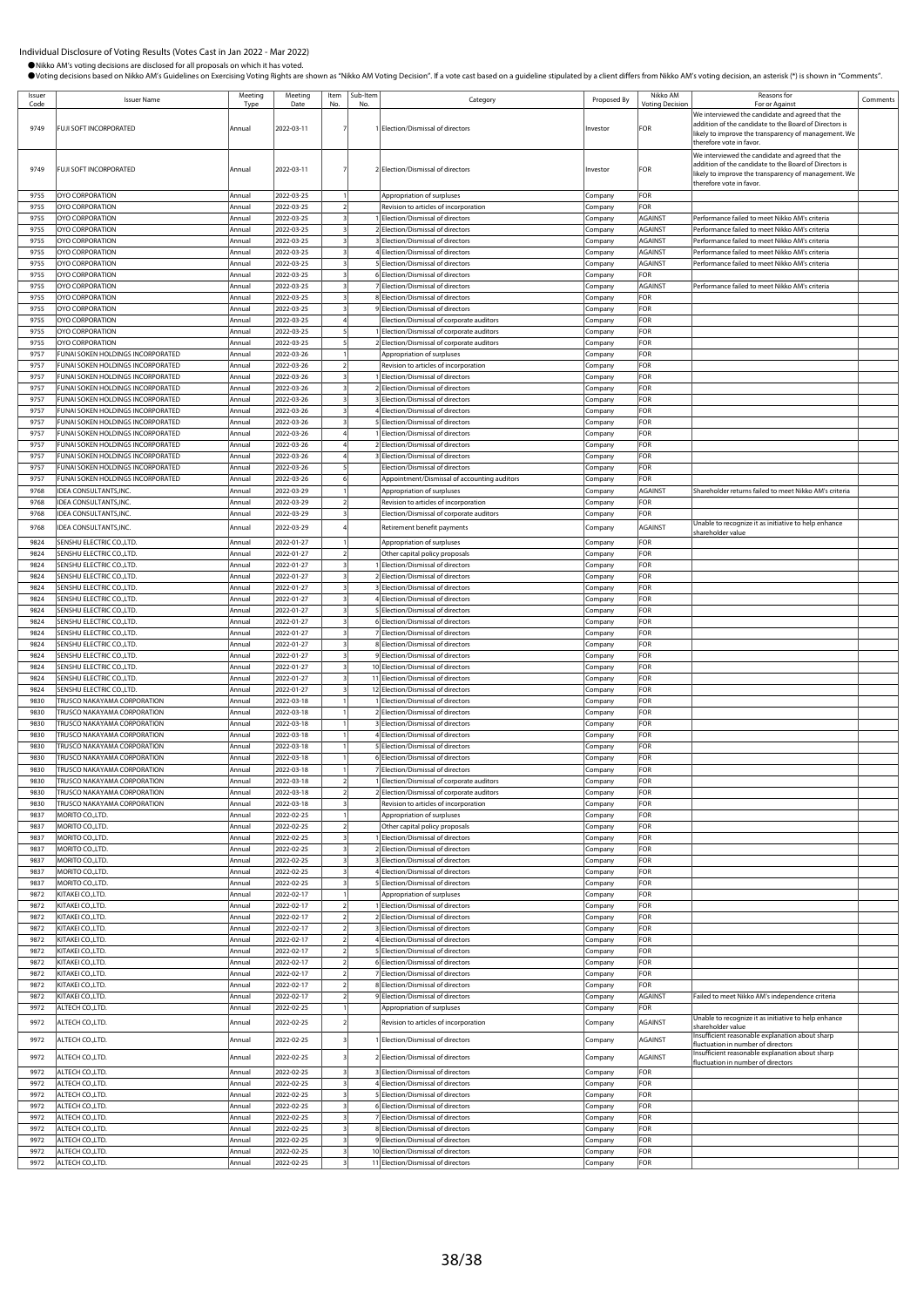Individual Disclosure of Voting Results (Votes Cast in Jan 2022 - Mar 2022)

●Nikko AM's voting decisions are disclosed for all proposals on which it has voted.
●Voting decisions based on Nikko AM's Guidelines on Exercising Voting Rights are shown as "Nikko AM Voting Decision". If a vote cast based on a guideline stipulated by a client differs from Nikko AM's voting decision, an asterisk (*) is shown in "Comments".

| Issuer Code | Issuer Name | Meeting Type | Meeting Date | Item No. | Sub-Item No. | Category | Proposed By | Nikko AM Voting Decision | Reasons for For or Against | Comments |
|---|---|---|---|---|---|---|---|---|---|---|
| 9749 | FUJI SOFT INCORPORATED | Annual | 2022-03-11 | 7 | 1 | Election/Dismissal of directors | Investor | FOR | We interviewed the candidate and agreed that the addition of the candidate to the Board of Directors is likely to improve the transparency of management. We therefore vote in favor. | |
| 9749 | FUJI SOFT INCORPORATED | Annual | 2022-03-11 | 7 | 2 | Election/Dismissal of directors | Investor | FOR | We interviewed the candidate and agreed that the addition of the candidate to the Board of Directors is likely to improve the transparency of management. We therefore vote in favor. | |
| 9755 | OYO CORPORATION | Annual | 2022-03-25 | 1 | | Appropriation of surpluses | Company | FOR | | |
| 9755 | OYO CORPORATION | Annual | 2022-03-25 | 2 | | Revision to articles of incorporation | Company | FOR | | |
| 9755 | OYO CORPORATION | Annual | 2022-03-25 | 3 | 1 | Election/Dismissal of directors | Company | AGAINST | Performance failed to meet Nikko AM's criteria | |
| 9755 | OYO CORPORATION | Annual | 2022-03-25 | 3 | 2 | Election/Dismissal of directors | Company | AGAINST | Performance failed to meet Nikko AM's criteria | |
| 9755 | OYO CORPORATION | Annual | 2022-03-25 | 3 | 3 | Election/Dismissal of directors | Company | AGAINST | Performance failed to meet Nikko AM's criteria | |
| 9755 | OYO CORPORATION | Annual | 2022-03-25 | 3 | 4 | Election/Dismissal of directors | Company | AGAINST | Performance failed to meet Nikko AM's criteria | |
| 9755 | OYO CORPORATION | Annual | 2022-03-25 | 3 | 5 | Election/Dismissal of directors | Company | AGAINST | Performance failed to meet Nikko AM's criteria | |
| 9755 | OYO CORPORATION | Annual | 2022-03-25 | 3 | 6 | Election/Dismissal of directors | Company | FOR | | |
| 9755 | OYO CORPORATION | Annual | 2022-03-25 | 3 | 7 | Election/Dismissal of directors | Company | AGAINST | Performance failed to meet Nikko AM's criteria | |
| 9755 | OYO CORPORATION | Annual | 2022-03-25 | 3 | 8 | Election/Dismissal of directors | Company | FOR | | |
| 9755 | OYO CORPORATION | Annual | 2022-03-25 | 3 | 9 | Election/Dismissal of directors | Company | FOR | | |
| 9755 | OYO CORPORATION | Annual | 2022-03-25 | 4 | | Election/Dismissal of corporate auditors | Company | FOR | | |
| 9755 | OYO CORPORATION | Annual | 2022-03-25 | 5 | 1 | Election/Dismissal of corporate auditors | Company | FOR | | |
| 9755 | OYO CORPORATION | Annual | 2022-03-25 | 5 | 2 | Election/Dismissal of corporate auditors | Company | FOR | | |
| 9757 | FUNAI SOKEN HOLDINGS INCORPORATED | Annual | 2022-03-26 | 1 | | Appropriation of surpluses | Company | FOR | | |
| 9757 | FUNAI SOKEN HOLDINGS INCORPORATED | Annual | 2022-03-26 | 2 | | Revision to articles of incorporation | Company | FOR | | |
| 9757 | FUNAI SOKEN HOLDINGS INCORPORATED | Annual | 2022-03-26 | 3 | 1 | Election/Dismissal of directors | Company | FOR | | |
| 9757 | FUNAI SOKEN HOLDINGS INCORPORATED | Annual | 2022-03-26 | 3 | 2 | Election/Dismissal of directors | Company | FOR | | |
| 9757 | FUNAI SOKEN HOLDINGS INCORPORATED | Annual | 2022-03-26 | 3 | 3 | Election/Dismissal of directors | Company | FOR | | |
| 9757 | FUNAI SOKEN HOLDINGS INCORPORATED | Annual | 2022-03-26 | 3 | 4 | Election/Dismissal of directors | Company | FOR | | |
| 9757 | FUNAI SOKEN HOLDINGS INCORPORATED | Annual | 2022-03-26 | 3 | 5 | Election/Dismissal of directors | Company | FOR | | |
| 9757 | FUNAI SOKEN HOLDINGS INCORPORATED | Annual | 2022-03-26 | 4 | 1 | Election/Dismissal of directors | Company | FOR | | |
| 9757 | FUNAI SOKEN HOLDINGS INCORPORATED | Annual | 2022-03-26 | 4 | 2 | Election/Dismissal of directors | Company | FOR | | |
| 9757 | FUNAI SOKEN HOLDINGS INCORPORATED | Annual | 2022-03-26 | 4 | 3 | Election/Dismissal of directors | Company | FOR | | |
| 9757 | FUNAI SOKEN HOLDINGS INCORPORATED | Annual | 2022-03-26 | 5 | | Election/Dismissal of directors | Company | FOR | | |
| 9757 | FUNAI SOKEN HOLDINGS INCORPORATED | Annual | 2022-03-26 | 6 | | Appointment/Dismissal of accounting auditors | Company | FOR | | |
| 9768 | IDEA CONSULTANTS,INC. | Annual | 2022-03-29 | 1 | | Appropriation of surpluses | Company | AGAINST | Shareholder returns failed to meet Nikko AM's criteria | |
| 9768 | IDEA CONSULTANTS,INC. | Annual | 2022-03-29 | 2 | | Revision to articles of incorporation | Company | FOR | | |
| 9768 | IDEA CONSULTANTS,INC. | Annual | 2022-03-29 | 3 | | Election/Dismissal of corporate auditors | Company | FOR | | |
| 9768 | IDEA CONSULTANTS,INC. | Annual | 2022-03-29 | 4 | | Retirement benefit payments | Company | AGAINST | Unable to recognize it as initiative to help enhance shareholder value | |
| 9824 | SENSHU ELECTRIC CO.,LTD. | Annual | 2022-01-27 | 1 | | Appropriation of surpluses | Company | FOR | | |
| 9824 | SENSHU ELECTRIC CO.,LTD. | Annual | 2022-01-27 | 2 | | Other capital policy proposals | Company | FOR | | |
| 9824 | SENSHU ELECTRIC CO.,LTD. | Annual | 2022-01-27 | 3 | 1 | Election/Dismissal of directors | Company | FOR | | |
| 9824 | SENSHU ELECTRIC CO.,LTD. | Annual | 2022-01-27 | 3 | 2 | Election/Dismissal of directors | Company | FOR | | |
| 9824 | SENSHU ELECTRIC CO.,LTD. | Annual | 2022-01-27 | 3 | 3 | Election/Dismissal of directors | Company | FOR | | |
| 9824 | SENSHU ELECTRIC CO.,LTD. | Annual | 2022-01-27 | 3 | 4 | Election/Dismissal of directors | Company | FOR | | |
| 9824 | SENSHU ELECTRIC CO.,LTD. | Annual | 2022-01-27 | 3 | 5 | Election/Dismissal of directors | Company | FOR | | |
| 9824 | SENSHU ELECTRIC CO.,LTD. | Annual | 2022-01-27 | 3 | 6 | Election/Dismissal of directors | Company | FOR | | |
| 9824 | SENSHU ELECTRIC CO.,LTD. | Annual | 2022-01-27 | 3 | 7 | Election/Dismissal of directors | Company | FOR | | |
| 9824 | SENSHU ELECTRIC CO.,LTD. | Annual | 2022-01-27 | 3 | 8 | Election/Dismissal of directors | Company | FOR | | |
| 9824 | SENSHU ELECTRIC CO.,LTD. | Annual | 2022-01-27 | 3 | 9 | Election/Dismissal of directors | Company | FOR | | |
| 9824 | SENSHU ELECTRIC CO.,LTD. | Annual | 2022-01-27 | 3 | 10 | Election/Dismissal of directors | Company | FOR | | |
| 9824 | SENSHU ELECTRIC CO.,LTD. | Annual | 2022-01-27 | 3 | 11 | Election/Dismissal of directors | Company | FOR | | |
| 9824 | SENSHU ELECTRIC CO.,LTD. | Annual | 2022-01-27 | 3 | 12 | Election/Dismissal of directors | Company | FOR | | |
| 9830 | TRUSCO NAKAYAMA CORPORATION | Annual | 2022-03-18 | 1 | 1 | Election/Dismissal of directors | Company | FOR | | |
| 9830 | TRUSCO NAKAYAMA CORPORATION | Annual | 2022-03-18 | 1 | 2 | Election/Dismissal of directors | Company | FOR | | |
| 9830 | TRUSCO NAKAYAMA CORPORATION | Annual | 2022-03-18 | 1 | 3 | Election/Dismissal of directors | Company | FOR | | |
| 9830 | TRUSCO NAKAYAMA CORPORATION | Annual | 2022-03-18 | 1 | 4 | Election/Dismissal of directors | Company | FOR | | |
| 9830 | TRUSCO NAKAYAMA CORPORATION | Annual | 2022-03-18 | 1 | 5 | Election/Dismissal of directors | Company | FOR | | |
| 9830 | TRUSCO NAKAYAMA CORPORATION | Annual | 2022-03-18 | 1 | 6 | Election/Dismissal of directors | Company | FOR | | |
| 9830 | TRUSCO NAKAYAMA CORPORATION | Annual | 2022-03-18 | 1 | 7 | Election/Dismissal of directors | Company | FOR | | |
| 9830 | TRUSCO NAKAYAMA CORPORATION | Annual | 2022-03-18 | 2 | 1 | Election/Dismissal of corporate auditors | Company | FOR | | |
| 9830 | TRUSCO NAKAYAMA CORPORATION | Annual | 2022-03-18 | 2 | 2 | Election/Dismissal of corporate auditors | Company | FOR | | |
| 9830 | TRUSCO NAKAYAMA CORPORATION | Annual | 2022-03-18 | 3 | | Revision to articles of incorporation | Company | FOR | | |
| 9837 | MORITO CO.,LTD. | Annual | 2022-02-25 | 1 | | Appropriation of surpluses | Company | FOR | | |
| 9837 | MORITO CO.,LTD. | Annual | 2022-02-25 | 2 | | Other capital policy proposals | Company | FOR | | |
| 9837 | MORITO CO.,LTD. | Annual | 2022-02-25 | 3 | 1 | Election/Dismissal of directors | Company | FOR | | |
| 9837 | MORITO CO.,LTD. | Annual | 2022-02-25 | 3 | 2 | Election/Dismissal of directors | Company | FOR | | |
| 9837 | MORITO CO.,LTD. | Annual | 2022-02-25 | 3 | 3 | Election/Dismissal of directors | Company | FOR | | |
| 9837 | MORITO CO.,LTD. | Annual | 2022-02-25 | 3 | 4 | Election/Dismissal of directors | Company | FOR | | |
| 9837 | MORITO CO.,LTD. | Annual | 2022-02-25 | 3 | 5 | Election/Dismissal of directors | Company | FOR | | |
| 9872 | KITAKEI CO.,LTD. | Annual | 2022-02-17 | 1 | | Appropriation of surpluses | Company | FOR | | |
| 9872 | KITAKEI CO.,LTD. | Annual | 2022-02-17 | 2 | 1 | Election/Dismissal of directors | Company | FOR | | |
| 9872 | KITAKEI CO.,LTD. | Annual | 2022-02-17 | 2 | 2 | Election/Dismissal of directors | Company | FOR | | |
| 9872 | KITAKEI CO.,LTD. | Annual | 2022-02-17 | 2 | 3 | Election/Dismissal of directors | Company | FOR | | |
| 9872 | KITAKEI CO.,LTD. | Annual | 2022-02-17 | 2 | 4 | Election/Dismissal of directors | Company | FOR | | |
| 9872 | KITAKEI CO.,LTD. | Annual | 2022-02-17 | 2 | 5 | Election/Dismissal of directors | Company | FOR | | |
| 9872 | KITAKEI CO.,LTD. | Annual | 2022-02-17 | 2 | 6 | Election/Dismissal of directors | Company | FOR | | |
| 9872 | KITAKEI CO.,LTD. | Annual | 2022-02-17 | 2 | 7 | Election/Dismissal of directors | Company | FOR | | |
| 9872 | KITAKEI CO.,LTD. | Annual | 2022-02-17 | 2 | 8 | Election/Dismissal of directors | Company | FOR | | |
| 9872 | KITAKEI CO.,LTD. | Annual | 2022-02-17 | 2 | 9 | Election/Dismissal of directors | Company | AGAINST | Failed to meet Nikko AM's independence criteria | |
| 9972 | ALTECH CO.,LTD. | Annual | 2022-02-25 | 1 | | Appropriation of surpluses | Company | FOR | | |
| 9972 | ALTECH CO.,LTD. | Annual | 2022-02-25 | 2 | | Revision to articles of incorporation | Company | AGAINST | Unable to recognize it as initiative to help enhance shareholder value | |
| 9972 | ALTECH CO.,LTD. | Annual | 2022-02-25 | 3 | 1 | Election/Dismissal of directors | Company | AGAINST | Insufficient reasonable explanation about sharp fluctuation in number of directors | |
| 9972 | ALTECH CO.,LTD. | Annual | 2022-02-25 | 3 | 2 | Election/Dismissal of directors | Company | AGAINST | Insufficient reasonable explanation about sharp fluctuation in number of directors | |
| 9972 | ALTECH CO.,LTD. | Annual | 2022-02-25 | 3 | 3 | Election/Dismissal of directors | Company | FOR | | |
| 9972 | ALTECH CO.,LTD. | Annual | 2022-02-25 | 3 | 4 | Election/Dismissal of directors | Company | FOR | | |
| 9972 | ALTECH CO.,LTD. | Annual | 2022-02-25 | 3 | 5 | Election/Dismissal of directors | Company | FOR | | |
| 9972 | ALTECH CO.,LTD. | Annual | 2022-02-25 | 3 | 6 | Election/Dismissal of directors | Company | FOR | | |
| 9972 | ALTECH CO.,LTD. | Annual | 2022-02-25 | 3 | 7 | Election/Dismissal of directors | Company | FOR | | |
| 9972 | ALTECH CO.,LTD. | Annual | 2022-02-25 | 3 | 8 | Election/Dismissal of directors | Company | FOR | | |
| 9972 | ALTECH CO.,LTD. | Annual | 2022-02-25 | 3 | 9 | Election/Dismissal of directors | Company | FOR | | |
| 9972 | ALTECH CO.,LTD. | Annual | 2022-02-25 | 3 | 10 | Election/Dismissal of directors | Company | FOR | | |
| 9972 | ALTECH CO.,LTD. | Annual | 2022-02-25 | 3 | 11 | Election/Dismissal of directors | Company | FOR | | |